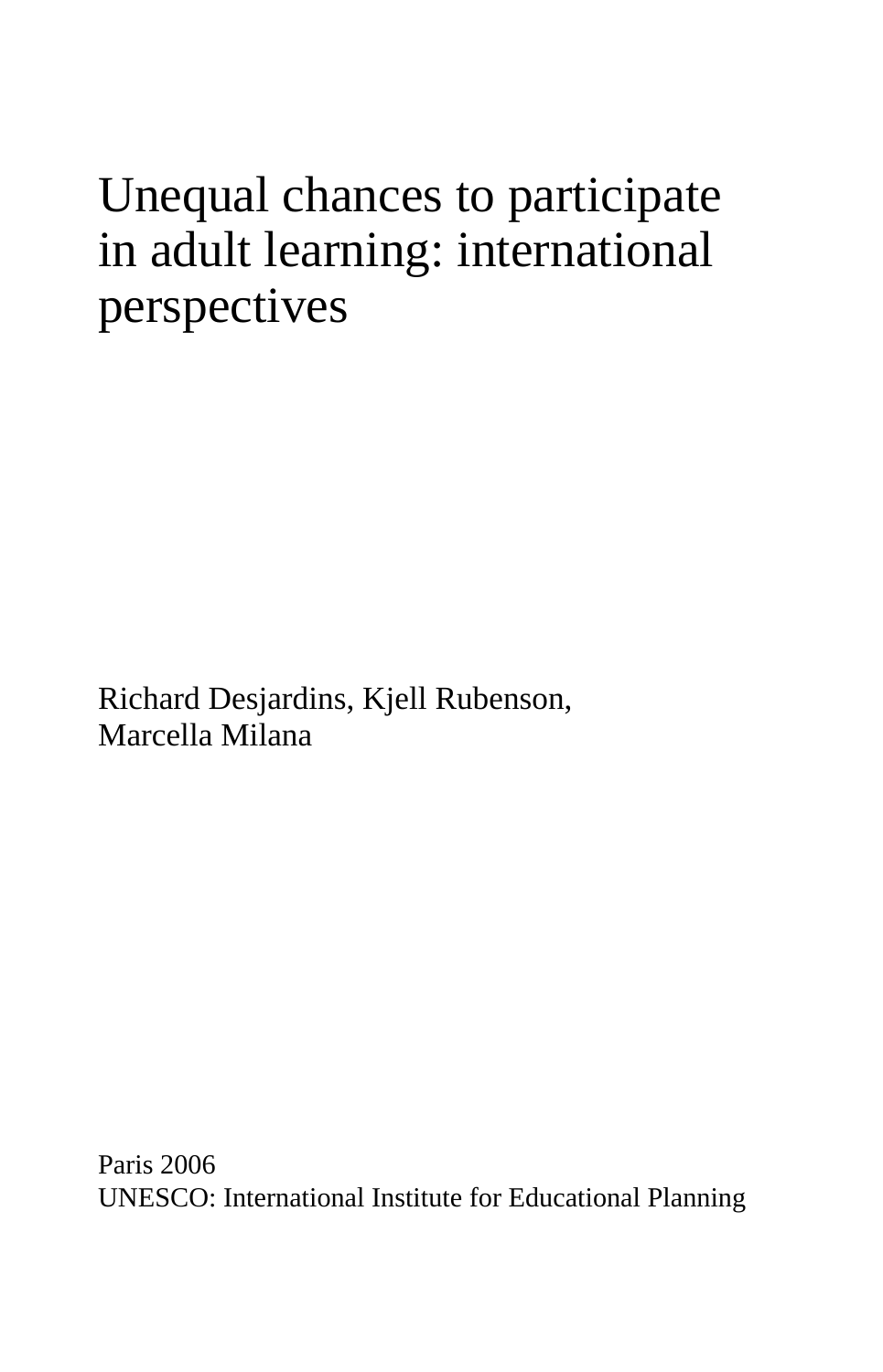# Unequal chances to participate in adult learning: international perspectives

Richard Desjardins, Kjell Rubenson,
Marcella Milana

Paris 2006
UNESCO: International Institute for Educational Planning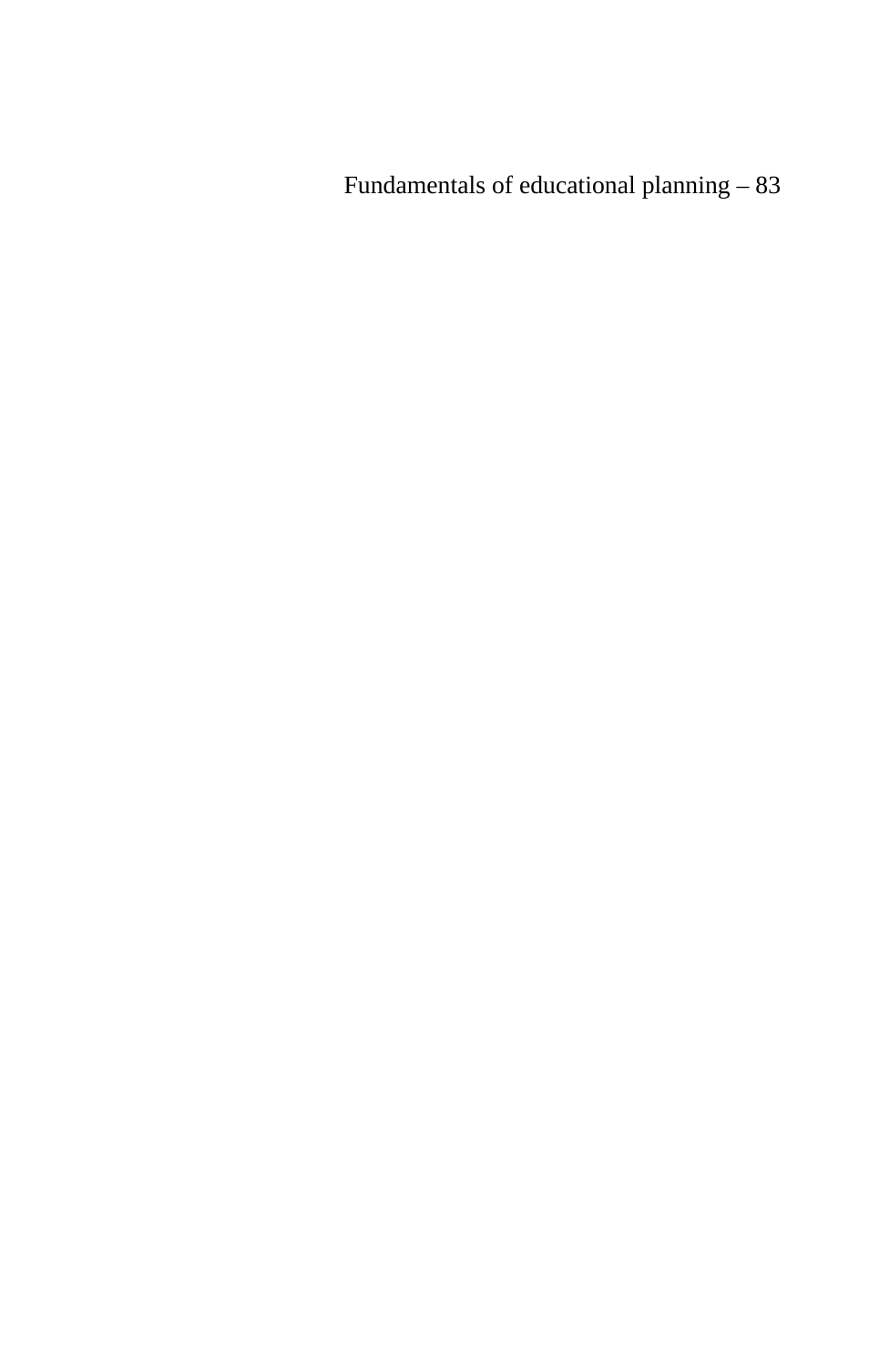Fundamentals of educational planning – 83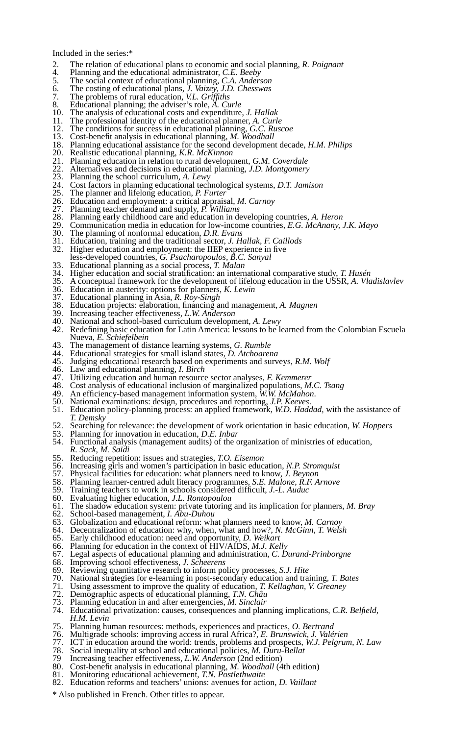Included in the series:*

2. The relation of educational plans to economic and social planning, *R. Poignant*
4. Planning and the educational administrator, *C.E. Beeby*
5. The social context of educational planning, *C.A. Anderson*
6. The costing of educational plans, *J. Vaizey, J.D. Chesswas*
7. The problems of rural education, *V.L. Griffiths*
8. Educational planning; the adviser's role, *A. Curle*
10. The analysis of educational costs and expenditure, *J. Hallak*
11. The professional identity of the educational planner, *A. Curle*
12. The conditions for success in educational planning, *G.C. Ruscoe*
13. Cost-benefit analysis in educational planning, *M. Woodhall*
18. Planning educational assistance for the second development decade, *H.M. Philips*
20. Realistic educational planning, *K.R. McKinnon*
21. Planning education in relation to rural development, *G.M. Coverdale*
22. Alternatives and decisions in educational planning, *J.D. Montgomery*
23. Planning the school curriculum, *A. Lewy*
24. Cost factors in planning educational technological systems, *D.T. Jamison*
25. The planner and lifelong education, *P. Furter*
26. Education and employment: a critical appraisal, *M. Carnoy*
27. Planning teacher demand and supply, *P. Williams*
28. Planning early childhood care and education in developing countries, *A. Heron*
29. Communication media in education for low-income countries, *E.G. McAnany, J.K. Mayo*
30. The planning of nonformal education, *D.R. Evans*
31. Education, training and the traditional sector, *J. Hallak, F. Caillods*
32. Higher education and employment: the IIEP experience in five less-developed countries, *G. Psacharopoulos, B.C. Sanyal*
33. Educational planning as a social process, *T. Malan*
34. Higher education and social stratification: an international comparative study, *T. Husén*
35. A conceptual framework for the development of lifelong education in the USSR, *A. Vladislavlev*
36. Education in austerity: options for planners, *K. Lewin*
37. Educational planning in Asia, *R. Roy-Singh*
38. Education projects: elaboration, financing and management, *A. Magnen*
39. Increasing teacher effectiveness, *L.W. Anderson*
40. National and school-based curriculum development, *A. Lewy*
42. Redefining basic education for Latin America: lessons to be learned from the Colombian Escuela Nueva, *E. Schiefelbein*
43. The management of distance learning systems, *G. Rumble*
44. Educational strategies for small island states, *D. Atchoarena*
45. Judging educational research based on experiments and surveys, *R.M. Wolf*
46. Law and educational planning, *I. Birch*
47. Utilizing education and human resource sector analyses, *F. Kemmerer*
48. Cost analysis of educational inclusion of marginalized populations, *M.C. Tsang*
49. An efficiency-based management information system, *W.W. McMahon*.
50. National examinations: design, procedures and reporting, *J.P. Keeves*.
51. Education policy-planning process: an applied framework, *W.D. Haddad*, with the assistance of *T. Demsky*
52. Searching for relevance: the development of work orientation in basic education, *W. Hoppers*
53. Planning for innovation in education, *D.E. Inbar*
54. Functional analysis (management audits) of the organization of ministries of education, *R. Sack, M. Saïdi*
55. Reducing repetition: issues and strategies, *T.O. Eisemon*
56. Increasing girls and women's participation in basic education, *N.P. Stromquist*
57. Physical facilities for education: what planners need to know, *J. Beynon*
58. Planning learner-centred adult literacy programmes, *S.E. Malone, R.F. Arnove*
59. Training teachers to work in schools considered difficult, *J.-L. Auduc*
60. Evaluating higher education, *J.L. Rontopoulou*
61. The shadow education system: private tutoring and its implication for planners, *M. Bray*
62. School-based management, *I. Abu-Duhou*
63. Globalization and educational reform: what planners need to know, *M. Carnoy*
64. Decentralization of education: why, when, what and how?, *N. McGinn, T. Welsh*
65. Early childhood education: need and opportunity, *D. Weikart*
66. Planning for education in the context of HIV/AIDS, *M.J. Kelly*
67. Legal aspects of educational planning and administration, *C. Durand-Prinborgne*
68. Improving school effectiveness, *J. Scheerens*
69. Reviewing quantitative research to inform policy processes, *S.J. Hite*
70. National strategies for e-learning in post-secondary education and training, *T. Bates*
71. Using assessment to improve the quality of education, *T. Kellaghan, V. Greaney*
72. Demographic aspects of educational planning, *T.N. Châu*
73. Planning education in and after emergencies, *M. Sinclair*
74. Educational privatization: causes, consequences and planning implications, *C.R. Belfield, H.M. Levin*
75. Planning human resources: methods, experiences and practices, *O. Bertrand*
76. Multigrade schools: improving access in rural Africa?, *E. Brunswick, J. Valérien*
77. ICT in education around the world: trends, problems and prospects, *W.J. Pelgrum, N. Law*
78. Social inequality at school and educational policies, *M. Duru-Bellat*
79. Increasing teacher effectiveness, *L.W. Anderson* (2nd edition)
80. Cost-benefit analysis in educational planning, *M. Woodhall* (4th edition)
81. Monitoring educational achievement, *T.N. Postlethwaite*
82. Education reforms and teachers' unions: avenues for action, *D. Vaillant*

\* Also published in French. Other titles to appear.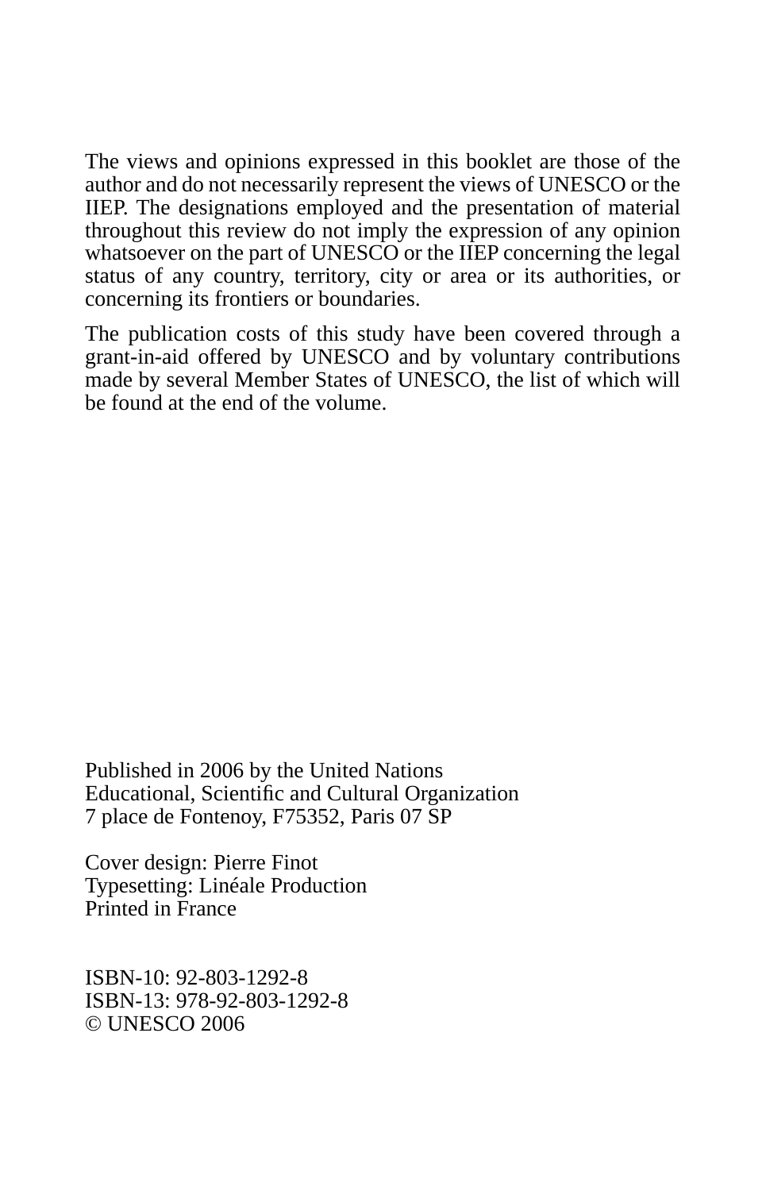The views and opinions expressed in this booklet are those of the author and do not necessarily represent the views of UNESCO or the IIEP. The designations employed and the presentation of material throughout this review do not imply the expression of any opinion whatsoever on the part of UNESCO or the IIEP concerning the legal status of any country, territory, city or area or its authorities, or concerning its frontiers or boundaries.

The publication costs of this study have been covered through a grant-in-aid offered by UNESCO and by voluntary contributions made by several Member States of UNESCO, the list of which will be found at the end of the volume.

Published in 2006 by the United Nations  
Educational, Scientific and Cultural Organization  
7 place de Fontenoy, F75352, Paris 07 SP

Cover design: Pierre Finot  
Typesetting: Linéale Production  
Printed in France

ISBN-10: 92-803-1292-8  
ISBN-13: 978-92-803-1292-8  
© UNESCO 2006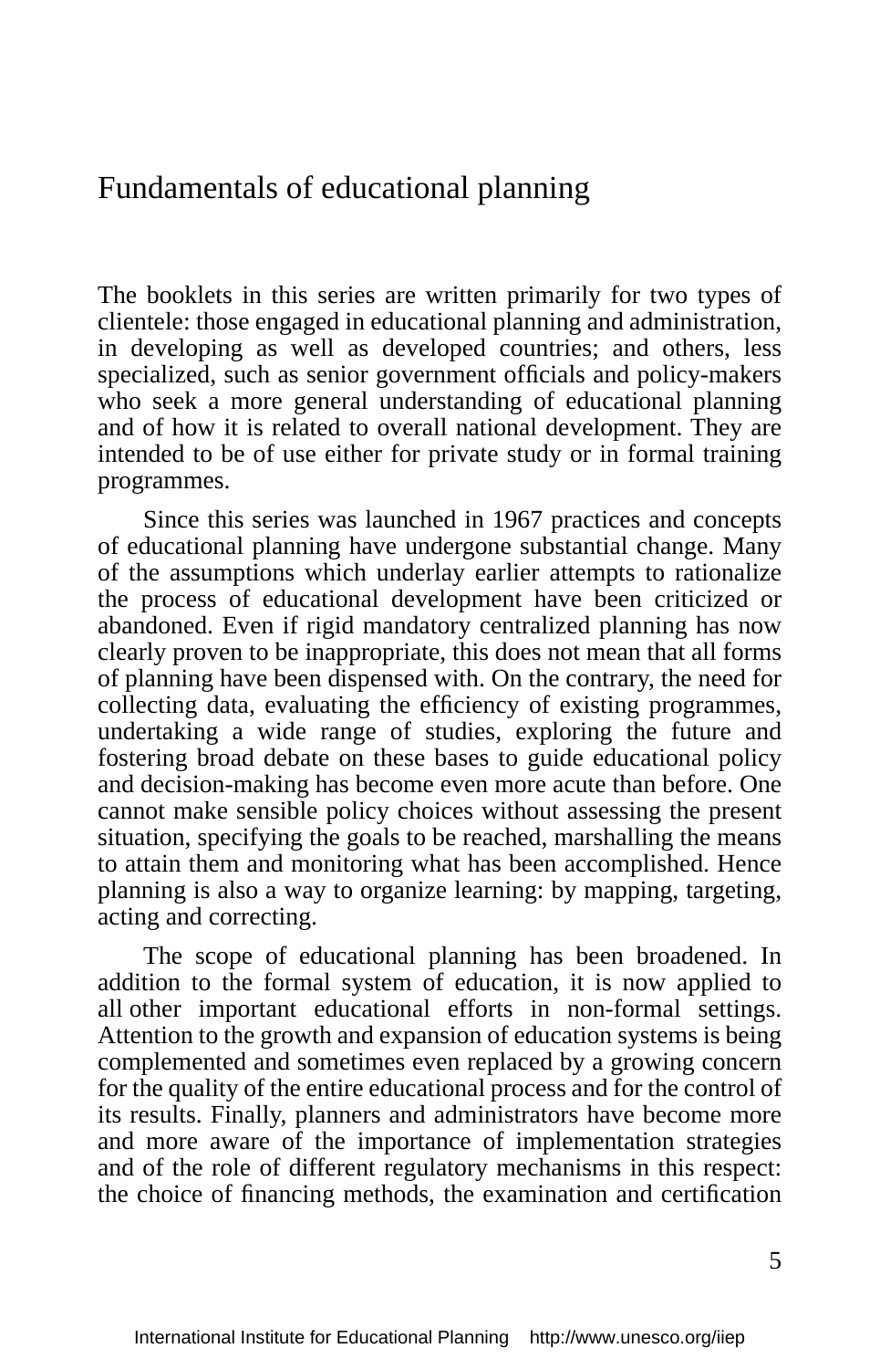# Fundamentals of educational planning

The booklets in this series are written primarily for two types of clientele: those engaged in educational planning and administration, in developing as well as developed countries; and others, less specialized, such as senior government officials and policy-makers who seek a more general understanding of educational planning and of how it is related to overall national development. They are intended to be of use either for private study or in formal training programmes.

Since this series was launched in 1967 practices and concepts of educational planning have undergone substantial change. Many of the assumptions which underlay earlier attempts to rationalize the process of educational development have been criticized or abandoned. Even if rigid mandatory centralized planning has now clearly proven to be inappropriate, this does not mean that all forms of planning have been dispensed with. On the contrary, the need for collecting data, evaluating the efficiency of existing programmes, undertaking a wide range of studies, exploring the future and fostering broad debate on these bases to guide educational policy and decision-making has become even more acute than before. One cannot make sensible policy choices without assessing the present situation, specifying the goals to be reached, marshalling the means to attain them and monitoring what has been accomplished. Hence planning is also a way to organize learning: by mapping, targeting, acting and correcting.

The scope of educational planning has been broadened. In addition to the formal system of education, it is now applied to all other important educational efforts in non-formal settings. Attention to the growth and expansion of education systems is being complemented and sometimes even replaced by a growing concern for the quality of the entire educational process and for the control of its results. Finally, planners and administrators have become more and more aware of the importance of implementation strategies and of the role of different regulatory mechanisms in this respect: the choice of financing methods, the examination and certification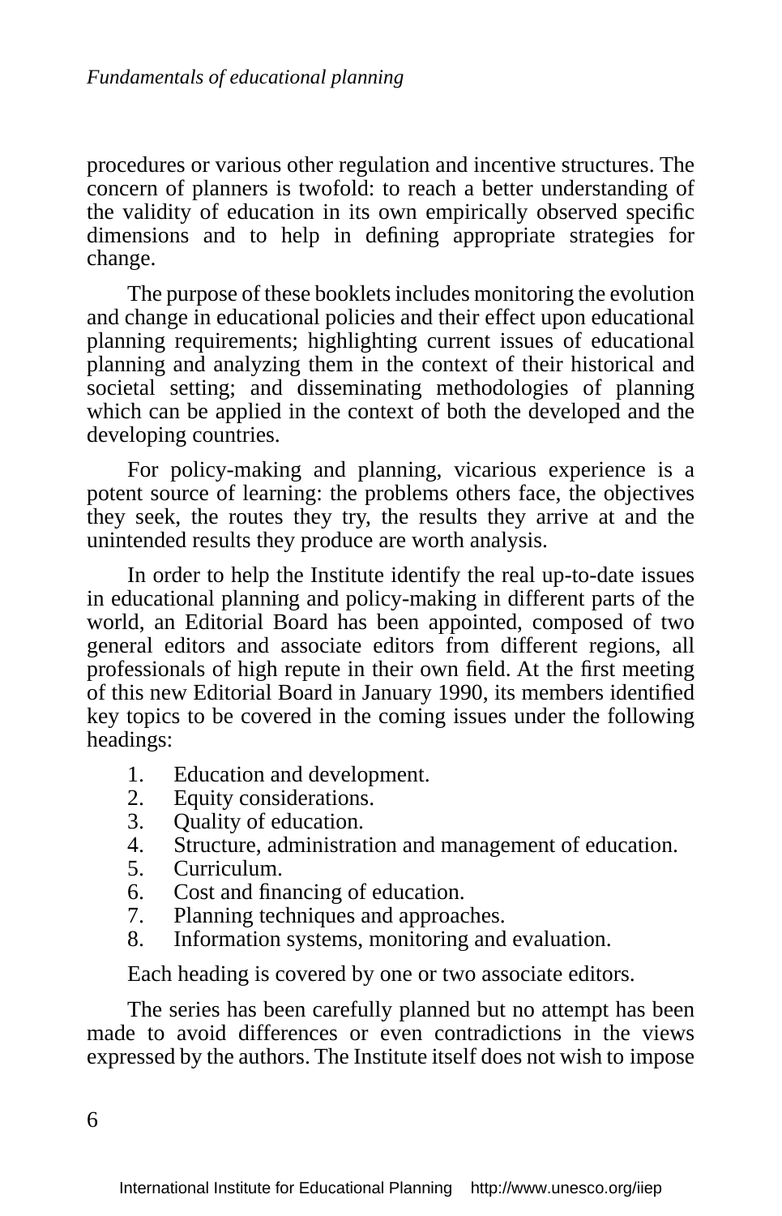procedures or various other regulation and incentive structures. The concern of planners is twofold: to reach a better understanding of the validity of education in its own empirically observed specific dimensions and to help in defining appropriate strategies for change.

The purpose of these booklets includes monitoring the evolution and change in educational policies and their effect upon educational planning requirements; highlighting current issues of educational planning and analyzing them in the context of their historical and societal setting; and disseminating methodologies of planning which can be applied in the context of both the developed and the developing countries.

For policy-making and planning, vicarious experience is a potent source of learning: the problems others face, the objectives they seek, the routes they try, the results they arrive at and the unintended results they produce are worth analysis.

In order to help the Institute identify the real up-to-date issues in educational planning and policy-making in different parts of the world, an Editorial Board has been appointed, composed of two general editors and associate editors from different regions, all professionals of high repute in their own field. At the first meeting of this new Editorial Board in January 1990, its members identified key topics to be covered in the coming issues under the following headings:

1. Education and development.
2. Equity considerations.
3. Quality of education.
4. Structure, administration and management of education.
5. Curriculum.
6. Cost and financing of education.
7. Planning techniques and approaches.
8. Information systems, monitoring and evaluation.

Each heading is covered by one or two associate editors.

The series has been carefully planned but no attempt has been made to avoid differences or even contradictions in the views expressed by the authors. The Institute itself does not wish to impose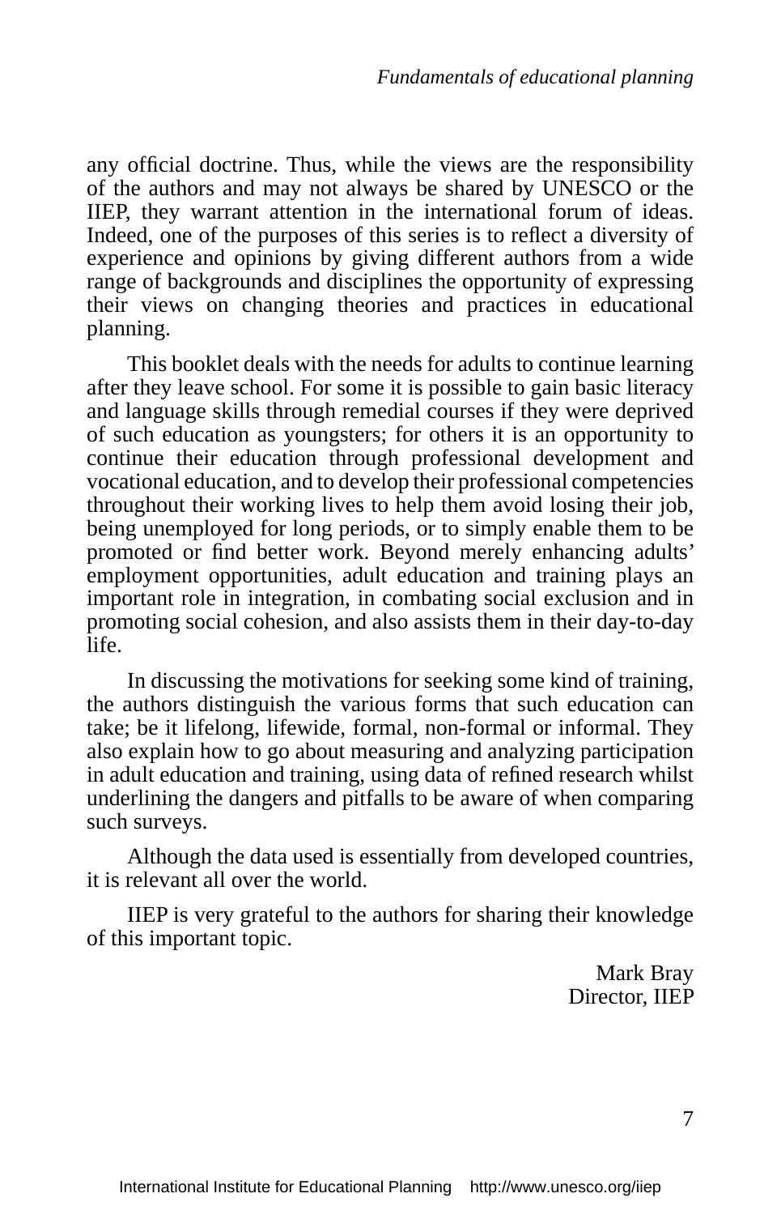any official doctrine. Thus, while the views are the responsibility of the authors and may not always be shared by UNESCO or the IIEP, they warrant attention in the international forum of ideas. Indeed, one of the purposes of this series is to reflect a diversity of experience and opinions by giving different authors from a wide range of backgrounds and disciplines the opportunity of expressing their views on changing theories and practices in educational planning.

This booklet deals with the needs for adults to continue learning after they leave school. For some it is possible to gain basic literacy and language skills through remedial courses if they were deprived of such education as youngsters; for others it is an opportunity to continue their education through professional development and vocational education, and to develop their professional competencies throughout their working lives to help them avoid losing their job, being unemployed for long periods, or to simply enable them to be promoted or find better work. Beyond merely enhancing adults' employment opportunities, adult education and training plays an important role in integration, in combating social exclusion and in promoting social cohesion, and also assists them in their day-to-day life.

In discussing the motivations for seeking some kind of training, the authors distinguish the various forms that such education can take; be it lifelong, lifewide, formal, non-formal or informal. They also explain how to go about measuring and analyzing participation in adult education and training, using data of refined research whilst underlining the dangers and pitfalls to be aware of when comparing such surveys.

Although the data used is essentially from developed countries, it is relevant all over the world.

IIEP is very grateful to the authors for sharing their knowledge of this important topic.

Mark Bray
Director, IIEP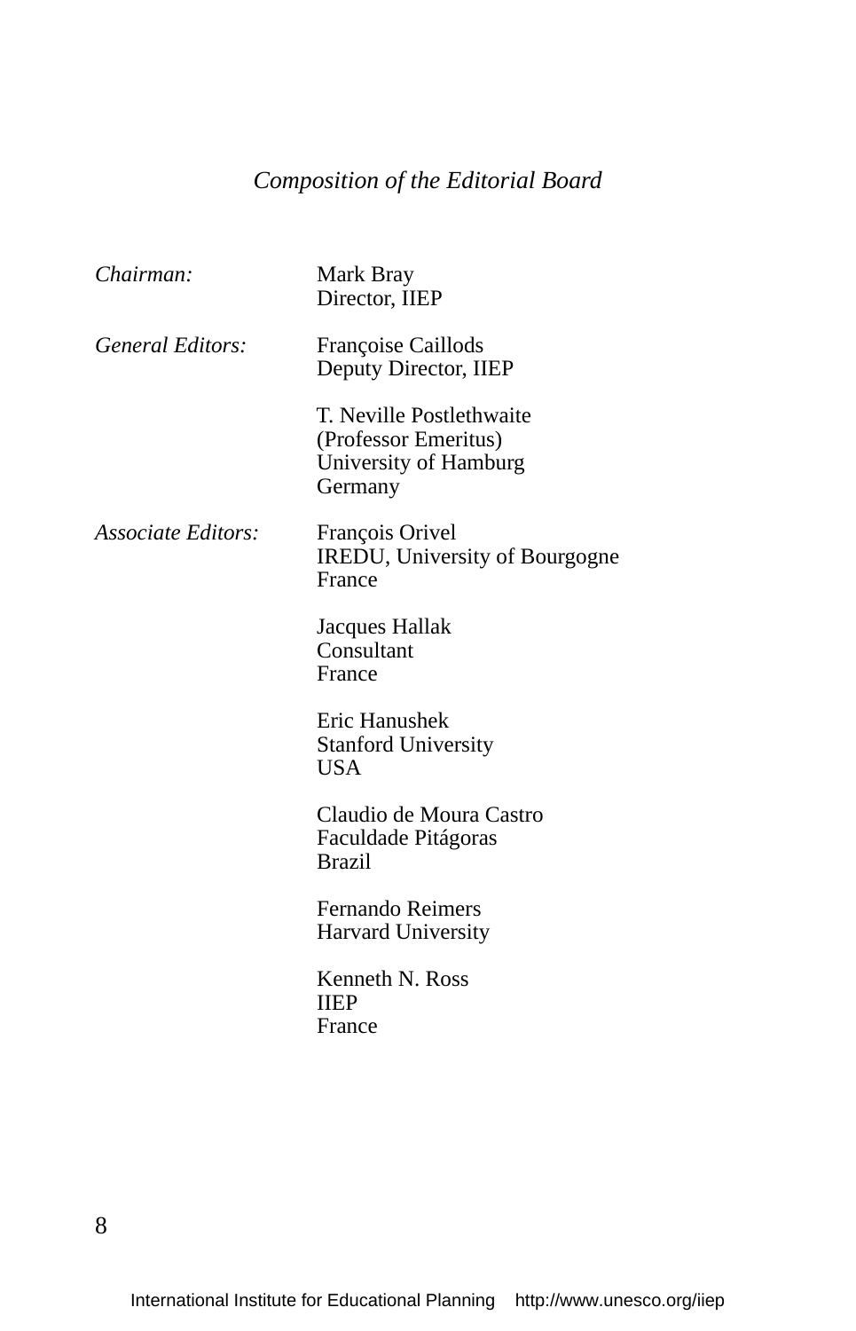## *Composition of the Editorial Board*

| | |
|---|---|
| *Chairman:* | Mark Bray<br>Director, IIEP |
| *General Editors:* | Françoise Caillods<br>Deputy Director, IIEP |
| | T. Neville Postlethwaite<br>(Professor Emeritus)<br>University of Hamburg<br>Germany |
| *Associate Editors:* | François Orivel<br>IREDU, University of Bourgogne<br>France |
| | Jacques Hallak<br>Consultant<br>France |
| | Eric Hanushek<br>Stanford University<br>USA |
| | Claudio de Moura Castro<br>Faculdade Pitágoras<br>Brazil |
| | Fernando Reimers<br>Harvard University |
| | Kenneth N. Ross<br>IIEP<br>France |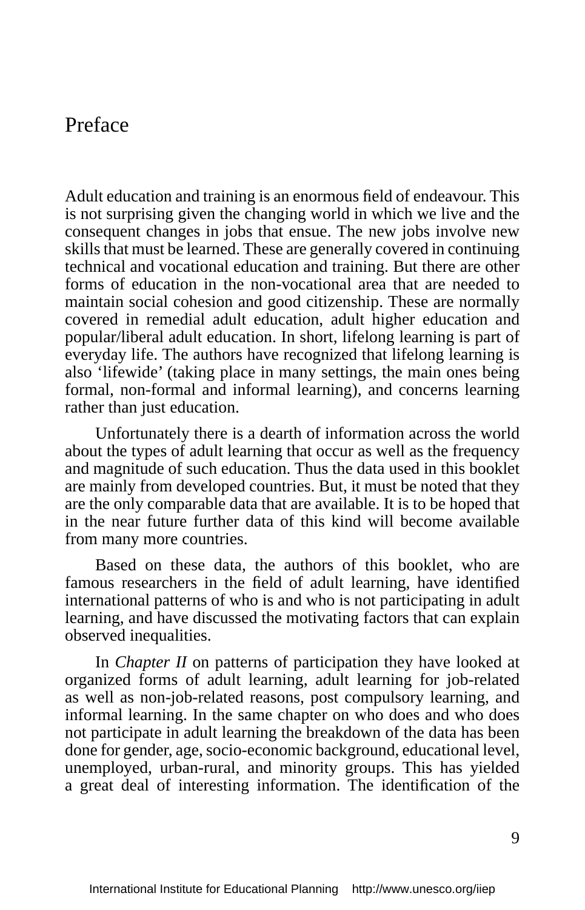# Preface

Adult education and training is an enormous field of endeavour. This is not surprising given the changing world in which we live and the consequent changes in jobs that ensue. The new jobs involve new skills that must be learned. These are generally covered in continuing technical and vocational education and training. But there are other forms of education in the non-vocational area that are needed to maintain social cohesion and good citizenship. These are normally covered in remedial adult education, adult higher education and popular/liberal adult education. In short, lifelong learning is part of everyday life. The authors have recognized that lifelong learning is also 'lifewide' (taking place in many settings, the main ones being formal, non-formal and informal learning), and concerns learning rather than just education.

Unfortunately there is a dearth of information across the world about the types of adult learning that occur as well as the frequency and magnitude of such education. Thus the data used in this booklet are mainly from developed countries. But, it must be noted that they are the only comparable data that are available. It is to be hoped that in the near future further data of this kind will become available from many more countries.

Based on these data, the authors of this booklet, who are famous researchers in the field of adult learning, have identified international patterns of who is and who is not participating in adult learning, and have discussed the motivating factors that can explain observed inequalities.

In *Chapter II* on patterns of participation they have looked at organized forms of adult learning, adult learning for job-related as well as non-job-related reasons, post compulsory learning, and informal learning. In the same chapter on who does and who does not participate in adult learning the breakdown of the data has been done for gender, age, socio-economic background, educational level, unemployed, urban-rural, and minority groups. This has yielded a great deal of interesting information. The identification of the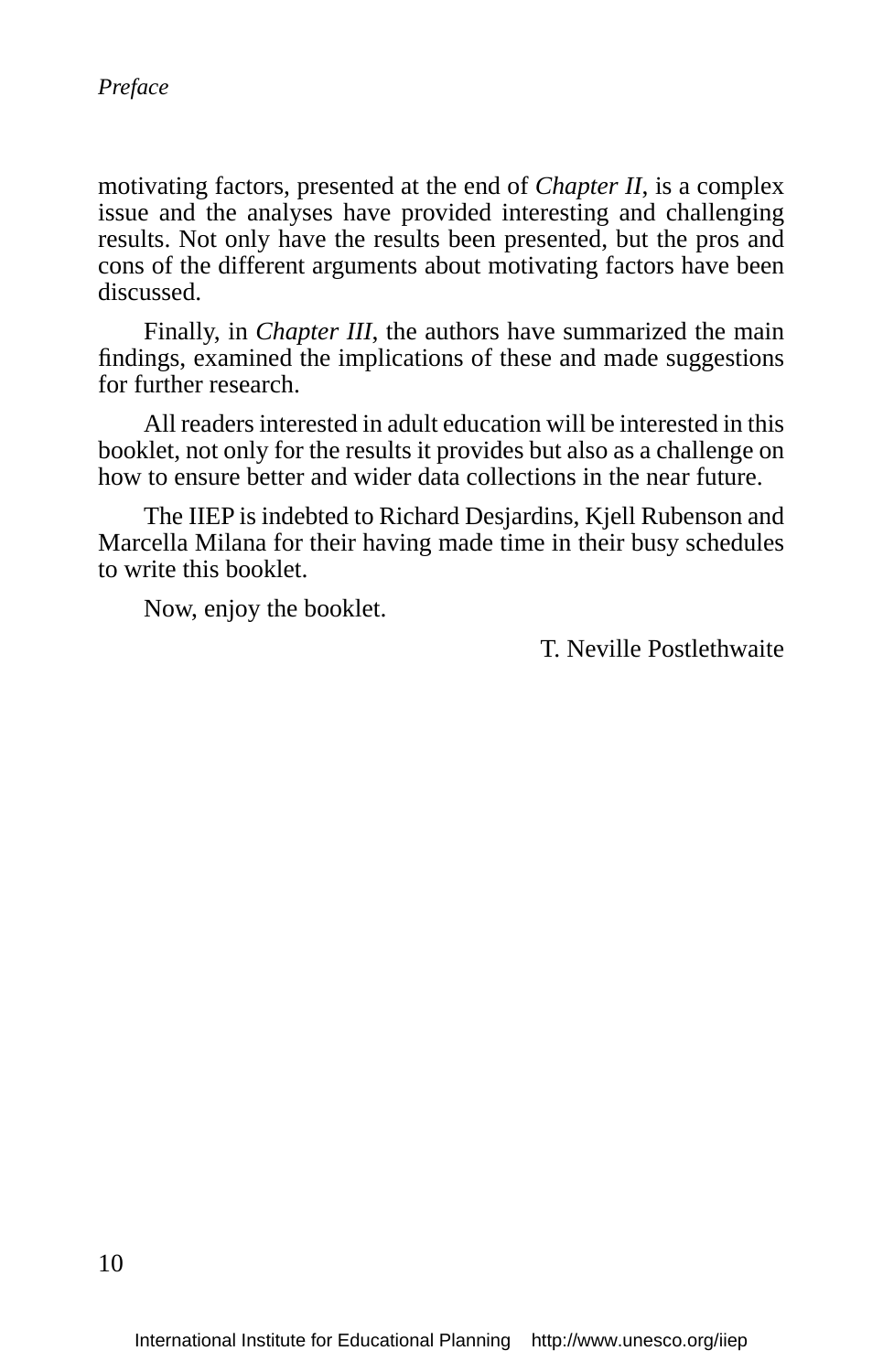motivating factors, presented at the end of *Chapter II*, is a complex issue and the analyses have provided interesting and challenging results. Not only have the results been presented, but the pros and cons of the different arguments about motivating factors have been discussed.

Finally, in *Chapter III*, the authors have summarized the main findings, examined the implications of these and made suggestions for further research.

All readers interested in adult education will be interested in this booklet, not only for the results it provides but also as a challenge on how to ensure better and wider data collections in the near future.

The IIEP is indebted to Richard Desjardins, Kjell Rubenson and Marcella Milana for their having made time in their busy schedules to write this booklet.

Now, enjoy the booklet.

T. Neville Postlethwaite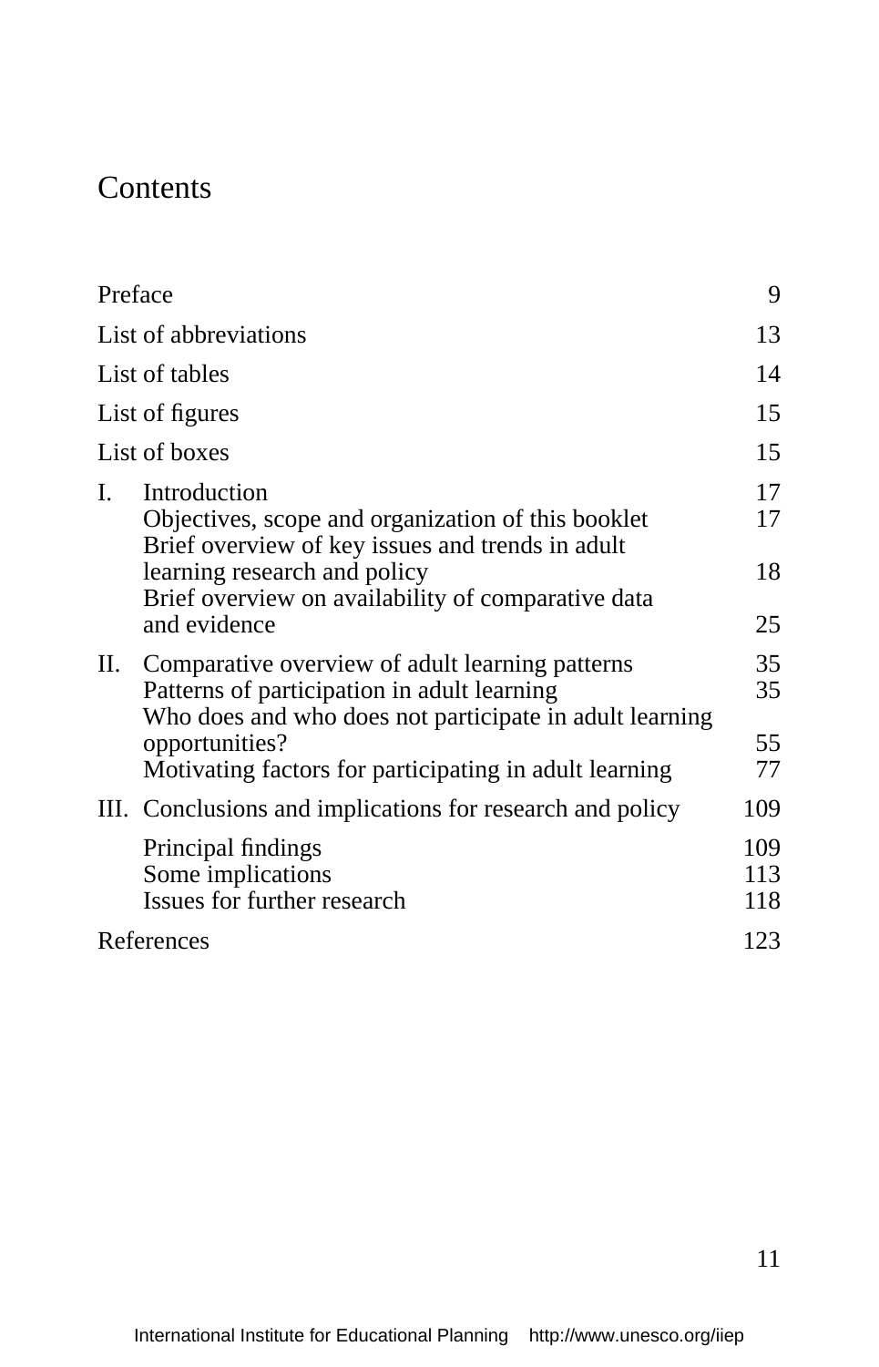# Contents

| | | |
|---|---|---|
| Preface | | 9 |
| List of abbreviations | | 13 |
| List of tables | | 14 |
| List of figures | | 15 |
| List of boxes | | 15 |
| I. | Introduction | 17 |
| | Objectives, scope and organization of this booklet | 17 |
| | Brief overview of key issues and trends in adult learning research and policy | 18 |
| | Brief overview on availability of comparative data and evidence | 25 |
| II. | Comparative overview of adult learning patterns | 35 |
| | Patterns of participation in adult learning | 35 |
| | Who does and who does not participate in adult learning opportunities? | 55 |
| | Motivating factors for participating in adult learning | 77 |
| III. | Conclusions and implications for research and policy | 109 |
| | Principal findings | 109 |
| | Some implications | 113 |
| | Issues for further research | 118 |
| References | | 123 |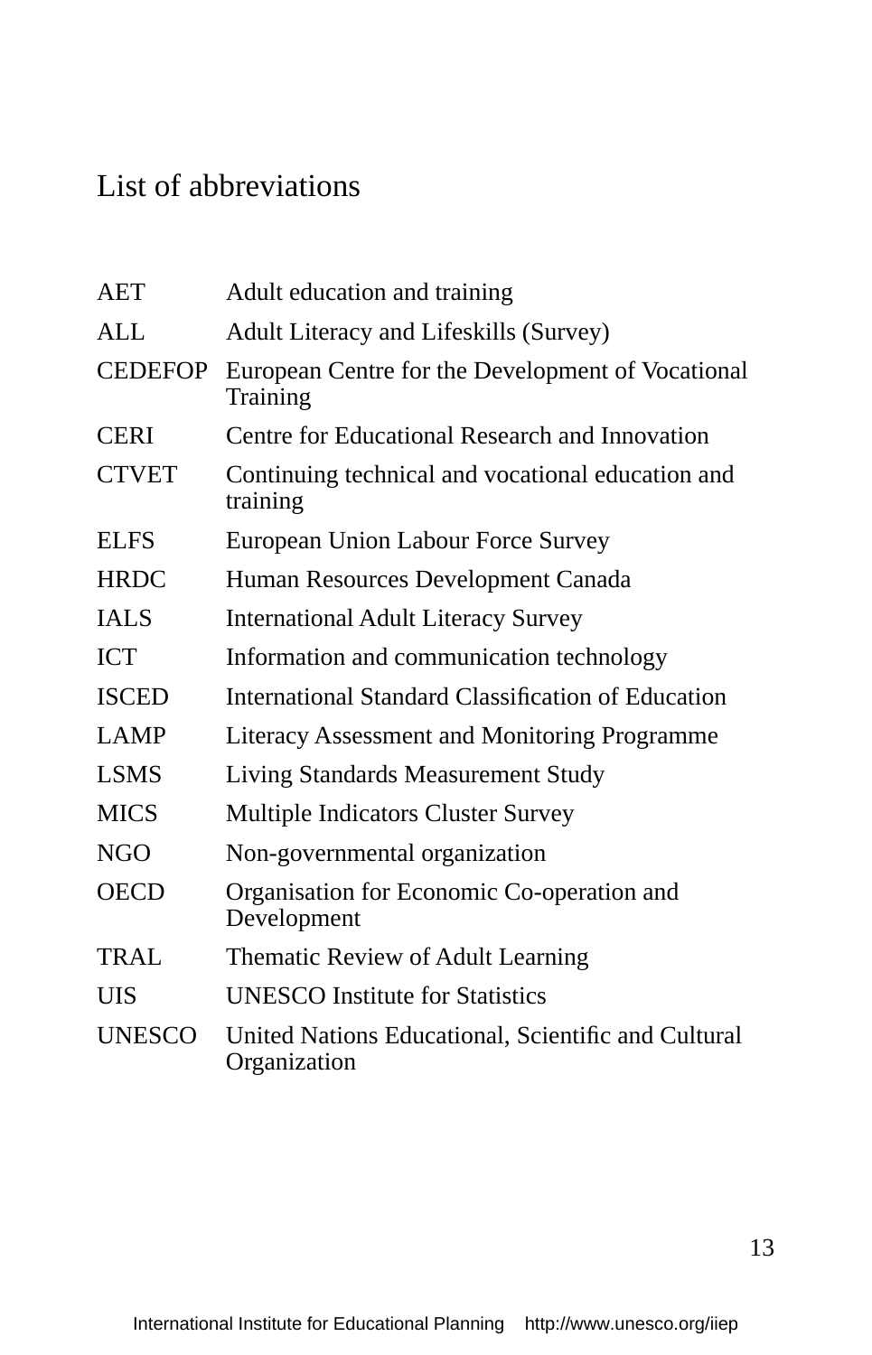# List of abbreviations

| | |
|---|---|
| AET | Adult education and training |
| ALL | Adult Literacy and Lifeskills (Survey) |
| CEDEFOP | European Centre for the Development of Vocational Training |
| CERI | Centre for Educational Research and Innovation |
| CTVET | Continuing technical and vocational education and training |
| ELFS | European Union Labour Force Survey |
| HRDC | Human Resources Development Canada |
| IALS | International Adult Literacy Survey |
| ICT | Information and communication technology |
| ISCED | International Standard Classification of Education |
| LAMP | Literacy Assessment and Monitoring Programme |
| LSMS | Living Standards Measurement Study |
| MICS | Multiple Indicators Cluster Survey |
| NGO | Non-governmental organization |
| OECD | Organisation for Economic Co-operation and Development |
| TRAL | Thematic Review of Adult Learning |
| UIS | UNESCO Institute for Statistics |
| UNESCO | United Nations Educational, Scientific and Cultural Organization |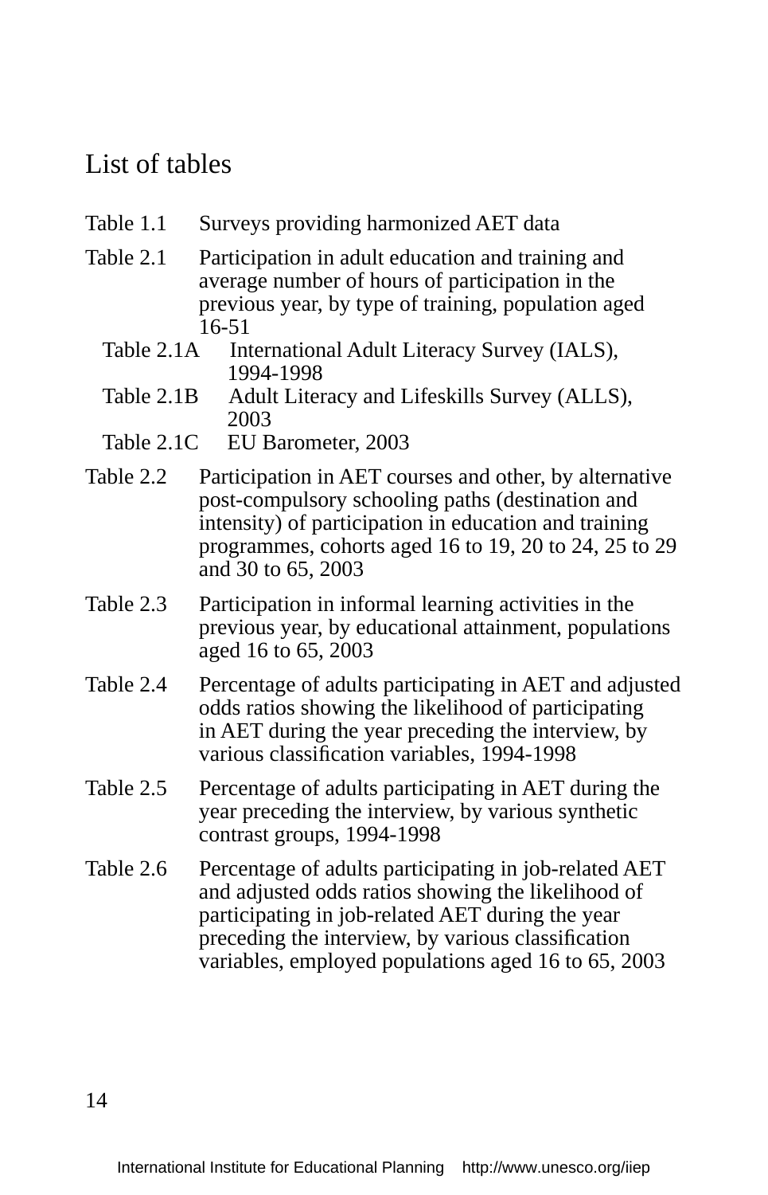# List of tables

Table 1.1 Surveys providing harmonized AET data

Table 2.1 Participation in adult education and training and average number of hours of participation in the previous year, by type of training, population aged 16-51

- Table 2.1A International Adult Literacy Survey (IALS), 1994-1998
- Table 2.1B Adult Literacy and Lifeskills Survey (ALLS), 2003
- Table 2.1C EU Barometer, 2003

Table 2.2 Participation in AET courses and other, by alternative post-compulsory schooling paths (destination and intensity) of participation in education and training programmes, cohorts aged 16 to 19, 20 to 24, 25 to 29 and 30 to 65, 2003

Table 2.3 Participation in informal learning activities in the previous year, by educational attainment, populations aged 16 to 65, 2003

Table 2.4 Percentage of adults participating in AET and adjusted odds ratios showing the likelihood of participating in AET during the year preceding the interview, by various classification variables, 1994-1998

Table 2.5 Percentage of adults participating in AET during the year preceding the interview, by various synthetic contrast groups, 1994-1998

Table 2.6 Percentage of adults participating in job-related AET and adjusted odds ratios showing the likelihood of participating in job-related AET during the year preceding the interview, by various classification variables, employed populations aged 16 to 65, 2003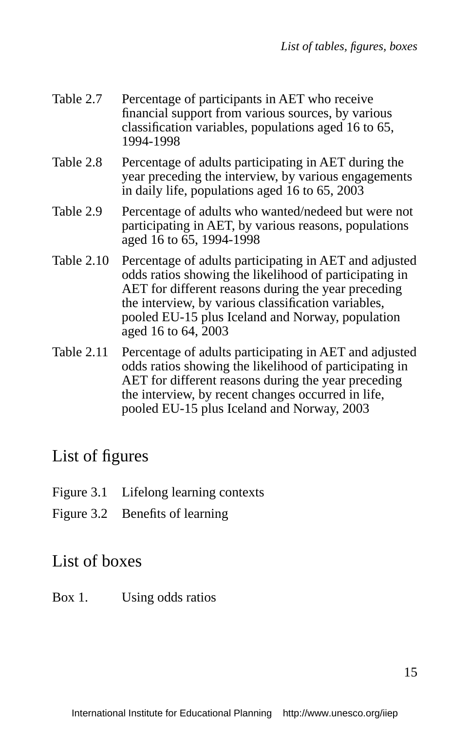Table 2.7 Percentage of participants in AET who receive financial support from various sources, by various classification variables, populations aged 16 to 65, 1994-1998

Table 2.8 Percentage of adults participating in AET during the year preceding the interview, by various engagements in daily life, populations aged 16 to 65, 2003

Table 2.9 Percentage of adults who wanted/nedeed but were not participating in AET, by various reasons, populations aged 16 to 65, 1994-1998

Table 2.10 Percentage of adults participating in AET and adjusted odds ratios showing the likelihood of participating in AET for different reasons during the year preceding the interview, by various classification variables, pooled EU-15 plus Iceland and Norway, population aged 16 to 64, 2003

Table 2.11 Percentage of adults participating in AET and adjusted odds ratios showing the likelihood of participating in AET for different reasons during the year preceding the interview, by recent changes occurred in life, pooled EU-15 plus Iceland and Norway, 2003

## List of figures

Figure 3.1 Lifelong learning contexts

Figure 3.2 Benefits of learning

## List of boxes

Box 1. Using odds ratios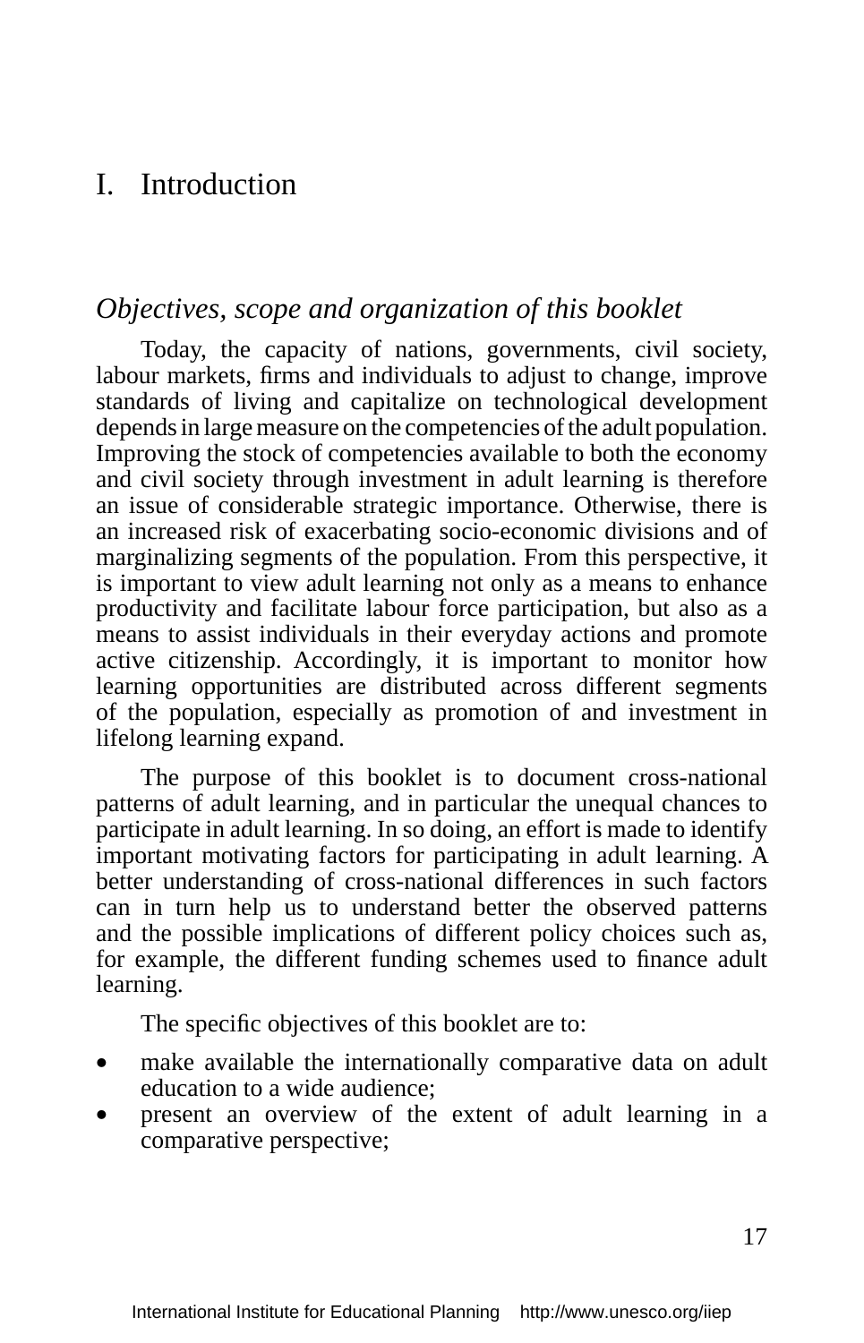# I. Introduction

## *Objectives, scope and organization of this booklet*

Today, the capacity of nations, governments, civil society, labour markets, firms and individuals to adjust to change, improve standards of living and capitalize on technological development depends in large measure on the competencies of the adult population. Improving the stock of competencies available to both the economy and civil society through investment in adult learning is therefore an issue of considerable strategic importance. Otherwise, there is an increased risk of exacerbating socio-economic divisions and of marginalizing segments of the population. From this perspective, it is important to view adult learning not only as a means to enhance productivity and facilitate labour force participation, but also as a means to assist individuals in their everyday actions and promote active citizenship. Accordingly, it is important to monitor how learning opportunities are distributed across different segments of the population, especially as promotion of and investment in lifelong learning expand.

The purpose of this booklet is to document cross-national patterns of adult learning, and in particular the unequal chances to participate in adult learning. In so doing, an effort is made to identify important motivating factors for participating in adult learning. A better understanding of cross-national differences in such factors can in turn help us to understand better the observed patterns and the possible implications of different policy choices such as, for example, the different funding schemes used to finance adult learning.

The specific objectives of this booklet are to:

- make available the internationally comparative data on adult education to a wide audience;
- present an overview of the extent of adult learning in a comparative perspective;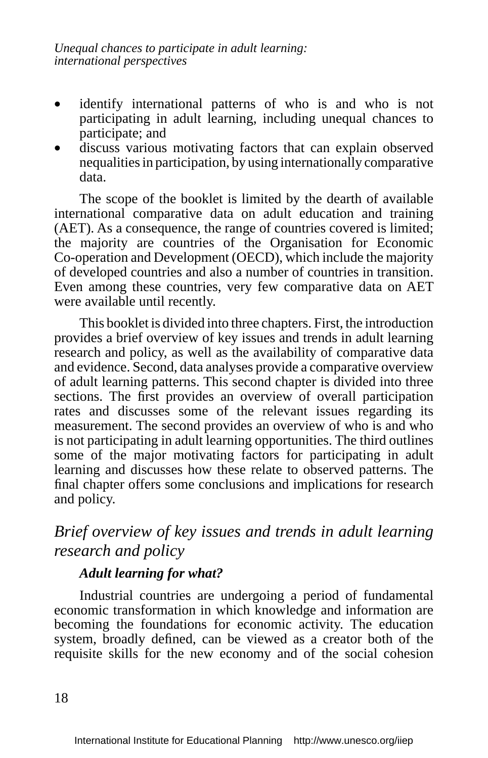- identify international patterns of who is and who is not participating in adult learning, including unequal chances to participate; and
- discuss various motivating factors that can explain observed nequalities in participation, by using internationally comparative data.

The scope of the booklet is limited by the dearth of available international comparative data on adult education and training (AET). As a consequence, the range of countries covered is limited; the majority are countries of the Organisation for Economic Co-operation and Development (OECD), which include the majority of developed countries and also a number of countries in transition. Even among these countries, very few comparative data on AET were available until recently.

This booklet is divided into three chapters. First, the introduction provides a brief overview of key issues and trends in adult learning research and policy, as well as the availability of comparative data and evidence. Second, data analyses provide a comparative overview of adult learning patterns. This second chapter is divided into three sections. The first provides an overview of overall participation rates and discusses some of the relevant issues regarding its measurement. The second provides an overview of who is and who is not participating in adult learning opportunities. The third outlines some of the major motivating factors for participating in adult learning and discusses how these relate to observed patterns. The final chapter offers some conclusions and implications for research and policy.

## *Brief overview of key issues and trends in adult learning research and policy*

### ***Adult learning for what?***

Industrial countries are undergoing a period of fundamental economic transformation in which knowledge and information are becoming the foundations for economic activity. The education system, broadly defined, can be viewed as a creator both of the requisite skills for the new economy and of the social cohesion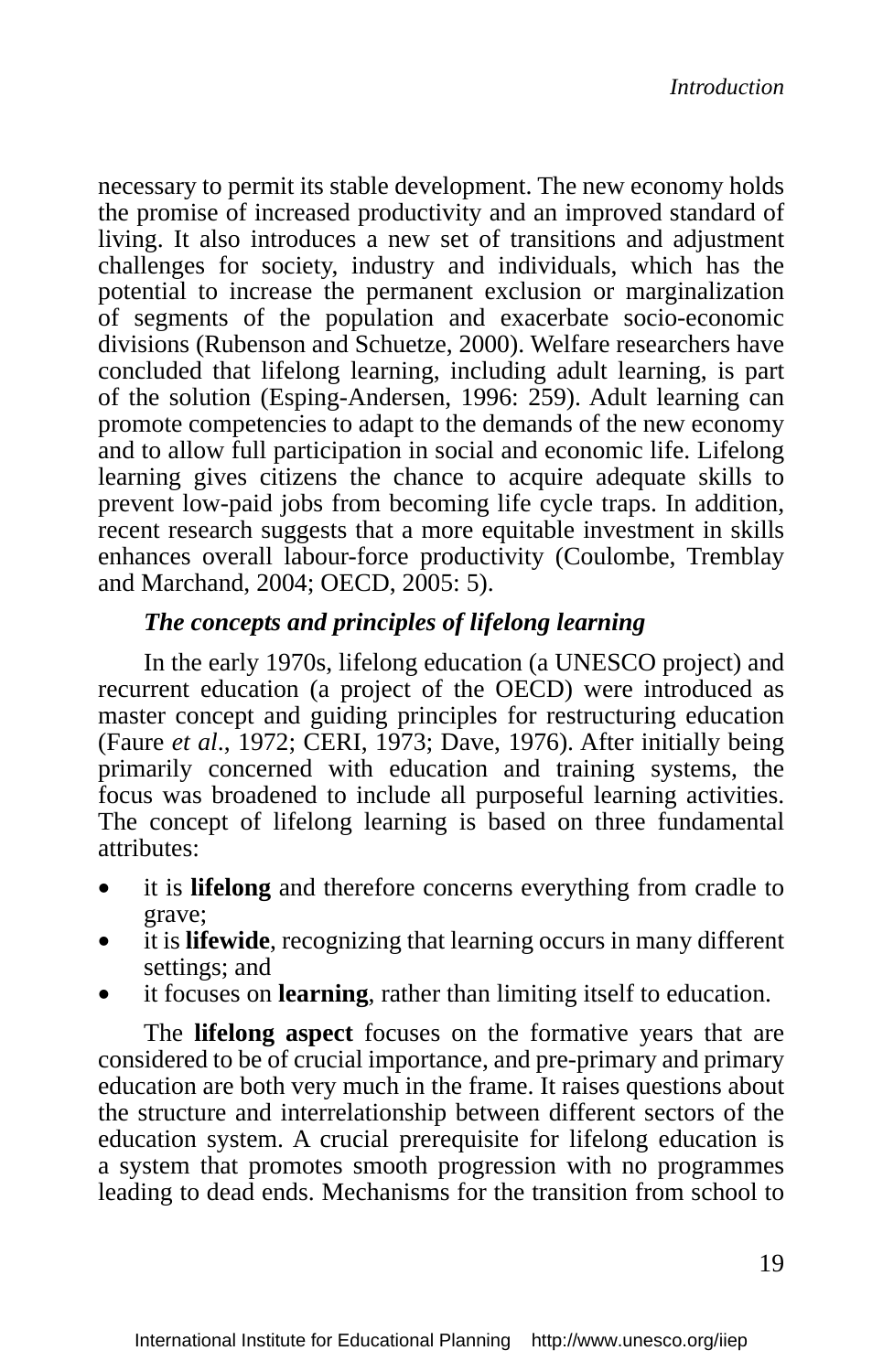necessary to permit its stable development. The new economy holds the promise of increased productivity and an improved standard of living. It also introduces a new set of transitions and adjustment challenges for society, industry and individuals, which has the potential to increase the permanent exclusion or marginalization of segments of the population and exacerbate socio-economic divisions (Rubenson and Schuetze, 2000). Welfare researchers have concluded that lifelong learning, including adult learning, is part of the solution (Esping-Andersen, 1996: 259). Adult learning can promote competencies to adapt to the demands of the new economy and to allow full participation in social and economic life. Lifelong learning gives citizens the chance to acquire adequate skills to prevent low-paid jobs from becoming life cycle traps. In addition, recent research suggests that a more equitable investment in skills enhances overall labour-force productivity (Coulombe, Tremblay and Marchand, 2004; OECD, 2005: 5).

### *The concepts and principles of lifelong learning*

In the early 1970s, lifelong education (a UNESCO project) and recurrent education (a project of the OECD) were introduced as master concept and guiding principles for restructuring education (Faure *et al*., 1972; CERI, 1973; Dave, 1976). After initially being primarily concerned with education and training systems, the focus was broadened to include all purposeful learning activities. The concept of lifelong learning is based on three fundamental attributes:

- it is **lifelong** and therefore concerns everything from cradle to grave;
- it is **lifewide**, recognizing that learning occurs in many different settings; and
- it focuses on **learning**, rather than limiting itself to education.

The **lifelong aspect** focuses on the formative years that are considered to be of crucial importance, and pre-primary and primary education are both very much in the frame. It raises questions about the structure and interrelationship between different sectors of the education system. A crucial prerequisite for lifelong education is a system that promotes smooth progression with no programmes leading to dead ends. Mechanisms for the transition from school to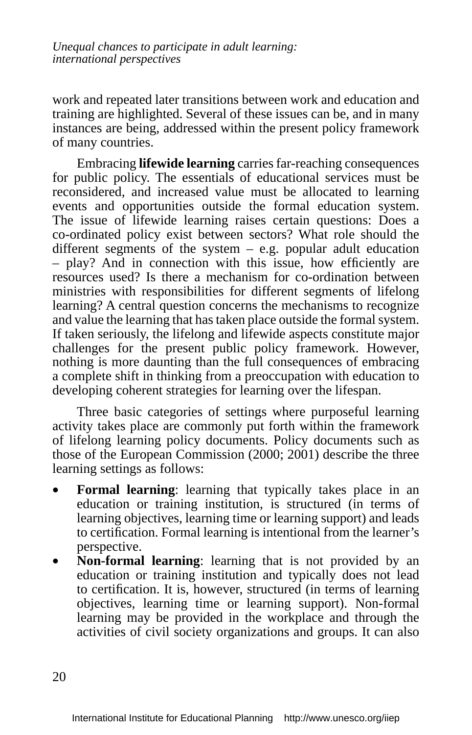work and repeated later transitions between work and education and training are highlighted. Several of these issues can be, and in many instances are being, addressed within the present policy framework of many countries.

Embracing **lifewide learning** carries far-reaching consequences for public policy. The essentials of educational services must be reconsidered, and increased value must be allocated to learning events and opportunities outside the formal education system. The issue of lifewide learning raises certain questions: Does a co-ordinated policy exist between sectors? What role should the different segments of the system – e.g. popular adult education – play? And in connection with this issue, how efficiently are resources used? Is there a mechanism for co-ordination between ministries with responsibilities for different segments of lifelong learning? A central question concerns the mechanisms to recognize and value the learning that has taken place outside the formal system. If taken seriously, the lifelong and lifewide aspects constitute major challenges for the present public policy framework. However, nothing is more daunting than the full consequences of embracing a complete shift in thinking from a preoccupation with education to developing coherent strategies for learning over the lifespan.

Three basic categories of settings where purposeful learning activity takes place are commonly put forth within the framework of lifelong learning policy documents. Policy documents such as those of the European Commission (2000; 2001) describe the three learning settings as follows:

- **Formal learning**: learning that typically takes place in an education or training institution, is structured (in terms of learning objectives, learning time or learning support) and leads to certification. Formal learning is intentional from the learner's perspective.
- **Non-formal learning**: learning that is not provided by an education or training institution and typically does not lead to certification. It is, however, structured (in terms of learning objectives, learning time or learning support). Non-formal learning may be provided in the workplace and through the activities of civil society organizations and groups. It can also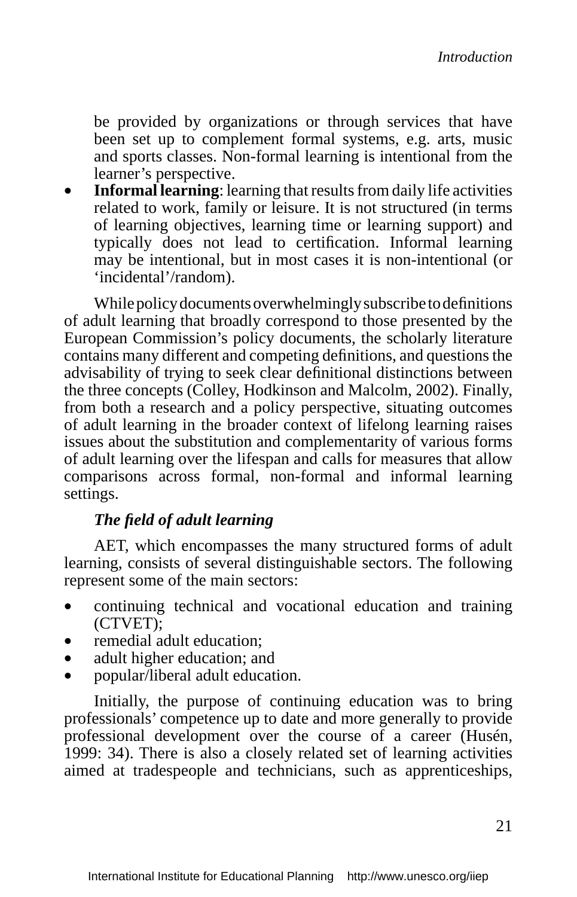be provided by organizations or through services that have been set up to complement formal systems, e.g. arts, music and sports classes. Non-formal learning is intentional from the learner's perspective.

- **Informal learning**: learning that results from daily life activities related to work, family or leisure. It is not structured (in terms of learning objectives, learning time or learning support) and typically does not lead to certification. Informal learning may be intentional, but in most cases it is non-intentional (or 'incidental'/random).

While policy documents overwhelmingly subscribe to definitions of adult learning that broadly correspond to those presented by the European Commission's policy documents, the scholarly literature contains many different and competing definitions, and questions the advisability of trying to seek clear definitional distinctions between the three concepts (Colley, Hodkinson and Malcolm, 2002). Finally, from both a research and a policy perspective, situating outcomes of adult learning in the broader context of lifelong learning raises issues about the substitution and complementarity of various forms of adult learning over the lifespan and calls for measures that allow comparisons across formal, non-formal and informal learning settings.

### *The field of adult learning*

AET, which encompasses the many structured forms of adult learning, consists of several distinguishable sectors. The following represent some of the main sectors:

- continuing technical and vocational education and training (CTVET);
- remedial adult education;
- adult higher education; and
- popular/liberal adult education.

Initially, the purpose of continuing education was to bring professionals' competence up to date and more generally to provide professional development over the course of a career (Husén, 1999: 34). There is also a closely related set of learning activities aimed at tradespeople and technicians, such as apprenticeships,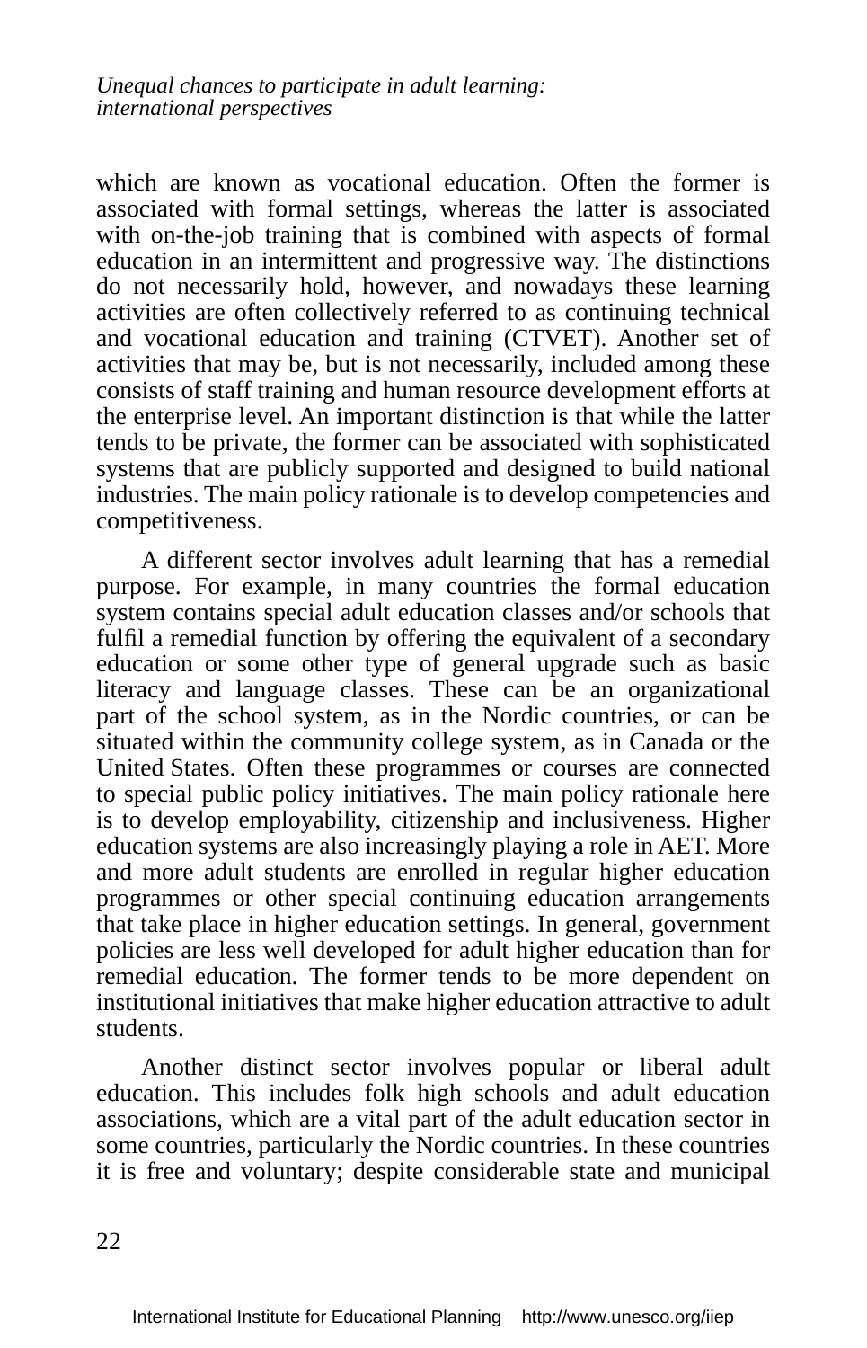which are known as vocational education. Often the former is associated with formal settings, whereas the latter is associated with on-the-job training that is combined with aspects of formal education in an intermittent and progressive way. The distinctions do not necessarily hold, however, and nowadays these learning activities are often collectively referred to as continuing technical and vocational education and training (CTVET). Another set of activities that may be, but is not necessarily, included among these consists of staff training and human resource development efforts at the enterprise level. An important distinction is that while the latter tends to be private, the former can be associated with sophisticated systems that are publicly supported and designed to build national industries. The main policy rationale is to develop competencies and competitiveness.

A different sector involves adult learning that has a remedial purpose. For example, in many countries the formal education system contains special adult education classes and/or schools that fulfil a remedial function by offering the equivalent of a secondary education or some other type of general upgrade such as basic literacy and language classes. These can be an organizational part of the school system, as in the Nordic countries, or can be situated within the community college system, as in Canada or the United States. Often these programmes or courses are connected to special public policy initiatives. The main policy rationale here is to develop employability, citizenship and inclusiveness. Higher education systems are also increasingly playing a role in AET. More and more adult students are enrolled in regular higher education programmes or other special continuing education arrangements that take place in higher education settings. In general, government policies are less well developed for adult higher education than for remedial education. The former tends to be more dependent on institutional initiatives that make higher education attractive to adult students.

Another distinct sector involves popular or liberal adult education. This includes folk high schools and adult education associations, which are a vital part of the adult education sector in some countries, particularly the Nordic countries. In these countries it is free and voluntary; despite considerable state and municipal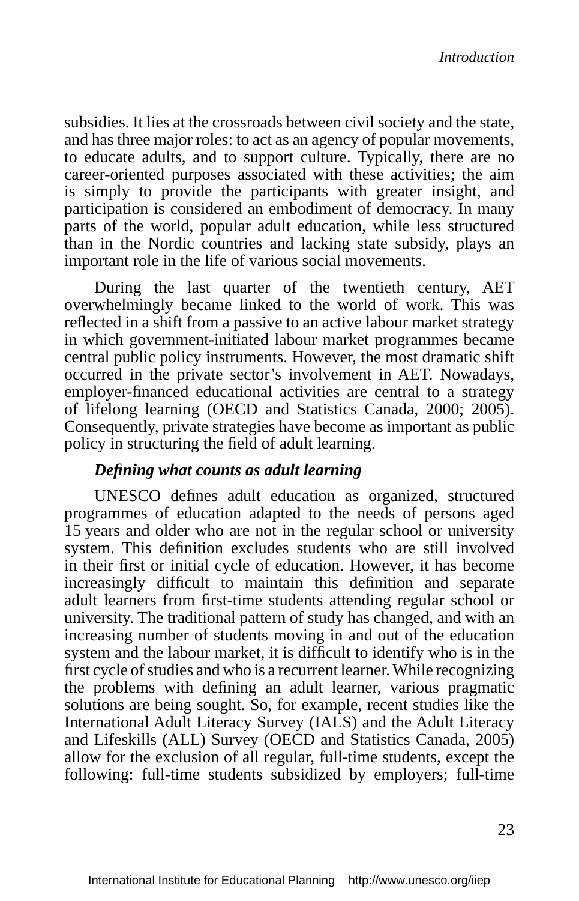subsidies. It lies at the crossroads between civil society and the state, and has three major roles: to act as an agency of popular movements, to educate adults, and to support culture. Typically, there are no career-oriented purposes associated with these activities; the aim is simply to provide the participants with greater insight, and participation is considered an embodiment of democracy. In many parts of the world, popular adult education, while less structured than in the Nordic countries and lacking state subsidy, plays an important role in the life of various social movements.

During the last quarter of the twentieth century, AET overwhelmingly became linked to the world of work. This was reflected in a shift from a passive to an active labour market strategy in which government-initiated labour market programmes became central public policy instruments. However, the most dramatic shift occurred in the private sector's involvement in AET. Nowadays, employer-financed educational activities are central to a strategy of lifelong learning (OECD and Statistics Canada, 2000; 2005). Consequently, private strategies have become as important as public policy in structuring the field of adult learning.

### *Defining what counts as adult learning*

UNESCO defines adult education as organized, structured programmes of education adapted to the needs of persons aged 15 years and older who are not in the regular school or university system. This definition excludes students who are still involved in their first or initial cycle of education. However, it has become increasingly difficult to maintain this definition and separate adult learners from first-time students attending regular school or university. The traditional pattern of study has changed, and with an increasing number of students moving in and out of the education system and the labour market, it is difficult to identify who is in the first cycle of studies and who is a recurrent learner. While recognizing the problems with defining an adult learner, various pragmatic solutions are being sought. So, for example, recent studies like the International Adult Literacy Survey (IALS) and the Adult Literacy and Lifeskills (ALL) Survey (OECD and Statistics Canada, 2005) allow for the exclusion of all regular, full-time students, except the following: full-time students subsidized by employers; full-time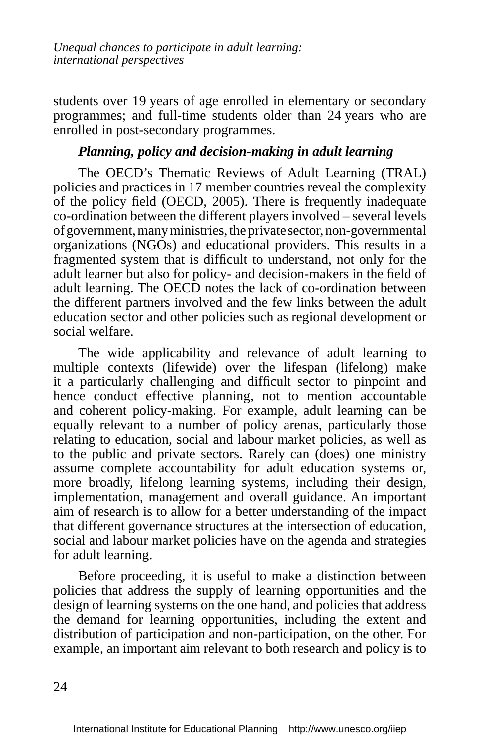students over 19 years of age enrolled in elementary or secondary programmes; and full-time students older than 24 years who are enrolled in post-secondary programmes.

### *Planning, policy and decision-making in adult learning*

The OECD's Thematic Reviews of Adult Learning (TRAL) policies and practices in 17 member countries reveal the complexity of the policy field (OECD, 2005). There is frequently inadequate co-ordination between the different players involved – several levels of government, many ministries, the private sector, non-governmental organizations (NGOs) and educational providers. This results in a fragmented system that is difficult to understand, not only for the adult learner but also for policy- and decision-makers in the field of adult learning. The OECD notes the lack of co-ordination between the different partners involved and the few links between the adult education sector and other policies such as regional development or social welfare.

The wide applicability and relevance of adult learning to multiple contexts (lifewide) over the lifespan (lifelong) make it a particularly challenging and difficult sector to pinpoint and hence conduct effective planning, not to mention accountable and coherent policy-making. For example, adult learning can be equally relevant to a number of policy arenas, particularly those relating to education, social and labour market policies, as well as to the public and private sectors. Rarely can (does) one ministry assume complete accountability for adult education systems or, more broadly, lifelong learning systems, including their design, implementation, management and overall guidance. An important aim of research is to allow for a better understanding of the impact that different governance structures at the intersection of education, social and labour market policies have on the agenda and strategies for adult learning.

Before proceeding, it is useful to make a distinction between policies that address the supply of learning opportunities and the design of learning systems on the one hand, and policies that address the demand for learning opportunities, including the extent and distribution of participation and non-participation, on the other. For example, an important aim relevant to both research and policy is to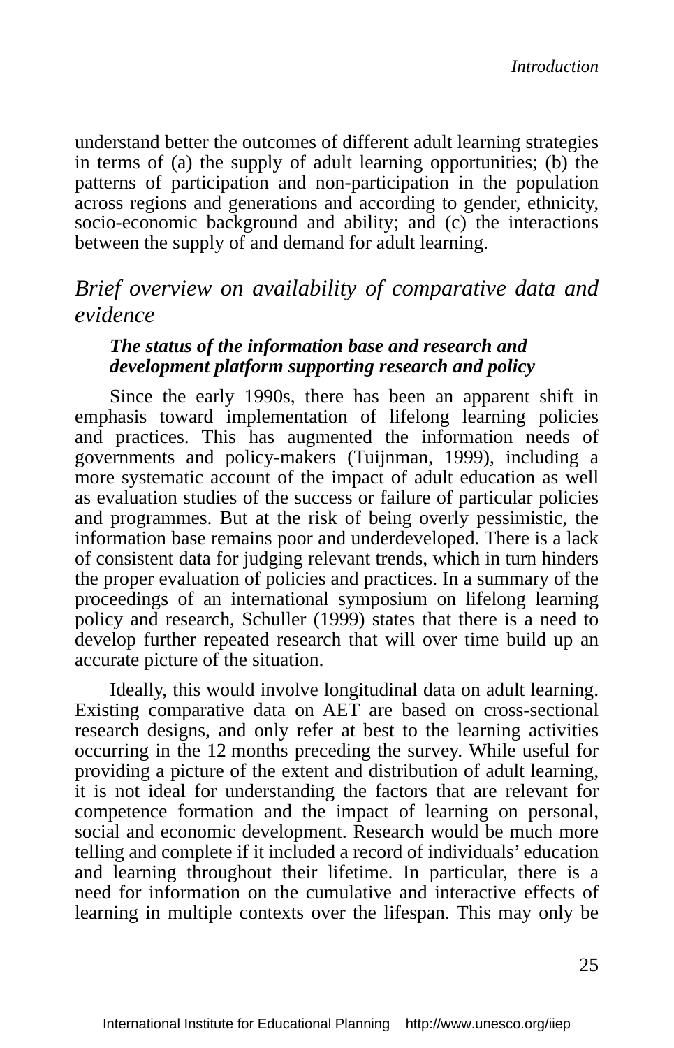understand better the outcomes of different adult learning strategies in terms of (a) the supply of adult learning opportunities; (b) the patterns of participation and non-participation in the population across regions and generations and according to gender, ethnicity, socio-economic background and ability; and (c) the interactions between the supply of and demand for adult learning.

## *Brief overview on availability of comparative data and evidence*

### ***The status of the information base and research and development platform supporting research and policy***

Since the early 1990s, there has been an apparent shift in emphasis toward implementation of lifelong learning policies and practices. This has augmented the information needs of governments and policy-makers (Tuijnman, 1999), including a more systematic account of the impact of adult education as well as evaluation studies of the success or failure of particular policies and programmes. But at the risk of being overly pessimistic, the information base remains poor and underdeveloped. There is a lack of consistent data for judging relevant trends, which in turn hinders the proper evaluation of policies and practices. In a summary of the proceedings of an international symposium on lifelong learning policy and research, Schuller (1999) states that there is a need to develop further repeated research that will over time build up an accurate picture of the situation.

Ideally, this would involve longitudinal data on adult learning. Existing comparative data on AET are based on cross-sectional research designs, and only refer at best to the learning activities occurring in the 12 months preceding the survey. While useful for providing a picture of the extent and distribution of adult learning, it is not ideal for understanding the factors that are relevant for competence formation and the impact of learning on personal, social and economic development. Research would be much more telling and complete if it included a record of individuals' education and learning throughout their lifetime. In particular, there is a need for information on the cumulative and interactive effects of learning in multiple contexts over the lifespan. This may only be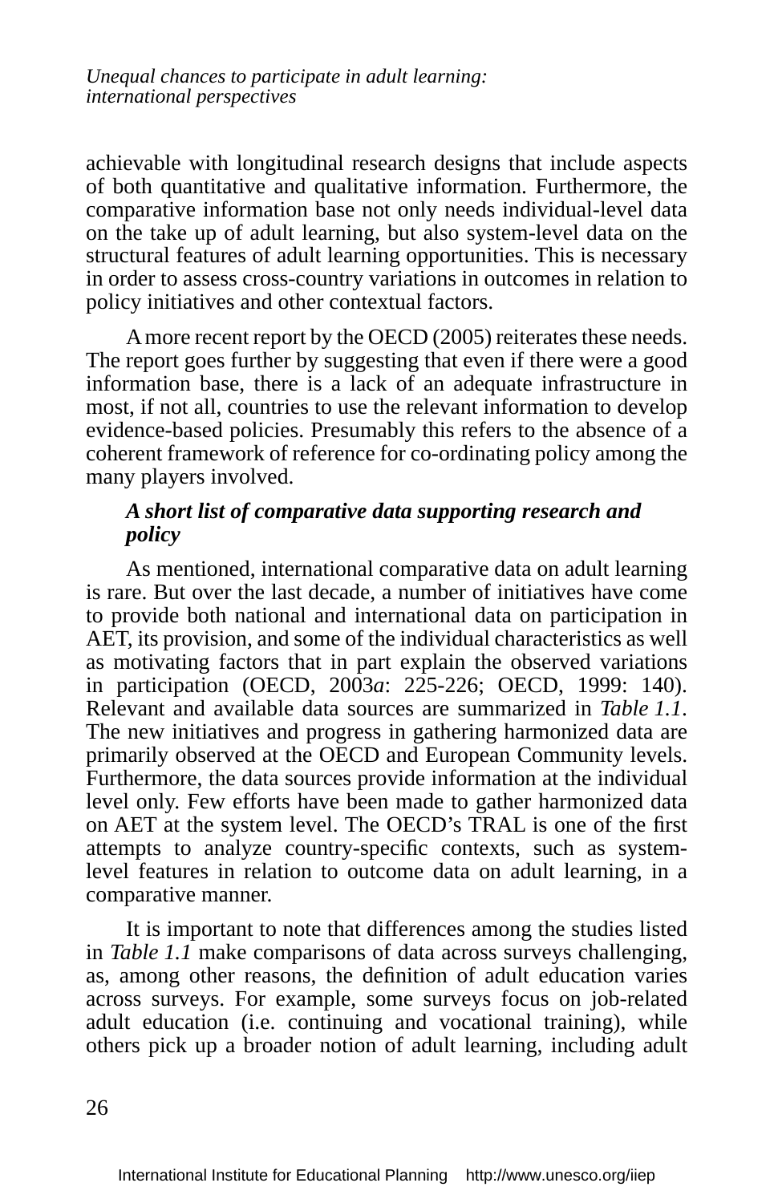achievable with longitudinal research designs that include aspects of both quantitative and qualitative information. Furthermore, the comparative information base not only needs individual-level data on the take up of adult learning, but also system-level data on the structural features of adult learning opportunities. This is necessary in order to assess cross-country variations in outcomes in relation to policy initiatives and other contextual factors.

A more recent report by the OECD (2005) reiterates these needs. The report goes further by suggesting that even if there were a good information base, there is a lack of an adequate infrastructure in most, if not all, countries to use the relevant information to develop evidence-based policies. Presumably this refers to the absence of a coherent framework of reference for co-ordinating policy among the many players involved.

***A short list of comparative data supporting research and policy***

As mentioned, international comparative data on adult learning is rare. But over the last decade, a number of initiatives have come to provide both national and international data on participation in AET, its provision, and some of the individual characteristics as well as motivating factors that in part explain the observed variations in participation (OECD, 2003*a*: 225-226; OECD, 1999: 140). Relevant and available data sources are summarized in *Table 1.1*. The new initiatives and progress in gathering harmonized data are primarily observed at the OECD and European Community levels. Furthermore, the data sources provide information at the individual level only. Few efforts have been made to gather harmonized data on AET at the system level. The OECD's TRAL is one of the first attempts to analyze country-specific contexts, such as system-level features in relation to outcome data on adult learning, in a comparative manner.

It is important to note that differences among the studies listed in *Table 1.1* make comparisons of data across surveys challenging, as, among other reasons, the definition of adult education varies across surveys. For example, some surveys focus on job-related adult education (i.e. continuing and vocational training), while others pick up a broader notion of adult learning, including adult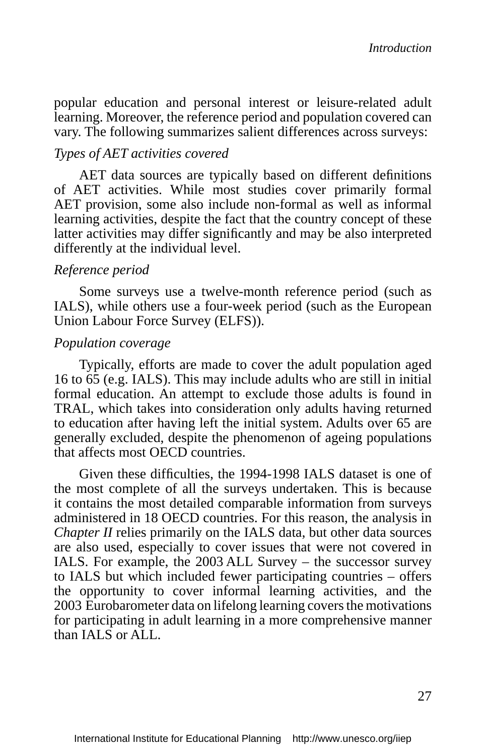popular education and personal interest or leisure-related adult learning. Moreover, the reference period and population covered can vary. The following summarizes salient differences across surveys:

*Types of AET activities covered*

AET data sources are typically based on different definitions of AET activities. While most studies cover primarily formal AET provision, some also include non-formal as well as informal learning activities, despite the fact that the country concept of these latter activities may differ significantly and may be also interpreted differently at the individual level.

*Reference period*

Some surveys use a twelve-month reference period (such as IALS), while others use a four-week period (such as the European Union Labour Force Survey (ELFS)).

*Population coverage*

Typically, efforts are made to cover the adult population aged 16 to 65 (e.g. IALS). This may include adults who are still in initial formal education. An attempt to exclude those adults is found in TRAL, which takes into consideration only adults having returned to education after having left the initial system. Adults over 65 are generally excluded, despite the phenomenon of ageing populations that affects most OECD countries.

Given these difficulties, the 1994-1998 IALS dataset is one of the most complete of all the surveys undertaken. This is because it contains the most detailed comparable information from surveys administered in 18 OECD countries. For this reason, the analysis in *Chapter II* relies primarily on the IALS data, but other data sources are also used, especially to cover issues that were not covered in IALS. For example, the 2003 ALL Survey – the successor survey to IALS but which included fewer participating countries – offers the opportunity to cover informal learning activities, and the 2003 Eurobarometer data on lifelong learning covers the motivations for participating in adult learning in a more comprehensive manner than IALS or ALL.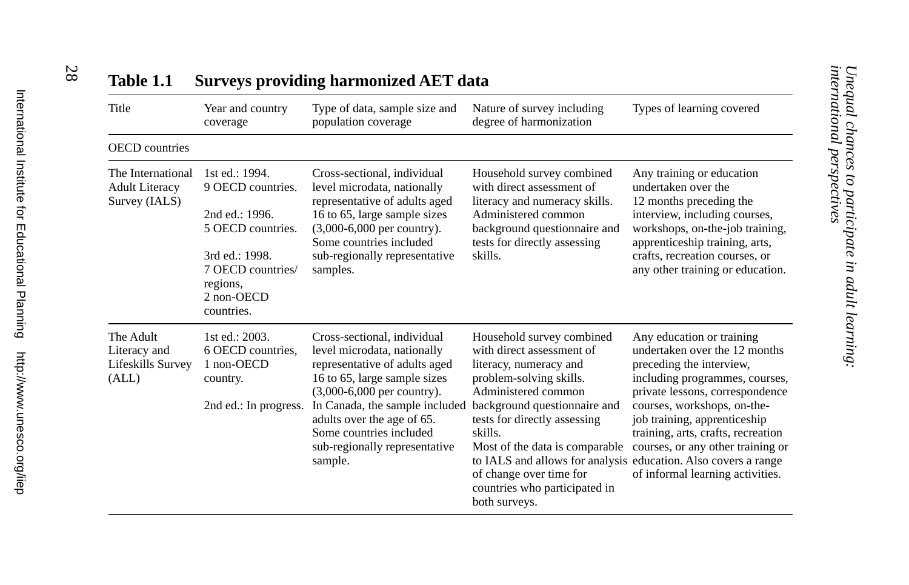**Table 1.1 Surveys providing harmonized AET data**

| Title | Year and country coverage | Type of data, sample size and population coverage | Nature of survey including degree of harmonization | Types of learning covered |
|---|---|---|---|---|
| OECD countries | | | | |
| The International Adult Literacy Survey (IALS) | 1st ed.: 1994. 9 OECD countries.<br><br>2nd ed.: 1996. 5 OECD countries.<br><br>3rd ed.: 1998. 7 OECD countries/ regions, 2 non-OECD countries. | Cross-sectional, individual level microdata, nationally representative of adults aged 16 to 65, large sample sizes (3,000-6,000 per country). Some countries included sub-regionally representative samples. | Household survey combined with direct assessment of literacy and numeracy skills. Administered common background questionnaire and tests for directly assessing skills. | Any training or education undertaken over the 12 months preceding the interview, including courses, workshops, on-the-job training, apprenticeship training, arts, crafts, recreation courses, or any other training or education. |
| The Adult Literacy and Lifeskills Survey (ALL) | 1st ed.: 2003. 6 OECD countries, 1 non-OECD country.<br><br>2nd ed.: In progress. | Cross-sectional, individual level microdata, nationally representative of adults aged 16 to 65, large sample sizes (3,000-6,000 per country). In Canada, the sample included adults over the age of 65. Some countries included sub-regionally representative sample. | Household survey combined with direct assessment of literacy, numeracy and problem-solving skills. Administered common background questionnaire and tests for directly assessing skills. Most of the data is comparable to IALS and allows for analysis of change over time for countries who participated in both surveys. | Any education or training undertaken over the 12 months preceding the interview, including programmes, courses, private lessons, correspondence courses, workshops, on-the-job training, apprenticeship training, arts, crafts, recreation courses, or any other training or education. Also covers a range of informal learning activities. |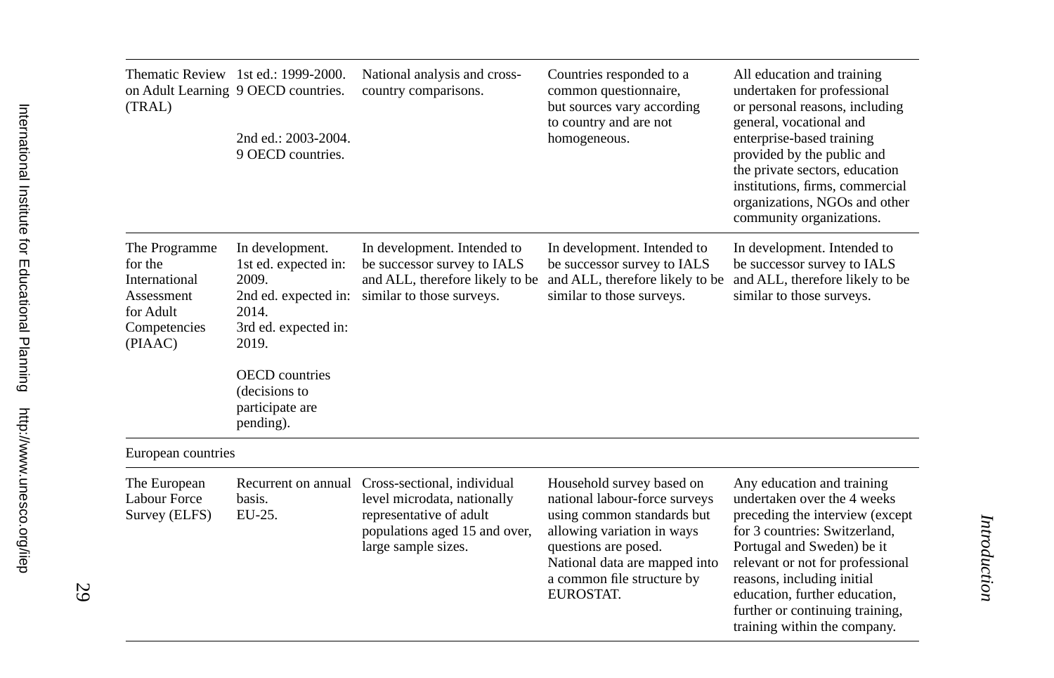| | | | | |
|---|---|---|---|---|
| Thematic Review on Adult Learning (TRAL) | 1st ed.: 1999-2000. 9 OECD countries.<br><br>2nd ed.: 2003-2004. 9 OECD countries. | National analysis and cross-country comparisons. | Countries responded to a common questionnaire, but sources vary according to country and are not homogeneous. | All education and training undertaken for professional or personal reasons, including general, vocational and enterprise-based training provided by the public and the private sectors, education institutions, firms, commercial organizations, NGOs and other community organizations. |
| The Programme for the International Assessment for Adult Competencies (PIAAC) | In development. 1st ed. expected in: 2009. 2nd ed. expected in: 2014. 3rd ed. expected in: 2019.<br><br>OECD countries (decisions to participate are pending). | In development. Intended to be successor survey to IALS and ALL, therefore likely to be similar to those surveys. | In development. Intended to be successor survey to IALS and ALL, therefore likely to be similar to those surveys. | In development. Intended to be successor survey to IALS and ALL, therefore likely to be similar to those surveys. |
| European countries | | | | |
| The European Labour Force Survey (ELFS) | Recurrent on annual basis. EU-25. | Cross-sectional, individual level microdata, nationally representative of adult populations aged 15 and over, large sample sizes. | Household survey based on national labour-force surveys using common standards but allowing variation in ways questions are posed. National data are mapped into a common file structure by EUROSTAT. | Any education and training undertaken over the 4 weeks preceding the interview (except for 3 countries: Switzerland, Portugal and Sweden) be it relevant or not for professional reasons, including initial education, further education, further or continuing training, training within the company. |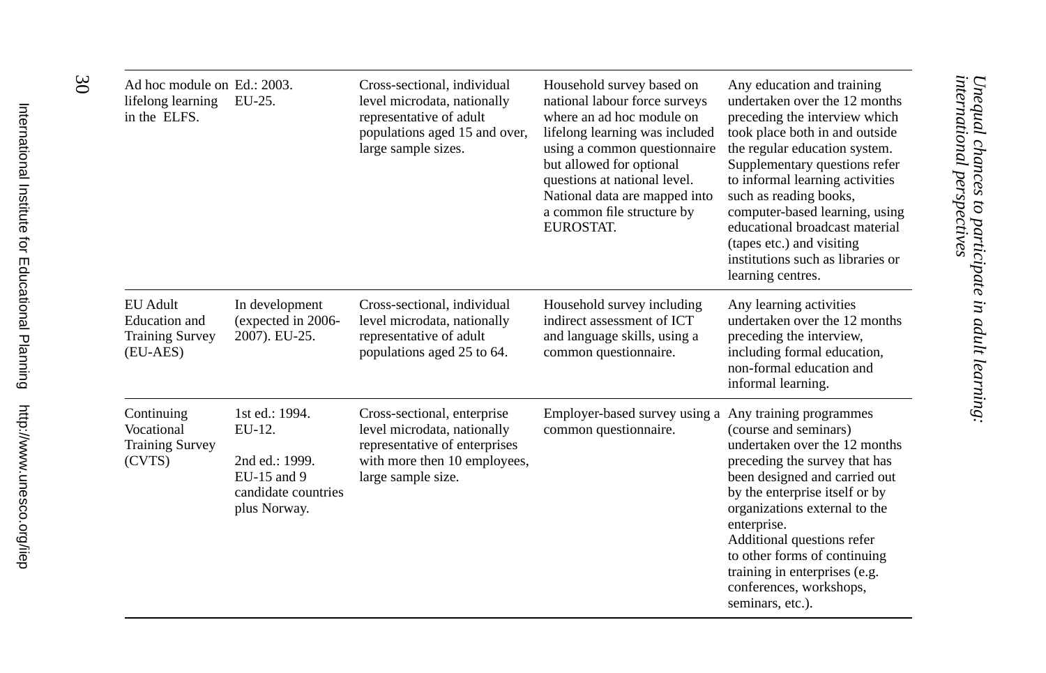| Ad hoc module on lifelong learning in the ELFS. | Ed.: 2003. EU-25. | Cross-sectional, individual level microdata, nationally representative of adult populations aged 15 and over, large sample sizes. | Household survey based on national labour force surveys where an ad hoc module on lifelong learning was included using a common questionnaire but allowed for optional questions at national level. National data are mapped into a common file structure by EUROSTAT. | Any education and training undertaken over the 12 months preceding the interview which took place both in and outside the regular education system. Supplementary questions refer to informal learning activities such as reading books, computer-based learning, using educational broadcast material (tapes etc.) and visiting institutions such as libraries or learning centres. |
|---|---|---|---|---|
| EU Adult Education and Training Survey (EU-AES) | In development (expected in 2006-2007). EU-25. | Cross-sectional, individual level microdata, nationally representative of adult populations aged 25 to 64. | Household survey including indirect assessment of ICT and language skills, using a common questionnaire. | Any learning activities undertaken over the 12 months preceding the interview, including formal education, non-formal education and informal learning. |
| Continuing Vocational Training Survey (CVTS) | 1st ed.: 1994. EU-12.<br><br>2nd ed.: 1999. EU-15 and 9 candidate countries plus Norway. | Cross-sectional, enterprise level microdata, nationally representative of enterprises with more then 10 employees, large sample size. | Employer-based survey using a common questionnaire. | Any training programmes (course and seminars) undertaken over the 12 months preceding the survey that has been designed and carried out by the enterprise itself or by organizations external to the enterprise.<br>Additional questions refer to other forms of continuing training in enterprises (e.g. conferences, workshops, seminars, etc.). |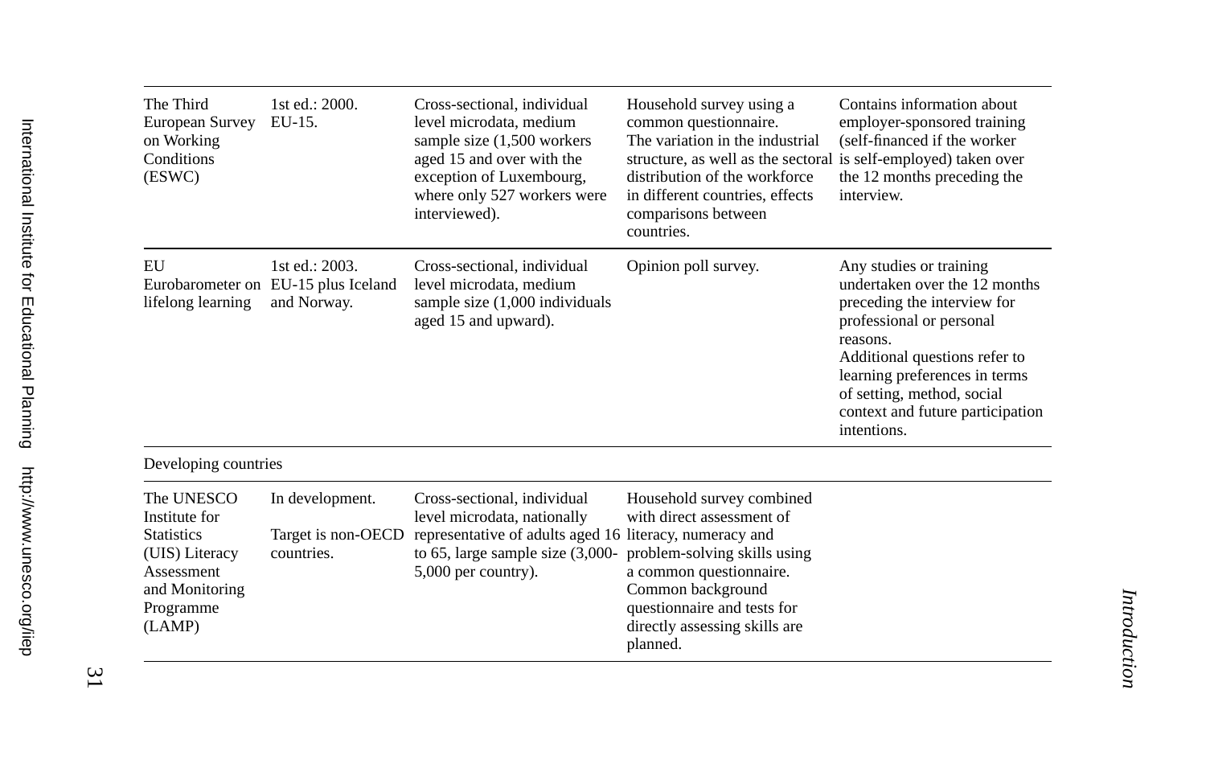| | | | | |
|---|---|---|---|---|
| The Third European Survey on Working Conditions (ESWC) | 1st ed.: 2000. EU-15. | Cross-sectional, individual level microdata, medium sample size (1,500 workers aged 15 and over with the exception of Luxembourg, where only 527 workers were interviewed). | Household survey using a common questionnaire. The variation in the industrial structure, as well as the sectoral distribution of the workforce in different countries, effects comparisons between countries. | Contains information about employer-sponsored training (self-financed if the worker is self-employed) taken over the 12 months preceding the interview. |
| EU Eurobarometer on lifelong learning | 1st ed.: 2003. EU-15 plus Iceland and Norway. | Cross-sectional, individual level microdata, medium sample size (1,000 individuals aged 15 and upward). | Opinion poll survey. | Any studies or training undertaken over the 12 months preceding the interview for professional or personal reasons. Additional questions refer to learning preferences in terms of setting, method, social context and future participation intentions. |
| Developing countries | | | | |
| The UNESCO Institute for Statistics (UIS) Literacy Assessment and Monitoring Programme (LAMP) | In development. Target is non-OECD countries. | Cross-sectional, individual level microdata, nationally representative of adults aged 16 to 65, large sample size (3,000-5,000 per country). | Household survey combined with direct assessment of literacy, numeracy and problem-solving skills using a common questionnaire. Common background questionnaire and tests for directly assessing skills are planned. | |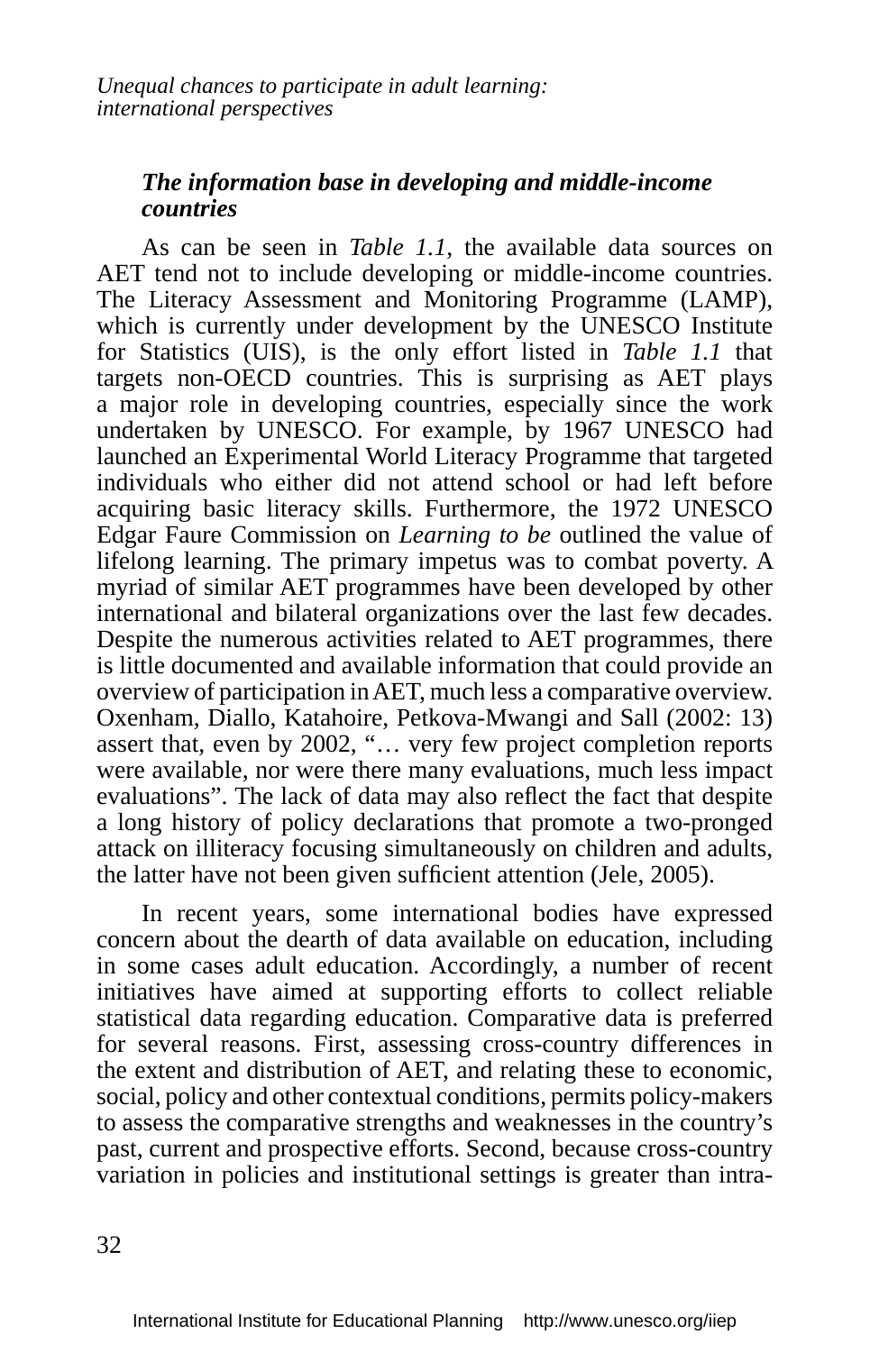### *The information base in developing and middle-income countries*

As can be seen in *Table 1.1,* the available data sources on AET tend not to include developing or middle-income countries. The Literacy Assessment and Monitoring Programme (LAMP), which is currently under development by the UNESCO Institute for Statistics (UIS), is the only effort listed in *Table 1.1* that targets non-OECD countries. This is surprising as AET plays a major role in developing countries, especially since the work undertaken by UNESCO. For example, by 1967 UNESCO had launched an Experimental World Literacy Programme that targeted individuals who either did not attend school or had left before acquiring basic literacy skills. Furthermore, the 1972 UNESCO Edgar Faure Commission on *Learning to be* outlined the value of lifelong learning. The primary impetus was to combat poverty. A myriad of similar AET programmes have been developed by other international and bilateral organizations over the last few decades. Despite the numerous activities related to AET programmes, there is little documented and available information that could provide an overview of participation in AET, much less a comparative overview. Oxenham, Diallo, Katahoire, Petkova-Mwangi and Sall (2002: 13) assert that, even by 2002, "… very few project completion reports were available, nor were there many evaluations, much less impact evaluations". The lack of data may also reflect the fact that despite a long history of policy declarations that promote a two-pronged attack on illiteracy focusing simultaneously on children and adults, the latter have not been given sufficient attention (Jele, 2005).

In recent years, some international bodies have expressed concern about the dearth of data available on education, including in some cases adult education. Accordingly, a number of recent initiatives have aimed at supporting efforts to collect reliable statistical data regarding education. Comparative data is preferred for several reasons. First, assessing cross-country differences in the extent and distribution of AET, and relating these to economic, social, policy and other contextual conditions, permits policy-makers to assess the comparative strengths and weaknesses in the country's past, current and prospective efforts. Second, because cross-country variation in policies and institutional settings is greater than intra-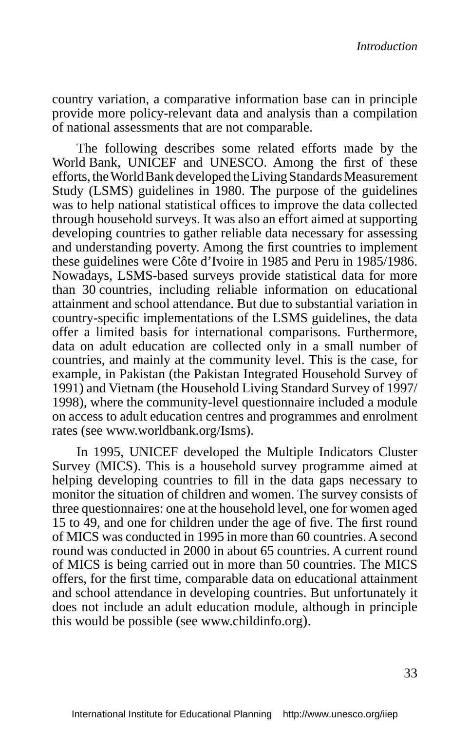country variation, a comparative information base can in principle provide more policy-relevant data and analysis than a compilation of national assessments that are not comparable.

The following describes some related efforts made by the World Bank, UNICEF and UNESCO. Among the first of these efforts, the World Bank developed the Living Standards Measurement Study (LSMS) guidelines in 1980. The purpose of the guidelines was to help national statistical offices to improve the data collected through household surveys. It was also an effort aimed at supporting developing countries to gather reliable data necessary for assessing and understanding poverty. Among the first countries to implement these guidelines were Côte d'Ivoire in 1985 and Peru in 1985/1986. Nowadays, LSMS-based surveys provide statistical data for more than 30 countries, including reliable information on educational attainment and school attendance. But due to substantial variation in country-specific implementations of the LSMS guidelines, the data offer a limited basis for international comparisons. Furthermore, data on adult education are collected only in a small number of countries, and mainly at the community level. This is the case, for example, in Pakistan (the Pakistan Integrated Household Survey of 1991) and Vietnam (the Household Living Standard Survey of 1997/1998), where the community-level questionnaire included a module on access to adult education centres and programmes and enrolment rates (see www.worldbank.org/Isms).

In 1995, UNICEF developed the Multiple Indicators Cluster Survey (MICS). This is a household survey programme aimed at helping developing countries to fill in the data gaps necessary to monitor the situation of children and women. The survey consists of three questionnaires: one at the household level, one for women aged 15 to 49, and one for children under the age of five. The first round of MICS was conducted in 1995 in more than 60 countries. A second round was conducted in 2000 in about 65 countries. A current round of MICS is being carried out in more than 50 countries. The MICS offers, for the first time, comparable data on educational attainment and school attendance in developing countries. But unfortunately it does not include an adult education module, although in principle this would be possible (see www.childinfo.org).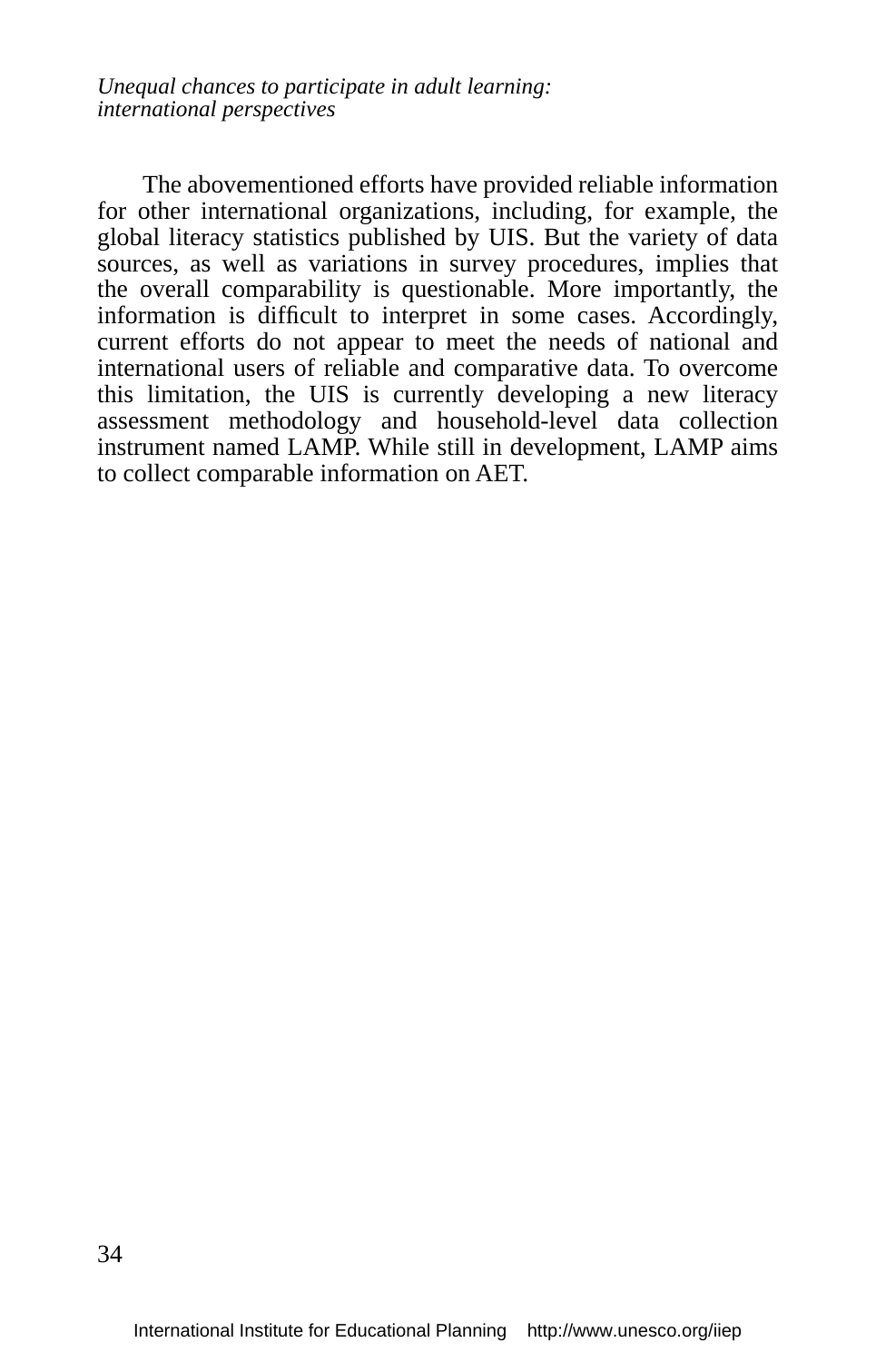The abovementioned efforts have provided reliable information for other international organizations, including, for example, the global literacy statistics published by UIS. But the variety of data sources, as well as variations in survey procedures, implies that the overall comparability is questionable. More importantly, the information is difficult to interpret in some cases. Accordingly, current efforts do not appear to meet the needs of national and international users of reliable and comparative data. To overcome this limitation, the UIS is currently developing a new literacy assessment methodology and household-level data collection instrument named LAMP. While still in development, LAMP aims to collect comparable information on AET.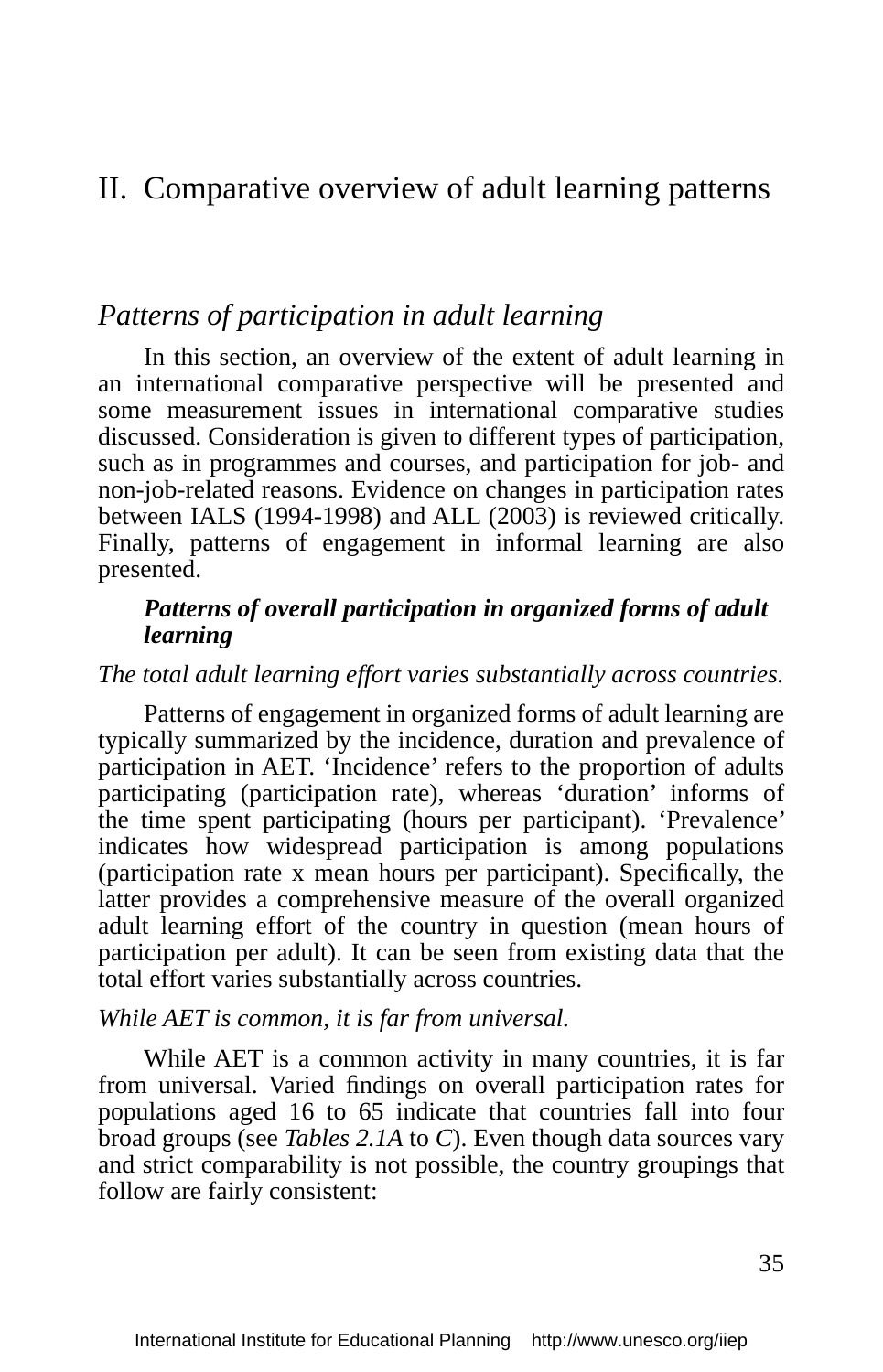# II. Comparative overview of adult learning patterns

## *Patterns of participation in adult learning*

In this section, an overview of the extent of adult learning in an international comparative perspective will be presented and some measurement issues in international comparative studies discussed. Consideration is given to different types of participation, such as in programmes and courses, and participation for job- and non-job-related reasons. Evidence on changes in participation rates between IALS (1994-1998) and ALL (2003) is reviewed critically. Finally, patterns of engagement in informal learning are also presented.

### ***Patterns of overall participation in organized forms of adult learning***

*The total adult learning effort varies substantially across countries.*

Patterns of engagement in organized forms of adult learning are typically summarized by the incidence, duration and prevalence of participation in AET. 'Incidence' refers to the proportion of adults participating (participation rate), whereas 'duration' informs of the time spent participating (hours per participant). 'Prevalence' indicates how widespread participation is among populations (participation rate x mean hours per participant). Specifically, the latter provides a comprehensive measure of the overall organized adult learning effort of the country in question (mean hours of participation per adult). It can be seen from existing data that the total effort varies substantially across countries.

*While AET is common, it is far from universal.*

While AET is a common activity in many countries, it is far from universal. Varied findings on overall participation rates for populations aged 16 to 65 indicate that countries fall into four broad groups (see *Tables 2.1A* to *C*). Even though data sources vary and strict comparability is not possible, the country groupings that follow are fairly consistent: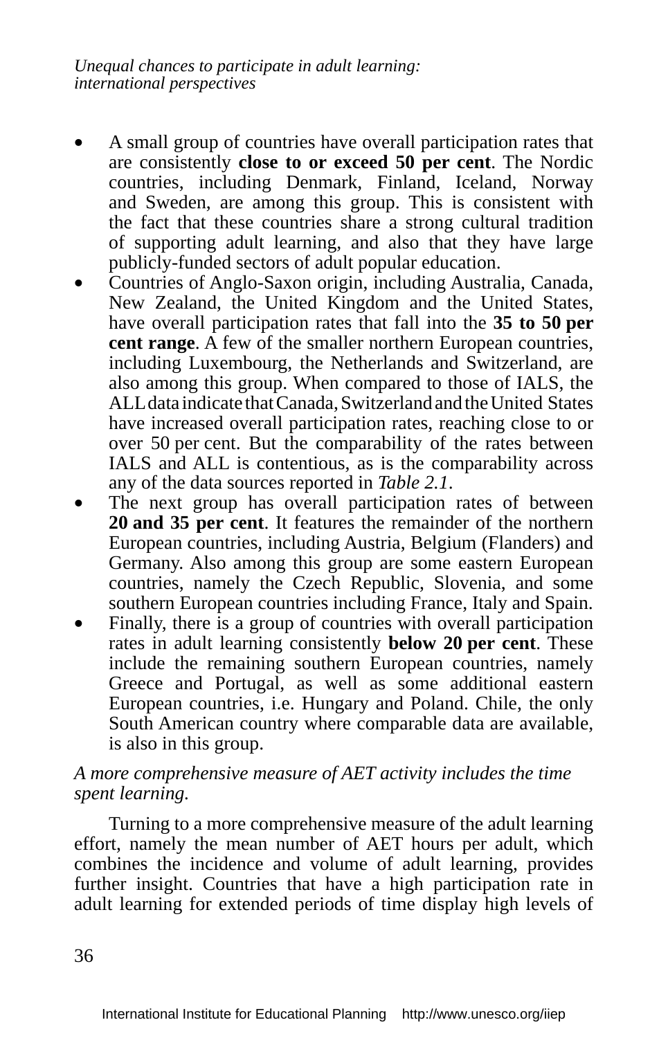- A small group of countries have overall participation rates that are consistently **close to or exceed 50 per cent**. The Nordic countries, including Denmark, Finland, Iceland, Norway and Sweden, are among this group. This is consistent with the fact that these countries share a strong cultural tradition of supporting adult learning, and also that they have large publicly-funded sectors of adult popular education.
- Countries of Anglo-Saxon origin, including Australia, Canada, New Zealand, the United Kingdom and the United States, have overall participation rates that fall into the **35 to 50 per cent range**. A few of the smaller northern European countries, including Luxembourg, the Netherlands and Switzerland, are also among this group. When compared to those of IALS, the ALL data indicate that Canada, Switzerland and the United States have increased overall participation rates, reaching close to or over 50 per cent. But the comparability of the rates between IALS and ALL is contentious, as is the comparability across any of the data sources reported in *Table 2.1*.
- The next group has overall participation rates of between **20 and 35 per cent**. It features the remainder of the northern European countries, including Austria, Belgium (Flanders) and Germany. Also among this group are some eastern European countries, namely the Czech Republic, Slovenia, and some southern European countries including France, Italy and Spain.
- Finally, there is a group of countries with overall participation rates in adult learning consistently **below 20 per cent**. These include the remaining southern European countries, namely Greece and Portugal, as well as some additional eastern European countries, i.e. Hungary and Poland. Chile, the only South American country where comparable data are available, is also in this group.

*A more comprehensive measure of AET activity includes the time spent learning.*

Turning to a more comprehensive measure of the adult learning effort, namely the mean number of AET hours per adult, which combines the incidence and volume of adult learning, provides further insight. Countries that have a high participation rate in adult learning for extended periods of time display high levels of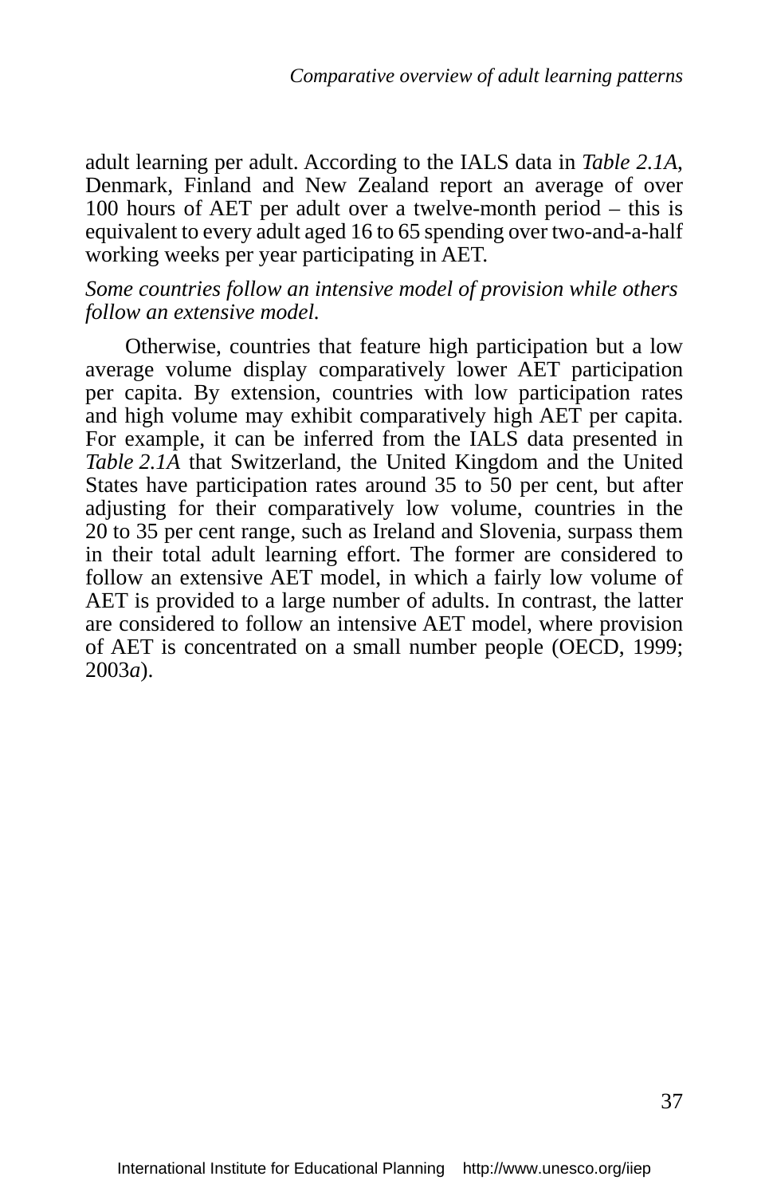adult learning per adult. According to the IALS data in *Table 2.1A*, Denmark, Finland and New Zealand report an average of over 100 hours of AET per adult over a twelve-month period – this is equivalent to every adult aged 16 to 65 spending over two-and-a-half working weeks per year participating in AET.

*Some countries follow an intensive model of provision while others follow an extensive model.*

Otherwise, countries that feature high participation but a low average volume display comparatively lower AET participation per capita. By extension, countries with low participation rates and high volume may exhibit comparatively high AET per capita. For example, it can be inferred from the IALS data presented in *Table 2.1A* that Switzerland, the United Kingdom and the United States have participation rates around 35 to 50 per cent, but after adjusting for their comparatively low volume, countries in the 20 to 35 per cent range, such as Ireland and Slovenia, surpass them in their total adult learning effort. The former are considered to follow an extensive AET model, in which a fairly low volume of AET is provided to a large number of adults. In contrast, the latter are considered to follow an intensive AET model, where provision of AET is concentrated on a small number people (OECD, 1999; 2003*a*).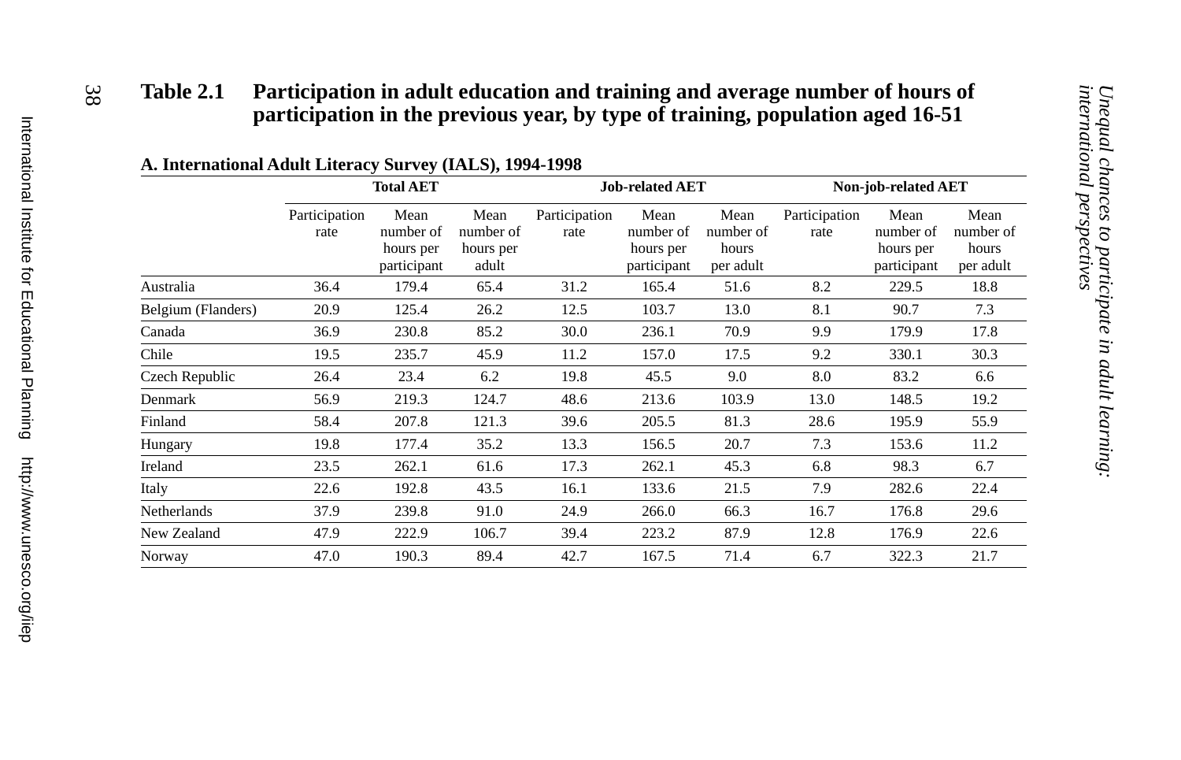**Table 2.1 Participation in adult education and training and average number of hours of participation in the previous year, by type of training, population aged 16-51**

**A. International Adult Literacy Survey (IALS), 1994-1998**

| | Total AET | | | Job-related AET | | | Non-job-related AET | | |
|---|---|---|---|---|---|---|---|---|---|
| | Participation rate | Mean number of hours per participant | Mean number of hours per adult | Participation rate | Mean number of hours per participant | Mean number of hours per adult | Participation rate | Mean number of hours per participant | Mean number of hours per adult |
| Australia | 36.4 | 179.4 | 65.4 | 31.2 | 165.4 | 51.6 | 8.2 | 229.5 | 18.8 |
| Belgium (Flanders) | 20.9 | 125.4 | 26.2 | 12.5 | 103.7 | 13.0 | 8.1 | 90.7 | 7.3 |
| Canada | 36.9 | 230.8 | 85.2 | 30.0 | 236.1 | 70.9 | 9.9 | 179.9 | 17.8 |
| Chile | 19.5 | 235.7 | 45.9 | 11.2 | 157.0 | 17.5 | 9.2 | 330.1 | 30.3 |
| Czech Republic | 26.4 | 23.4 | 6.2 | 19.8 | 45.5 | 9.0 | 8.0 | 83.2 | 6.6 |
| Denmark | 56.9 | 219.3 | 124.7 | 48.6 | 213.6 | 103.9 | 13.0 | 148.5 | 19.2 |
| Finland | 58.4 | 207.8 | 121.3 | 39.6 | 205.5 | 81.3 | 28.6 | 195.9 | 55.9 |
| Hungary | 19.8 | 177.4 | 35.2 | 13.3 | 156.5 | 20.7 | 7.3 | 153.6 | 11.2 |
| Ireland | 23.5 | 262.1 | 61.6 | 17.3 | 262.1 | 45.3 | 6.8 | 98.3 | 6.7 |
| Italy | 22.6 | 192.8 | 43.5 | 16.1 | 133.6 | 21.5 | 7.9 | 282.6 | 22.4 |
| Netherlands | 37.9 | 239.8 | 91.0 | 24.9 | 266.0 | 66.3 | 16.7 | 176.8 | 29.6 |
| New Zealand | 47.9 | 222.9 | 106.7 | 39.4 | 223.2 | 87.9 | 12.8 | 176.9 | 22.6 |
| Norway | 47.0 | 190.3 | 89.4 | 42.7 | 167.5 | 71.4 | 6.7 | 322.3 | 21.7 |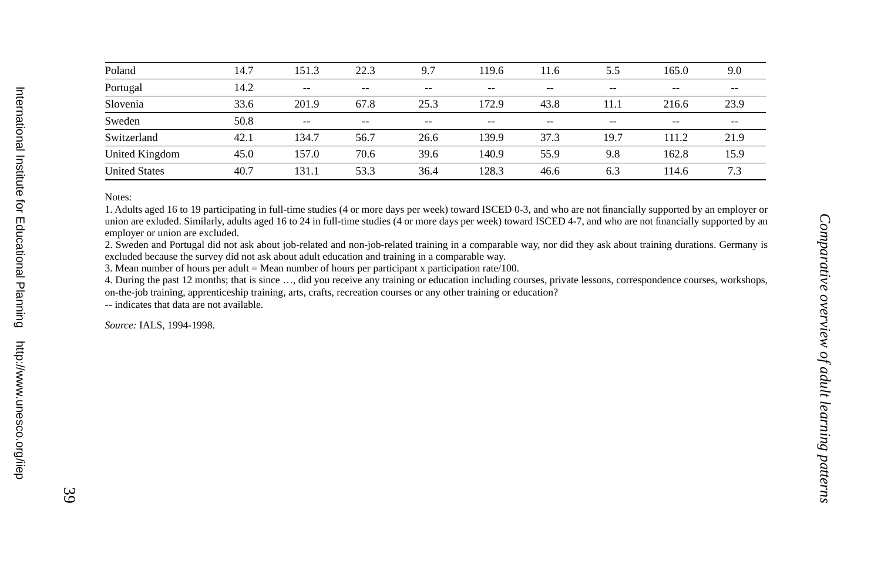| | | | | | | | | | |
|---|---|---|---|---|---|---|---|---|---|
| Poland | 14.7 | 151.3 | 22.3 | 9.7 | 119.6 | 11.6 | 5.5 | 165.0 | 9.0 |
| Portugal | 14.2 | -- | -- | -- | -- | -- | -- | -- | -- |
| Slovenia | 33.6 | 201.9 | 67.8 | 25.3 | 172.9 | 43.8 | 11.1 | 216.6 | 23.9 |
| Sweden | 50.8 | -- | -- | -- | -- | -- | -- | -- | -- |
| Switzerland | 42.1 | 134.7 | 56.7 | 26.6 | 139.9 | 37.3 | 19.7 | 111.2 | 21.9 |
| United Kingdom | 45.0 | 157.0 | 70.6 | 39.6 | 140.9 | 55.9 | 9.8 | 162.8 | 15.9 |
| United States | 40.7 | 131.1 | 53.3 | 36.4 | 128.3 | 46.6 | 6.3 | 114.6 | 7.3 |

Notes:

1. Adults aged 16 to 19 participating in full-time studies (4 or more days per week) toward ISCED 0-3, and who are not financially supported by an employer or union are exluded. Similarly, adults aged 16 to 24 in full-time studies (4 or more days per week) toward ISCED 4-7, and who are not financially supported by an employer or union are excluded.
2. Sweden and Portugal did not ask about job-related and non-job-related training in a comparable way, nor did they ask about training durations. Germany is excluded because the survey did not ask about adult education and training in a comparable way.
3. Mean number of hours per adult = Mean number of hours per participant x participation rate/100.
4. During the past 12 months; that is since …, did you receive any training or education including courses, private lessons, correspondence courses, workshops, on-the-job training, apprenticeship training, arts, crafts, recreation courses or any other training or education?

-- indicates that data are not available.

*Source:* IALS, 1994-1998.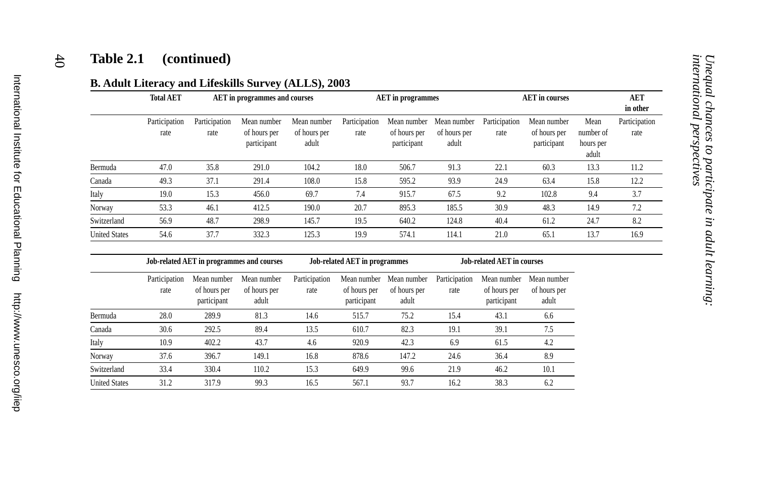## Table 2.1 (continued)

### B. Adult Literacy and Lifeskills Survey (ALLS), 2003

| | Total AET | AET in programmes and courses | | | AET in programmes | | | AET in courses | | | AET in other |
|---|---|---|---|---|---|---|---|---|---|---|---|
| | Participation rate | Participation rate | Mean number of hours per participant | Mean number of hours per adult | Participation rate | Mean number of hours per participant | Mean number of hours per adult | Participation rate | Mean number of hours per participant | Mean number of hours per adult | Participation rate |
| Bermuda | 47.0 | 35.8 | 291.0 | 104.2 | 18.0 | 506.7 | 91.3 | 22.1 | 60.3 | 13.3 | 11.2 |
| Canada | 49.3 | 37.1 | 291.4 | 108.0 | 15.8 | 595.2 | 93.9 | 24.9 | 63.4 | 15.8 | 12.2 |
| Italy | 19.0 | 15.3 | 456.0 | 69.7 | 7.4 | 915.7 | 67.5 | 9.2 | 102.8 | 9.4 | 3.7 |
| Norway | 53.3 | 46.1 | 412.5 | 190.0 | 20.7 | 895.3 | 185.5 | 30.9 | 48.3 | 14.9 | 7.2 |
| Switzerland | 56.9 | 48.7 | 298.9 | 145.7 | 19.5 | 640.2 | 124.8 | 40.4 | 61.2 | 24.7 | 8.2 |
| United States | 54.6 | 37.7 | 332.3 | 125.3 | 19.9 | 574.1 | 114.1 | 21.0 | 65.1 | 13.7 | 16.9 |

| | Job-related AET in programmes and courses | | | Job-related AET in programmes | | | Job-related AET in courses | | |
|---|---|---|---|---|---|---|---|---|---|
| | Participation rate | Mean number of hours per participant | Mean number of hours per adult | Participation rate | Mean number of hours per participant | Mean number of hours per adult | Participation rate | Mean number of hours per participant | Mean number of hours per adult |
| Bermuda | 28.0 | 289.9 | 81.3 | 14.6 | 515.7 | 75.2 | 15.4 | 43.1 | 6.6 |
| Canada | 30.6 | 292.5 | 89.4 | 13.5 | 610.7 | 82.3 | 19.1 | 39.1 | 7.5 |
| Italy | 10.9 | 402.2 | 43.7 | 4.6 | 920.9 | 42.3 | 6.9 | 61.5 | 4.2 |
| Norway | 37.6 | 396.7 | 149.1 | 16.8 | 878.6 | 147.2 | 24.6 | 36.4 | 8.9 |
| Switzerland | 33.4 | 330.4 | 110.2 | 15.3 | 649.9 | 99.6 | 21.9 | 46.2 | 10.1 |
| United States | 31.2 | 317.9 | 99.3 | 16.5 | 567.1 | 93.7 | 16.2 | 38.3 | 6.2 |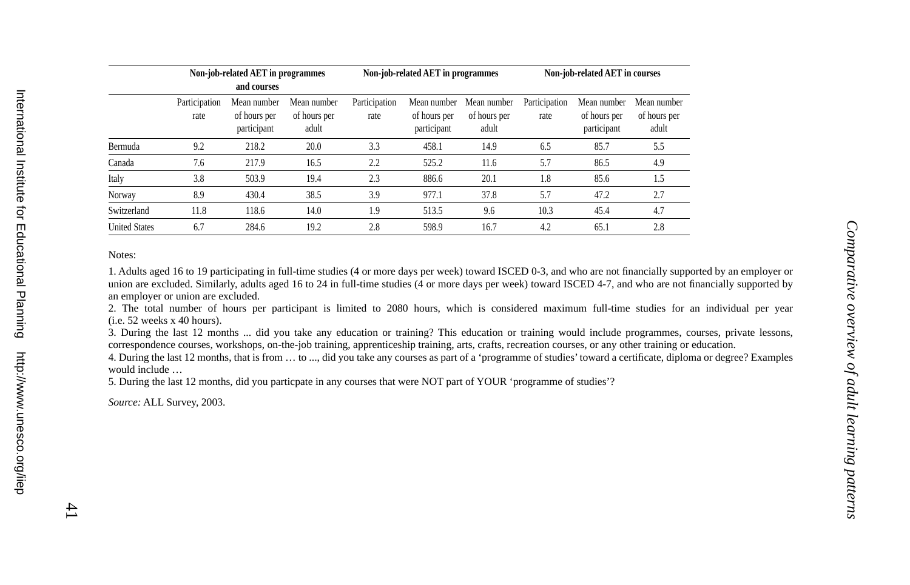| | Non-job-related AET in programmes and courses | | | Non-job-related AET in programmes | | | Non-job-related AET in courses | | |
|---|---|---|---|---|---|---|---|---|---|
| | Participation rate | Mean number of hours per participant | Mean number of hours per adult | Participation rate | Mean number of hours per participant | Mean number of hours per adult | Participation rate | Mean number of hours per participant | Mean number of hours per adult |
| Bermuda | 9.2 | 218.2 | 20.0 | 3.3 | 458.1 | 14.9 | 6.5 | 85.7 | 5.5 |
| Canada | 7.6 | 217.9 | 16.5 | 2.2 | 525.2 | 11.6 | 5.7 | 86.5 | 4.9 |
| Italy | 3.8 | 503.9 | 19.4 | 2.3 | 886.6 | 20.1 | 1.8 | 85.6 | 1.5 |
| Norway | 8.9 | 430.4 | 38.5 | 3.9 | 977.1 | 37.8 | 5.7 | 47.2 | 2.7 |
| Switzerland | 11.8 | 118.6 | 14.0 | 1.9 | 513.5 | 9.6 | 10.3 | 45.4 | 4.7 |
| United States | 6.7 | 284.6 | 19.2 | 2.8 | 598.9 | 16.7 | 4.2 | 65.1 | 2.8 |

Notes:

1. Adults aged 16 to 19 participating in full-time studies (4 or more days per week) toward ISCED 0-3, and who are not financially supported by an employer or union are excluded. Similarly, adults aged 16 to 24 in full-time studies (4 or more days per week) toward ISCED 4-7, and who are not financially supported by an employer or union are excluded.
2. The total number of hours per participant is limited to 2080 hours, which is considered maximum full-time studies for an individual per year (i.e. 52 weeks x 40 hours).
3. During the last 12 months ... did you take any education or training? This education or training would include programmes, courses, private lessons, correspondence courses, workshops, on-the-job training, apprenticeship training, arts, crafts, recreation courses, or any other training or education.
4. During the last 12 months, that is from … to ..., did you take any courses as part of a 'programme of studies' toward a certificate, diploma or degree? Examples would include …
5. During the last 12 months, did you particpate in any courses that were NOT part of YOUR 'programme of studies'?

*Source:* ALL Survey, 2003.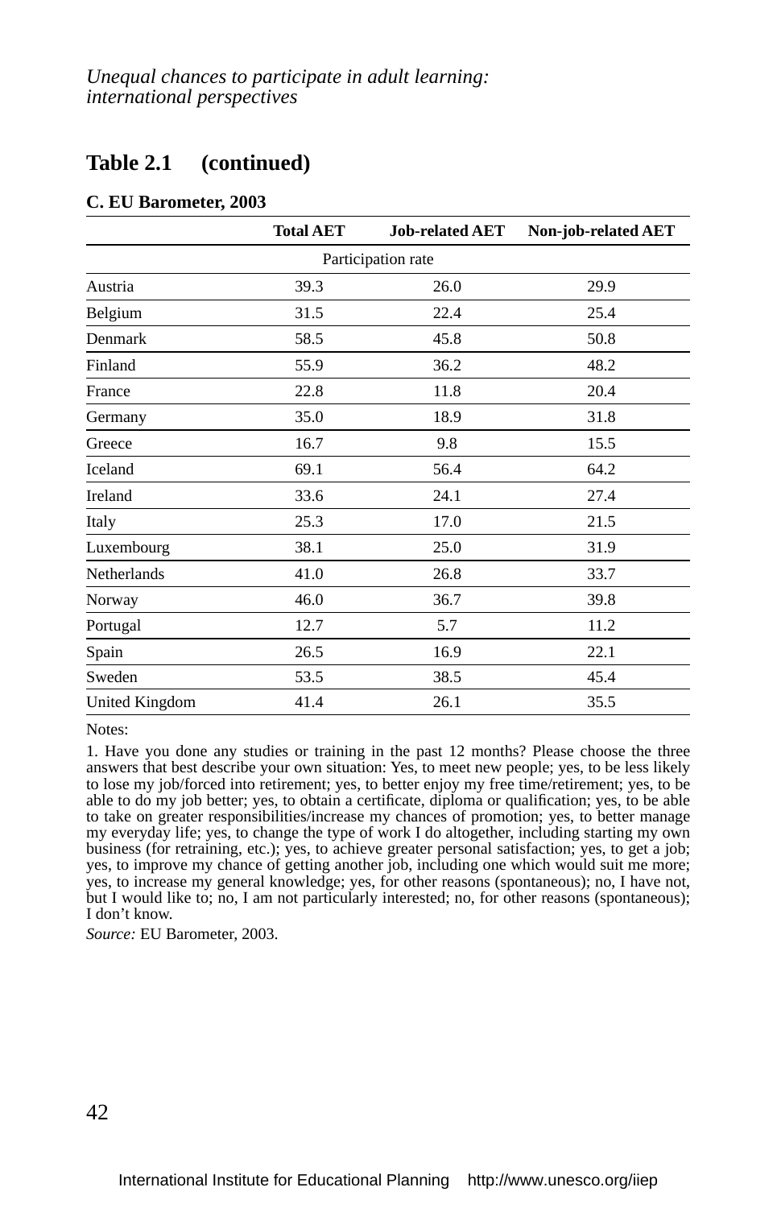## Table 2.1 (continued)

**C. EU Barometer, 2003**

| | Total AET | Job-related AET | Non-job-related AET |
|---|---|---|---|
| | Participation rate | | |
| Austria | 39.3 | 26.0 | 29.9 |
| Belgium | 31.5 | 22.4 | 25.4 |
| Denmark | 58.5 | 45.8 | 50.8 |
| Finland | 55.9 | 36.2 | 48.2 |
| France | 22.8 | 11.8 | 20.4 |
| Germany | 35.0 | 18.9 | 31.8 |
| Greece | 16.7 | 9.8 | 15.5 |
| Iceland | 69.1 | 56.4 | 64.2 |
| Ireland | 33.6 | 24.1 | 27.4 |
| Italy | 25.3 | 17.0 | 21.5 |
| Luxembourg | 38.1 | 25.0 | 31.9 |
| Netherlands | 41.0 | 26.8 | 33.7 |
| Norway | 46.0 | 36.7 | 39.8 |
| Portugal | 12.7 | 5.7 | 11.2 |
| Spain | 26.5 | 16.9 | 22.1 |
| Sweden | 53.5 | 38.5 | 45.4 |
| United Kingdom | 41.4 | 26.1 | 35.5 |

Notes:

1. Have you done any studies or training in the past 12 months? Please choose the three answers that best describe your own situation: Yes, to meet new people; yes, to be less likely to lose my job/forced into retirement; yes, to better enjoy my free time/retirement; yes, to be able to do my job better; yes, to obtain a certificate, diploma or qualification; yes, to be able to take on greater responsibilities/increase my chances of promotion; yes, to better manage my everyday life; yes, to change the type of work I do altogether, including starting my own business (for retraining, etc.); yes, to achieve greater personal satisfaction; yes, to get a job; yes, to improve my chance of getting another job, including one which would suit me more; yes, to increase my general knowledge; yes, for other reasons (spontaneous); no, I have not, but I would like to; no, I am not particularly interested; no, for other reasons (spontaneous); I don't know.

*Source:* EU Barometer, 2003.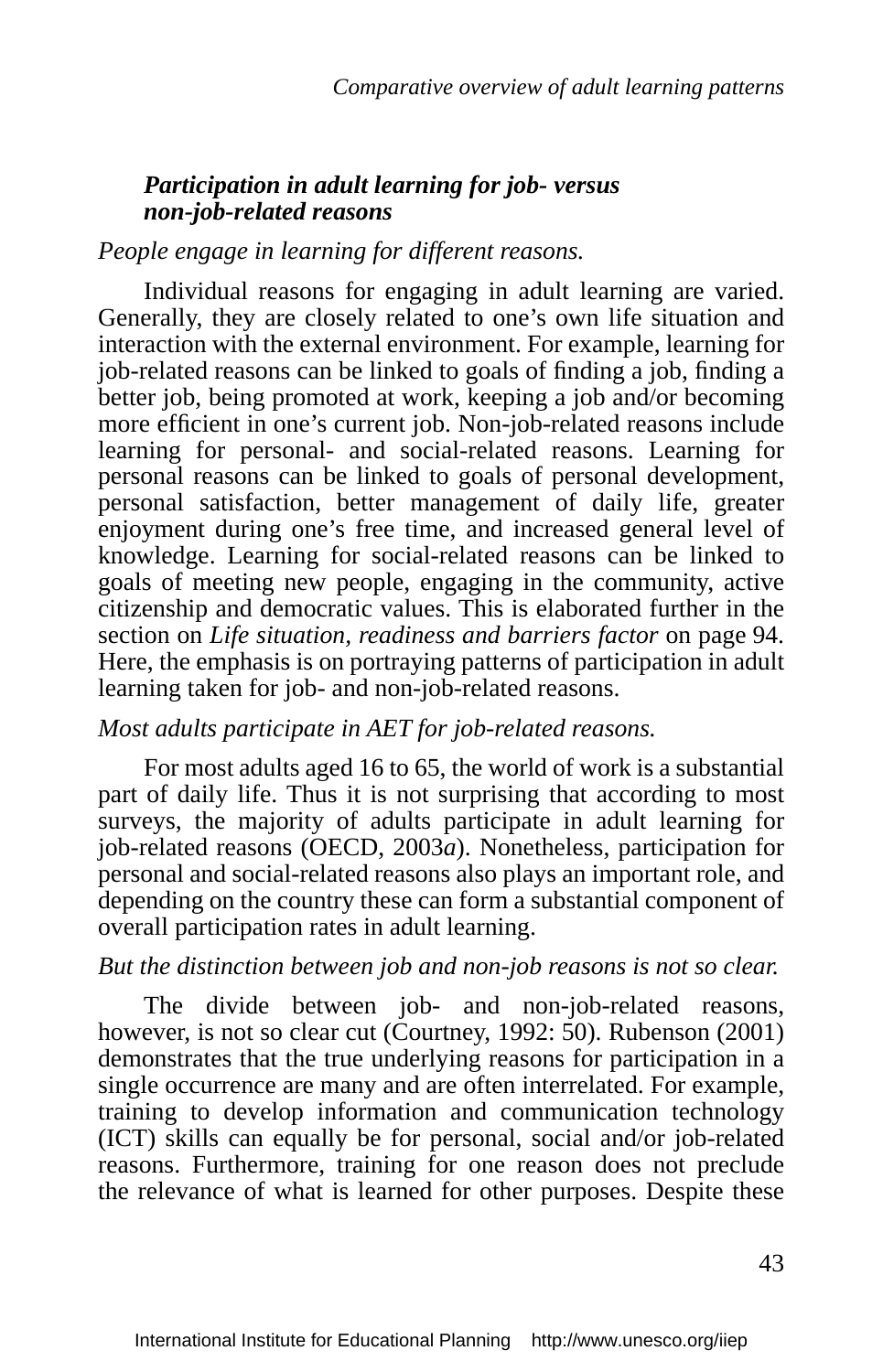### *Participation in adult learning for job- versus non-job-related reasons*

*People engage in learning for different reasons.*

Individual reasons for engaging in adult learning are varied. Generally, they are closely related to one's own life situation and interaction with the external environment. For example, learning for job-related reasons can be linked to goals of finding a job, finding a better job, being promoted at work, keeping a job and/or becoming more efficient in one's current job. Non-job-related reasons include learning for personal- and social-related reasons. Learning for personal reasons can be linked to goals of personal development, personal satisfaction, better management of daily life, greater enjoyment during one's free time, and increased general level of knowledge. Learning for social-related reasons can be linked to goals of meeting new people, engaging in the community, active citizenship and democratic values. This is elaborated further in the section on *Life situation, readiness and barriers factor* on page 94. Here, the emphasis is on portraying patterns of participation in adult learning taken for job- and non-job-related reasons.

*Most adults participate in AET for job-related reasons.*

For most adults aged 16 to 65, the world of work is a substantial part of daily life. Thus it is not surprising that according to most surveys, the majority of adults participate in adult learning for job-related reasons (OECD, 2003*a*). Nonetheless, participation for personal and social-related reasons also plays an important role, and depending on the country these can form a substantial component of overall participation rates in adult learning.

*But the distinction between job and non-job reasons is not so clear.*

The divide between job- and non-job-related reasons, however, is not so clear cut (Courtney, 1992: 50). Rubenson (2001) demonstrates that the true underlying reasons for participation in a single occurrence are many and are often interrelated. For example, training to develop information and communication technology (ICT) skills can equally be for personal, social and/or job-related reasons. Furthermore, training for one reason does not preclude the relevance of what is learned for other purposes. Despite these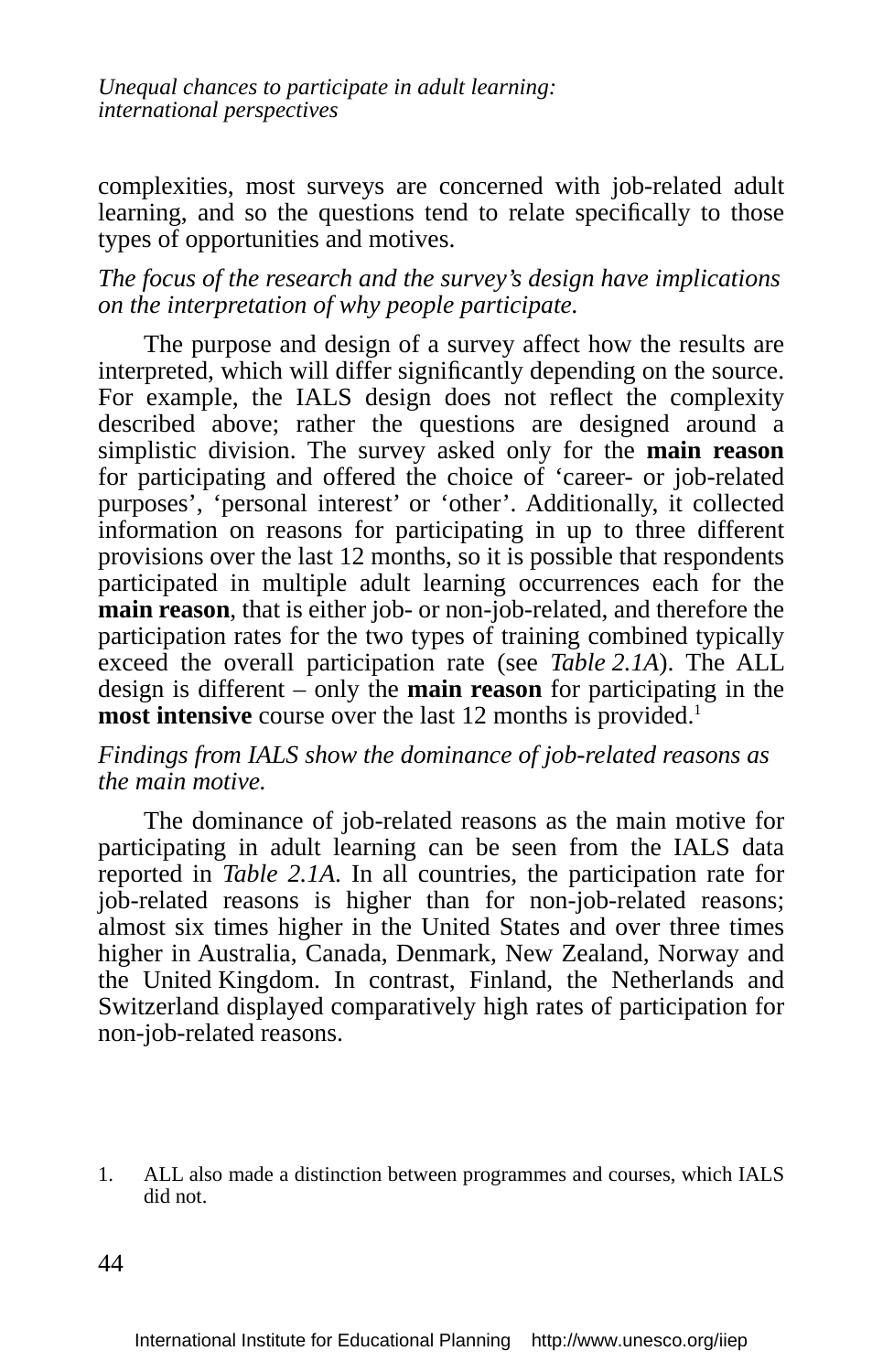complexities, most surveys are concerned with job-related adult learning, and so the questions tend to relate specifically to those types of opportunities and motives.

*The focus of the research and the survey's design have implications on the interpretation of why people participate.*

The purpose and design of a survey affect how the results are interpreted, which will differ significantly depending on the source. For example, the IALS design does not reflect the complexity described above; rather the questions are designed around a simplistic division. The survey asked only for the **main reason** for participating and offered the choice of 'career- or job-related purposes', 'personal interest' or 'other'. Additionally, it collected information on reasons for participating in up to three different provisions over the last 12 months, so it is possible that respondents participated in multiple adult learning occurrences each for the **main reason**, that is either job- or non-job-related, and therefore the participation rates for the two types of training combined typically exceed the overall participation rate (see *Table 2.1A*). The ALL design is different – only the **main reason** for participating in the **most intensive** course over the last 12 months is provided.[1]

*Findings from IALS show the dominance of job-related reasons as the main motive.*

The dominance of job-related reasons as the main motive for participating in adult learning can be seen from the IALS data reported in *Table 2.1A*. In all countries, the participation rate for job-related reasons is higher than for non-job-related reasons; almost six times higher in the United States and over three times higher in Australia, Canada, Denmark, New Zealand, Norway and the United Kingdom. In contrast, Finland, the Netherlands and Switzerland displayed comparatively high rates of participation for non-job-related reasons.

1. ALL also made a distinction between programmes and courses, which IALS did not.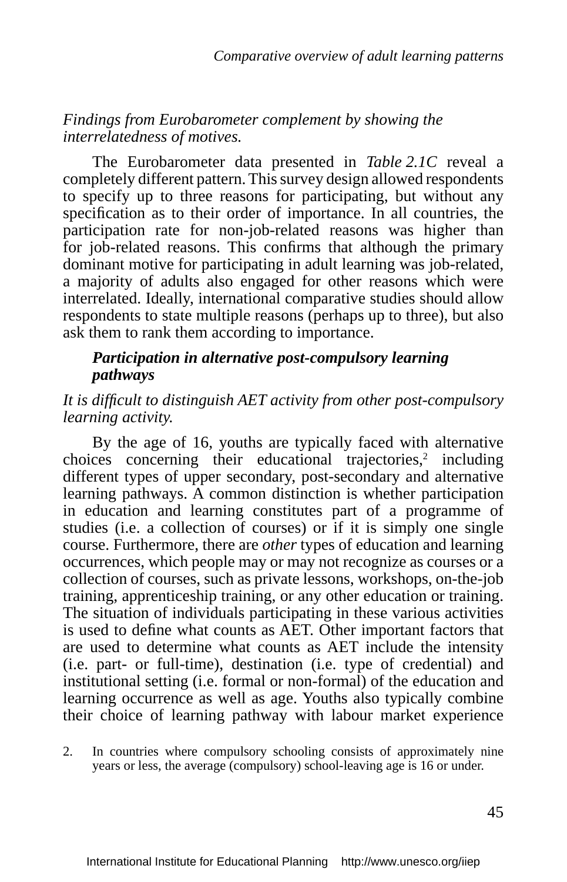*Findings from Eurobarometer complement by showing the interrelatedness of motives.*

The Eurobarometer data presented in *Table 2.1C* reveal a completely different pattern. This survey design allowed respondents to specify up to three reasons for participating, but without any specification as to their order of importance. In all countries, the participation rate for non-job-related reasons was higher than for job-related reasons. This confirms that although the primary dominant motive for participating in adult learning was job-related, a majority of adults also engaged for other reasons which were interrelated. Ideally, international comparative studies should allow respondents to state multiple reasons (perhaps up to three), but also ask them to rank them according to importance.

### *Participation in alternative post-compulsory learning pathways*

*It is difficult to distinguish AET activity from other post-compulsory learning activity.*

By the age of 16, youths are typically faced with alternative choices concerning their educational trajectories,[2] including different types of upper secondary, post-secondary and alternative learning pathways. A common distinction is whether participation in education and learning constitutes part of a programme of studies (i.e. a collection of courses) or if it is simply one single course. Furthermore, there are *other* types of education and learning occurrences, which people may or may not recognize as courses or a collection of courses, such as private lessons, workshops, on-the-job training, apprenticeship training, or any other education or training. The situation of individuals participating in these various activities is used to define what counts as AET. Other important factors that are used to determine what counts as AET include the intensity (i.e. part- or full-time), destination (i.e. type of credential) and institutional setting (i.e. formal or non-formal) of the education and learning occurrence as well as age. Youths also typically combine their choice of learning pathway with labour market experience

2. In countries where compulsory schooling consists of approximately nine years or less, the average (compulsory) school-leaving age is 16 or under.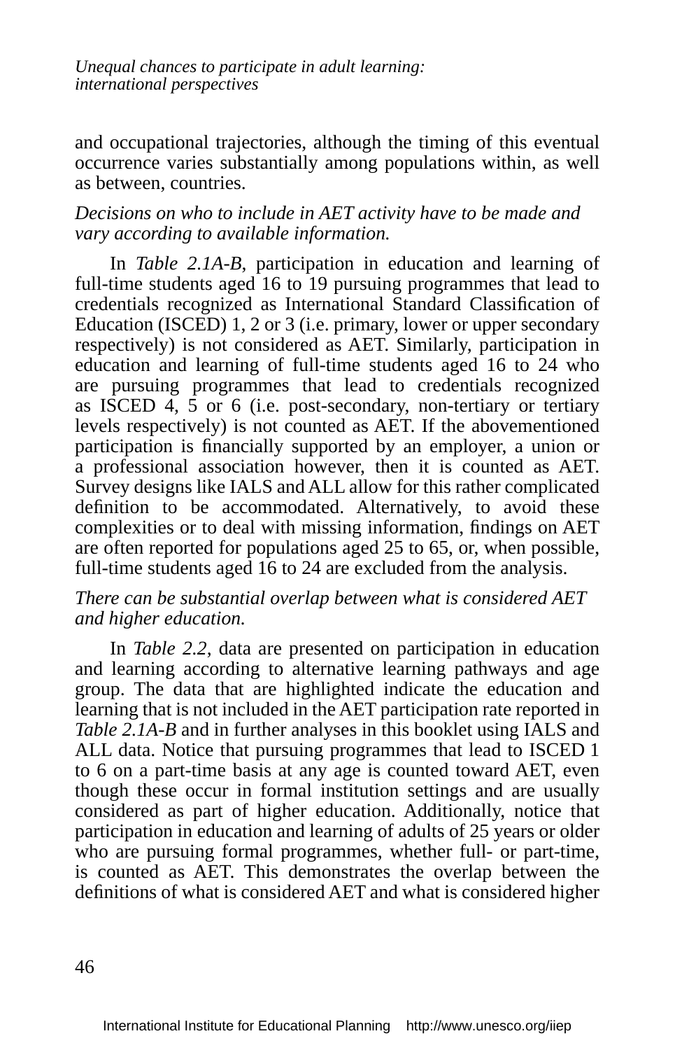and occupational trajectories, although the timing of this eventual occurrence varies substantially among populations within, as well as between, countries.

*Decisions on who to include in AET activity have to be made and vary according to available information.*

In *Table 2.1A-B*, participation in education and learning of full-time students aged 16 to 19 pursuing programmes that lead to credentials recognized as International Standard Classification of Education (ISCED) 1, 2 or 3 (i.e. primary, lower or upper secondary respectively) is not considered as AET. Similarly, participation in education and learning of full-time students aged 16 to 24 who are pursuing programmes that lead to credentials recognized as ISCED 4, 5 or 6 (i.e. post-secondary, non-tertiary or tertiary levels respectively) is not counted as AET. If the abovementioned participation is financially supported by an employer, a union or a professional association however, then it is counted as AET. Survey designs like IALS and ALL allow for this rather complicated definition to be accommodated. Alternatively, to avoid these complexities or to deal with missing information, findings on AET are often reported for populations aged 25 to 65, or, when possible, full-time students aged 16 to 24 are excluded from the analysis.

*There can be substantial overlap between what is considered AET and higher education.*

In *Table 2.2*, data are presented on participation in education and learning according to alternative learning pathways and age group. The data that are highlighted indicate the education and learning that is not included in the AET participation rate reported in *Table 2.1A-B* and in further analyses in this booklet using IALS and ALL data. Notice that pursuing programmes that lead to ISCED 1 to 6 on a part-time basis at any age is counted toward AET, even though these occur in formal institution settings and are usually considered as part of higher education. Additionally, notice that participation in education and learning of adults of 25 years or older who are pursuing formal programmes, whether full- or part-time, is counted as AET. This demonstrates the overlap between the definitions of what is considered AET and what is considered higher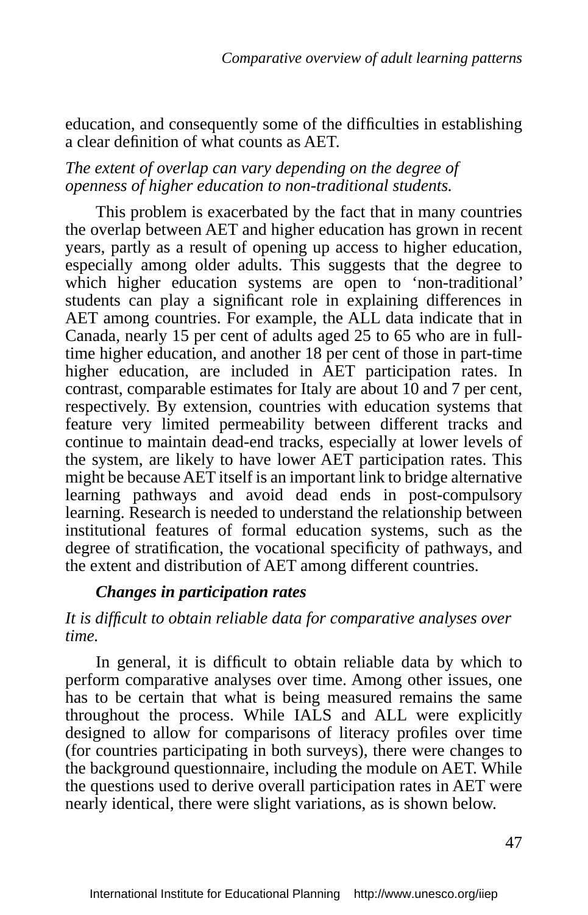education, and consequently some of the difficulties in establishing a clear definition of what counts as AET.

*The extent of overlap can vary depending on the degree of openness of higher education to non-traditional students.*

This problem is exacerbated by the fact that in many countries the overlap between AET and higher education has grown in recent years, partly as a result of opening up access to higher education, especially among older adults. This suggests that the degree to which higher education systems are open to 'non-traditional' students can play a significant role in explaining differences in AET among countries. For example, the ALL data indicate that in Canada, nearly 15 per cent of adults aged 25 to 65 who are in full-time higher education, and another 18 per cent of those in part-time higher education, are included in AET participation rates. In contrast, comparable estimates for Italy are about 10 and 7 per cent, respectively. By extension, countries with education systems that feature very limited permeability between different tracks and continue to maintain dead-end tracks, especially at lower levels of the system, are likely to have lower AET participation rates. This might be because AET itself is an important link to bridge alternative learning pathways and avoid dead ends in post-compulsory learning. Research is needed to understand the relationship between institutional features of formal education systems, such as the degree of stratification, the vocational specificity of pathways, and the extent and distribution of AET among different countries.

### *Changes in participation rates*

*It is difficult to obtain reliable data for comparative analyses over time.*

In general, it is difficult to obtain reliable data by which to perform comparative analyses over time. Among other issues, one has to be certain that what is being measured remains the same throughout the process. While IALS and ALL were explicitly designed to allow for comparisons of literacy profiles over time (for countries participating in both surveys), there were changes to the background questionnaire, including the module on AET. While the questions used to derive overall participation rates in AET were nearly identical, there were slight variations, as is shown below.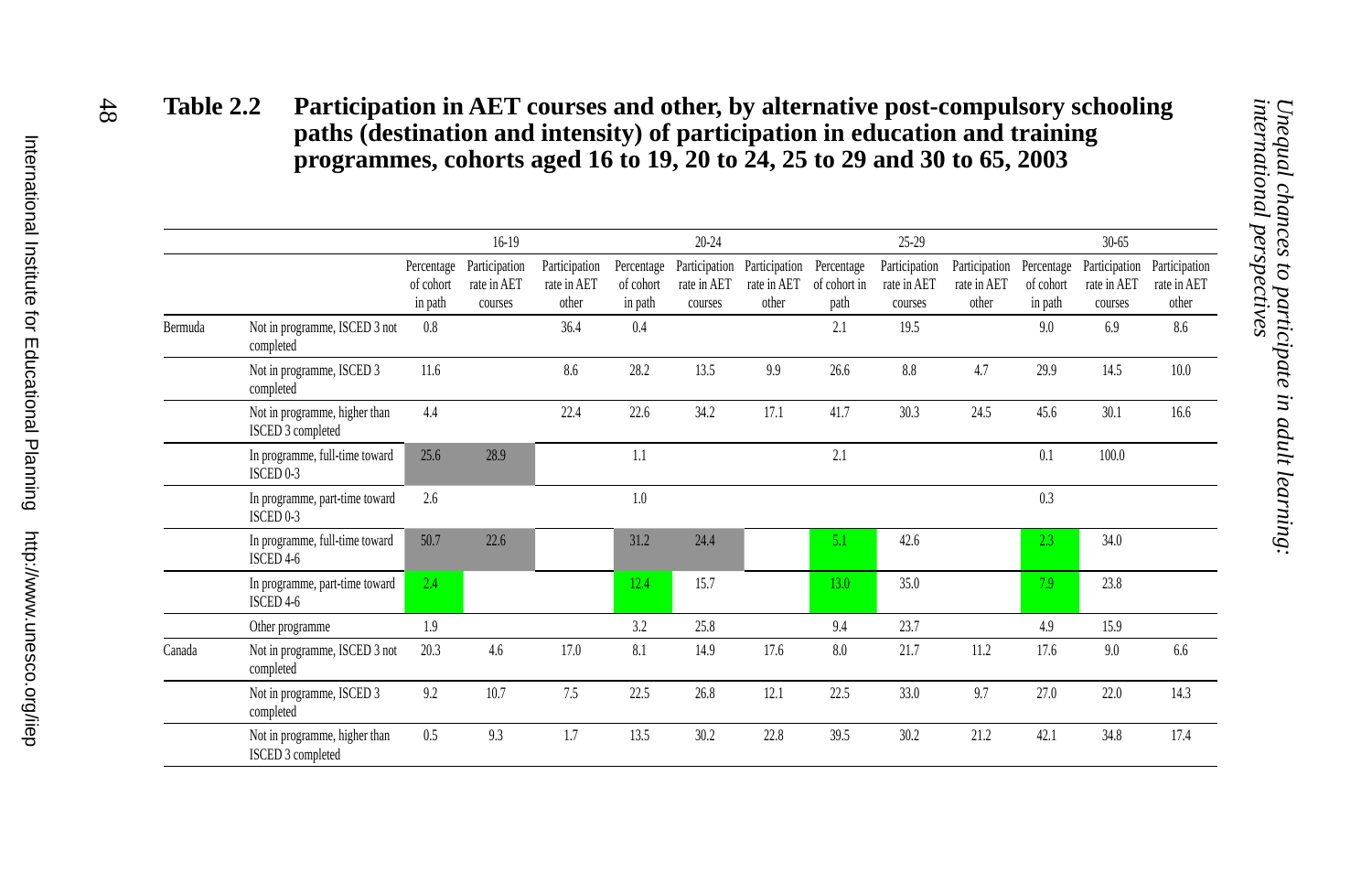**Table 2.2 Participation in AET courses and other, by alternative post-compulsory schooling paths (destination and intensity) of participation in education and training programmes, cohorts aged 16 to 19, 20 to 24, 25 to 29 and 30 to 65, 2003**

| | | 16-19 | | | 20-24 | | | 25-29 | | | 30-65 | | |
|---|---|---|---|---|---|---|---|---|---|---|---|---|---|
| | | Percentage of cohort in path | Participation rate in AET courses | Participation rate in AET other | Percentage of cohort in path | Participation rate in AET courses | Participation rate in AET other | Percentage of cohort in path | Participation rate in AET courses | Participation rate in AET other | Percentage of cohort in path | Participation rate in AET courses | Participation rate in AET other |
| Bermuda | Not in programme, ISCED 3 not completed | 0.8 | | 36.4 | 0.4 | | | 2.1 | 19.5 | | 9.0 | 6.9 | 8.6 |
| | Not in programme, ISCED 3 completed | 11.6 | | 8.6 | 28.2 | 13.5 | 9.9 | 26.6 | 8.8 | 4.7 | 29.9 | 14.5 | 10.0 |
| | Not in programme, higher than ISCED 3 completed | 4.4 | | 22.4 | 22.6 | 34.2 | 17.1 | 41.7 | 30.3 | 24.5 | 45.6 | 30.1 | 16.6 |
| | In programme, full-time toward ISCED 0-3 | 25.6 | 28.9 | | 1.1 | | | 2.1 | | | 0.1 | 100.0 | |
| | In programme, part-time toward ISCED 0-3 | 2.6 | | | 1.0 | | | | | | 0.3 | | |
| | In programme, full-time toward ISCED 4-6 | 50.7 | 22.6 | | 31.2 | 24.4 | | 5.1 | 42.6 | | 2.3 | 34.0 | |
| | In programme, part-time toward ISCED 4-6 | 2.4 | | | 12.4 | 15.7 | | 13.0 | 35.0 | | 7.9 | 23.8 | |
| | Other programme | 1.9 | | | 3.2 | 25.8 | | 9.4 | 23.7 | | 4.9 | 15.9 | |
| Canada | Not in programme, ISCED 3 not completed | 20.3 | 4.6 | 17.0 | 8.1 | 14.9 | 17.6 | 8.0 | 21.7 | 11.2 | 17.6 | 9.0 | 6.6 |
| | Not in programme, ISCED 3 completed | 9.2 | 10.7 | 7.5 | 22.5 | 26.8 | 12.1 | 22.5 | 33.0 | 9.7 | 27.0 | 22.0 | 14.3 |
| | Not in programme, higher than ISCED 3 completed | 0.5 | 9.3 | 1.7 | 13.5 | 30.2 | 22.8 | 39.5 | 30.2 | 21.2 | 42.1 | 34.8 | 17.4 |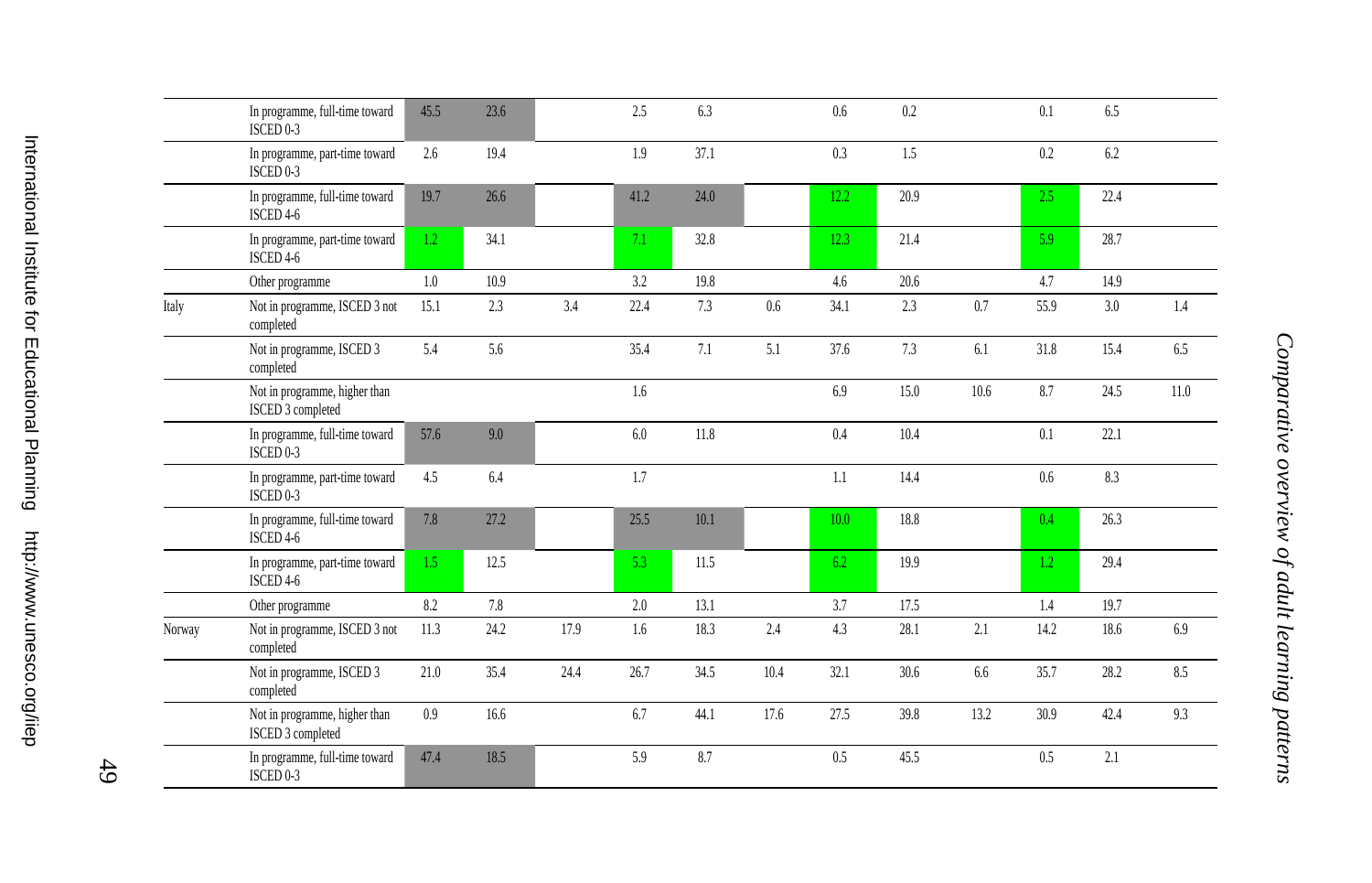| | | | | | | | | | | | | | |
|---|---|---|---|---|---|---|---|---|---|---|---|---|---|
| | In programme, full-time toward ISCED 0-3 | 45.5 | 23.6 | | 2.5 | 6.3 | | 0.6 | 0.2 | | 0.1 | 6.5 | |
| | In programme, part-time toward ISCED 0-3 | 2.6 | 19.4 | | 1.9 | 37.1 | | 0.3 | 1.5 | | 0.2 | 6.2 | |
| | In programme, full-time toward ISCED 4-6 | 19.7 | 26.6 | | 41.2 | 24.0 | | 12.2 | 20.9 | | 2.5 | 22.4 | |
| | In programme, part-time toward ISCED 4-6 | 1.2 | 34.1 | | 7.1 | 32.8 | | 12.3 | 21.4 | | 5.9 | 28.7 | |
| | Other programme | 1.0 | 10.9 | | 3.2 | 19.8 | | 4.6 | 20.6 | | 4.7 | 14.9 | |
| Italy | Not in programme, ISCED 3 not completed | 15.1 | 2.3 | 3.4 | 22.4 | 7.3 | 0.6 | 34.1 | 2.3 | 0.7 | 55.9 | 3.0 | 1.4 |
| | Not in programme, ISCED 3 completed | 5.4 | 5.6 | | 35.4 | 7.1 | 5.1 | 37.6 | 7.3 | 6.1 | 31.8 | 15.4 | 6.5 |
| | Not in programme, higher than ISCED 3 completed | | | | 1.6 | | | 6.9 | 15.0 | 10.6 | 8.7 | 24.5 | 11.0 |
| | In programme, full-time toward ISCED 0-3 | 57.6 | 9.0 | | 6.0 | 11.8 | | 0.4 | 10.4 | | 0.1 | 22.1 | |
| | In programme, part-time toward ISCED 0-3 | 4.5 | 6.4 | | 1.7 | | | 1.1 | 14.4 | | 0.6 | 8.3 | |
| | In programme, full-time toward ISCED 4-6 | 7.8 | 27.2 | | 25.5 | 10.1 | | 10.0 | 18.8 | | 0.4 | 26.3 | |
| | In programme, part-time toward ISCED 4-6 | 1.5 | 12.5 | | 5.3 | 11.5 | | 6.2 | 19.9 | | 1.2 | 29.4 | |
| | Other programme | 8.2 | 7.8 | | 2.0 | 13.1 | | 3.7 | 17.5 | | 1.4 | 19.7 | |
| Norway | Not in programme, ISCED 3 not completed | 11.3 | 24.2 | 17.9 | 1.6 | 18.3 | 2.4 | 4.3 | 28.1 | 2.1 | 14.2 | 18.6 | 6.9 |
| | Not in programme, ISCED 3 completed | 21.0 | 35.4 | 24.4 | 26.7 | 34.5 | 10.4 | 32.1 | 30.6 | 6.6 | 35.7 | 28.2 | 8.5 |
| | Not in programme, higher than ISCED 3 completed | 0.9 | 16.6 | | 6.7 | 44.1 | 17.6 | 27.5 | 39.8 | 13.2 | 30.9 | 42.4 | 9.3 |
| | In programme, full-time toward ISCED 0-3 | 47.4 | 18.5 | | 5.9 | 8.7 | | 0.5 | 45.5 | | 0.5 | 2.1 | |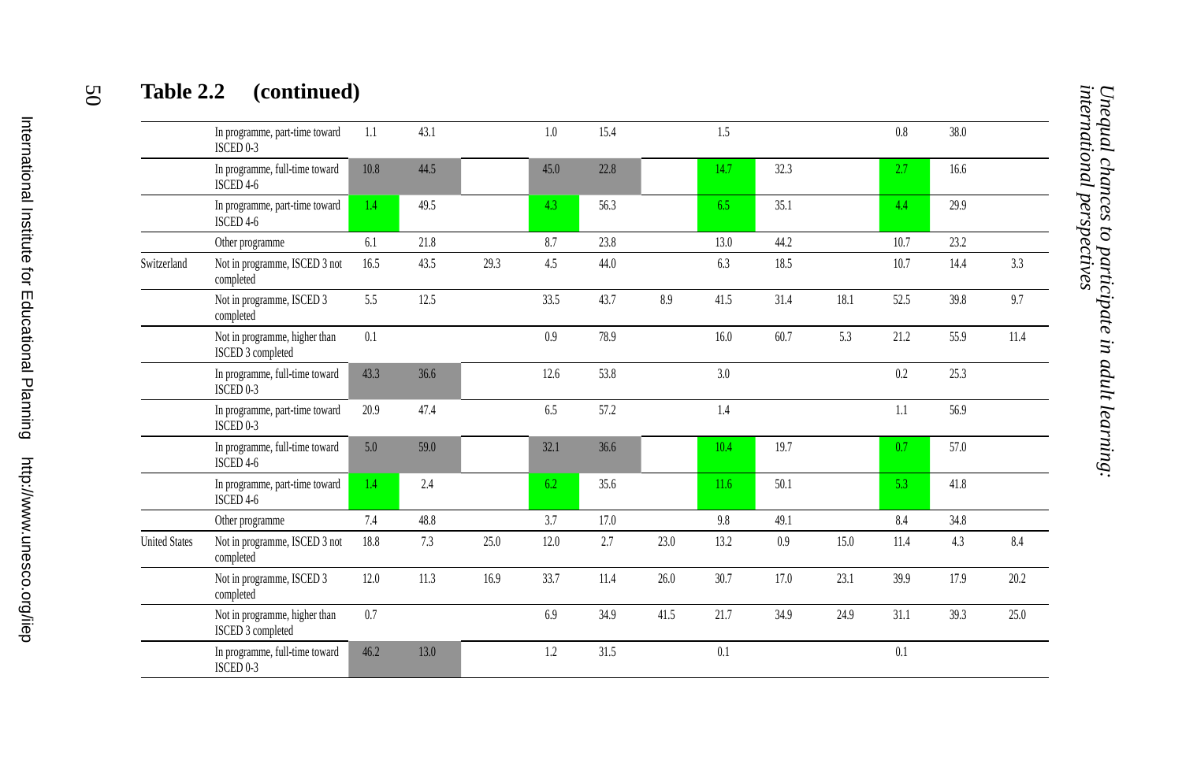## Table 2.2 (continued)

| | | | | | | | | | | | | | |
|---|---|---|---|---|---|---|---|---|---|---|---|---|---|
| | In programme, part-time toward ISCED 0-3 | 1.1 | 43.1 | | 1.0 | 15.4 | | 1.5 | | | 0.8 | 38.0 | |
| | In programme, full-time toward ISCED 4-6 | 10.8 | 44.5 | | 45.0 | 22.8 | | 14.7 | 32.3 | | 2.7 | 16.6 | |
| | In programme, part-time toward ISCED 4-6 | 1.4 | 49.5 | | 4.3 | 56.3 | | 6.5 | 35.1 | | 4.4 | 29.9 | |
| | Other programme | 6.1 | 21.8 | | 8.7 | 23.8 | | 13.0 | 44.2 | | 10.7 | 23.2 | |
| Switzerland | Not in programme, ISCED 3 not completed | 16.5 | 43.5 | 29.3 | 4.5 | 44.0 | | 6.3 | 18.5 | | 10.7 | 14.4 | 3.3 |
| | Not in programme, ISCED 3 completed | 5.5 | 12.5 | | 33.5 | 43.7 | 8.9 | 41.5 | 31.4 | 18.1 | 52.5 | 39.8 | 9.7 |
| | Not in programme, higher than ISCED 3 completed | 0.1 | | | 0.9 | 78.9 | | 16.0 | 60.7 | 5.3 | 21.2 | 55.9 | 11.4 |
| | In programme, full-time toward ISCED 0-3 | 43.3 | 36.6 | | 12.6 | 53.8 | | 3.0 | | | 0.2 | 25.3 | |
| | In programme, part-time toward ISCED 0-3 | 20.9 | 47.4 | | 6.5 | 57.2 | | 1.4 | | | 1.1 | 56.9 | |
| | In programme, full-time toward ISCED 4-6 | 5.0 | 59.0 | | 32.1 | 36.6 | | 10.4 | 19.7 | | 0.7 | 57.0 | |
| | In programme, part-time toward ISCED 4-6 | 1.4 | 2.4 | | 6.2 | 35.6 | | 11.6 | 50.1 | | 5.3 | 41.8 | |
| | Other programme | 7.4 | 48.8 | | 3.7 | 17.0 | | 9.8 | 49.1 | | 8.4 | 34.8 | |
| United States | Not in programme, ISCED 3 not completed | 18.8 | 7.3 | 25.0 | 12.0 | 2.7 | 23.0 | 13.2 | 0.9 | 15.0 | 11.4 | 4.3 | 8.4 |
| | Not in programme, ISCED 3 completed | 12.0 | 11.3 | 16.9 | 33.7 | 11.4 | 26.0 | 30.7 | 17.0 | 23.1 | 39.9 | 17.9 | 20.2 |
| | Not in programme, higher than ISCED 3 completed | 0.7 | | | 6.9 | 34.9 | 41.5 | 21.7 | 34.9 | 24.9 | 31.1 | 39.3 | 25.0 |
| | In programme, full-time toward ISCED 0-3 | 46.2 | 13.0 | | 1.2 | 31.5 | | 0.1 | | | 0.1 | | |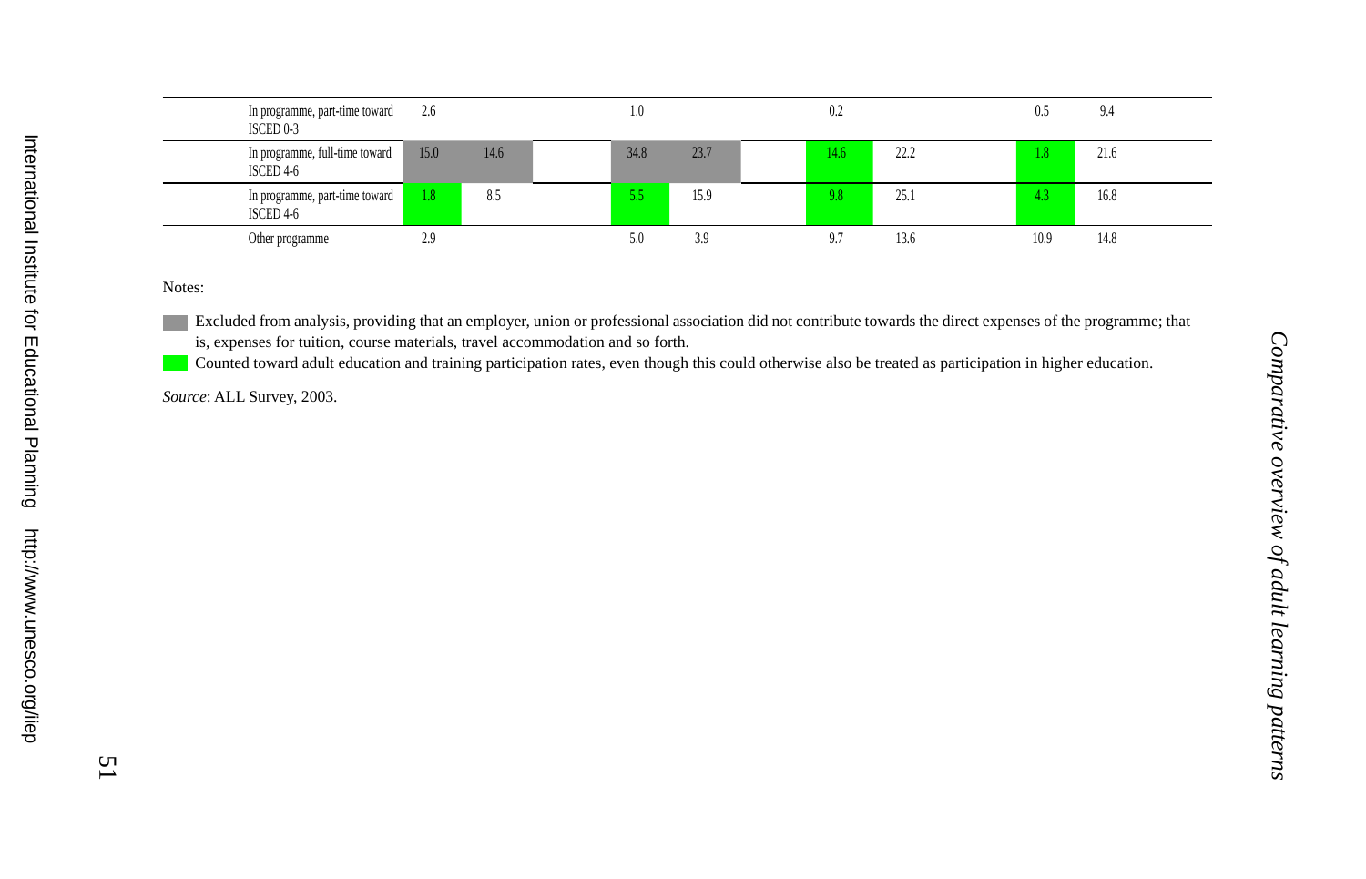| | | | | | | | | |
|---|---|---|---|---|---|---|---|---|
| In programme, part-time toward ISCED 0-3 | 2.6 | | 1.0 | | 0.2 | | 0.5 | 9.4 |
| In programme, full-time toward ISCED 4-6 | 15.0 | 14.6 | 34.8 | 23.7 | 14.6 | 22.2 | 1.8 | 21.6 |
| In programme, part-time toward ISCED 4-6 | 1.8 | 8.5 | 5.5 | 15.9 | 9.8 | 25.1 | 4.3 | 16.8 |
| Other programme | 2.9 | | 5.0 | 3.9 | 9.7 | 13.6 | 10.9 | 14.8 |

Notes:

- (Grey) Excluded from analysis, providing that an employer, union or professional association did not contribute towards the direct expenses of the programme; that is, expenses for tuition, course materials, travel accommodation and so forth.
- (Green) Counted toward adult education and training participation rates, even though this could otherwise also be treated as participation in higher education.

*Source*: ALL Survey, 2003.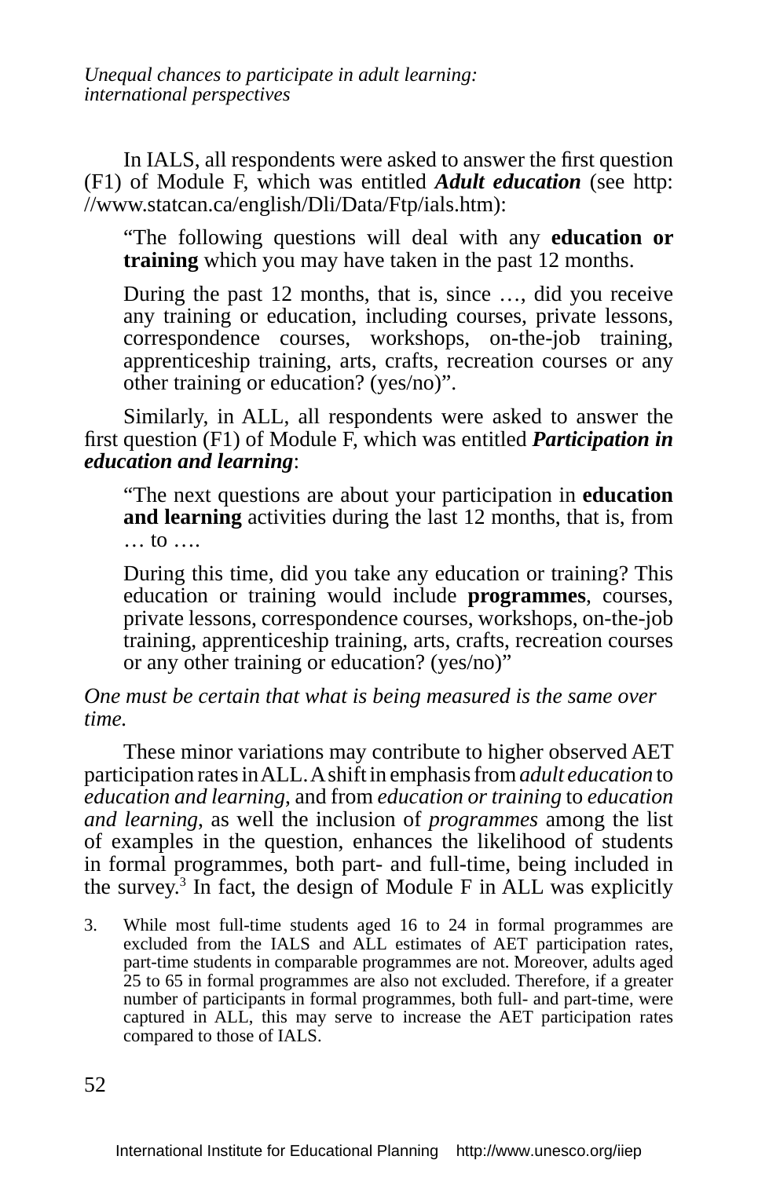In IALS, all respondents were asked to answer the first question (F1) of Module F, which was entitled ***Adult education*** (see http://www.statcan.ca/english/Dli/Data/Ftp/ials.htm):

> "The following questions will deal with any **education or training** which you may have taken in the past 12 months.
>
> During the past 12 months, that is, since …, did you receive any training or education, including courses, private lessons, correspondence courses, workshops, on-the-job training, apprenticeship training, arts, crafts, recreation courses or any other training or education? (yes/no)".

Similarly, in ALL, all respondents were asked to answer the first question (F1) of Module F, which was entitled ***Participation in education and learning***:

> "The next questions are about your participation in **education and learning** activities during the last 12 months, that is, from … to ….
>
> During this time, did you take any education or training? This education or training would include **programmes**, courses, private lessons, correspondence courses, workshops, on-the-job training, apprenticeship training, arts, crafts, recreation courses or any other training or education? (yes/no)"

*One must be certain that what is being measured is the same over time.*

These minor variations may contribute to higher observed AET participation rates in ALL. A shift in emphasis from *adult education* to *education and learning*, and from *education or training* to *education and learning*, as well the inclusion of *programmes* among the list of examples in the question, enhances the likelihood of students in formal programmes, both part- and full-time, being included in the survey.[3] In fact, the design of Module F in ALL was explicitly

3. While most full-time students aged 16 to 24 in formal programmes are excluded from the IALS and ALL estimates of AET participation rates, part-time students in comparable programmes are not. Moreover, adults aged 25 to 65 in formal programmes are also not excluded. Therefore, if a greater number of participants in formal programmes, both full- and part-time, were captured in ALL, this may serve to increase the AET participation rates compared to those of IALS.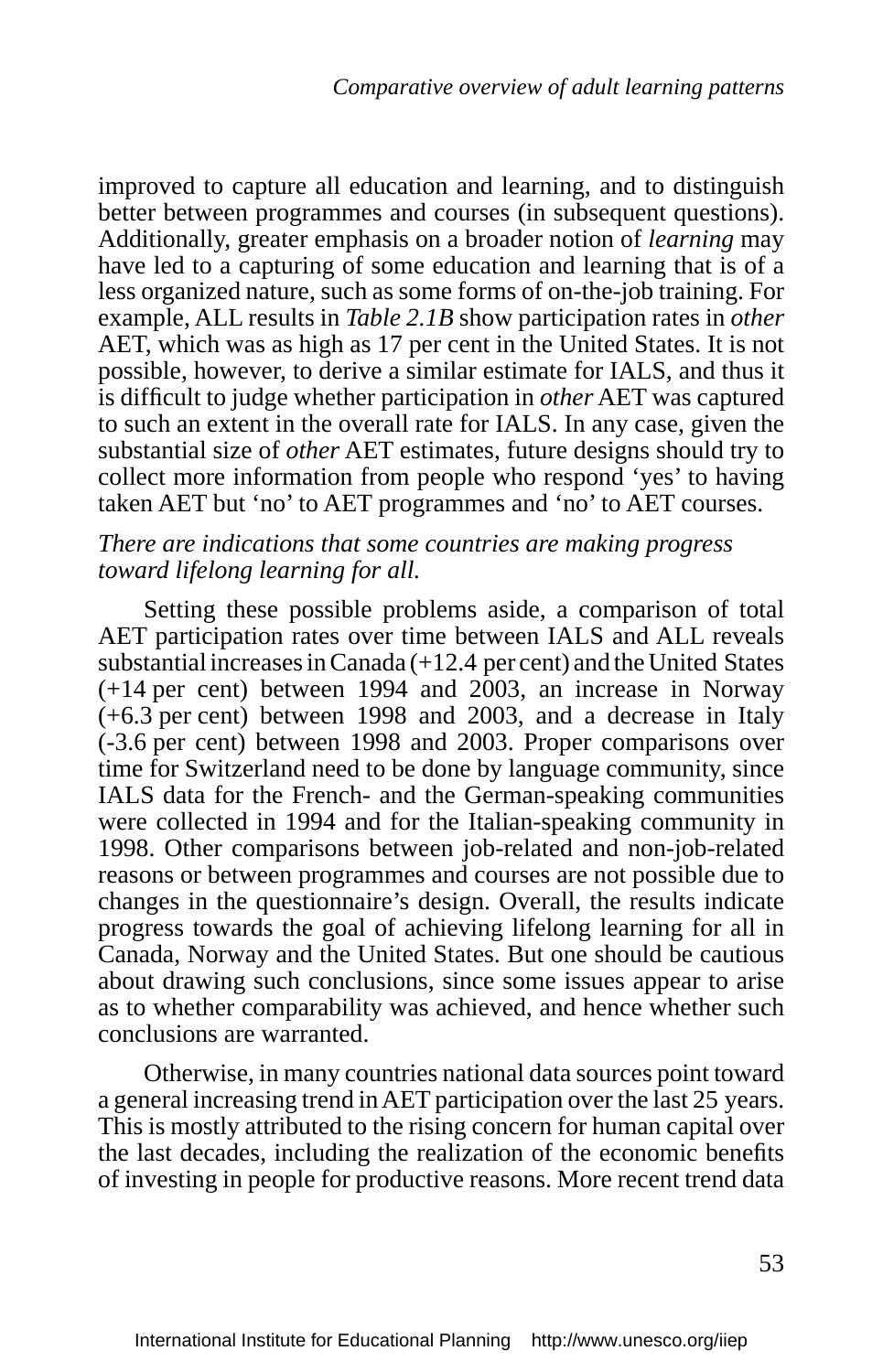improved to capture all education and learning, and to distinguish better between programmes and courses (in subsequent questions). Additionally, greater emphasis on a broader notion of *learning* may have led to a capturing of some education and learning that is of a less organized nature, such as some forms of on-the-job training. For example, ALL results in *Table 2.1B* show participation rates in *other* AET, which was as high as 17 per cent in the United States. It is not possible, however, to derive a similar estimate for IALS, and thus it is difficult to judge whether participation in *other* AET was captured to such an extent in the overall rate for IALS. In any case, given the substantial size of *other* AET estimates, future designs should try to collect more information from people who respond 'yes' to having taken AET but 'no' to AET programmes and 'no' to AET courses.

*There are indications that some countries are making progress toward lifelong learning for all.*

Setting these possible problems aside, a comparison of total AET participation rates over time between IALS and ALL reveals substantial increases in Canada (+12.4 per cent) and the United States (+14 per cent) between 1994 and 2003, an increase in Norway (+6.3 per cent) between 1998 and 2003, and a decrease in Italy (-3.6 per cent) between 1998 and 2003. Proper comparisons over time for Switzerland need to be done by language community, since IALS data for the French- and the German-speaking communities were collected in 1994 and for the Italian-speaking community in 1998. Other comparisons between job-related and non-job-related reasons or between programmes and courses are not possible due to changes in the questionnaire's design. Overall, the results indicate progress towards the goal of achieving lifelong learning for all in Canada, Norway and the United States. But one should be cautious about drawing such conclusions, since some issues appear to arise as to whether comparability was achieved, and hence whether such conclusions are warranted.

Otherwise, in many countries national data sources point toward a general increasing trend in AET participation over the last 25 years. This is mostly attributed to the rising concern for human capital over the last decades, including the realization of the economic benefits of investing in people for productive reasons. More recent trend data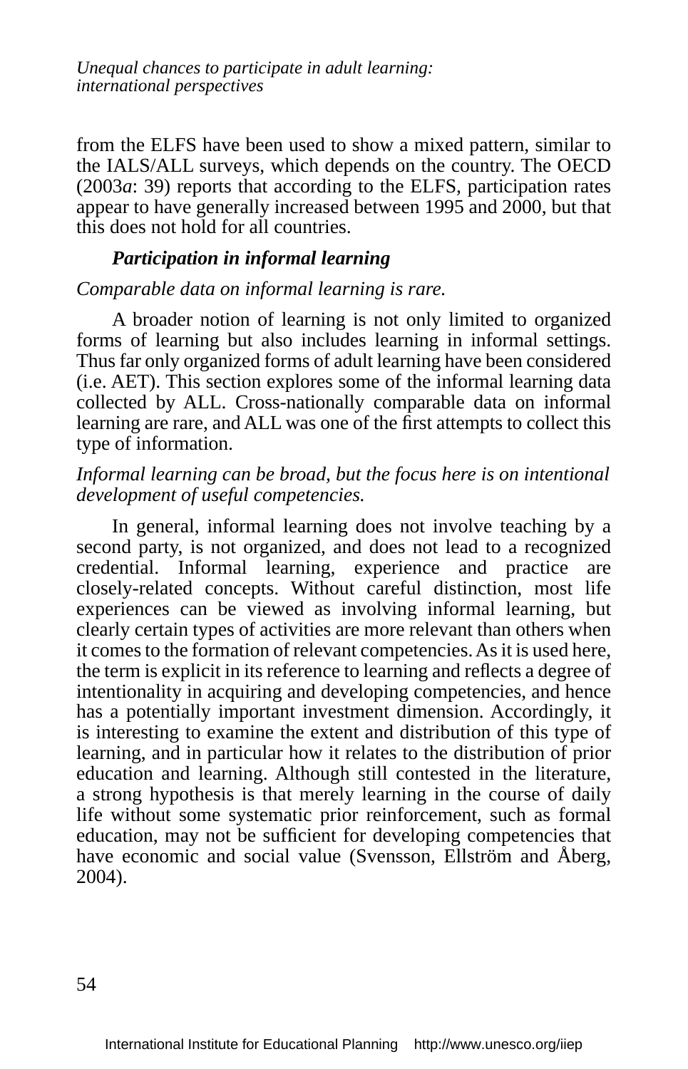from the ELFS have been used to show a mixed pattern, similar to the IALS/ALL surveys, which depends on the country. The OECD (2003*a*: 39) reports that according to the ELFS, participation rates appear to have generally increased between 1995 and 2000, but that this does not hold for all countries.

### *Participation in informal learning*

*Comparable data on informal learning is rare.*

A broader notion of learning is not only limited to organized forms of learning but also includes learning in informal settings. Thus far only organized forms of adult learning have been considered (i.e. AET). This section explores some of the informal learning data collected by ALL. Cross-nationally comparable data on informal learning are rare, and ALL was one of the first attempts to collect this type of information.

*Informal learning can be broad, but the focus here is on intentional development of useful competencies.*

In general, informal learning does not involve teaching by a second party, is not organized, and does not lead to a recognized credential. Informal learning, experience and practice are closely-related concepts. Without careful distinction, most life experiences can be viewed as involving informal learning, but clearly certain types of activities are more relevant than others when it comes to the formation of relevant competencies. As it is used here, the term is explicit in its reference to learning and reflects a degree of intentionality in acquiring and developing competencies, and hence has a potentially important investment dimension. Accordingly, it is interesting to examine the extent and distribution of this type of learning, and in particular how it relates to the distribution of prior education and learning. Although still contested in the literature, a strong hypothesis is that merely learning in the course of daily life without some systematic prior reinforcement, such as formal education, may not be sufficient for developing competencies that have economic and social value (Svensson, Ellström and Åberg, 2004).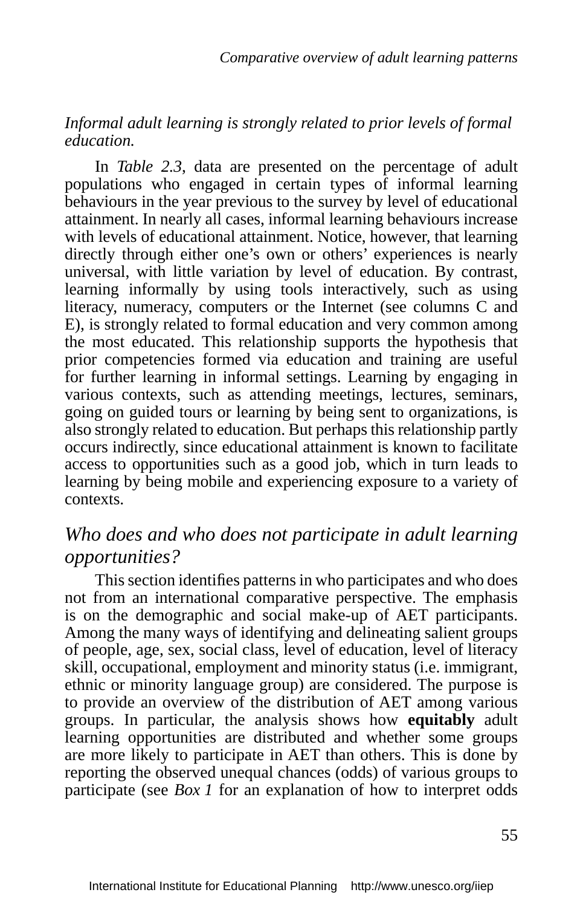*Informal adult learning is strongly related to prior levels of formal education.*

In *Table 2.3,* data are presented on the percentage of adult populations who engaged in certain types of informal learning behaviours in the year previous to the survey by level of educational attainment. In nearly all cases, informal learning behaviours increase with levels of educational attainment. Notice, however, that learning directly through either one's own or others' experiences is nearly universal, with little variation by level of education. By contrast, learning informally by using tools interactively, such as using literacy, numeracy, computers or the Internet (see columns C and E), is strongly related to formal education and very common among the most educated. This relationship supports the hypothesis that prior competencies formed via education and training are useful for further learning in informal settings. Learning by engaging in various contexts, such as attending meetings, lectures, seminars, going on guided tours or learning by being sent to organizations, is also strongly related to education. But perhaps this relationship partly occurs indirectly, since educational attainment is known to facilitate access to opportunities such as a good job, which in turn leads to learning by being mobile and experiencing exposure to a variety of contexts.

## *Who does and who does not participate in adult learning opportunities?*

This section identifies patterns in who participates and who does not from an international comparative perspective. The emphasis is on the demographic and social make-up of AET participants. Among the many ways of identifying and delineating salient groups of people, age, sex, social class, level of education, level of literacy skill, occupational, employment and minority status (i.e. immigrant, ethnic or minority language group) are considered. The purpose is to provide an overview of the distribution of AET among various groups. In particular, the analysis shows how **equitably** adult learning opportunities are distributed and whether some groups are more likely to participate in AET than others. This is done by reporting the observed unequal chances (odds) of various groups to participate (see *Box 1* for an explanation of how to interpret odds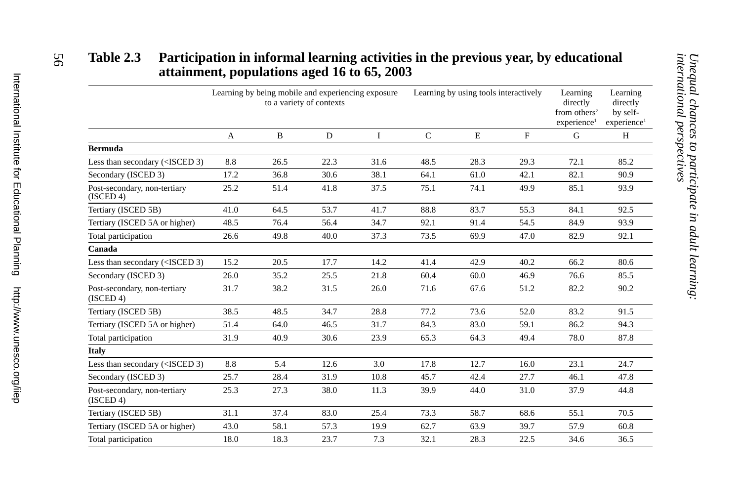**Table 2.3 Participation in informal learning activities in the previous year, by educational attainment, populations aged 16 to 65, 2003**

| | Learning by being mobile and experiencing exposure to a variety of contexts | | | | Learning by using tools interactively | | | Learning directly from others' experience[1] | Learning directly by self-experience[1] |
|---|---|---|---|---|---|---|---|---|---|
| | A | B | D | I | C | E | F | G | H |
| **Bermuda** | | | | | | | | | |
| Less than secondary (<ISCED 3) | 8.8 | 26.5 | 22.3 | 31.6 | 48.5 | 28.3 | 29.3 | 72.1 | 85.2 |
| Secondary (ISCED 3) | 17.2 | 36.8 | 30.6 | 38.1 | 64.1 | 61.0 | 42.1 | 82.1 | 90.9 |
| Post-secondary, non-tertiary (ISCED 4) | 25.2 | 51.4 | 41.8 | 37.5 | 75.1 | 74.1 | 49.9 | 85.1 | 93.9 |
| Tertiary (ISCED 5B) | 41.0 | 64.5 | 53.7 | 41.7 | 88.8 | 83.7 | 55.3 | 84.1 | 92.5 |
| Tertiary (ISCED 5A or higher) | 48.5 | 76.4 | 56.4 | 34.7 | 92.1 | 91.4 | 54.5 | 84.9 | 93.9 |
| Total participation | 26.6 | 49.8 | 40.0 | 37.3 | 73.5 | 69.9 | 47.0 | 82.9 | 92.1 |
| **Canada** | | | | | | | | | |
| Less than secondary (<ISCED 3) | 15.2 | 20.5 | 17.7 | 14.2 | 41.4 | 42.9 | 40.2 | 66.2 | 80.6 |
| Secondary (ISCED 3) | 26.0 | 35.2 | 25.5 | 21.8 | 60.4 | 60.0 | 46.9 | 76.6 | 85.5 |
| Post-secondary, non-tertiary (ISCED 4) | 31.7 | 38.2 | 31.5 | 26.0 | 71.6 | 67.6 | 51.2 | 82.2 | 90.2 |
| Tertiary (ISCED 5B) | 38.5 | 48.5 | 34.7 | 28.8 | 77.2 | 73.6 | 52.0 | 83.2 | 91.5 |
| Tertiary (ISCED 5A or higher) | 51.4 | 64.0 | 46.5 | 31.7 | 84.3 | 83.0 | 59.1 | 86.2 | 94.3 |
| Total participation | 31.9 | 40.9 | 30.6 | 23.9 | 65.3 | 64.3 | 49.4 | 78.0 | 87.8 |
| **Italy** | | | | | | | | | |
| Less than secondary (<ISCED 3) | 8.8 | 5.4 | 12.6 | 3.0 | 17.8 | 12.7 | 16.0 | 23.1 | 24.7 |
| Secondary (ISCED 3) | 25.7 | 28.4 | 31.9 | 10.8 | 45.7 | 42.4 | 27.7 | 46.1 | 47.8 |
| Post-secondary, non-tertiary (ISCED 4) | 25.3 | 27.3 | 38.0 | 11.3 | 39.9 | 44.0 | 31.0 | 37.9 | 44.8 |
| Tertiary (ISCED 5B) | 31.1 | 37.4 | 83.0 | 25.4 | 73.3 | 58.7 | 68.6 | 55.1 | 70.5 |
| Tertiary (ISCED 5A or higher) | 43.0 | 58.1 | 57.3 | 19.9 | 62.7 | 63.9 | 39.7 | 57.9 | 60.8 |
| Total participation | 18.0 | 18.3 | 23.7 | 7.3 | 32.1 | 28.3 | 22.5 | 34.6 | 36.5 |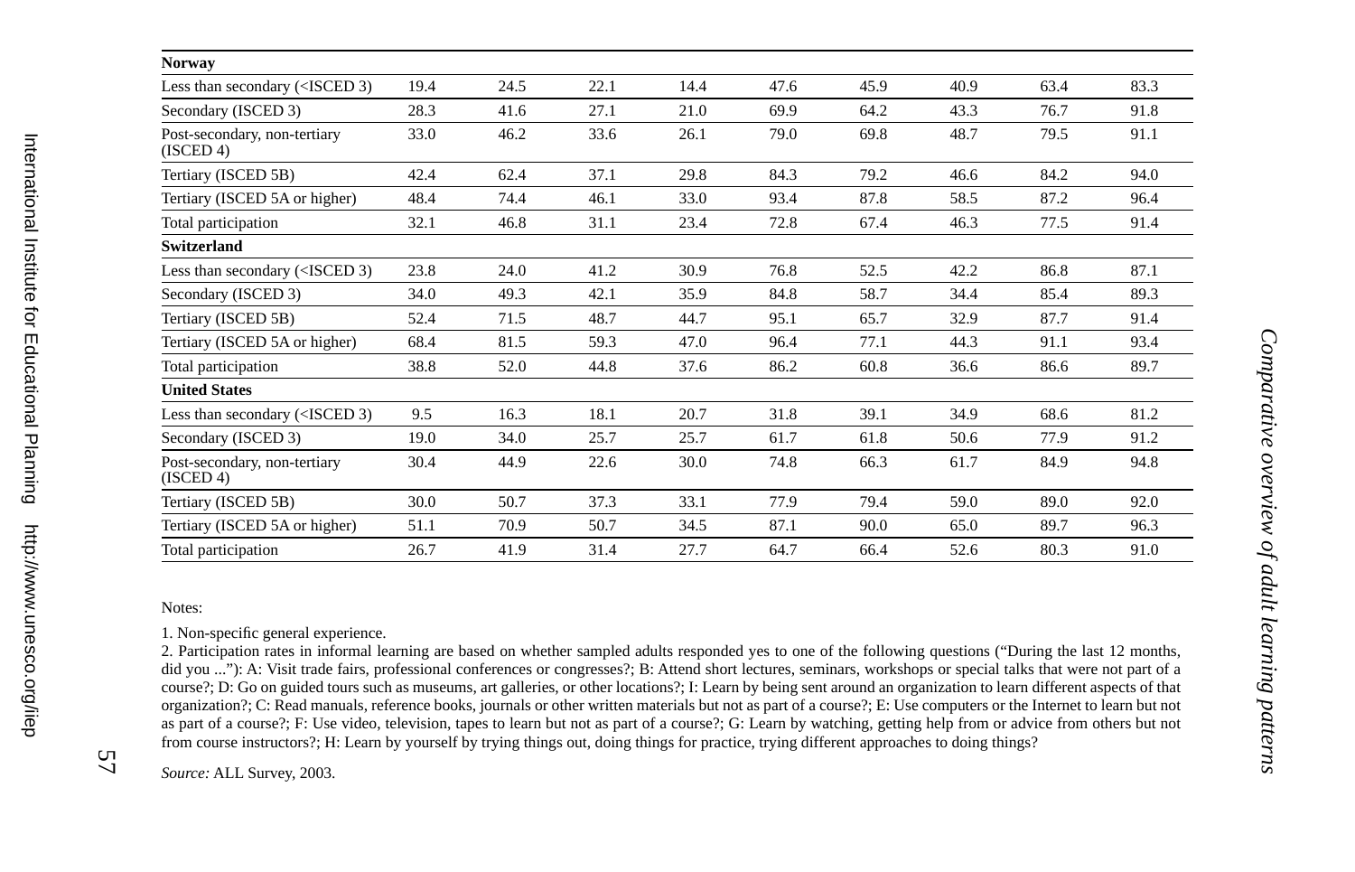| | | | | | | | | | |
|---|---|---|---|---|---|---|---|---|---|
| **Norway** | | | | | | | | | |
| Less than secondary (<ISCED 3) | 19.4 | 24.5 | 22.1 | 14.4 | 47.6 | 45.9 | 40.9 | 63.4 | 83.3 |
| Secondary (ISCED 3) | 28.3 | 41.6 | 27.1 | 21.0 | 69.9 | 64.2 | 43.3 | 76.7 | 91.8 |
| Post-secondary, non-tertiary (ISCED 4) | 33.0 | 46.2 | 33.6 | 26.1 | 79.0 | 69.8 | 48.7 | 79.5 | 91.1 |
| Tertiary (ISCED 5B) | 42.4 | 62.4 | 37.1 | 29.8 | 84.3 | 79.2 | 46.6 | 84.2 | 94.0 |
| Tertiary (ISCED 5A or higher) | 48.4 | 74.4 | 46.1 | 33.0 | 93.4 | 87.8 | 58.5 | 87.2 | 96.4 |
| Total participation | 32.1 | 46.8 | 31.1 | 23.4 | 72.8 | 67.4 | 46.3 | 77.5 | 91.4 |
| **Switzerland** | | | | | | | | | |
| Less than secondary (<ISCED 3) | 23.8 | 24.0 | 41.2 | 30.9 | 76.8 | 52.5 | 42.2 | 86.8 | 87.1 |
| Secondary (ISCED 3) | 34.0 | 49.3 | 42.1 | 35.9 | 84.8 | 58.7 | 34.4 | 85.4 | 89.3 |
| Tertiary (ISCED 5B) | 52.4 | 71.5 | 48.7 | 44.7 | 95.1 | 65.7 | 32.9 | 87.7 | 91.4 |
| Tertiary (ISCED 5A or higher) | 68.4 | 81.5 | 59.3 | 47.0 | 96.4 | 77.1 | 44.3 | 91.1 | 93.4 |
| Total participation | 38.8 | 52.0 | 44.8 | 37.6 | 86.2 | 60.8 | 36.6 | 86.6 | 89.7 |
| **United States** | | | | | | | | | |
| Less than secondary (<ISCED 3) | 9.5 | 16.3 | 18.1 | 20.7 | 31.8 | 39.1 | 34.9 | 68.6 | 81.2 |
| Secondary (ISCED 3) | 19.0 | 34.0 | 25.7 | 25.7 | 61.7 | 61.8 | 50.6 | 77.9 | 91.2 |
| Post-secondary, non-tertiary (ISCED 4) | 30.4 | 44.9 | 22.6 | 30.0 | 74.8 | 66.3 | 61.7 | 84.9 | 94.8 |
| Tertiary (ISCED 5B) | 30.0 | 50.7 | 37.3 | 33.1 | 77.9 | 79.4 | 59.0 | 89.0 | 92.0 |
| Tertiary (ISCED 5A or higher) | 51.1 | 70.9 | 50.7 | 34.5 | 87.1 | 90.0 | 65.0 | 89.7 | 96.3 |
| Total participation | 26.7 | 41.9 | 31.4 | 27.7 | 64.7 | 66.4 | 52.6 | 80.3 | 91.0 |

Notes:

1. Non-specific general experience.
2. Participation rates in informal learning are based on whether sampled adults responded yes to one of the following questions ("During the last 12 months, did you ..."): A: Visit trade fairs, professional conferences or congresses?; B: Attend short lectures, seminars, workshops or special talks that were not part of a course?; D: Go on guided tours such as museums, art galleries, or other locations?; I: Learn by being sent around an organization to learn different aspects of that organization?; C: Read manuals, reference books, journals or other written materials but not as part of a course?; E: Use computers or the Internet to learn but not as part of a course?; F: Use video, television, tapes to learn but not as part of a course?; G: Learn by watching, getting help from or advice from others but not from course instructors?; H: Learn by yourself by trying things out, doing things for practice, trying different approaches to doing things?

*Source:* ALL Survey, 2003.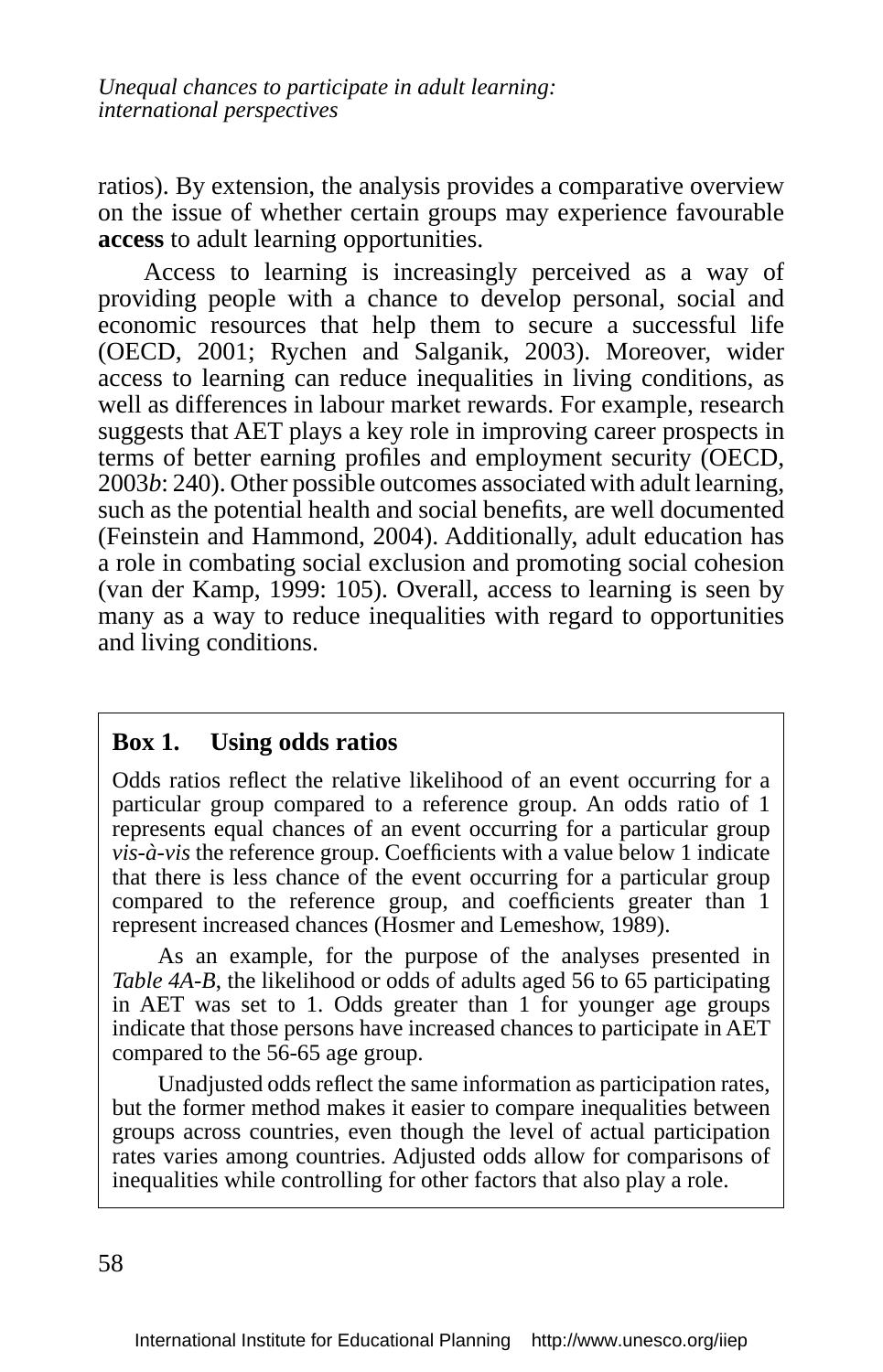ratios). By extension, the analysis provides a comparative overview on the issue of whether certain groups may experience favourable **access** to adult learning opportunities.

Access to learning is increasingly perceived as a way of providing people with a chance to develop personal, social and economic resources that help them to secure a successful life (OECD, 2001; Rychen and Salganik, 2003). Moreover, wider access to learning can reduce inequalities in living conditions, as well as differences in labour market rewards. For example, research suggests that AET plays a key role in improving career prospects in terms of better earning profiles and employment security (OECD, 2003*b*: 240). Other possible outcomes associated with adult learning, such as the potential health and social benefits, are well documented (Feinstein and Hammond, 2004). Additionally, adult education has a role in combating social exclusion and promoting social cohesion (van der Kamp, 1999: 105). Overall, access to learning is seen by many as a way to reduce inequalities with regard to opportunities and living conditions.

### Box 1. Using odds ratios

Odds ratios reflect the relative likelihood of an event occurring for a particular group compared to a reference group. An odds ratio of 1 represents equal chances of an event occurring for a particular group *vis-à-vis* the reference group. Coefficients with a value below 1 indicate that there is less chance of the event occurring for a particular group compared to the reference group, and coefficients greater than 1 represent increased chances (Hosmer and Lemeshow, 1989).

As an example, for the purpose of the analyses presented in *Table 4A-B*, the likelihood or odds of adults aged 56 to 65 participating in AET was set to 1. Odds greater than 1 for younger age groups indicate that those persons have increased chances to participate in AET compared to the 56-65 age group.

Unadjusted odds reflect the same information as participation rates, but the former method makes it easier to compare inequalities between groups across countries, even though the level of actual participation rates varies among countries. Adjusted odds allow for comparisons of inequalities while controlling for other factors that also play a role.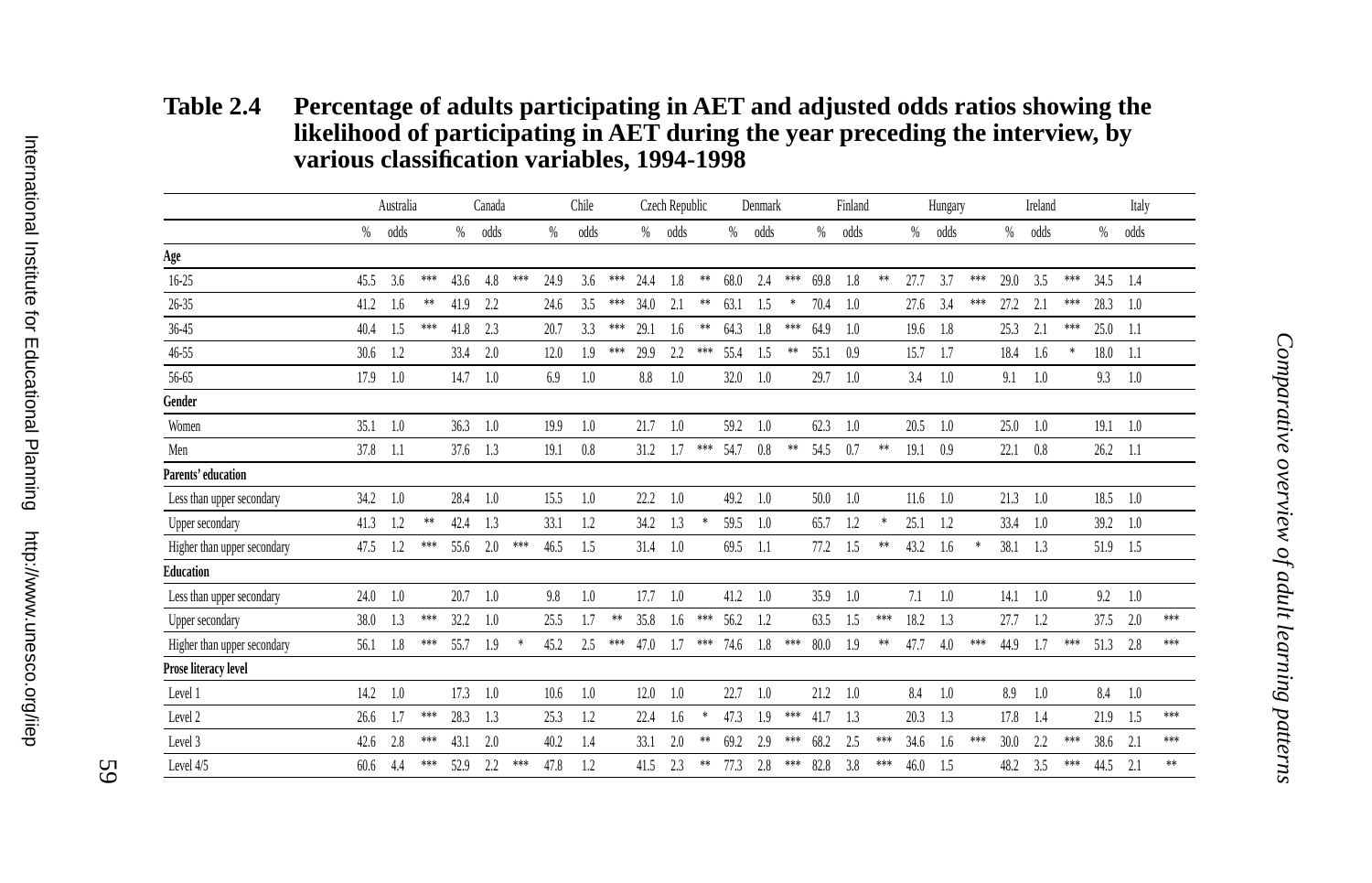**Table 2.4 Percentage of adults participating in AET and adjusted odds ratios showing the likelihood of participating in AET during the year preceding the interview, by various classification variables, 1994-1998**

| | Australia | | | Canada | | | Chile | | | Czech Republic | | | Denmark | | | Finland | | | Hungary | | | Ireland | | | Italy | | |
|---|---|---|---|---|---|---|---|---|---|---|---|---|---|---|---|---|---|---|---|---|---|---|---|---|---|---|---|
| | % | odds | | % | odds | | % | odds | | % | odds | | % | odds | | % | odds | | % | odds | | % | odds | | % | odds | |
| **Age** | | | | | | | | | | | | | | | | | | | | | | | | | | | |
| 16-25 | 45.5 | 3.6 | *** | 43.6 | 4.8 | *** | 24.9 | 3.6 | *** | 24.4 | 1.8 | ** | 68.0 | 2.4 | *** | 69.8 | 1.8 | ** | 27.7 | 3.7 | *** | 29.0 | 3.5 | *** | 34.5 | 1.4 | |
| 26-35 | 41.2 | 1.6 | ** | 41.9 | 2.2 | | 24.6 | 3.5 | *** | 34.0 | 2.1 | ** | 63.1 | 1.5 | * | 70.4 | 1.0 | | 27.6 | 3.4 | *** | 27.2 | 2.1 | *** | 28.3 | 1.0 | |
| 36-45 | 40.4 | 1.5 | *** | 41.8 | 2.3 | | 20.7 | 3.3 | *** | 29.1 | 1.6 | ** | 64.3 | 1.8 | *** | 64.9 | 1.0 | | 19.6 | 1.8 | | 25.3 | 2.1 | *** | 25.0 | 1.1 | |
| 46-55 | 30.6 | 1.2 | | 33.4 | 2.0 | | 12.0 | 1.9 | *** | 29.9 | 2.2 | *** | 55.4 | 1.5 | ** | 55.1 | 0.9 | | 15.7 | 1.7 | | 18.4 | 1.6 | * | 18.0 | 1.1 | |
| 56-65 | 17.9 | 1.0 | | 14.7 | 1.0 | | 6.9 | 1.0 | | 8.8 | 1.0 | | 32.0 | 1.0 | | 29.7 | 1.0 | | 3.4 | 1.0 | | 9.1 | 1.0 | | 9.3 | 1.0 | |
| **Gender** | | | | | | | | | | | | | | | | | | | | | | | | | | | |
| Women | 35.1 | 1.0 | | 36.3 | 1.0 | | 19.9 | 1.0 | | 21.7 | 1.0 | | 59.2 | 1.0 | | 62.3 | 1.0 | | 20.5 | 1.0 | | 25.0 | 1.0 | | 19.1 | 1.0 | |
| Men | 37.8 | 1.1 | | 37.6 | 1.3 | | 19.1 | 0.8 | | 31.2 | 1.7 | *** | 54.7 | 0.8 | ** | 54.5 | 0.7 | ** | 19.1 | 0.9 | | 22.1 | 0.8 | | 26.2 | 1.1 | |
| **Parents' education** | | | | | | | | | | | | | | | | | | | | | | | | | | | |
| Less than upper secondary | 34.2 | 1.0 | | 28.4 | 1.0 | | 15.5 | 1.0 | | 22.2 | 1.0 | | 49.2 | 1.0 | | 50.0 | 1.0 | | 11.6 | 1.0 | | 21.3 | 1.0 | | 18.5 | 1.0 | |
| Upper secondary | 41.3 | 1.2 | ** | 42.4 | 1.3 | | 33.1 | 1.2 | | 34.2 | 1.3 | * | 59.5 | 1.0 | | 65.7 | 1.2 | * | 25.1 | 1.2 | | 33.4 | 1.0 | | 39.2 | 1.0 | |
| Higher than upper secondary | 47.5 | 1.2 | *** | 55.6 | 2.0 | *** | 46.5 | 1.5 | | 31.4 | 1.0 | | 69.5 | 1.1 | | 77.2 | 1.5 | ** | 43.2 | 1.6 | * | 38.1 | 1.3 | | 51.9 | 1.5 | |
| **Education** | | | | | | | | | | | | | | | | | | | | | | | | | | | |
| Less than upper secondary | 24.0 | 1.0 | | 20.7 | 1.0 | | 9.8 | 1.0 | | 17.7 | 1.0 | | 41.2 | 1.0 | | 35.9 | 1.0 | | 7.1 | 1.0 | | 14.1 | 1.0 | | 9.2 | 1.0 | |
| Upper secondary | 38.0 | 1.3 | *** | 32.2 | 1.0 | | 25.5 | 1.7 | ** | 35.8 | 1.6 | *** | 56.2 | 1.2 | | 63.5 | 1.5 | *** | 18.2 | 1.3 | | 27.7 | 1.2 | | 37.5 | 2.0 | *** |
| Higher than upper secondary | 56.1 | 1.8 | *** | 55.7 | 1.9 | * | 45.2 | 2.5 | *** | 47.0 | 1.7 | *** | 74.6 | 1.8 | *** | 80.0 | 1.9 | ** | 47.7 | 4.0 | *** | 44.9 | 1.7 | *** | 51.3 | 2.8 | *** |
| **Prose literacy level** | | | | | | | | | | | | | | | | | | | | | | | | | | | |
| Level 1 | 14.2 | 1.0 | | 17.3 | 1.0 | | 10.6 | 1.0 | | 12.0 | 1.0 | | 22.7 | 1.0 | | 21.2 | 1.0 | | 8.4 | 1.0 | | 8.9 | 1.0 | | 8.4 | 1.0 | |
| Level 2 | 26.6 | 1.7 | *** | 28.3 | 1.3 | | 25.3 | 1.2 | | 22.4 | 1.6 | * | 47.3 | 1.9 | *** | 41.7 | 1.3 | | 20.3 | 1.3 | | 17.8 | 1.4 | | 21.9 | 1.5 | *** |
| Level 3 | 42.6 | 2.8 | *** | 43.1 | 2.0 | | 40.2 | 1.4 | | 33.1 | 2.0 | ** | 69.2 | 2.9 | *** | 68.2 | 2.5 | *** | 34.6 | 1.6 | *** | 30.0 | 2.2 | *** | 38.6 | 2.1 | *** |
| Level 4/5 | 60.6 | 4.4 | *** | 52.9 | 2.2 | *** | 47.8 | 1.2 | | 41.5 | 2.3 | ** | 77.3 | 2.8 | *** | 82.8 | 3.8 | *** | 46.0 | 1.5 | | 48.2 | 3.5 | *** | 44.5 | 2.1 | ** |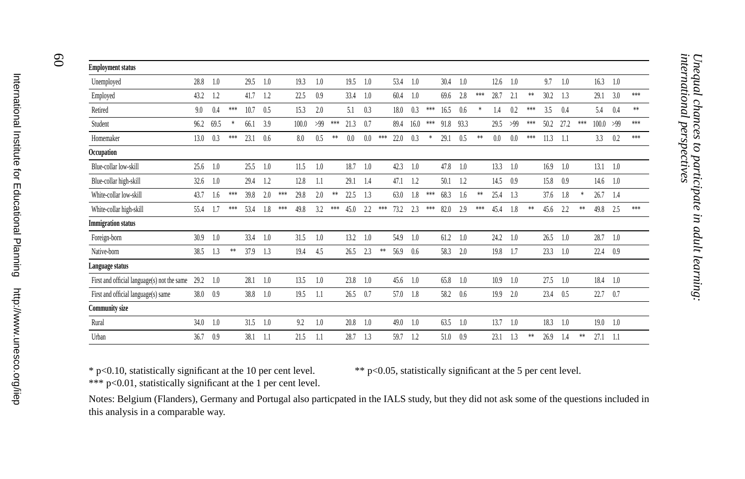| **Employment status** | | | | | | | | | | | | | | | | | | | | | | | | | | | |
|---|---|---|---|---|---|---|---|---|---|---|---|---|---|---|---|---|---|---|---|---|---|---|---|---|---|---|---|
| Unemployed | 28.8 | 1.0 | | 29.5 | 1.0 | | 19.3 | 1.0 | | 19.5 | 1.0 | | 53.4 | 1.0 | | 30.4 | 1.0 | | 12.6 | 1.0 | | 9.7 | 1.0 | | 16.3 | 1.0 | |
| Employed | 43.2 | 1.2 | | 41.7 | 1.2 | | 22.5 | 0.9 | | 33.4 | 1.0 | | 60.4 | 1.0 | | 69.6 | 2.8 | *** | 28.7 | 2.1 | ** | 30.2 | 1.3 | | 29.1 | 3.0 | *** |
| Retired | 9.0 | 0.4 | *** | 10.7 | 0.5 | | 15.3 | 2.0 | | 5.1 | 0.3 | | 18.0 | 0.3 | *** | 16.5 | 0.6 | * | 1.4 | 0.2 | *** | 3.5 | 0.4 | | 5.4 | 0.4 | ** |
| Student | 96.2 | 69.5 | * | 66.1 | 3.9 | | 100.0 | >99 | *** | 21.3 | 0.7 | | 89.4 | 16.0 | *** | 91.8 | 93.3 | | 29.5 | >99 | *** | 50.2 | 27.2 | *** | 100.0 | >99 | *** |
| Homemaker | 13.0 | 0.3 | *** | 23.1 | 0.6 | | 8.0 | 0.5 | ** | 0.0 | 0.0 | *** | 22.0 | 0.3 | * | 29.1 | 0.5 | ** | 0.0 | 0.0 | *** | 11.3 | 1.1 | | 3.3 | 0.2 | *** |
| **Occupation** | | | | | | | | | | | | | | | | | | | | | | | | | | | |
| Blue-collar low-skill | 25.6 | 1.0 | | 25.5 | 1.0 | | 11.5 | 1.0 | | 18.7 | 1.0 | | 42.3 | 1.0 | | 47.8 | 1.0 | | 13.3 | 1.0 | | 16.9 | 1.0 | | 13.1 | 1.0 | |
| Blue-collar high-skill | 32.6 | 1.0 | | 29.4 | 1.2 | | 12.8 | 1.1 | | 29.1 | 1.4 | | 47.1 | 1.2 | | 50.1 | 1.2 | | 14.5 | 0.9 | | 15.8 | 0.9 | | 14.6 | 1.0 | |
| White-collar low-skill | 43.7 | 1.6 | *** | 39.8 | 2.0 | *** | 29.8 | 2.0 | ** | 22.5 | 1.3 | | 63.0 | 1.8 | *** | 68.3 | 1.6 | ** | 25.4 | 1.3 | | 37.6 | 1.8 | * | 26.7 | 1.4 | |
| White-collar high-skill | 55.4 | 1.7 | *** | 53.4 | 1.8 | *** | 49.8 | 3.2 | *** | 45.0 | 2.2 | *** | 73.2 | 2.3 | *** | 82.0 | 2.9 | *** | 45.4 | 1.8 | ** | 45.6 | 2.2 | ** | 49.8 | 2.5 | *** |
| **Immigration status** | | | | | | | | | | | | | | | | | | | | | | | | | | | |
| Foreign-born | 30.9 | 1.0 | | 33.4 | 1.0 | | 31.5 | 1.0 | | 13.2 | 1.0 | | 54.9 | 1.0 | | 61.2 | 1.0 | | 24.2 | 1.0 | | 26.5 | 1.0 | | 28.7 | 1.0 | |
| Native-born | 38.5 | 1.3 | ** | 37.9 | 1.3 | | 19.4 | 4.5 | | 26.5 | 2.3 | ** | 56.9 | 0.6 | | 58.3 | 2.0 | | 19.8 | 1.7 | | 23.3 | 1.0 | | 22.4 | 0.9 | |
| **Language status** | | | | | | | | | | | | | | | | | | | | | | | | | | | |
| First and official language(s) not the same | 29.2 | 1.0 | | 28.1 | 1.0 | | 13.5 | 1.0 | | 23.8 | 1.0 | | 45.6 | 1.0 | | 65.8 | 1.0 | | 10.9 | 1.0 | | 27.5 | 1.0 | | 18.4 | 1.0 | |
| First and official language(s) same | 38.0 | 0.9 | | 38.8 | 1.0 | | 19.5 | 1.1 | | 26.5 | 0.7 | | 57.0 | 1.8 | | 58.2 | 0.6 | | 19.9 | 2.0 | | 23.4 | 0.5 | | 22.7 | 0.7 | |
| **Community size** | | | | | | | | | | | | | | | | | | | | | | | | | | | |
| Rural | 34.0 | 1.0 | | 31.5 | 1.0 | | 9.2 | 1.0 | | 20.8 | 1.0 | | 49.0 | 1.0 | | 63.5 | 1.0 | | 13.7 | 1.0 | | 18.3 | 1.0 | | 19.0 | 1.0 | |
| Urban | 36.7 | 0.9 | | 38.1 | 1.1 | | 21.5 | 1.1 | | 28.7 | 1.3 | | 59.7 | 1.2 | | 51.0 | 0.9 | | 23.1 | 1.3 | ** | 26.9 | 1.4 | ** | 27.1 | 1.1 | |

* $p<0.10$, statistically significant at the 10 per cent level.
** $p<0.05$, statistically significant at the 5 per cent level.
*** $p<0.01$, statistically significant at the 1 per cent level.

Notes: Belgium (Flanders), Germany and Portugal also particpated in the IALS study, but they did not ask some of the questions included in this analysis in a comparable way.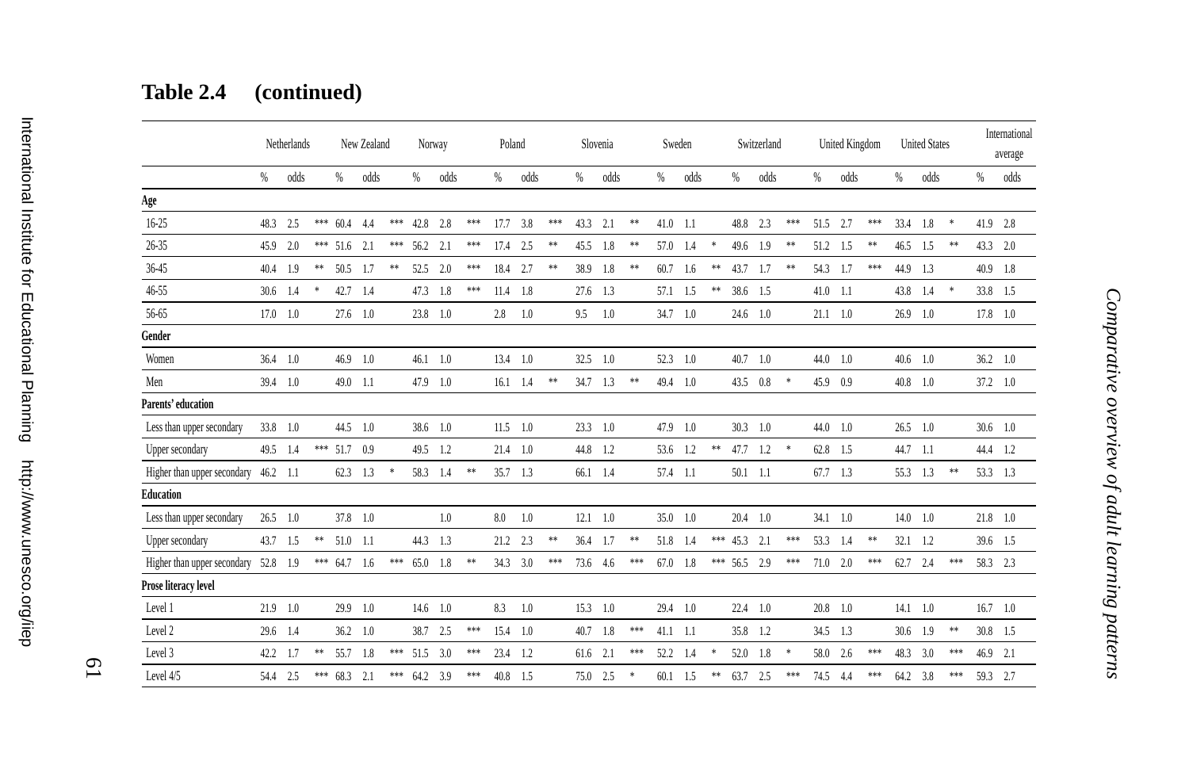## Table 2.4 (continued)

| | Netherlands | | | New Zealand | | | Norway | | | Poland | | | Slovenia | | | Sweden | | | Switzerland | | | United Kingdom | | | United States | | | International average | |
|---|---|---|---|---|---|---|---|---|---|---|---|---|---|---|---|---|---|---|---|---|---|---|---|---|---|---|---|---|---|
| | % | odds | | % | odds | | % | odds | | % | odds | | % | odds | | % | odds | | % | odds | | % | odds | | % | odds | | % | odds |
| **Age** | | | | | | | | | | | | | | | | | | | | | | | | | | | | | |
| 16-25 | 48.3 | 2.5 | *** | 60.4 | 4.4 | *** | 42.8 | 2.8 | *** | 17.7 | 3.8 | *** | 43.3 | 2.1 | ** | 41.0 | 1.1 | | 48.8 | 2.3 | *** | 51.5 | 2.7 | *** | 33.4 | 1.8 | * | 41.9 | 2.8 |
| 26-35 | 45.9 | 2.0 | *** | 51.6 | 2.1 | *** | 56.2 | 2.1 | *** | 17.4 | 2.5 | ** | 45.5 | 1.8 | ** | 57.0 | 1.4 | * | 49.6 | 1.9 | ** | 51.2 | 1.5 | ** | 46.5 | 1.5 | ** | 43.3 | 2.0 |
| 36-45 | 40.4 | 1.9 | ** | 50.5 | 1.7 | ** | 52.5 | 2.0 | *** | 18.4 | 2.7 | ** | 38.9 | 1.8 | ** | 60.7 | 1.6 | ** | 43.7 | 1.7 | ** | 54.3 | 1.7 | *** | 44.9 | 1.3 | | 40.9 | 1.8 |
| 46-55 | 30.6 | 1.4 | * | 42.7 | 1.4 | | 47.3 | 1.8 | *** | 11.4 | 1.8 | | 27.6 | 1.3 | | 57.1 | 1.5 | ** | 38.6 | 1.5 | | 41.0 | 1.1 | | 43.8 | 1.4 | * | 33.8 | 1.5 |
| 56-65 | 17.0 | 1.0 | | 27.6 | 1.0 | | 23.8 | 1.0 | | 2.8 | 1.0 | | 9.5 | 1.0 | | 34.7 | 1.0 | | 24.6 | 1.0 | | 21.1 | 1.0 | | 26.9 | 1.0 | | 17.8 | 1.0 |
| **Gender** | | | | | | | | | | | | | | | | | | | | | | | | | | | | | |
| Women | 36.4 | 1.0 | | 46.9 | 1.0 | | 46.1 | 1.0 | | 13.4 | 1.0 | | 32.5 | 1.0 | | 52.3 | 1.0 | | 40.7 | 1.0 | | 44.0 | 1.0 | | 40.6 | 1.0 | | 36.2 | 1.0 |
| Men | 39.4 | 1.0 | | 49.0 | 1.1 | | 47.9 | 1.0 | | 16.1 | 1.4 | ** | 34.7 | 1.3 | ** | 49.4 | 1.0 | | 43.5 | 0.8 | * | 45.9 | 0.9 | | 40.8 | 1.0 | | 37.2 | 1.0 |
| **Parents' education** | | | | | | | | | | | | | | | | | | | | | | | | | | | | | |
| Less than upper secondary | 33.8 | 1.0 | | 44.5 | 1.0 | | 38.6 | 1.0 | | 11.5 | 1.0 | | 23.3 | 1.0 | | 47.9 | 1.0 | | 30.3 | 1.0 | | 44.0 | 1.0 | | 26.5 | 1.0 | | 30.6 | 1.0 |
| Upper secondary | 49.5 | 1.4 | *** | 51.7 | 0.9 | | 49.5 | 1.2 | | 21.4 | 1.0 | | 44.8 | 1.2 | | 53.6 | 1.2 | ** | 47.7 | 1.2 | * | 62.8 | 1.5 | | 44.7 | 1.1 | | 44.4 | 1.2 |
| Higher than upper secondary | 46.2 | 1.1 | | 62.3 | 1.3 | * | 58.3 | 1.4 | ** | 35.7 | 1.3 | | 66.1 | 1.4 | | 57.4 | 1.1 | | 50.1 | 1.1 | | 67.7 | 1.3 | | 55.3 | 1.3 | ** | 53.3 | 1.3 |
| **Education** | | | | | | | | | | | | | | | | | | | | | | | | | | | | | |
| Less than upper secondary | 26.5 | 1.0 | | 37.8 | 1.0 | | | 1.0 | | 8.0 | 1.0 | | 12.1 | 1.0 | | 35.0 | 1.0 | | 20.4 | 1.0 | | 34.1 | 1.0 | | 14.0 | 1.0 | | 21.8 | 1.0 |
| Upper secondary | 43.7 | 1.5 | ** | 51.0 | 1.1 | | 44.3 | 1.3 | | 21.2 | 2.3 | ** | 36.4 | 1.7 | ** | 51.8 | 1.4 | *** | 45.3 | 2.1 | *** | 53.3 | 1.4 | ** | 32.1 | 1.2 | | 39.6 | 1.5 |
| Higher than upper secondary | 52.8 | 1.9 | *** | 64.7 | 1.6 | *** | 65.0 | 1.8 | ** | 34.3 | 3.0 | *** | 73.6 | 4.6 | *** | 67.0 | 1.8 | *** | 56.5 | 2.9 | *** | 71.0 | 2.0 | *** | 62.7 | 2.4 | *** | 58.3 | 2.3 |
| **Prose literacy level** | | | | | | | | | | | | | | | | | | | | | | | | | | | | | |
| Level 1 | 21.9 | 1.0 | | 29.9 | 1.0 | | 14.6 | 1.0 | | 8.3 | 1.0 | | 15.3 | 1.0 | | 29.4 | 1.0 | | 22.4 | 1.0 | | 20.8 | 1.0 | | 14.1 | 1.0 | | 16.7 | 1.0 |
| Level 2 | 29.6 | 1.4 | | 36.2 | 1.0 | | 38.7 | 2.5 | *** | 15.4 | 1.0 | | 40.7 | 1.8 | *** | 41.1 | 1.1 | | 35.8 | 1.2 | | 34.5 | 1.3 | | 30.6 | 1.9 | ** | 30.8 | 1.5 |
| Level 3 | 42.2 | 1.7 | ** | 55.7 | 1.8 | *** | 51.5 | 3.0 | *** | 23.4 | 1.2 | | 61.6 | 2.1 | *** | 52.2 | 1.4 | * | 52.0 | 1.8 | * | 58.0 | 2.6 | *** | 48.3 | 3.0 | *** | 46.9 | 2.1 |
| Level 4/5 | 54.4 | 2.5 | *** | 68.3 | 2.1 | *** | 64.2 | 3.9 | *** | 40.8 | 1.5 | | 75.0 | 2.5 | * | 60.1 | 1.5 | ** | 63.7 | 2.5 | *** | 74.5 | 4.4 | *** | 64.2 | 3.8 | *** | 59.3 | 2.7 |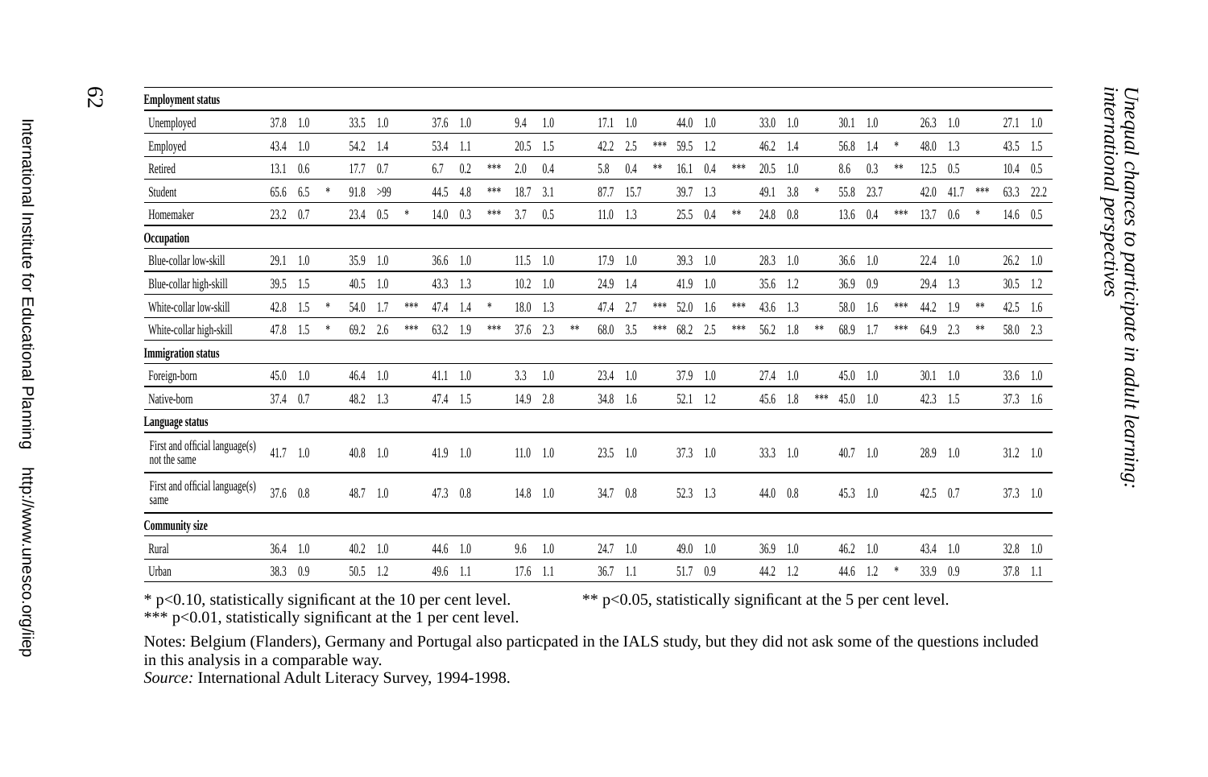| Employment status | | | | | | | | | | | | | | | | | | | | | | | | | | | | | | |
|---|---|---|---|---|---|---|---|---|---|---|---|---|---|---|---|---|---|---|---|---|---|---|---|---|---|---|---|---|---|---|
| Unemployed | 37.8 | 1.0 | | 33.5 | 1.0 | | 37.6 | 1.0 | | 9.4 | 1.0 | | 17.1 | 1.0 | | 44.0 | 1.0 | | 33.0 | 1.0 | | 30.1 | 1.0 | | 26.3 | 1.0 | | 27.1 | 1.0 | |
| Employed | 43.4 | 1.0 | | 54.2 | 1.4 | | 53.4 | 1.1 | | 20.5 | 1.5 | | 42.2 | 2.5 | *** | 59.5 | 1.2 | | 46.2 | 1.4 | | 56.8 | 1.4 | * | 48.0 | 1.3 | | 43.5 | 1.5 | |
| Retired | 13.1 | 0.6 | | 17.7 | 0.7 | | 6.7 | 0.2 | *** | 2.0 | 0.4 | | 5.8 | 0.4 | ** | 16.1 | 0.4 | *** | 20.5 | 1.0 | | 8.6 | 0.3 | ** | 12.5 | 0.5 | | 10.4 | 0.5 | |
| Student | 65.6 | 6.5 | * | 91.8 | >99 | | 44.5 | 4.8 | *** | 18.7 | 3.1 | | 87.7 | 15.7 | | 39.7 | 1.3 | | 49.1 | 3.8 | * | 55.8 | 23.7 | | 42.0 | 41.7 | *** | 63.3 | 22.2 | |
| Homemaker | 23.2 | 0.7 | | 23.4 | 0.5 | * | 14.0 | 0.3 | *** | 3.7 | 0.5 | | 11.0 | 1.3 | | 25.5 | 0.4 | ** | 24.8 | 0.8 | | 13.6 | 0.4 | *** | 13.7 | 0.6 | * | 14.6 | 0.5 | |
| **Occupation** | | | | | | | | | | | | | | | | | | | | | | | | | | | | | | |
| Blue-collar low-skill | 29.1 | 1.0 | | 35.9 | 1.0 | | 36.6 | 1.0 | | 11.5 | 1.0 | | 17.9 | 1.0 | | 39.3 | 1.0 | | 28.3 | 1.0 | | 36.6 | 1.0 | | 22.4 | 1.0 | | 26.2 | 1.0 | |
| Blue-collar high-skill | 39.5 | 1.5 | | 40.5 | 1.0 | | 43.3 | 1.3 | | 10.2 | 1.0 | | 24.9 | 1.4 | | 41.9 | 1.0 | | 35.6 | 1.2 | | 36.9 | 0.9 | | 29.4 | 1.3 | | 30.5 | 1.2 | |
| White-collar low-skill | 42.8 | 1.5 | * | 54.0 | 1.7 | *** | 47.4 | 1.4 | * | 18.0 | 1.3 | | 47.4 | 2.7 | *** | 52.0 | 1.6 | *** | 43.6 | 1.3 | | 58.0 | 1.6 | *** | 44.2 | 1.9 | ** | 42.5 | 1.6 | |
| White-collar high-skill | 47.8 | 1.5 | * | 69.2 | 2.6 | *** | 63.2 | 1.9 | *** | 37.6 | 2.3 | ** | 68.0 | 3.5 | *** | 68.2 | 2.5 | *** | 56.2 | 1.8 | ** | 68.9 | 1.7 | *** | 64.9 | 2.3 | ** | 58.0 | 2.3 | |
| **Immigration status** | | | | | | | | | | | | | | | | | | | | | | | | | | | | | | |
| Foreign-born | 45.0 | 1.0 | | 46.4 | 1.0 | | 41.1 | 1.0 | | 3.3 | 1.0 | | 23.4 | 1.0 | | 37.9 | 1.0 | | 27.4 | 1.0 | | 45.0 | 1.0 | | 30.1 | 1.0 | | 33.6 | 1.0 | |
| Native-born | 37.4 | 0.7 | | 48.2 | 1.3 | | 47.4 | 1.5 | | 14.9 | 2.8 | | 34.8 | 1.6 | | 52.1 | 1.2 | | 45.6 | 1.8 | *** | 45.0 | 1.0 | | 42.3 | 1.5 | | 37.3 | 1.6 | |
| **Language status** | | | | | | | | | | | | | | | | | | | | | | | | | | | | | | |
| First and official language(s) not the same | 41.7 | 1.0 | | 40.8 | 1.0 | | 41.9 | 1.0 | | 11.0 | 1.0 | | 23.5 | 1.0 | | 37.3 | 1.0 | | 33.3 | 1.0 | | 40.7 | 1.0 | | 28.9 | 1.0 | | 31.2 | 1.0 | |
| First and official language(s) same | 37.6 | 0.8 | | 48.7 | 1.0 | | 47.3 | 0.8 | | 14.8 | 1.0 | | 34.7 | 0.8 | | 52.3 | 1.3 | | 44.0 | 0.8 | | 45.3 | 1.0 | | 42.5 | 0.7 | | 37.3 | 1.0 | |
| **Community size** | | | | | | | | | | | | | | | | | | | | | | | | | | | | | | |
| Rural | 36.4 | 1.0 | | 40.2 | 1.0 | | 44.6 | 1.0 | | 9.6 | 1.0 | | 24.7 | 1.0 | | 49.0 | 1.0 | | 36.9 | 1.0 | | 46.2 | 1.0 | | 43.4 | 1.0 | | 32.8 | 1.0 | |
| Urban | 38.3 | 0.9 | | 50.5 | 1.2 | | 49.6 | 1.1 | | 17.6 | 1.1 | | 36.7 | 1.1 | | 51.7 | 0.9 | | 44.2 | 1.2 | | 44.6 | 1.2 | * | 33.9 | 0.9 | | 37.8 | 1.1 | |

* p<0.10, statistically significant at the 10 per cent level. ** p<0.05, statistically significant at the 5 per cent level.
*** p<0.01, statistically significant at the 1 per cent level.

Notes: Belgium (Flanders), Germany and Portugal also particpated in the IALS study, but they did not ask some of the questions included in this analysis in a comparable way.
*Source:* International Adult Literacy Survey, 1994-1998.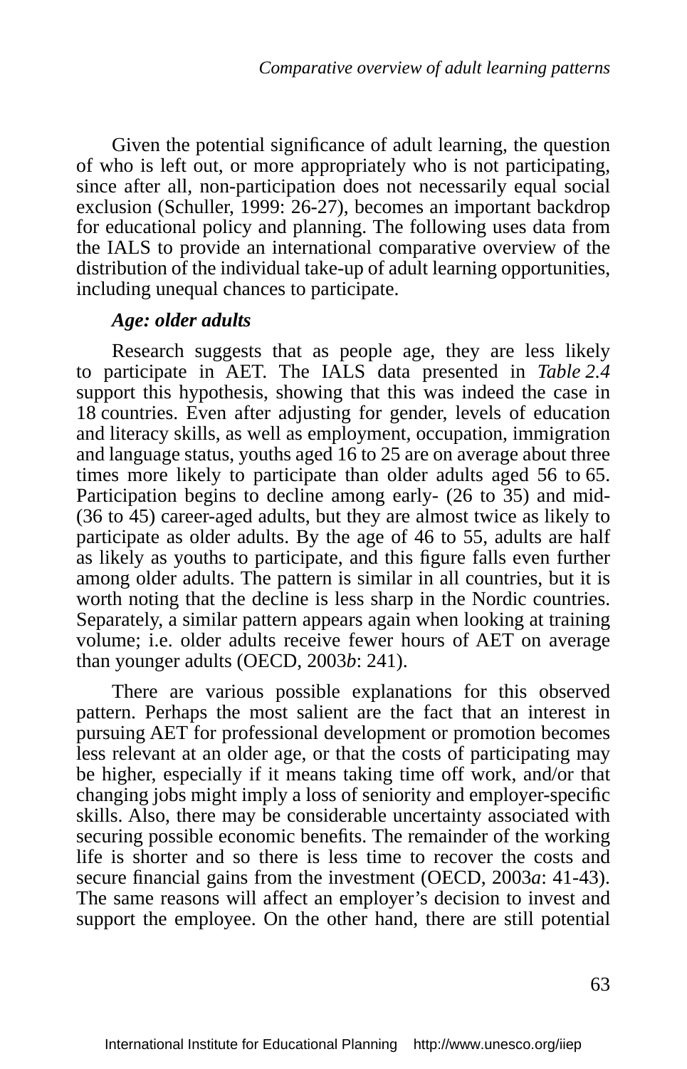Given the potential significance of adult learning, the question of who is left out, or more appropriately who is not participating, since after all, non-participation does not necessarily equal social exclusion (Schuller, 1999: 26-27), becomes an important backdrop for educational policy and planning. The following uses data from the IALS to provide an international comparative overview of the distribution of the individual take-up of adult learning opportunities, including unequal chances to participate.

***Age: older adults***

Research suggests that as people age, they are less likely to participate in AET. The IALS data presented in *Table 2.4* support this hypothesis, showing that this was indeed the case in 18 countries. Even after adjusting for gender, levels of education and literacy skills, as well as employment, occupation, immigration and language status, youths aged 16 to 25 are on average about three times more likely to participate than older adults aged 56 to 65. Participation begins to decline among early- (26 to 35) and mid- (36 to 45) career-aged adults, but they are almost twice as likely to participate as older adults. By the age of 46 to 55, adults are half as likely as youths to participate, and this figure falls even further among older adults. The pattern is similar in all countries, but it is worth noting that the decline is less sharp in the Nordic countries. Separately, a similar pattern appears again when looking at training volume; i.e. older adults receive fewer hours of AET on average than younger adults (OECD, 2003*b*: 241).

There are various possible explanations for this observed pattern. Perhaps the most salient are the fact that an interest in pursuing AET for professional development or promotion becomes less relevant at an older age, or that the costs of participating may be higher, especially if it means taking time off work, and/or that changing jobs might imply a loss of seniority and employer-specific skills. Also, there may be considerable uncertainty associated with securing possible economic benefits. The remainder of the working life is shorter and so there is less time to recover the costs and secure financial gains from the investment (OECD, 2003*a*: 41-43). The same reasons will affect an employer's decision to invest and support the employee. On the other hand, there are still potential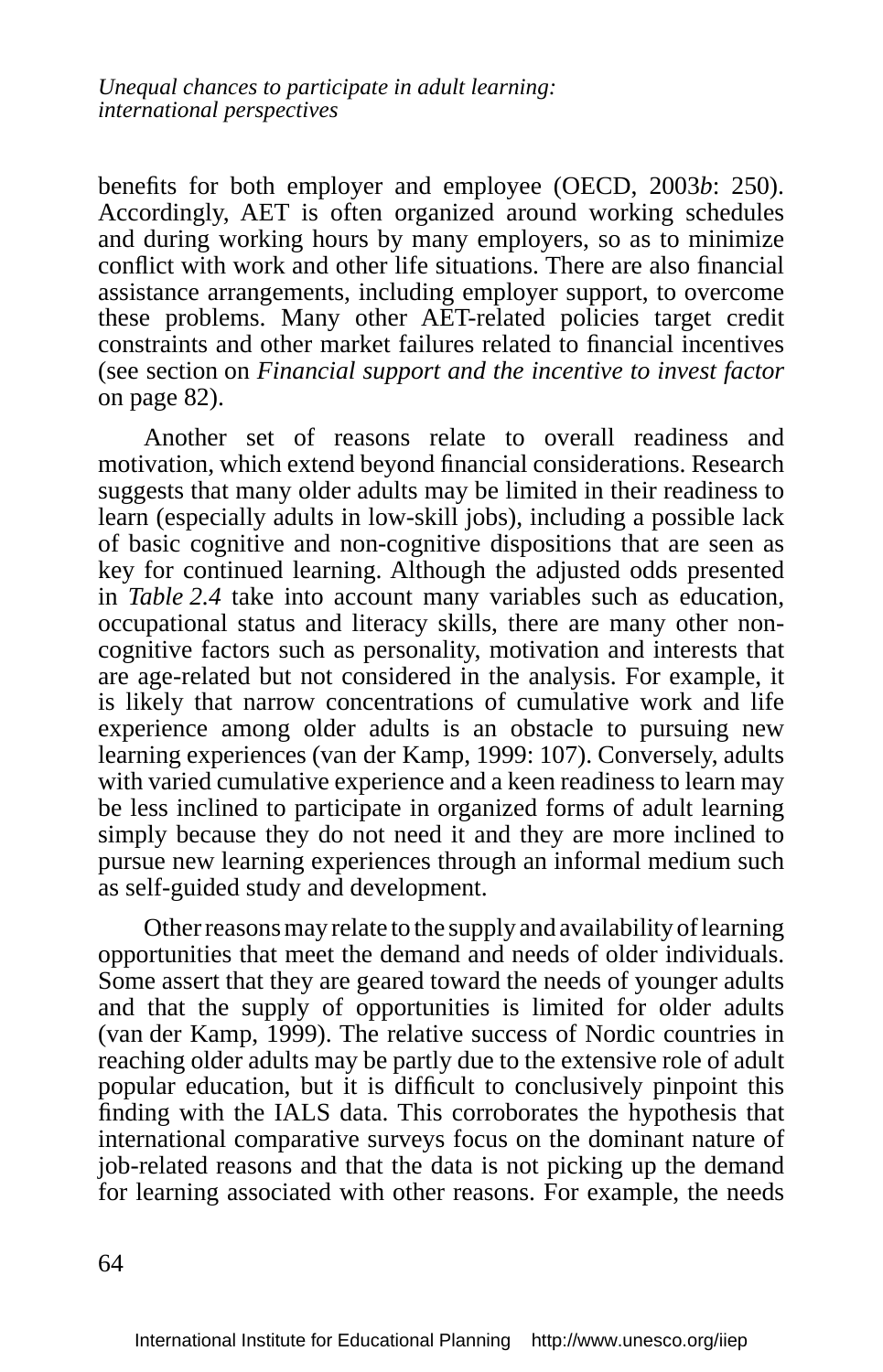benefits for both employer and employee (OECD, 2003*b*: 250). Accordingly, AET is often organized around working schedules and during working hours by many employers, so as to minimize conflict with work and other life situations. There are also financial assistance arrangements, including employer support, to overcome these problems. Many other AET-related policies target credit constraints and other market failures related to financial incentives (see section on *Financial support and the incentive to invest factor* on page 82).

Another set of reasons relate to overall readiness and motivation, which extend beyond financial considerations. Research suggests that many older adults may be limited in their readiness to learn (especially adults in low-skill jobs), including a possible lack of basic cognitive and non-cognitive dispositions that are seen as key for continued learning. Although the adjusted odds presented in *Table 2.4* take into account many variables such as education, occupational status and literacy skills, there are many other non-cognitive factors such as personality, motivation and interests that are age-related but not considered in the analysis. For example, it is likely that narrow concentrations of cumulative work and life experience among older adults is an obstacle to pursuing new learning experiences (van der Kamp, 1999: 107). Conversely, adults with varied cumulative experience and a keen readiness to learn may be less inclined to participate in organized forms of adult learning simply because they do not need it and they are more inclined to pursue new learning experiences through an informal medium such as self-guided study and development.

Other reasons may relate to the supply and availability of learning opportunities that meet the demand and needs of older individuals. Some assert that they are geared toward the needs of younger adults and that the supply of opportunities is limited for older adults (van der Kamp, 1999). The relative success of Nordic countries in reaching older adults may be partly due to the extensive role of adult popular education, but it is difficult to conclusively pinpoint this finding with the IALS data. This corroborates the hypothesis that international comparative surveys focus on the dominant nature of job-related reasons and that the data is not picking up the demand for learning associated with other reasons. For example, the needs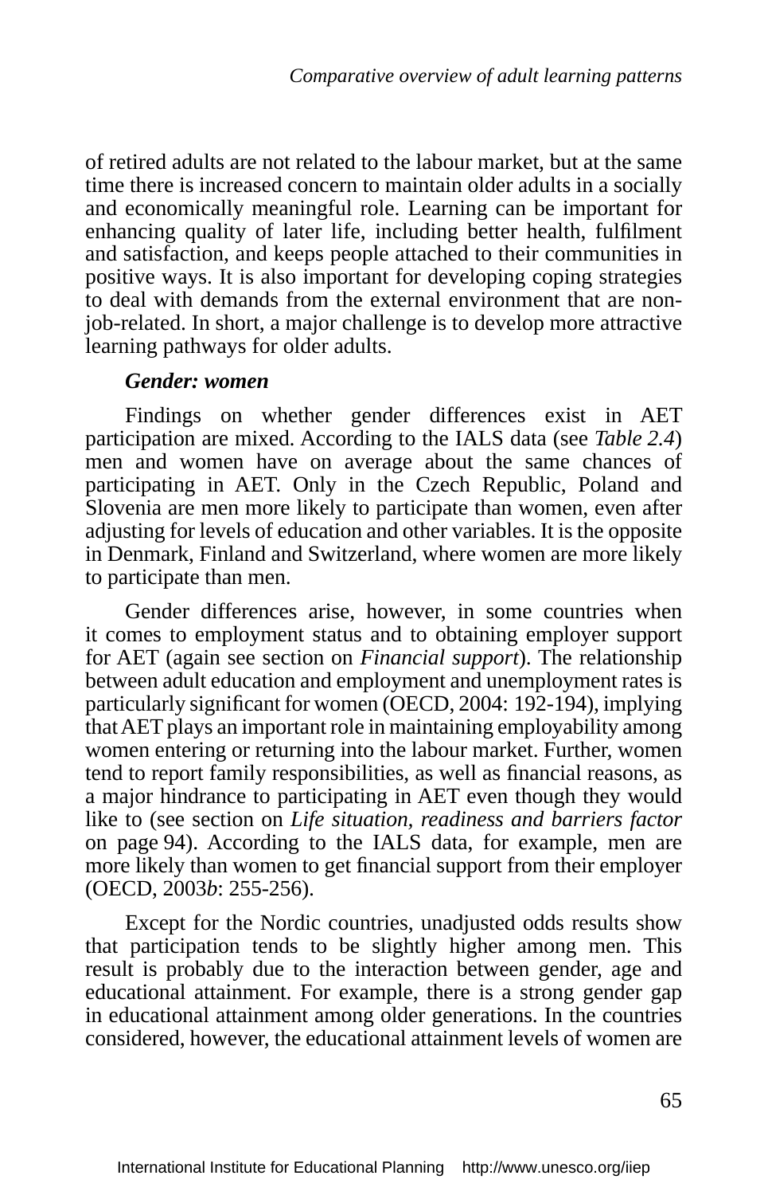of retired adults are not related to the labour market, but at the same time there is increased concern to maintain older adults in a socially and economically meaningful role. Learning can be important for enhancing quality of later life, including better health, fulfilment and satisfaction, and keeps people attached to their communities in positive ways. It is also important for developing coping strategies to deal with demands from the external environment that are non-job-related. In short, a major challenge is to develop more attractive learning pathways for older adults.

***Gender: women***

Findings on whether gender differences exist in AET participation are mixed. According to the IALS data (see *Table 2.4*) men and women have on average about the same chances of participating in AET. Only in the Czech Republic, Poland and Slovenia are men more likely to participate than women, even after adjusting for levels of education and other variables. It is the opposite in Denmark, Finland and Switzerland, where women are more likely to participate than men.

Gender differences arise, however, in some countries when it comes to employment status and to obtaining employer support for AET (again see section on *Financial support*). The relationship between adult education and employment and unemployment rates is particularly significant for women (OECD, 2004: 192-194), implying that AET plays an important role in maintaining employability among women entering or returning into the labour market. Further, women tend to report family responsibilities, as well as financial reasons, as a major hindrance to participating in AET even though they would like to (see section on *Life situation, readiness and barriers factor* on page 94). According to the IALS data, for example, men are more likely than women to get financial support from their employer (OECD, 2003*b*: 255-256).

Except for the Nordic countries, unadjusted odds results show that participation tends to be slightly higher among men. This result is probably due to the interaction between gender, age and educational attainment. For example, there is a strong gender gap in educational attainment among older generations. In the countries considered, however, the educational attainment levels of women are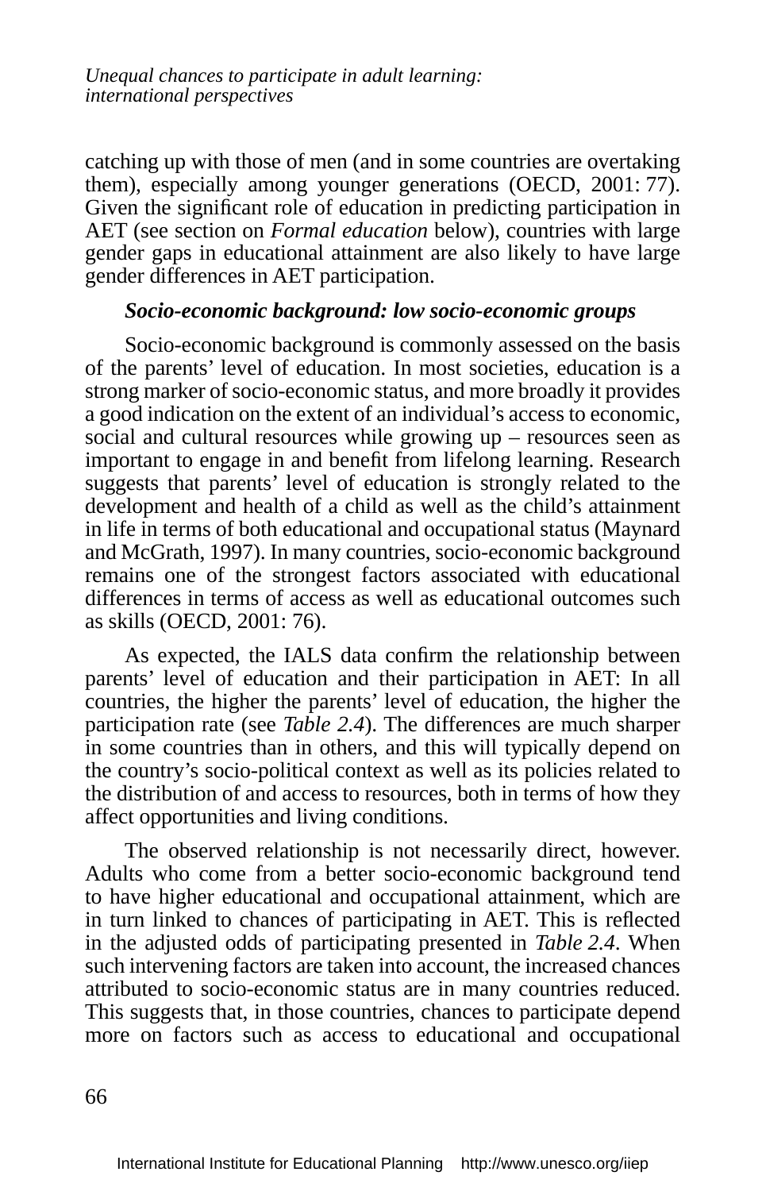catching up with those of men (and in some countries are overtaking them), especially among younger generations (OECD, 2001: 77). Given the significant role of education in predicting participation in AET (see section on *Formal education* below), countries with large gender gaps in educational attainment are also likely to have large gender differences in AET participation.

### *Socio-economic background: low socio-economic groups*

Socio-economic background is commonly assessed on the basis of the parents' level of education. In most societies, education is a strong marker of socio-economic status, and more broadly it provides a good indication on the extent of an individual's access to economic, social and cultural resources while growing up – resources seen as important to engage in and benefit from lifelong learning. Research suggests that parents' level of education is strongly related to the development and health of a child as well as the child's attainment in life in terms of both educational and occupational status (Maynard and McGrath, 1997). In many countries, socio-economic background remains one of the strongest factors associated with educational differences in terms of access as well as educational outcomes such as skills (OECD, 2001: 76).

As expected, the IALS data confirm the relationship between parents' level of education and their participation in AET: In all countries, the higher the parents' level of education, the higher the participation rate (see *Table 2.4*). The differences are much sharper in some countries than in others, and this will typically depend on the country's socio-political context as well as its policies related to the distribution of and access to resources, both in terms of how they affect opportunities and living conditions.

The observed relationship is not necessarily direct, however. Adults who come from a better socio-economic background tend to have higher educational and occupational attainment, which are in turn linked to chances of participating in AET. This is reflected in the adjusted odds of participating presented in *Table 2.4*. When such intervening factors are taken into account, the increased chances attributed to socio-economic status are in many countries reduced. This suggests that, in those countries, chances to participate depend more on factors such as access to educational and occupational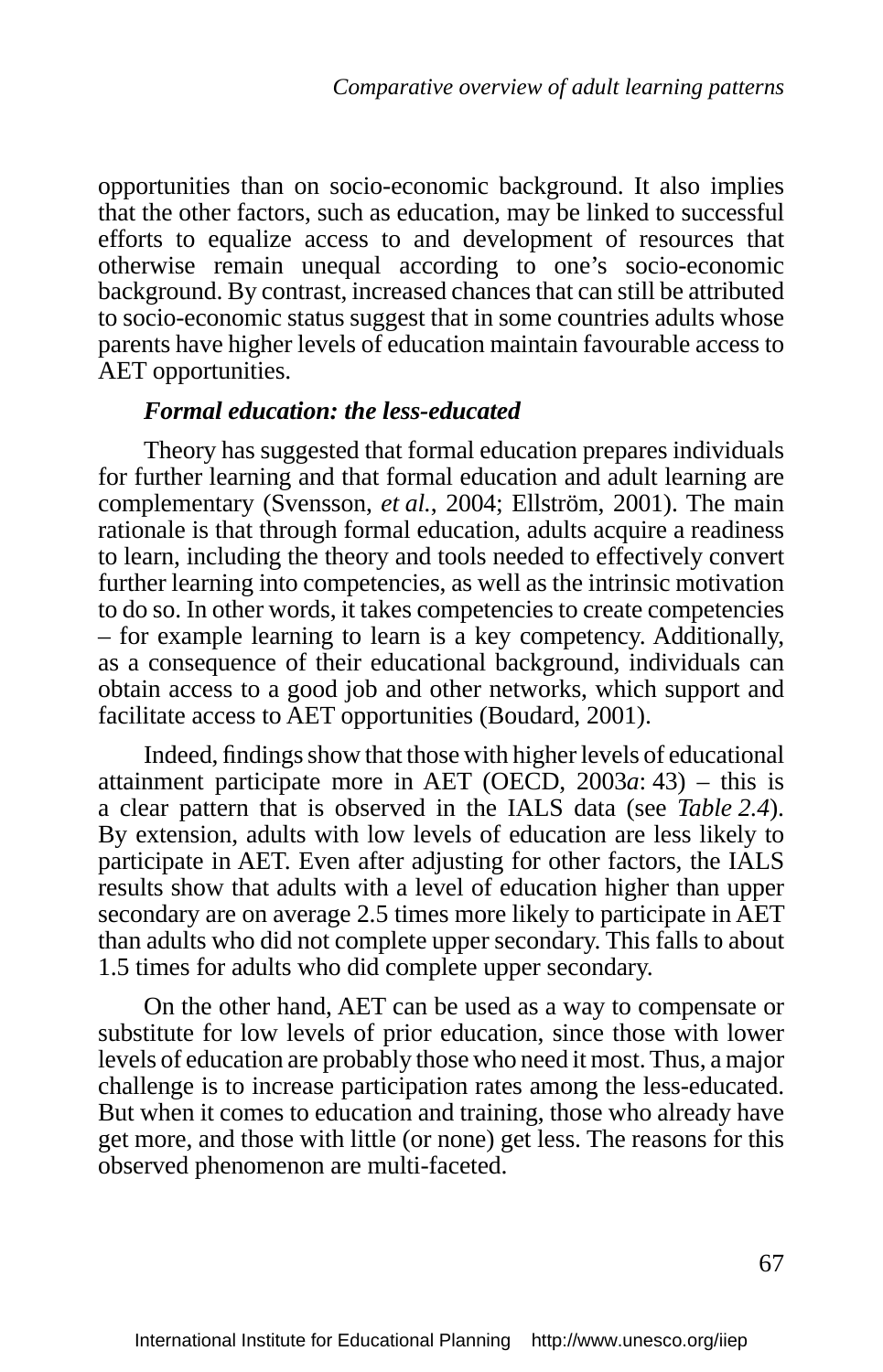opportunities than on socio-economic background. It also implies that the other factors, such as education, may be linked to successful efforts to equalize access to and development of resources that otherwise remain unequal according to one's socio-economic background. By contrast, increased chances that can still be attributed to socio-economic status suggest that in some countries adults whose parents have higher levels of education maintain favourable access to AET opportunities.

### *Formal education: the less-educated*

Theory has suggested that formal education prepares individuals for further learning and that formal education and adult learning are complementary (Svensson, *et al.*, 2004; Ellström, 2001). The main rationale is that through formal education, adults acquire a readiness to learn, including the theory and tools needed to effectively convert further learning into competencies, as well as the intrinsic motivation to do so. In other words, it takes competencies to create competencies – for example learning to learn is a key competency. Additionally, as a consequence of their educational background, individuals can obtain access to a good job and other networks, which support and facilitate access to AET opportunities (Boudard, 2001).

Indeed, findings show that those with higher levels of educational attainment participate more in AET (OECD, 2003*a*: 43) – this is a clear pattern that is observed in the IALS data (see *Table 2.4*). By extension, adults with low levels of education are less likely to participate in AET. Even after adjusting for other factors, the IALS results show that adults with a level of education higher than upper secondary are on average 2.5 times more likely to participate in AET than adults who did not complete upper secondary. This falls to about 1.5 times for adults who did complete upper secondary.

On the other hand, AET can be used as a way to compensate or substitute for low levels of prior education, since those with lower levels of education are probably those who need it most. Thus, a major challenge is to increase participation rates among the less-educated. But when it comes to education and training, those who already have get more, and those with little (or none) get less. The reasons for this observed phenomenon are multi-faceted.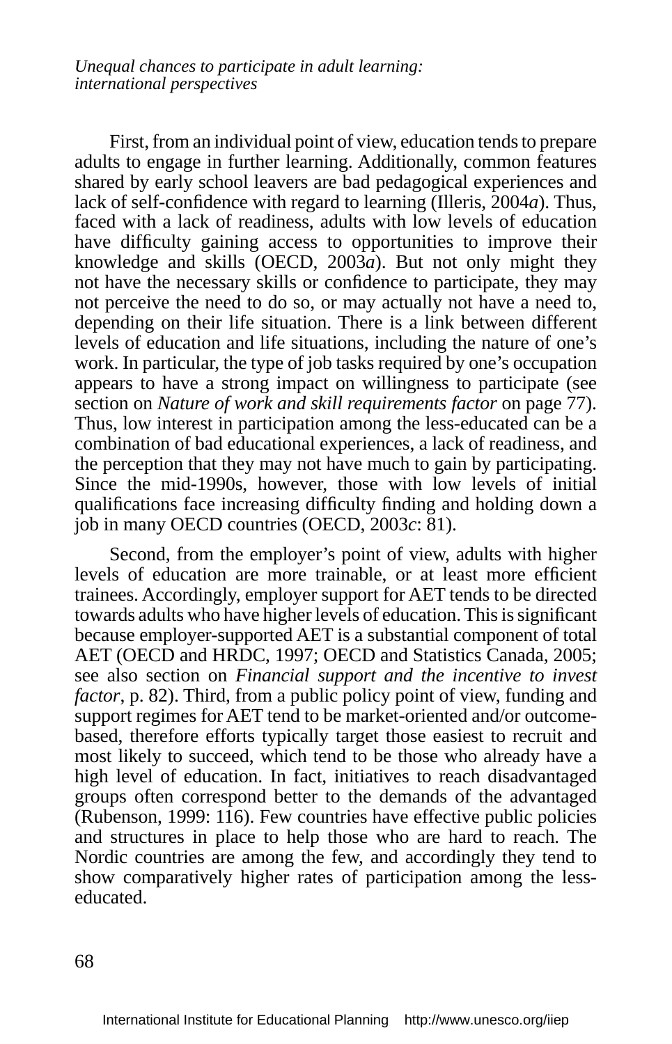First, from an individual point of view, education tends to prepare adults to engage in further learning. Additionally, common features shared by early school leavers are bad pedagogical experiences and lack of self-confidence with regard to learning (Illeris, 2004*a*). Thus, faced with a lack of readiness, adults with low levels of education have difficulty gaining access to opportunities to improve their knowledge and skills (OECD, 2003*a*). But not only might they not have the necessary skills or confidence to participate, they may not perceive the need to do so, or may actually not have a need to, depending on their life situation. There is a link between different levels of education and life situations, including the nature of one's work. In particular, the type of job tasks required by one's occupation appears to have a strong impact on willingness to participate (see section on *Nature of work and skill requirements factor* on page 77). Thus, low interest in participation among the less-educated can be a combination of bad educational experiences, a lack of readiness, and the perception that they may not have much to gain by participating. Since the mid-1990s, however, those with low levels of initial qualifications face increasing difficulty finding and holding down a job in many OECD countries (OECD, 2003*c*: 81).

Second, from the employer's point of view, adults with higher levels of education are more trainable, or at least more efficient trainees. Accordingly, employer support for AET tends to be directed towards adults who have higher levels of education. This is significant because employer-supported AET is a substantial component of total AET (OECD and HRDC, 1997; OECD and Statistics Canada, 2005; see also section on *Financial support and the incentive to invest factor*, p. 82). Third, from a public policy point of view, funding and support regimes for AET tend to be market-oriented and/or outcome-based, therefore efforts typically target those easiest to recruit and most likely to succeed, which tend to be those who already have a high level of education. In fact, initiatives to reach disadvantaged groups often correspond better to the demands of the advantaged (Rubenson, 1999: 116). Few countries have effective public policies and structures in place to help those who are hard to reach. The Nordic countries are among the few, and accordingly they tend to show comparatively higher rates of participation among the less-educated.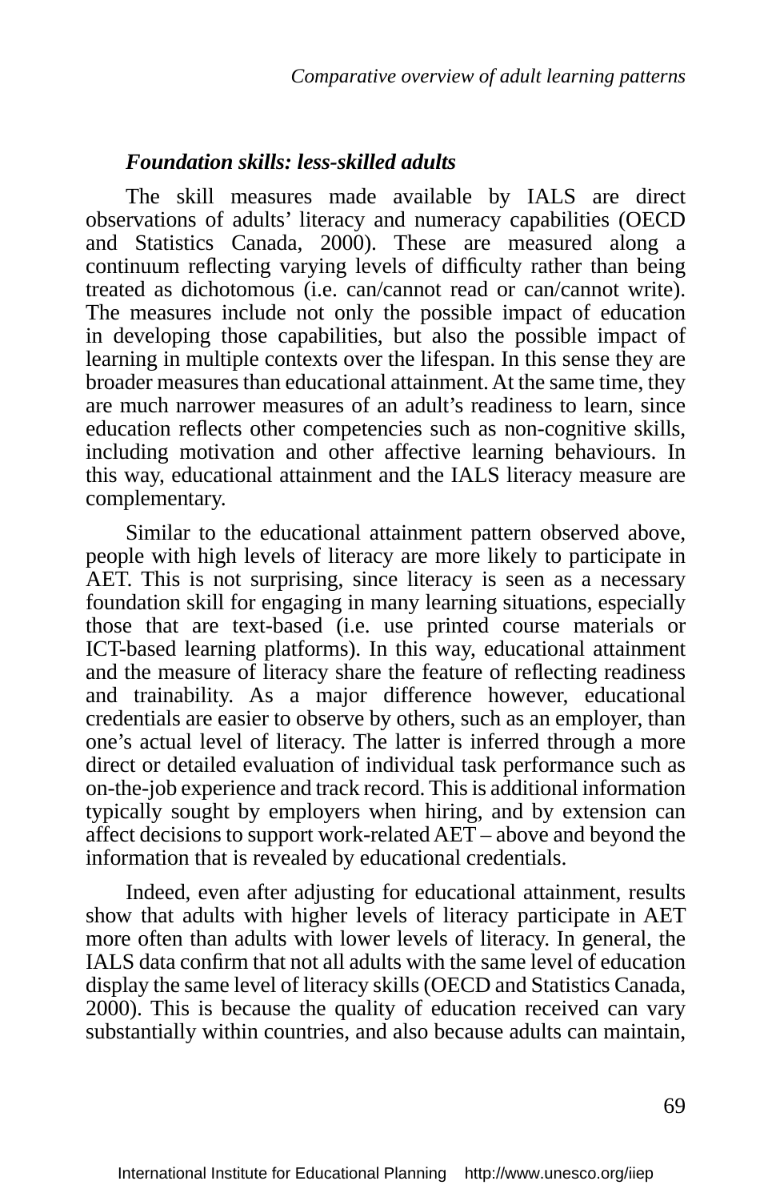### *Foundation skills: less-skilled adults*

The skill measures made available by IALS are direct observations of adults' literacy and numeracy capabilities (OECD and Statistics Canada, 2000). These are measured along a continuum reflecting varying levels of difficulty rather than being treated as dichotomous (i.e. can/cannot read or can/cannot write). The measures include not only the possible impact of education in developing those capabilities, but also the possible impact of learning in multiple contexts over the lifespan. In this sense they are broader measures than educational attainment. At the same time, they are much narrower measures of an adult's readiness to learn, since education reflects other competencies such as non-cognitive skills, including motivation and other affective learning behaviours. In this way, educational attainment and the IALS literacy measure are complementary.

Similar to the educational attainment pattern observed above, people with high levels of literacy are more likely to participate in AET. This is not surprising, since literacy is seen as a necessary foundation skill for engaging in many learning situations, especially those that are text-based (i.e. use printed course materials or ICT-based learning platforms). In this way, educational attainment and the measure of literacy share the feature of reflecting readiness and trainability. As a major difference however, educational credentials are easier to observe by others, such as an employer, than one's actual level of literacy. The latter is inferred through a more direct or detailed evaluation of individual task performance such as on-the-job experience and track record. This is additional information typically sought by employers when hiring, and by extension can affect decisions to support work-related AET – above and beyond the information that is revealed by educational credentials.

Indeed, even after adjusting for educational attainment, results show that adults with higher levels of literacy participate in AET more often than adults with lower levels of literacy. In general, the IALS data confirm that not all adults with the same level of education display the same level of literacy skills (OECD and Statistics Canada, 2000). This is because the quality of education received can vary substantially within countries, and also because adults can maintain,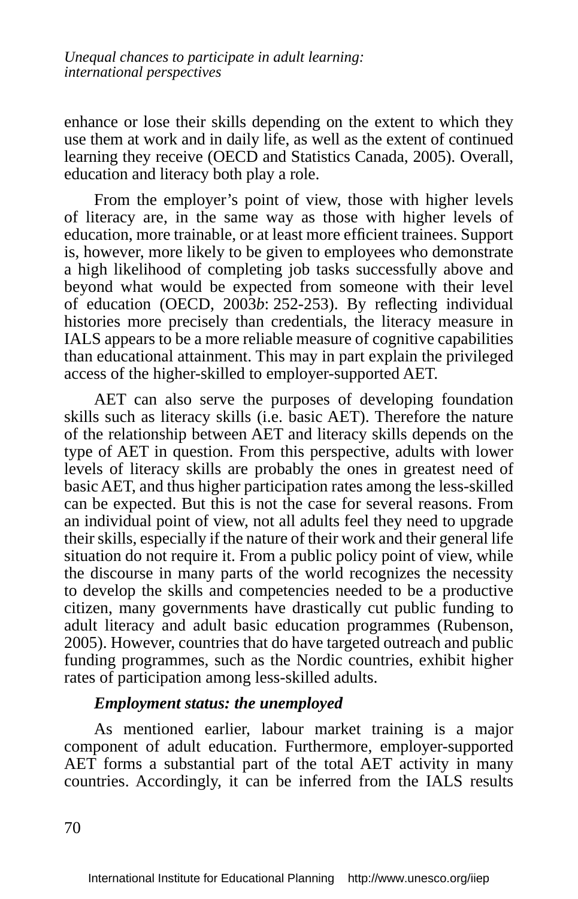enhance or lose their skills depending on the extent to which they use them at work and in daily life, as well as the extent of continued learning they receive (OECD and Statistics Canada, 2005). Overall, education and literacy both play a role.

From the employer's point of view, those with higher levels of literacy are, in the same way as those with higher levels of education, more trainable, or at least more efficient trainees. Support is, however, more likely to be given to employees who demonstrate a high likelihood of completing job tasks successfully above and beyond what would be expected from someone with their level of education (OECD, 2003*b*: 252-253). By reflecting individual histories more precisely than credentials, the literacy measure in IALS appears to be a more reliable measure of cognitive capabilities than educational attainment. This may in part explain the privileged access of the higher-skilled to employer-supported AET.

AET can also serve the purposes of developing foundation skills such as literacy skills (i.e. basic AET). Therefore the nature of the relationship between AET and literacy skills depends on the type of AET in question. From this perspective, adults with lower levels of literacy skills are probably the ones in greatest need of basic AET, and thus higher participation rates among the less-skilled can be expected. But this is not the case for several reasons. From an individual point of view, not all adults feel they need to upgrade their skills, especially if the nature of their work and their general life situation do not require it. From a public policy point of view, while the discourse in many parts of the world recognizes the necessity to develop the skills and competencies needed to be a productive citizen, many governments have drastically cut public funding to adult literacy and adult basic education programmes (Rubenson, 2005). However, countries that do have targeted outreach and public funding programmes, such as the Nordic countries, exhibit higher rates of participation among less-skilled adults.

***Employment status: the unemployed***

As mentioned earlier, labour market training is a major component of adult education. Furthermore, employer-supported AET forms a substantial part of the total AET activity in many countries. Accordingly, it can be inferred from the IALS results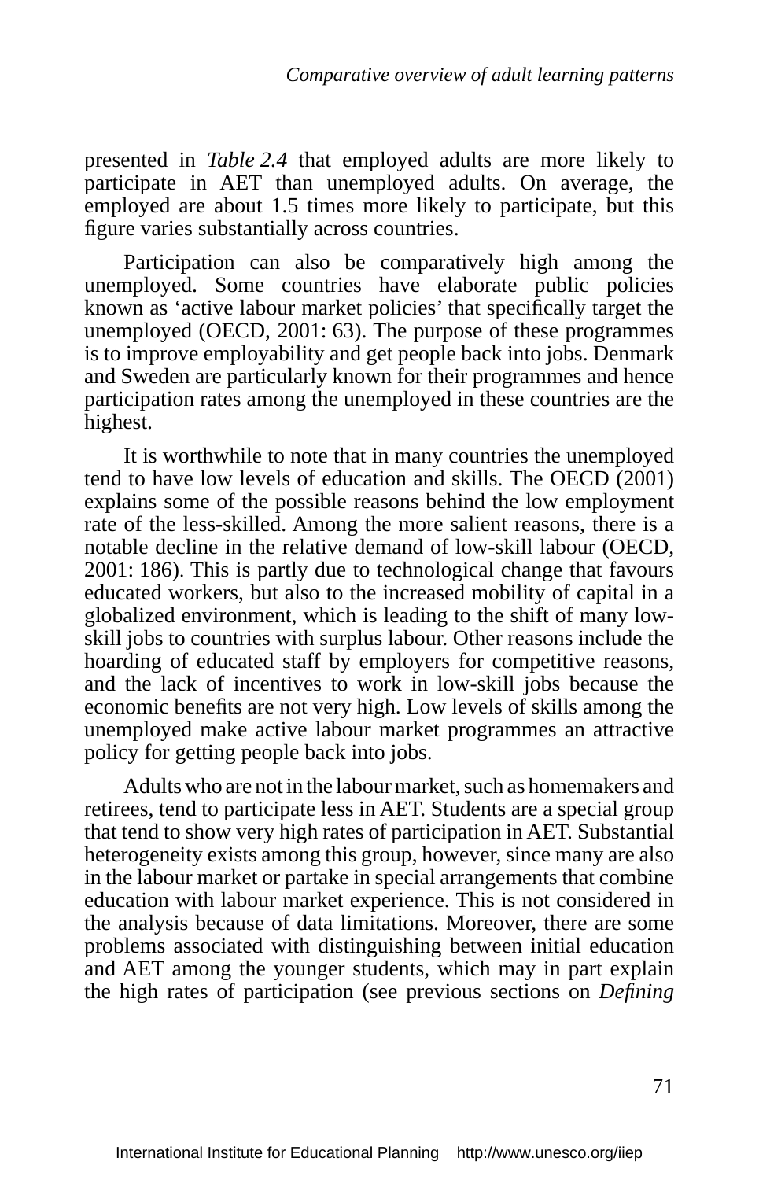presented in *Table 2.4* that employed adults are more likely to participate in AET than unemployed adults. On average, the employed are about 1.5 times more likely to participate, but this figure varies substantially across countries.

Participation can also be comparatively high among the unemployed. Some countries have elaborate public policies known as 'active labour market policies' that specifically target the unemployed (OECD, 2001: 63). The purpose of these programmes is to improve employability and get people back into jobs. Denmark and Sweden are particularly known for their programmes and hence participation rates among the unemployed in these countries are the highest.

It is worthwhile to note that in many countries the unemployed tend to have low levels of education and skills. The OECD (2001) explains some of the possible reasons behind the low employment rate of the less-skilled. Among the more salient reasons, there is a notable decline in the relative demand of low-skill labour (OECD, 2001: 186). This is partly due to technological change that favours educated workers, but also to the increased mobility of capital in a globalized environment, which is leading to the shift of many low-skill jobs to countries with surplus labour. Other reasons include the hoarding of educated staff by employers for competitive reasons, and the lack of incentives to work in low-skill jobs because the economic benefits are not very high. Low levels of skills among the unemployed make active labour market programmes an attractive policy for getting people back into jobs.

Adults who are not in the labour market, such as homemakers and retirees, tend to participate less in AET. Students are a special group that tend to show very high rates of participation in AET. Substantial heterogeneity exists among this group, however, since many are also in the labour market or partake in special arrangements that combine education with labour market experience. This is not considered in the analysis because of data limitations. Moreover, there are some problems associated with distinguishing between initial education and AET among the younger students, which may in part explain the high rates of participation (see previous sections on *Defining*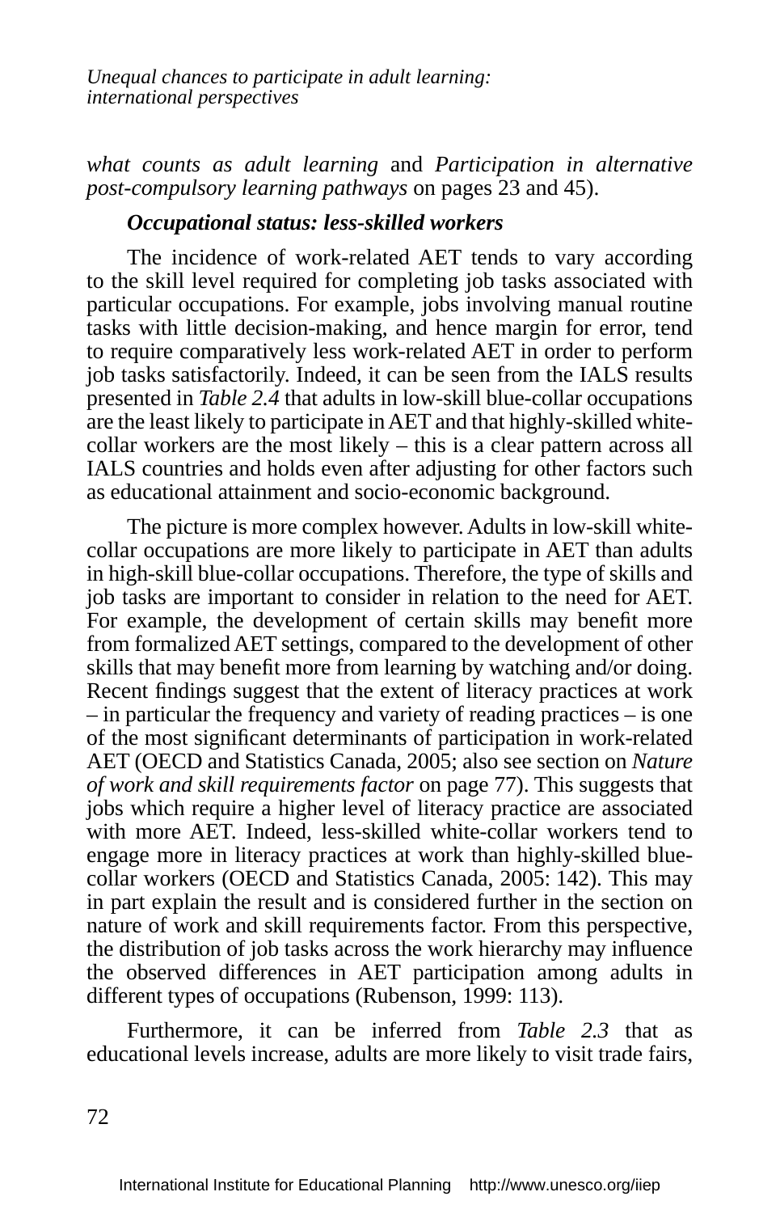*what counts as adult learning* and *Participation in alternative post-compulsory learning pathways* on pages 23 and 45).

### *Occupational status: less-skilled workers*

The incidence of work-related AET tends to vary according to the skill level required for completing job tasks associated with particular occupations. For example, jobs involving manual routine tasks with little decision-making, and hence margin for error, tend to require comparatively less work-related AET in order to perform job tasks satisfactorily. Indeed, it can be seen from the IALS results presented in *Table 2.4* that adults in low-skill blue-collar occupations are the least likely to participate in AET and that highly-skilled white-collar workers are the most likely – this is a clear pattern across all IALS countries and holds even after adjusting for other factors such as educational attainment and socio-economic background.

The picture is more complex however. Adults in low-skill white-collar occupations are more likely to participate in AET than adults in high-skill blue-collar occupations. Therefore, the type of skills and job tasks are important to consider in relation to the need for AET. For example, the development of certain skills may benefit more from formalized AET settings, compared to the development of other skills that may benefit more from learning by watching and/or doing. Recent findings suggest that the extent of literacy practices at work – in particular the frequency and variety of reading practices – is one of the most significant determinants of participation in work-related AET (OECD and Statistics Canada, 2005; also see section on *Nature of work and skill requirements factor* on page 77). This suggests that jobs which require a higher level of literacy practice are associated with more AET. Indeed, less-skilled white-collar workers tend to engage more in literacy practices at work than highly-skilled blue-collar workers (OECD and Statistics Canada, 2005: 142). This may in part explain the result and is considered further in the section on nature of work and skill requirements factor. From this perspective, the distribution of job tasks across the work hierarchy may influence the observed differences in AET participation among adults in different types of occupations (Rubenson, 1999: 113).

Furthermore, it can be inferred from *Table 2.3* that as educational levels increase, adults are more likely to visit trade fairs,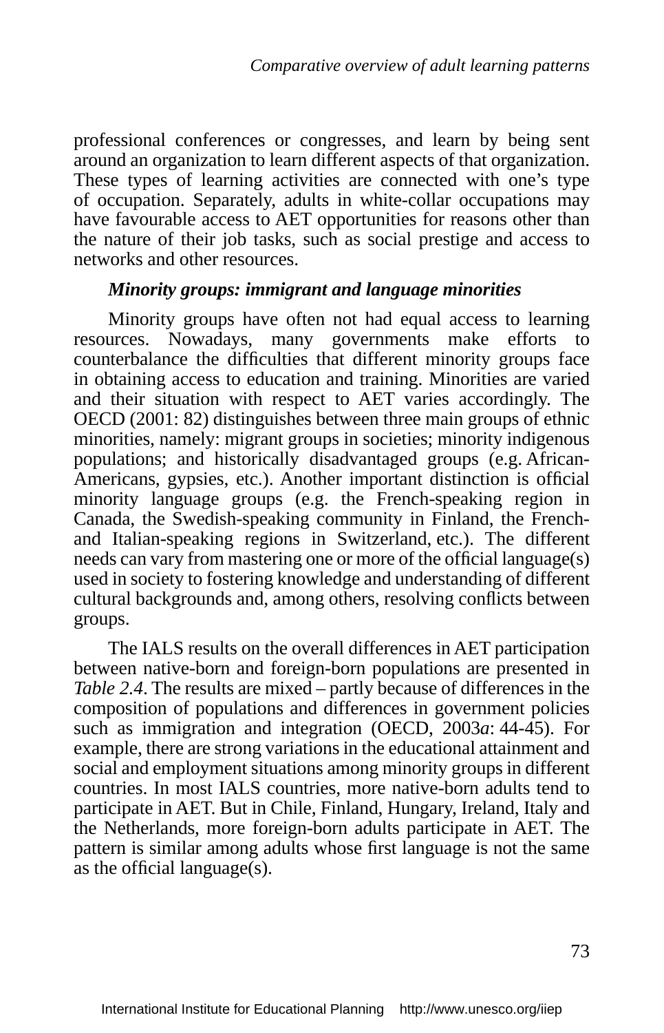professional conferences or congresses, and learn by being sent around an organization to learn different aspects of that organization. These types of learning activities are connected with one's type of occupation. Separately, adults in white-collar occupations may have favourable access to AET opportunities for reasons other than the nature of their job tasks, such as social prestige and access to networks and other resources.

***Minority groups: immigrant and language minorities***

Minority groups have often not had equal access to learning resources. Nowadays, many governments make efforts to counterbalance the difficulties that different minority groups face in obtaining access to education and training. Minorities are varied and their situation with respect to AET varies accordingly. The OECD (2001: 82) distinguishes between three main groups of ethnic minorities, namely: migrant groups in societies; minority indigenous populations; and historically disadvantaged groups (e.g. African-Americans, gypsies, etc.). Another important distinction is official minority language groups (e.g. the French-speaking region in Canada, the Swedish-speaking community in Finland, the French- and Italian-speaking regions in Switzerland, etc.). The different needs can vary from mastering one or more of the official language(s) used in society to fostering knowledge and understanding of different cultural backgrounds and, among others, resolving conflicts between groups.

The IALS results on the overall differences in AET participation between native-born and foreign-born populations are presented in *Table 2.4*. The results are mixed – partly because of differences in the composition of populations and differences in government policies such as immigration and integration (OECD, 2003*a*: 44-45). For example, there are strong variations in the educational attainment and social and employment situations among minority groups in different countries. In most IALS countries, more native-born adults tend to participate in AET. But in Chile, Finland, Hungary, Ireland, Italy and the Netherlands, more foreign-born adults participate in AET. The pattern is similar among adults whose first language is not the same as the official language(s).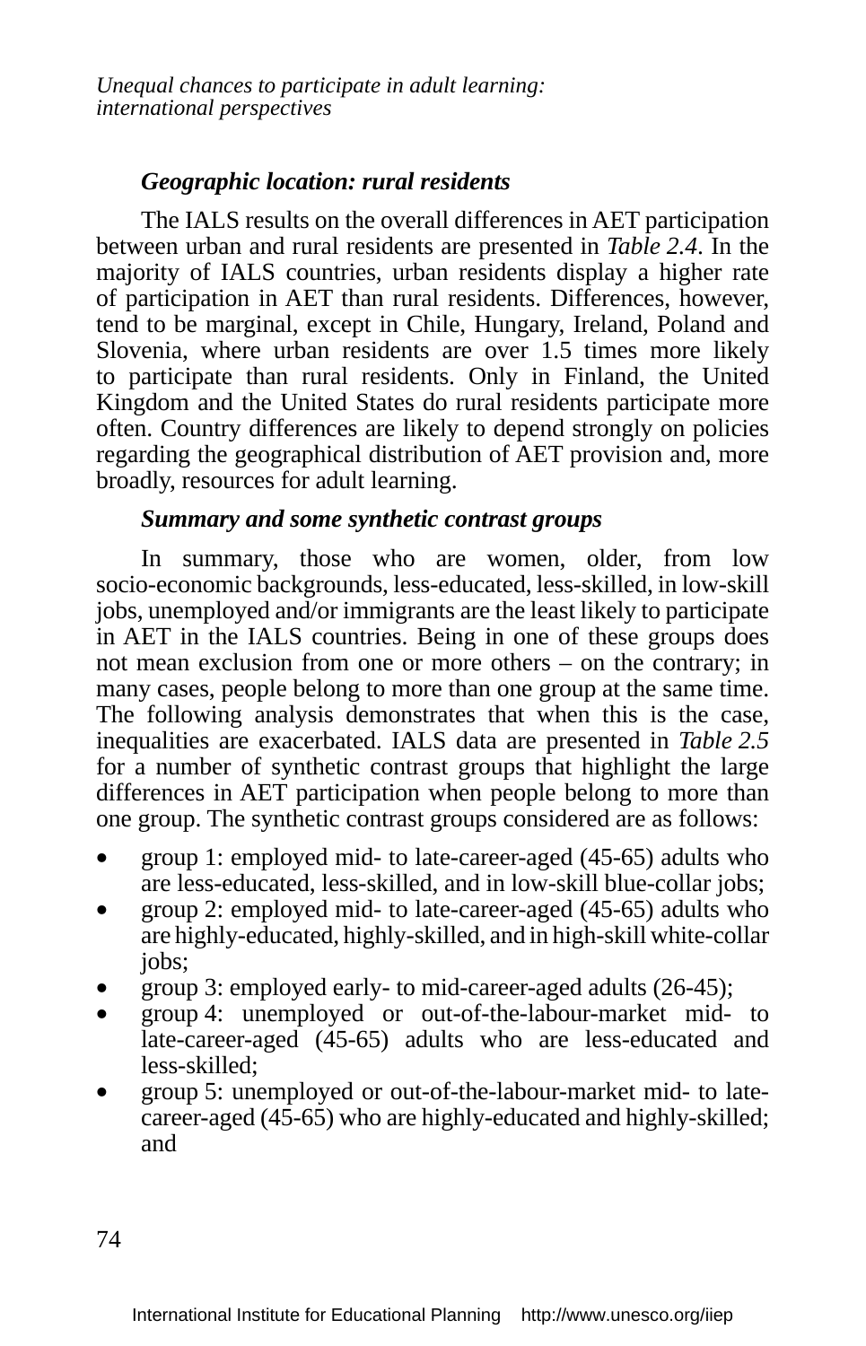### *Geographic location: rural residents*

The IALS results on the overall differences in AET participation between urban and rural residents are presented in *Table 2.4*. In the majority of IALS countries, urban residents display a higher rate of participation in AET than rural residents. Differences, however, tend to be marginal, except in Chile, Hungary, Ireland, Poland and Slovenia, where urban residents are over 1.5 times more likely to participate than rural residents. Only in Finland, the United Kingdom and the United States do rural residents participate more often. Country differences are likely to depend strongly on policies regarding the geographical distribution of AET provision and, more broadly, resources for adult learning.

### *Summary and some synthetic contrast groups*

In summary, those who are women, older, from low socio-economic backgrounds, less-educated, less-skilled, in low-skill jobs, unemployed and/or immigrants are the least likely to participate in AET in the IALS countries. Being in one of these groups does not mean exclusion from one or more others – on the contrary; in many cases, people belong to more than one group at the same time. The following analysis demonstrates that when this is the case, inequalities are exacerbated. IALS data are presented in *Table 2.5* for a number of synthetic contrast groups that highlight the large differences in AET participation when people belong to more than one group. The synthetic contrast groups considered are as follows:

- group 1: employed mid- to late-career-aged (45-65) adults who are less-educated, less-skilled, and in low-skill blue-collar jobs;
- group 2: employed mid- to late-career-aged (45-65) adults who are highly-educated, highly-skilled, and in high-skill white-collar jobs;
- group 3: employed early- to mid-career-aged adults (26-45);
- group 4: unemployed or out-of-the-labour-market mid- to late-career-aged (45-65) adults who are less-educated and less-skilled;
- group 5: unemployed or out-of-the-labour-market mid- to late-career-aged (45-65) who are highly-educated and highly-skilled; and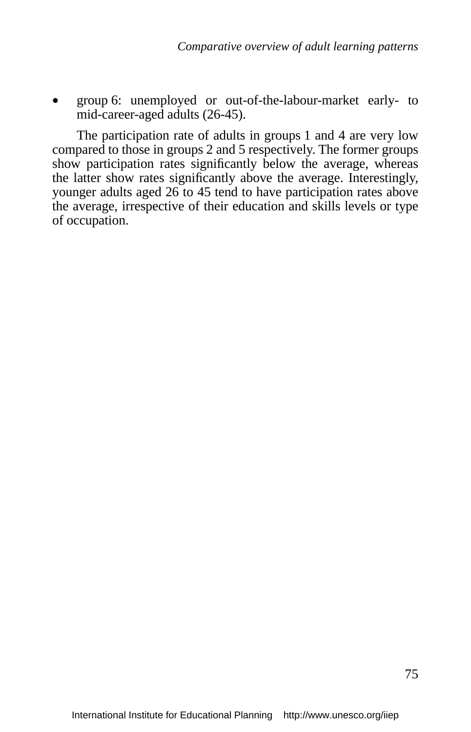- group 6: unemployed or out-of-the-labour-market early- to mid-career-aged adults (26-45).

The participation rate of adults in groups 1 and 4 are very low compared to those in groups 2 and 5 respectively. The former groups show participation rates significantly below the average, whereas the latter show rates significantly above the average. Interestingly, younger adults aged 26 to 45 tend to have participation rates above the average, irrespective of their education and skills levels or type of occupation.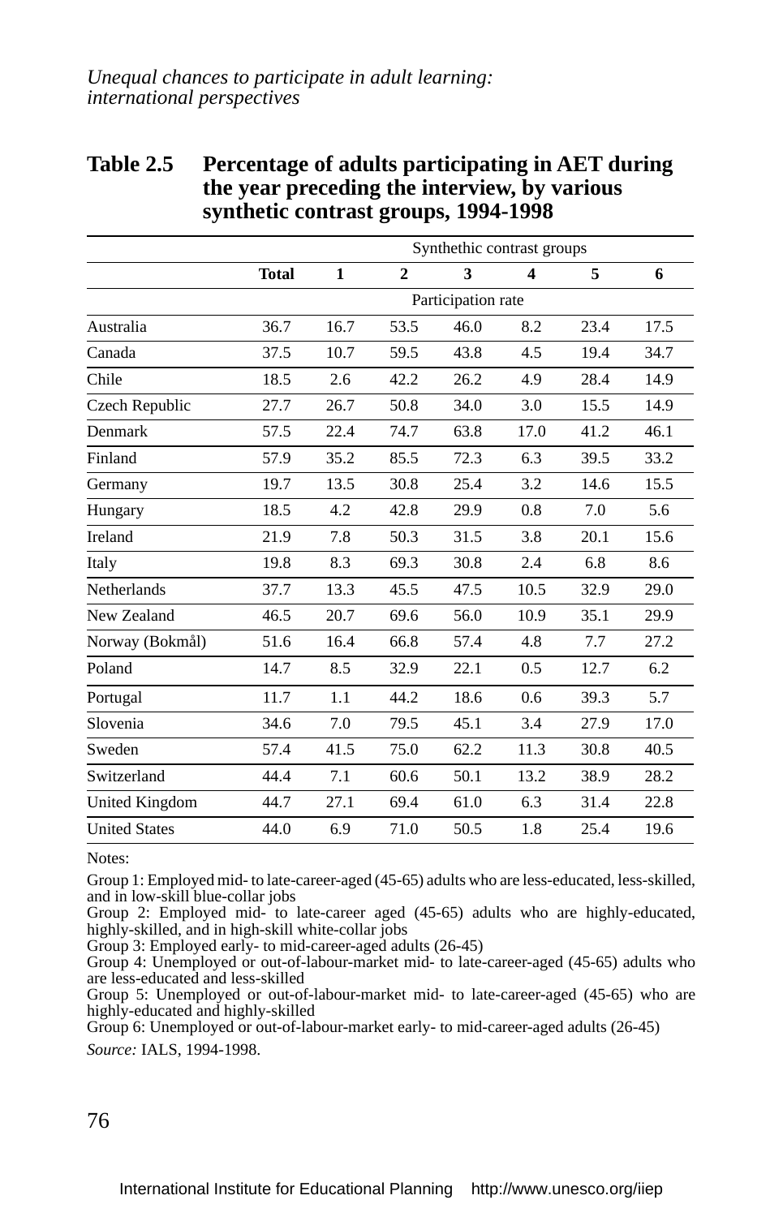**Table 2.5 Percentage of adults participating in AET during the year preceding the interview, by various synthetic contrast groups, 1994-1998**

| | | Synthethic contrast groups | | | | | |
|---|---|---|---|---|---|---|---|
| | **Total** | **1** | **2** | **3** | **4** | **5** | **6** |
| | Participation rate | | | | | | |
| Australia | 36.7 | 16.7 | 53.5 | 46.0 | 8.2 | 23.4 | 17.5 |
| Canada | 37.5 | 10.7 | 59.5 | 43.8 | 4.5 | 19.4 | 34.7 |
| Chile | 18.5 | 2.6 | 42.2 | 26.2 | 4.9 | 28.4 | 14.9 |
| Czech Republic | 27.7 | 26.7 | 50.8 | 34.0 | 3.0 | 15.5 | 14.9 |
| Denmark | 57.5 | 22.4 | 74.7 | 63.8 | 17.0 | 41.2 | 46.1 |
| Finland | 57.9 | 35.2 | 85.5 | 72.3 | 6.3 | 39.5 | 33.2 |
| Germany | 19.7 | 13.5 | 30.8 | 25.4 | 3.2 | 14.6 | 15.5 |
| Hungary | 18.5 | 4.2 | 42.8 | 29.9 | 0.8 | 7.0 | 5.6 |
| Ireland | 21.9 | 7.8 | 50.3 | 31.5 | 3.8 | 20.1 | 15.6 |
| Italy | 19.8 | 8.3 | 69.3 | 30.8 | 2.4 | 6.8 | 8.6 |
| Netherlands | 37.7 | 13.3 | 45.5 | 47.5 | 10.5 | 32.9 | 29.0 |
| New Zealand | 46.5 | 20.7 | 69.6 | 56.0 | 10.9 | 35.1 | 29.9 |
| Norway (Bokmål) | 51.6 | 16.4 | 66.8 | 57.4 | 4.8 | 7.7 | 27.2 |
| Poland | 14.7 | 8.5 | 32.9 | 22.1 | 0.5 | 12.7 | 6.2 |
| Portugal | 11.7 | 1.1 | 44.2 | 18.6 | 0.6 | 39.3 | 5.7 |
| Slovenia | 34.6 | 7.0 | 79.5 | 45.1 | 3.4 | 27.9 | 17.0 |
| Sweden | 57.4 | 41.5 | 75.0 | 62.2 | 11.3 | 30.8 | 40.5 |
| Switzerland | 44.4 | 7.1 | 60.6 | 50.1 | 13.2 | 38.9 | 28.2 |
| United Kingdom | 44.7 | 27.1 | 69.4 | 61.0 | 6.3 | 31.4 | 22.8 |
| United States | 44.0 | 6.9 | 71.0 | 50.5 | 1.8 | 25.4 | 19.6 |

Notes:

Group 1: Employed mid- to late-career-aged (45-65) adults who are less-educated, less-skilled, and in low-skill blue-collar jobs
Group 2: Employed mid- to late-career aged (45-65) adults who are highly-educated, highly-skilled, and in high-skill white-collar jobs
Group 3: Employed early- to mid-career-aged adults (26-45)
Group 4: Unemployed or out-of-labour-market mid- to late-career-aged (45-65) adults who are less-educated and less-skilled
Group 5: Unemployed or out-of-labour-market mid- to late-career-aged (45-65) who are highly-educated and highly-skilled
Group 6: Unemployed or out-of-labour-market early- to mid-career-aged adults (26-45)

*Source:* IALS, 1994-1998.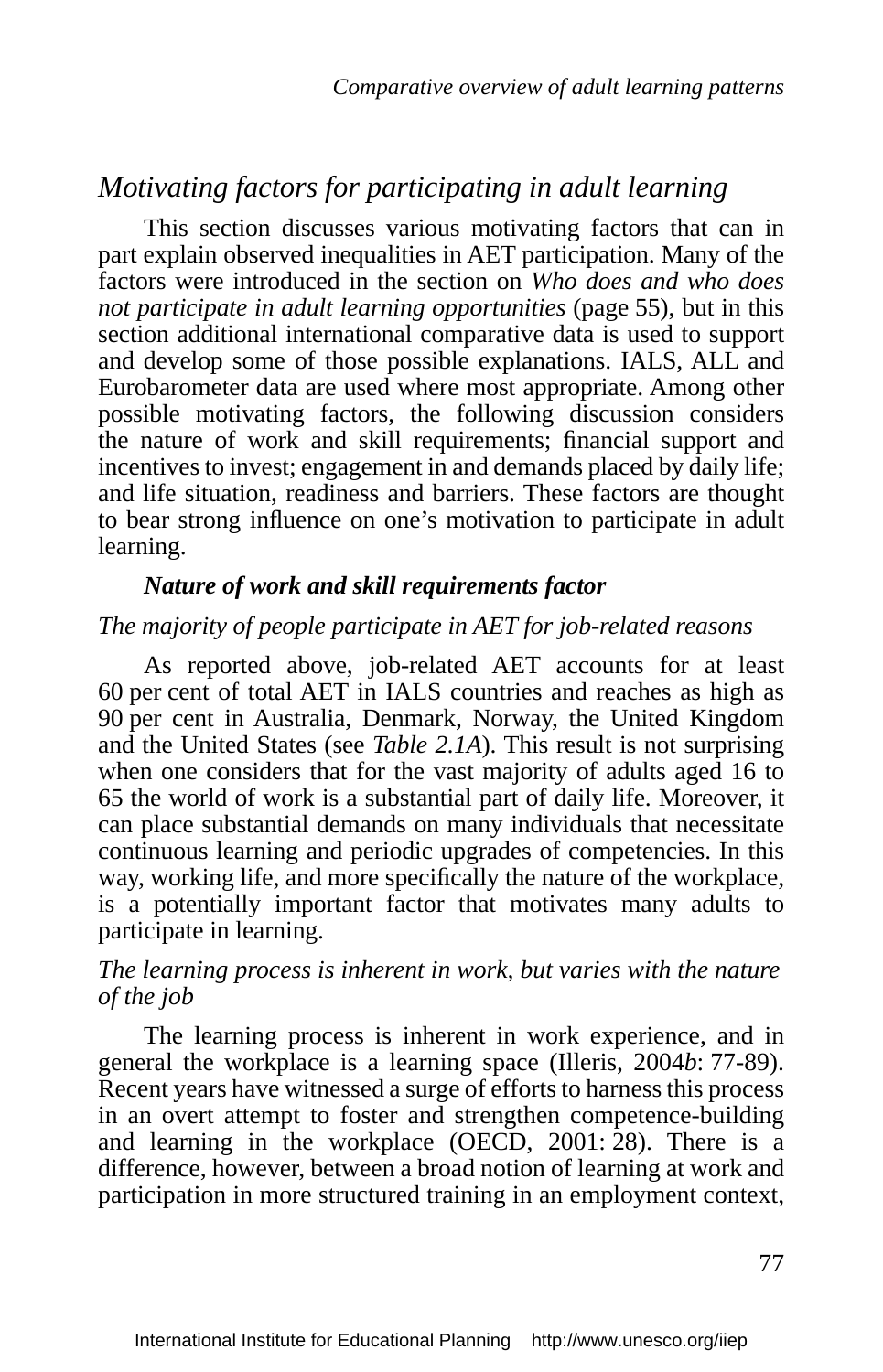## *Motivating factors for participating in adult learning*

This section discusses various motivating factors that can in part explain observed inequalities in AET participation. Many of the factors were introduced in the section on *Who does and who does not participate in adult learning opportunities* (page 55), but in this section additional international comparative data is used to support and develop some of those possible explanations. IALS, ALL and Eurobarometer data are used where most appropriate. Among other possible motivating factors, the following discussion considers the nature of work and skill requirements; financial support and incentives to invest; engagement in and demands placed by daily life; and life situation, readiness and barriers. These factors are thought to bear strong influence on one's motivation to participate in adult learning.

### ***Nature of work and skill requirements factor***

*The majority of people participate in AET for job-related reasons*

As reported above, job-related AET accounts for at least 60 per cent of total AET in IALS countries and reaches as high as 90 per cent in Australia, Denmark, Norway, the United Kingdom and the United States (see *Table 2.1A*). This result is not surprising when one considers that for the vast majority of adults aged 16 to 65 the world of work is a substantial part of daily life. Moreover, it can place substantial demands on many individuals that necessitate continuous learning and periodic upgrades of competencies. In this way, working life, and more specifically the nature of the workplace, is a potentially important factor that motivates many adults to participate in learning.

*The learning process is inherent in work, but varies with the nature of the job*

The learning process is inherent in work experience, and in general the workplace is a learning space (Illeris, 2004*b*: 77-89). Recent years have witnessed a surge of efforts to harness this process in an overt attempt to foster and strengthen competence-building and learning in the workplace (OECD, 2001: 28). There is a difference, however, between a broad notion of learning at work and participation in more structured training in an employment context,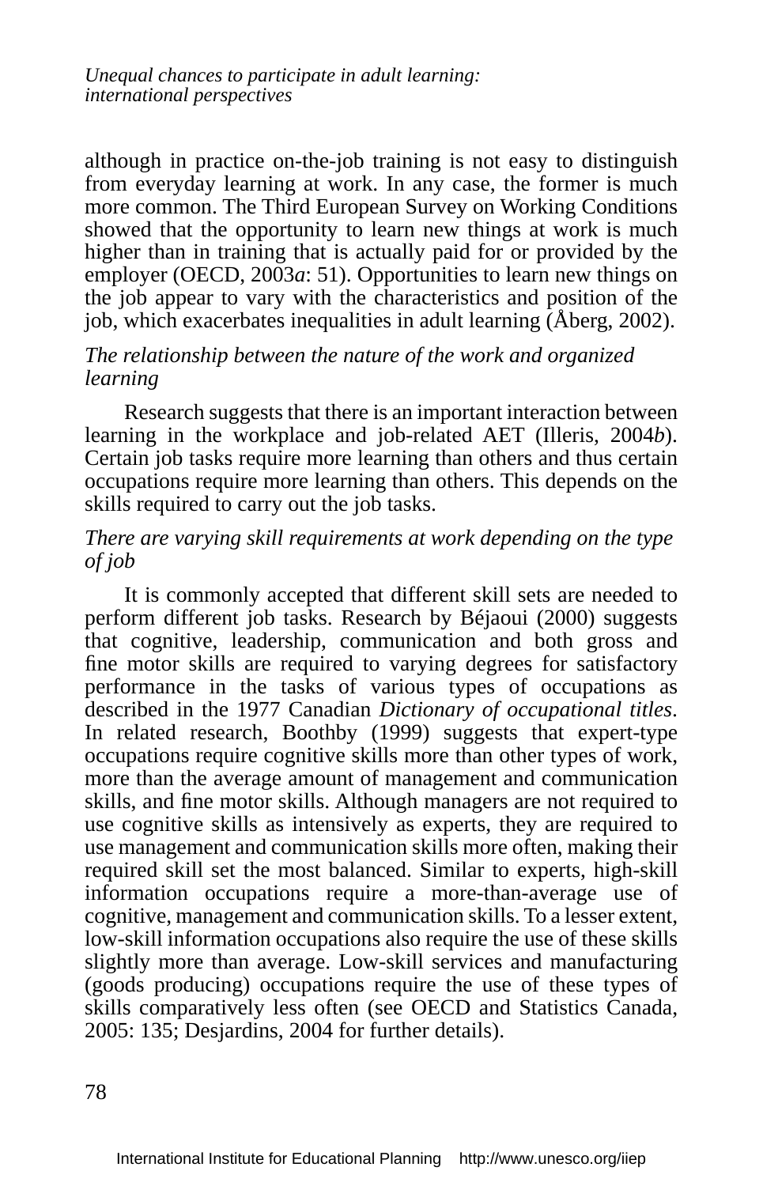although in practice on-the-job training is not easy to distinguish from everyday learning at work. In any case, the former is much more common. The Third European Survey on Working Conditions showed that the opportunity to learn new things at work is much higher than in training that is actually paid for or provided by the employer (OECD, 2003*a*: 51). Opportunities to learn new things on the job appear to vary with the characteristics and position of the job, which exacerbates inequalities in adult learning (Åberg, 2002).

*The relationship between the nature of the work and organized learning*

Research suggests that there is an important interaction between learning in the workplace and job-related AET (Illeris, 2004*b*). Certain job tasks require more learning than others and thus certain occupations require more learning than others. This depends on the skills required to carry out the job tasks.

*There are varying skill requirements at work depending on the type of job*

It is commonly accepted that different skill sets are needed to perform different job tasks. Research by Béjaoui (2000) suggests that cognitive, leadership, communication and both gross and fine motor skills are required to varying degrees for satisfactory performance in the tasks of various types of occupations as described in the 1977 Canadian *Dictionary of occupational titles*. In related research, Boothby (1999) suggests that expert-type occupations require cognitive skills more than other types of work, more than the average amount of management and communication skills, and fine motor skills. Although managers are not required to use cognitive skills as intensively as experts, they are required to use management and communication skills more often, making their required skill set the most balanced. Similar to experts, high-skill information occupations require a more-than-average use of cognitive, management and communication skills. To a lesser extent, low-skill information occupations also require the use of these skills slightly more than average. Low-skill services and manufacturing (goods producing) occupations require the use of these types of skills comparatively less often (see OECD and Statistics Canada, 2005: 135; Desjardins, 2004 for further details).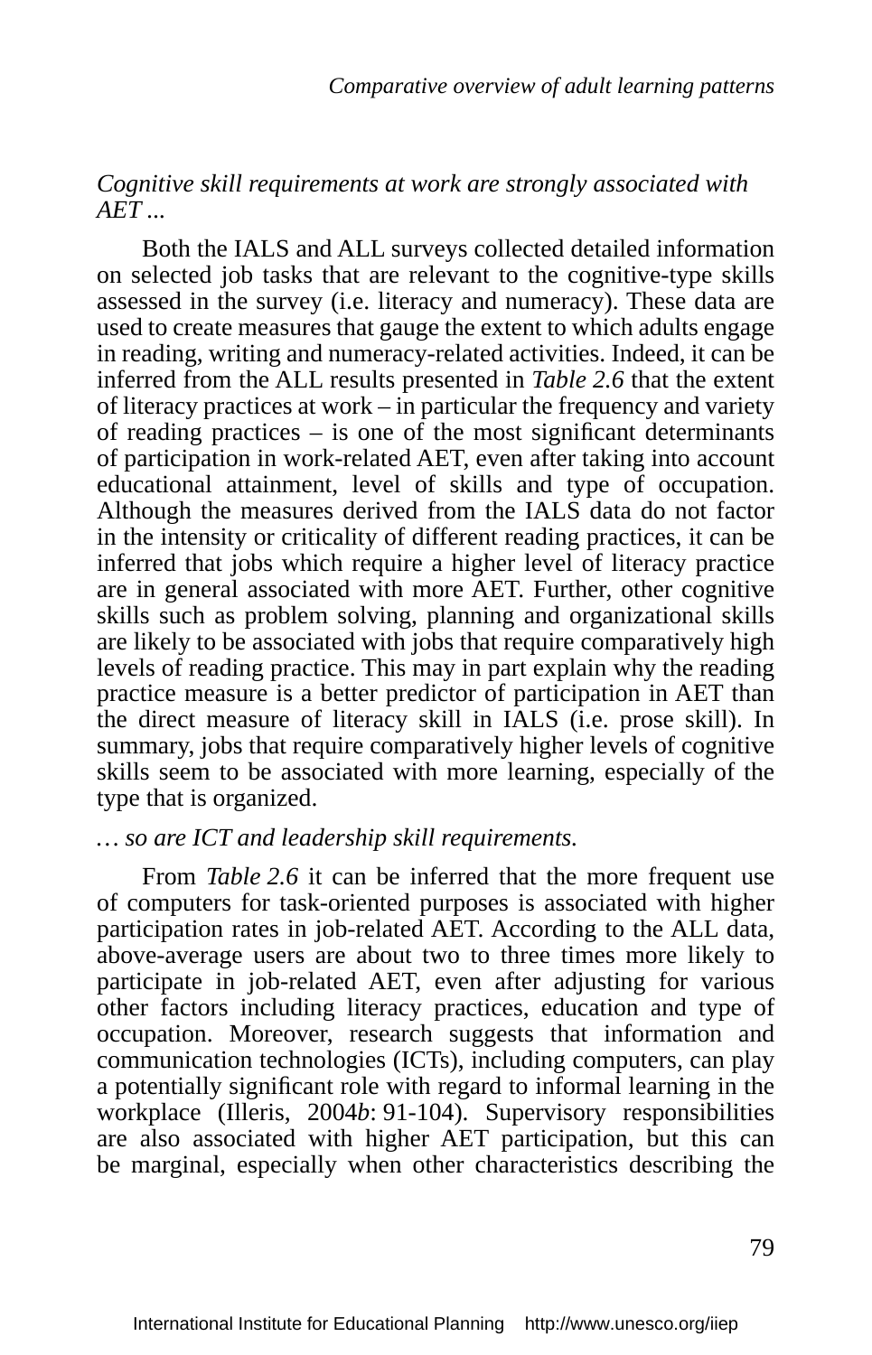*Cognitive skill requirements at work are strongly associated with AET ...*

Both the IALS and ALL surveys collected detailed information on selected job tasks that are relevant to the cognitive-type skills assessed in the survey (i.e. literacy and numeracy). These data are used to create measures that gauge the extent to which adults engage in reading, writing and numeracy-related activities. Indeed, it can be inferred from the ALL results presented in *Table 2.6* that the extent of literacy practices at work – in particular the frequency and variety of reading practices – is one of the most significant determinants of participation in work-related AET, even after taking into account educational attainment, level of skills and type of occupation. Although the measures derived from the IALS data do not factor in the intensity or criticality of different reading practices, it can be inferred that jobs which require a higher level of literacy practice are in general associated with more AET. Further, other cognitive skills such as problem solving, planning and organizational skills are likely to be associated with jobs that require comparatively high levels of reading practice. This may in part explain why the reading practice measure is a better predictor of participation in AET than the direct measure of literacy skill in IALS (i.e. prose skill). In summary, jobs that require comparatively higher levels of cognitive skills seem to be associated with more learning, especially of the type that is organized.

*… so are ICT and leadership skill requirements.*

From *Table 2.6* it can be inferred that the more frequent use of computers for task-oriented purposes is associated with higher participation rates in job-related AET. According to the ALL data, above-average users are about two to three times more likely to participate in job-related AET, even after adjusting for various other factors including literacy practices, education and type of occupation. Moreover, research suggests that information and communication technologies (ICTs), including computers, can play a potentially significant role with regard to informal learning in the workplace (Illeris, 2004*b*: 91-104). Supervisory responsibilities are also associated with higher AET participation, but this can be marginal, especially when other characteristics describing the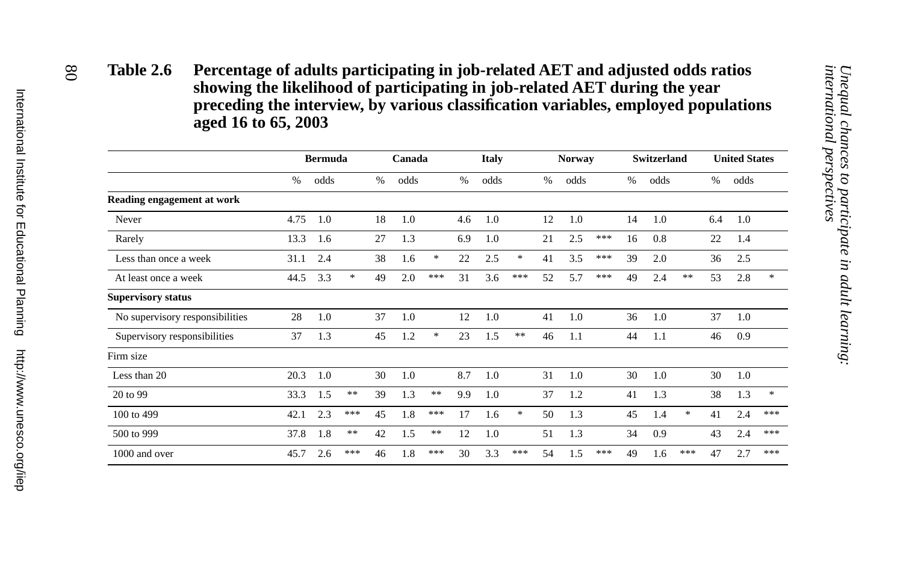**Table 2.6 Percentage of adults participating in job-related AET and adjusted odds ratios showing the likelihood of participating in job-related AET during the year preceding the interview, by various classification variables, employed populations aged 16 to 65, 2003**

| | Bermuda | | | Canada | | | Italy | | | Norway | | | Switzerland | | | United States | | |
|---|---|---|---|---|---|---|---|---|---|---|---|---|---|---|---|---|---|---|
| | % | odds | | % | odds | | % | odds | | % | odds | | % | odds | | % | odds | |
| **Reading engagement at work** | | | | | | | | | | | | | | | | | | |
| Never | 4.75 | 1.0 | | 18 | 1.0 | | 4.6 | 1.0 | | 12 | 1.0 | | 14 | 1.0 | | 6.4 | 1.0 | |
| Rarely | 13.3 | 1.6 | | 27 | 1.3 | | 6.9 | 1.0 | | 21 | 2.5 | *** | 16 | 0.8 | | 22 | 1.4 | |
| Less than once a week | 31.1 | 2.4 | | 38 | 1.6 | * | 22 | 2.5 | * | 41 | 3.5 | *** | 39 | 2.0 | | 36 | 2.5 | |
| At least once a week | 44.5 | 3.3 | * | 49 | 2.0 | *** | 31 | 3.6 | *** | 52 | 5.7 | *** | 49 | 2.4 | ** | 53 | 2.8 | * |
| **Supervisory status** | | | | | | | | | | | | | | | | | | |
| No supervisory responsibilities | 28 | 1.0 | | 37 | 1.0 | | 12 | 1.0 | | 41 | 1.0 | | 36 | 1.0 | | 37 | 1.0 | |
| Supervisory responsibilities | 37 | 1.3 | | 45 | 1.2 | * | 23 | 1.5 | ** | 46 | 1.1 | | 44 | 1.1 | | 46 | 0.9 | |
| Firm size | | | | | | | | | | | | | | | | | | |
| Less than 20 | 20.3 | 1.0 | | 30 | 1.0 | | 8.7 | 1.0 | | 31 | 1.0 | | 30 | 1.0 | | 30 | 1.0 | |
| 20 to 99 | 33.3 | 1.5 | ** | 39 | 1.3 | ** | 9.9 | 1.0 | | 37 | 1.2 | | 41 | 1.3 | | 38 | 1.3 | * |
| 100 to 499 | 42.1 | 2.3 | *** | 45 | 1.8 | *** | 17 | 1.6 | * | 50 | 1.3 | | 45 | 1.4 | * | 41 | 2.4 | *** |
| 500 to 999 | 37.8 | 1.8 | ** | 42 | 1.5 | ** | 12 | 1.0 | | 51 | 1.3 | | 34 | 0.9 | | 43 | 2.4 | *** |
| 1000 and over | 45.7 | 2.6 | *** | 46 | 1.8 | *** | 30 | 3.3 | *** | 54 | 1.5 | *** | 49 | 1.6 | *** | 47 | 2.7 | *** |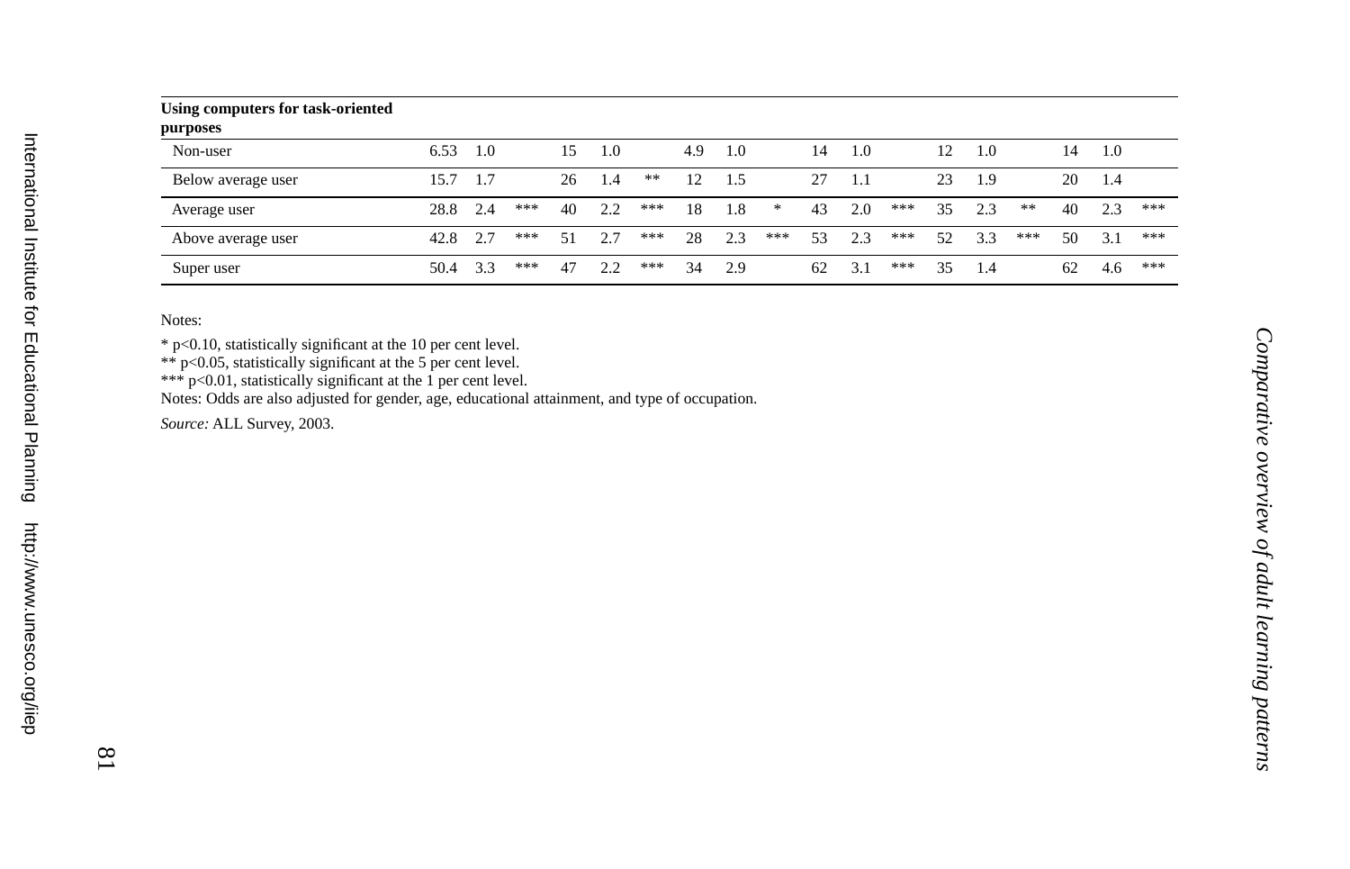| **Using computers for task-oriented purposes** | | | | | | | | | | | | | | | | | | |
|---|---|---|---|---|---|---|---|---|---|---|---|---|---|---|---|---|---|---|
| Non-user | 6.53 | 1.0 | | 15 | 1.0 | | 4.9 | 1.0 | | 14 | 1.0 | | 12 | 1.0 | | 14 | 1.0 | |
| Below average user | 15.7 | 1.7 | | 26 | 1.4 | ** | 12 | 1.5 | | 27 | 1.1 | | 23 | 1.9 | | 20 | 1.4 | |
| Average user | 28.8 | 2.4 | *** | 40 | 2.2 | *** | 18 | 1.8 | * | 43 | 2.0 | *** | 35 | 2.3 | ** | 40 | 2.3 | *** |
| Above average user | 42.8 | 2.7 | *** | 51 | 2.7 | *** | 28 | 2.3 | *** | 53 | 2.3 | *** | 52 | 3.3 | *** | 50 | 3.1 | *** |
| Super user | 50.4 | 3.3 | *** | 47 | 2.2 | *** | 34 | 2.9 | | 62 | 3.1 | *** | 35 | 1.4 | | 62 | 4.6 | *** |

Notes:

* $p<0.10$, statistically significant at the 10 per cent level.
** $p<0.05$, statistically significant at the 5 per cent level.
*** $p<0.01$, statistically significant at the 1 per cent level.
Notes: Odds are also adjusted for gender, age, educational attainment, and type of occupation.

*Source:* ALL Survey, 2003.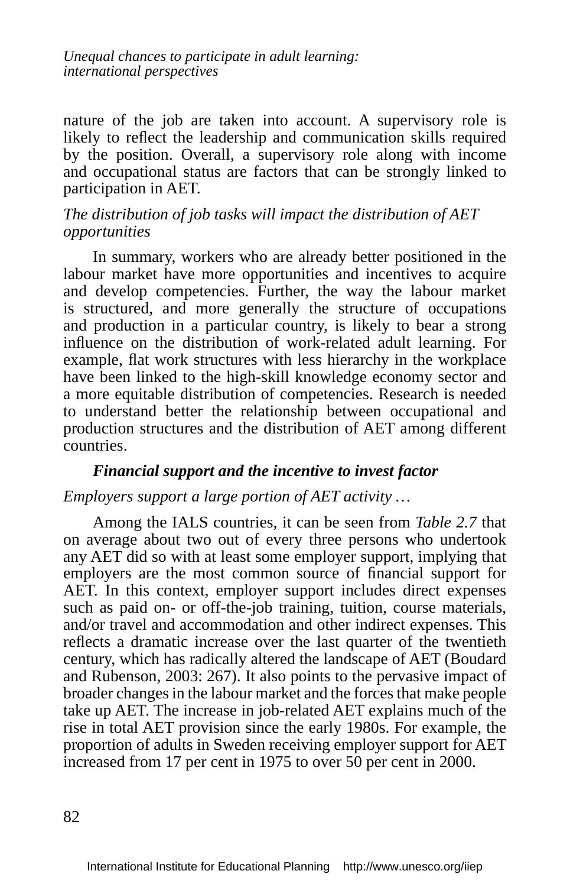nature of the job are taken into account. A supervisory role is likely to reflect the leadership and communication skills required by the position. Overall, a supervisory role along with income and occupational status are factors that can be strongly linked to participation in AET.

*The distribution of job tasks will impact the distribution of AET opportunities*

In summary, workers who are already better positioned in the labour market have more opportunities and incentives to acquire and develop competencies. Further, the way the labour market is structured, and more generally the structure of occupations and production in a particular country, is likely to bear a strong influence on the distribution of work-related adult learning. For example, flat work structures with less hierarchy in the workplace have been linked to the high-skill knowledge economy sector and a more equitable distribution of competencies. Research is needed to understand better the relationship between occupational and production structures and the distribution of AET among different countries.

### *Financial support and the incentive to invest factor*

*Employers support a large portion of AET activity …*

Among the IALS countries, it can be seen from *Table 2.7* that on average about two out of every three persons who undertook any AET did so with at least some employer support, implying that employers are the most common source of financial support for AET. In this context, employer support includes direct expenses such as paid on- or off-the-job training, tuition, course materials, and/or travel and accommodation and other indirect expenses. This reflects a dramatic increase over the last quarter of the twentieth century, which has radically altered the landscape of AET (Boudard and Rubenson, 2003: 267). It also points to the pervasive impact of broader changes in the labour market and the forces that make people take up AET. The increase in job-related AET explains much of the rise in total AET provision since the early 1980s. For example, the proportion of adults in Sweden receiving employer support for AET increased from 17 per cent in 1975 to over 50 per cent in 2000.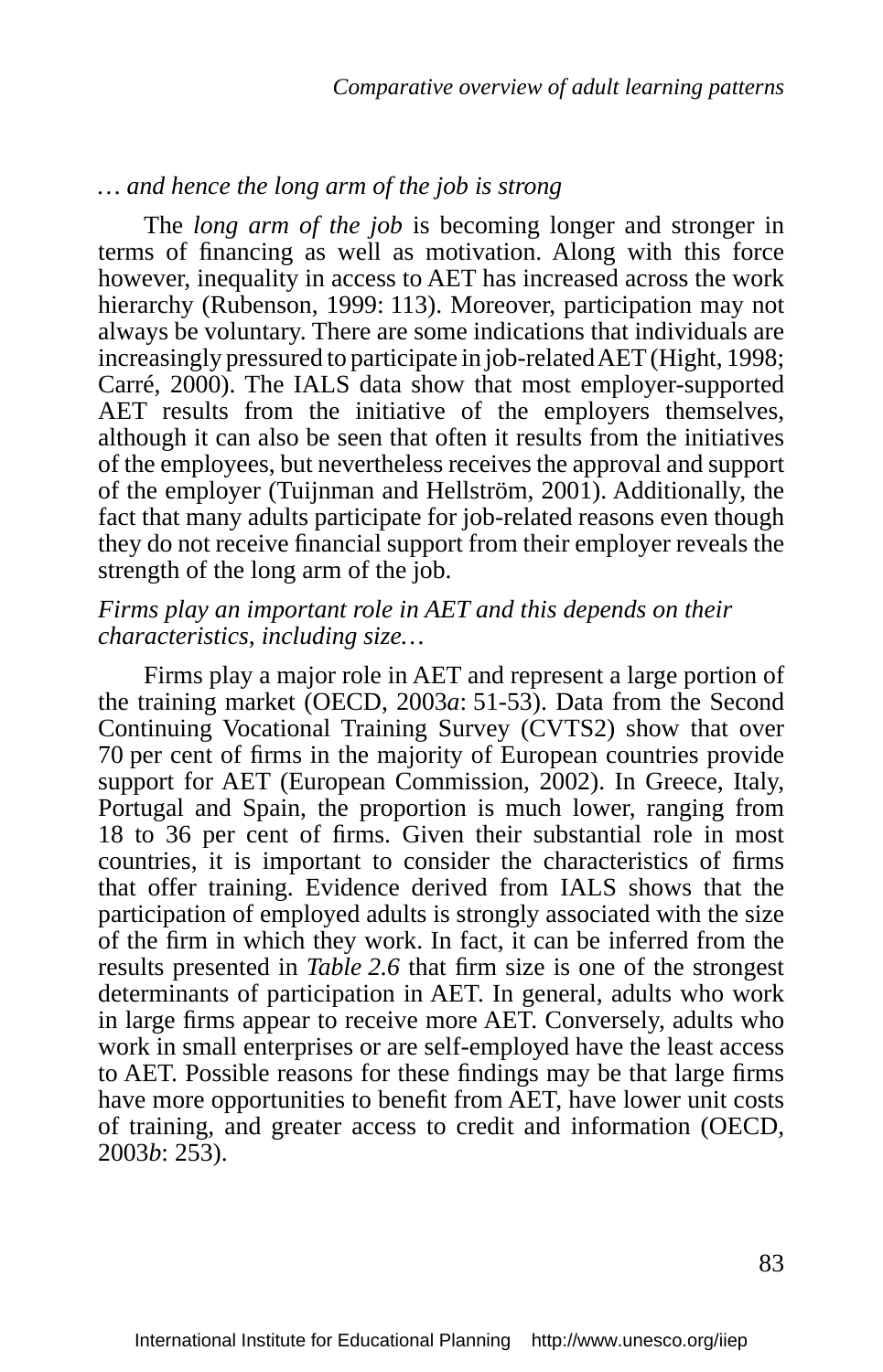*… and hence the long arm of the job is strong*

The *long arm of the job* is becoming longer and stronger in terms of financing as well as motivation. Along with this force however, inequality in access to AET has increased across the work hierarchy (Rubenson, 1999: 113). Moreover, participation may not always be voluntary. There are some indications that individuals are increasingly pressured to participate in job-related AET (Hight, 1998; Carré, 2000). The IALS data show that most employer-supported AET results from the initiative of the employers themselves, although it can also be seen that often it results from the initiatives of the employees, but nevertheless receives the approval and support of the employer (Tuijnman and Hellström, 2001). Additionally, the fact that many adults participate for job-related reasons even though they do not receive financial support from their employer reveals the strength of the long arm of the job.

*Firms play an important role in AET and this depends on their characteristics, including size…*

Firms play a major role in AET and represent a large portion of the training market (OECD, 2003*a*: 51-53). Data from the Second Continuing Vocational Training Survey (CVTS2) show that over 70 per cent of firms in the majority of European countries provide support for AET (European Commission, 2002). In Greece, Italy, Portugal and Spain, the proportion is much lower, ranging from 18 to 36 per cent of firms. Given their substantial role in most countries, it is important to consider the characteristics of firms that offer training. Evidence derived from IALS shows that the participation of employed adults is strongly associated with the size of the firm in which they work. In fact, it can be inferred from the results presented in *Table 2.6* that firm size is one of the strongest determinants of participation in AET. In general, adults who work in large firms appear to receive more AET. Conversely, adults who work in small enterprises or are self-employed have the least access to AET. Possible reasons for these findings may be that large firms have more opportunities to benefit from AET, have lower unit costs of training, and greater access to credit and information (OECD, 2003*b*: 253).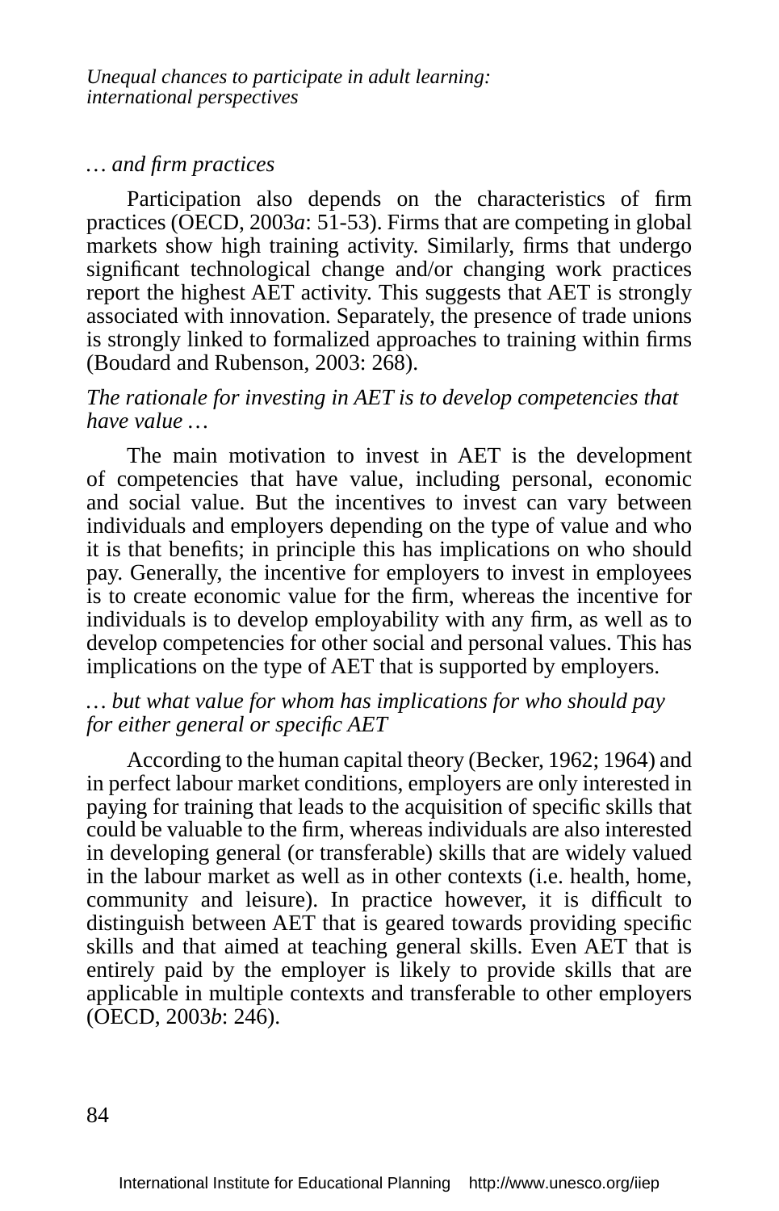*… and firm practices*

Participation also depends on the characteristics of firm practices (OECD, 2003*a*: 51-53). Firms that are competing in global markets show high training activity. Similarly, firms that undergo significant technological change and/or changing work practices report the highest AET activity. This suggests that AET is strongly associated with innovation. Separately, the presence of trade unions is strongly linked to formalized approaches to training within firms (Boudard and Rubenson, 2003: 268).

*The rationale for investing in AET is to develop competencies that have value …*

The main motivation to invest in AET is the development of competencies that have value, including personal, economic and social value. But the incentives to invest can vary between individuals and employers depending on the type of value and who it is that benefits; in principle this has implications on who should pay. Generally, the incentive for employers to invest in employees is to create economic value for the firm, whereas the incentive for individuals is to develop employability with any firm, as well as to develop competencies for other social and personal values. This has implications on the type of AET that is supported by employers.

*… but what value for whom has implications for who should pay for either general or specific AET*

According to the human capital theory (Becker, 1962; 1964) and in perfect labour market conditions, employers are only interested in paying for training that leads to the acquisition of specific skills that could be valuable to the firm, whereas individuals are also interested in developing general (or transferable) skills that are widely valued in the labour market as well as in other contexts (i.e. health, home, community and leisure). In practice however, it is difficult to distinguish between AET that is geared towards providing specific skills and that aimed at teaching general skills. Even AET that is entirely paid by the employer is likely to provide skills that are applicable in multiple contexts and transferable to other employers (OECD, 2003*b*: 246).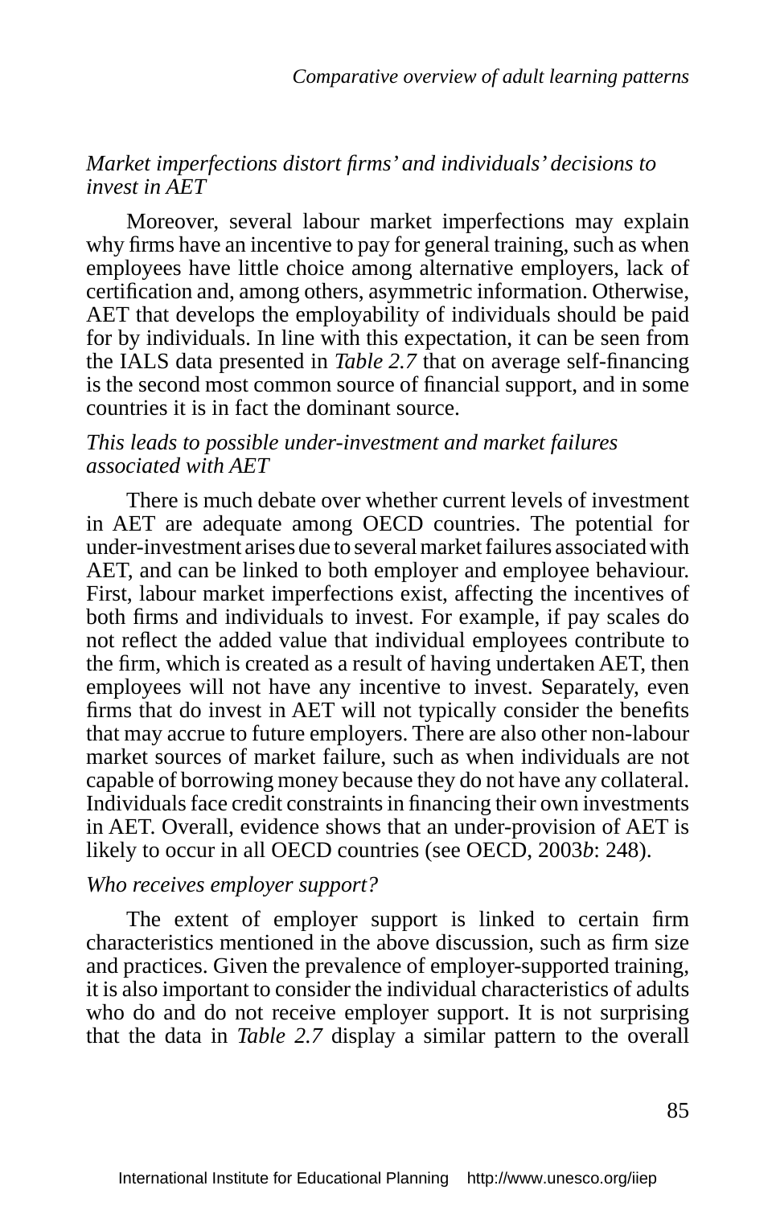*Market imperfections distort firms' and individuals' decisions to invest in AET*

Moreover, several labour market imperfections may explain why firms have an incentive to pay for general training, such as when employees have little choice among alternative employers, lack of certification and, among others, asymmetric information. Otherwise, AET that develops the employability of individuals should be paid for by individuals. In line with this expectation, it can be seen from the IALS data presented in *Table 2.7* that on average self-financing is the second most common source of financial support, and in some countries it is in fact the dominant source.

*This leads to possible under-investment and market failures associated with AET*

There is much debate over whether current levels of investment in AET are adequate among OECD countries. The potential for under-investment arises due to several market failures associated with AET, and can be linked to both employer and employee behaviour. First, labour market imperfections exist, affecting the incentives of both firms and individuals to invest. For example, if pay scales do not reflect the added value that individual employees contribute to the firm, which is created as a result of having undertaken AET, then employees will not have any incentive to invest. Separately, even firms that do invest in AET will not typically consider the benefits that may accrue to future employers. There are also other non-labour market sources of market failure, such as when individuals are not capable of borrowing money because they do not have any collateral. Individuals face credit constraints in financing their own investments in AET. Overall, evidence shows that an under-provision of AET is likely to occur in all OECD countries (see OECD, 2003*b*: 248).

*Who receives employer support?*

The extent of employer support is linked to certain firm characteristics mentioned in the above discussion, such as firm size and practices. Given the prevalence of employer-supported training, it is also important to consider the individual characteristics of adults who do and do not receive employer support. It is not surprising that the data in *Table 2.7* display a similar pattern to the overall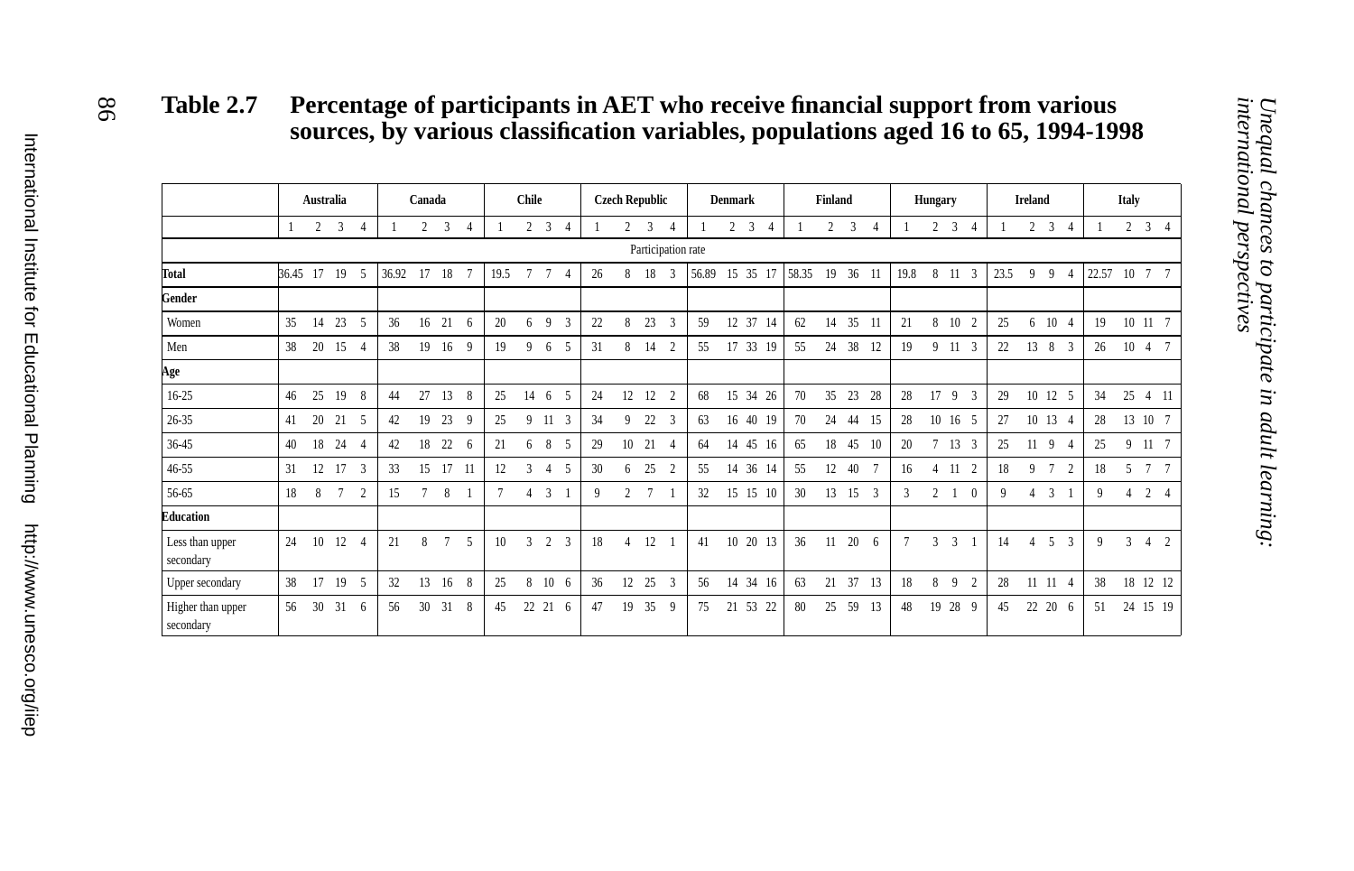**Table 2.7 Percentage of participants in AET who receive financial support from various sources, by various classification variables, populations aged 16 to 65, 1994-1998**

| | Australia | | | | Canada | | | | Chile | | | | Czech Republic | | | | Denmark | | | | Finland | | | | Hungary | | | | Ireland | | | | Italy | | | |
|---|---|---|---|---|---|---|---|---|---|---|---|---|---|---|---|---|---|---|---|---|---|---|---|---|---|---|---|---|---|---|---|---|---|---|---|---|
| | 1 | 2 | 3 | 4 | 1 | 2 | 3 | 4 | 1 | 2 | 3 | 4 | 1 | 2 | 3 | 4 | 1 | 2 | 3 | 4 | 1 | 2 | 3 | 4 | 1 | 2 | 3 | 4 | 1 | 2 | 3 | 4 | 1 | 2 | 3 | 4 |
| | Participation rate | | | | | | | | | | | | | | | | | | | | | | | | | | | | | | | | | | | |
| **Total** | 36.45 | 17 | 19 | 5 | 36.92 | 17 | 18 | 7 | 19.5 | 7 | 7 | 4 | 26 | 8 | 18 | 3 | 56.89 | 15 | 35 | 17 | 58.35 | 19 | 36 | 11 | 19.8 | 8 | 11 | 3 | 23.5 | 9 | 9 | 4 | 22.57 | 10 | 7 | 7 |
| **Gender** | | | | | | | | | | | | | | | | | | | | | | | | | | | | | | | | | | | | |
| Women | 35 | 14 | 23 | 5 | 36 | 16 | 21 | 6 | 20 | 6 | 9 | 3 | 22 | 8 | 23 | 3 | 59 | 12 | 37 | 14 | 62 | 14 | 35 | 11 | 21 | 8 | 10 | 2 | 25 | 6 | 10 | 4 | 19 | 10 | 11 | 7 |
| Men | 38 | 20 | 15 | 4 | 38 | 19 | 16 | 9 | 19 | 9 | 6 | 5 | 31 | 8 | 14 | 2 | 55 | 17 | 33 | 19 | 55 | 24 | 38 | 12 | 19 | 9 | 11 | 3 | 22 | 13 | 8 | 3 | 26 | 10 | 4 | 7 |
| **Age** | | | | | | | | | | | | | | | | | | | | | | | | | | | | | | | | | | | | |
| 16-25 | 46 | 25 | 19 | 8 | 44 | 27 | 13 | 8 | 25 | 14 | 6 | 5 | 24 | 12 | 12 | 2 | 68 | 15 | 34 | 26 | 70 | 35 | 23 | 28 | 28 | 17 | 9 | 3 | 29 | 10 | 12 | 5 | 34 | 25 | 4 | 11 |
| 26-35 | 41 | 20 | 21 | 5 | 42 | 19 | 23 | 9 | 25 | 9 | 11 | 3 | 34 | 9 | 22 | 3 | 63 | 16 | 40 | 19 | 70 | 24 | 44 | 15 | 28 | 10 | 16 | 5 | 27 | 10 | 13 | 4 | 28 | 13 | 10 | 7 |
| 36-45 | 40 | 18 | 24 | 4 | 42 | 18 | 22 | 6 | 21 | 6 | 8 | 5 | 29 | 10 | 21 | 4 | 64 | 14 | 45 | 16 | 65 | 18 | 45 | 10 | 20 | 7 | 13 | 3 | 25 | 11 | 9 | 4 | 25 | 9 | 11 | 7 |
| 46-55 | 31 | 12 | 17 | 3 | 33 | 15 | 17 | 11 | 12 | 3 | 4 | 5 | 30 | 6 | 25 | 2 | 55 | 14 | 36 | 14 | 55 | 12 | 40 | 7 | 16 | 4 | 11 | 2 | 18 | 9 | 7 | 2 | 18 | 5 | 7 | 7 |
| 56-65 | 18 | 8 | 7 | 2 | 15 | 7 | 8 | 1 | 7 | 4 | 3 | 1 | 9 | 2 | 7 | 1 | 32 | 15 | 15 | 10 | 30 | 13 | 15 | 3 | 3 | 2 | 1 | 0 | 9 | 4 | 3 | 1 | 9 | 4 | 2 | 4 |
| **Education** | | | | | | | | | | | | | | | | | | | | | | | | | | | | | | | | | | | | |
| Less than upper secondary | 24 | 10 | 12 | 4 | 21 | 8 | 7 | 5 | 10 | 3 | 2 | 3 | 18 | 4 | 12 | 1 | 41 | 10 | 20 | 13 | 36 | 11 | 20 | 6 | 7 | 3 | 3 | 1 | 14 | 4 | 5 | 3 | 9 | 3 | 4 | 2 |
| Upper secondary | 38 | 17 | 19 | 5 | 32 | 13 | 16 | 8 | 25 | 8 | 10 | 6 | 36 | 12 | 25 | 3 | 56 | 14 | 34 | 16 | 63 | 21 | 37 | 13 | 18 | 8 | 9 | 2 | 28 | 11 | 11 | 4 | 38 | 18 | 12 | 12 |
| Higher than upper secondary | 56 | 30 | 31 | 6 | 56 | 30 | 31 | 8 | 45 | 22 | 21 | 6 | 47 | 19 | 35 | 9 | 75 | 21 | 53 | 22 | 80 | 25 | 59 | 13 | 48 | 19 | 28 | 9 | 45 | 22 | 20 | 6 | 51 | 24 | 15 | 19 |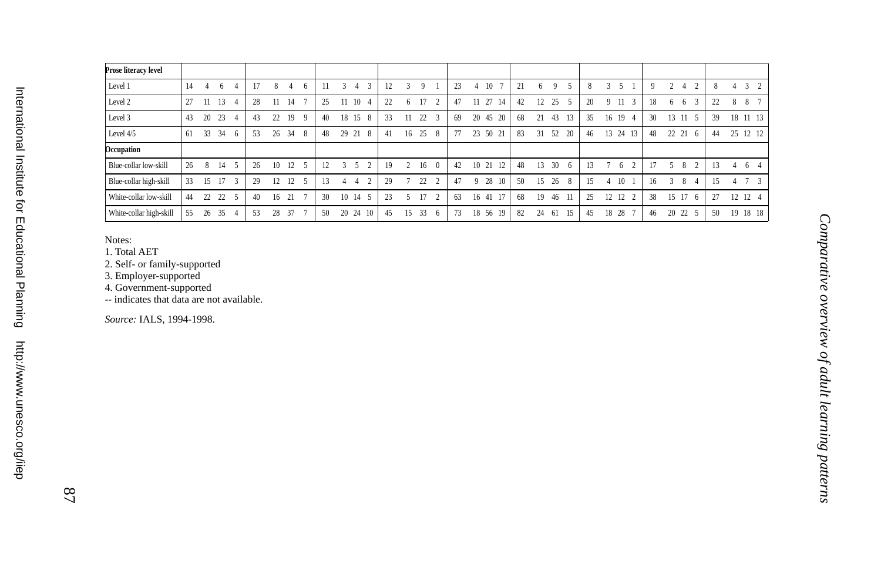| Prose literacy level | | | | | | | | | | | | | | | | | | | | | | | | | | | | | | | | | | | | | |
|---|---|---|---|---|---|---|---|---|---|---|---|---|---|---|---|---|---|---|---|---|---|---|---|---|---|---|---|---|---|---|---|---|---|---|---|---|---|
| Level 1 | 14 | 4 | 6 | 4 | 17 | 8 | 4 | 6 | 11 | 3 | 4 | 3 | 12 | 3 | 9 | 1 | 23 | 4 | 10 | 7 | 21 | 6 | 9 | 5 | 8 | 3 | 5 | 1 | 9 | 2 | 4 | 2 | 8 | 4 | 3 | 2 |
| Level 2 | 27 | 11 | 13 | 4 | 28 | 11 | 14 | 7 | 25 | 11 | 10 | 4 | 22 | 6 | 17 | 2 | 47 | 11 | 27 | 14 | 42 | 12 | 25 | 5 | 20 | 9 | 11 | 3 | 18 | 6 | 6 | 3 | 22 | 8 | 8 | 7 |
| Level 3 | 43 | 20 | 23 | 4 | 43 | 22 | 19 | 9 | 40 | 18 | 15 | 8 | 33 | 11 | 22 | 3 | 69 | 20 | 45 | 20 | 68 | 21 | 43 | 13 | 35 | 16 | 19 | 4 | 30 | 13 | 11 | 5 | 39 | 18 | 11 | 13 |
| Level 4/5 | 61 | 33 | 34 | 6 | 53 | 26 | 34 | 8 | 48 | 29 | 21 | 8 | 41 | 16 | 25 | 8 | 77 | 23 | 50 | 21 | 83 | 31 | 52 | 20 | 46 | 13 | 24 | 13 | 48 | 22 | 21 | 6 | 44 | 25 | 12 | 12 |
| **Occupation** | | | | | | | | | | | | | | | | | | | | | | | | | | | | | | | | | | | | |
| Blue-collar low-skill | 26 | 8 | 14 | 5 | 26 | 10 | 12 | 5 | 12 | 3 | 5 | 2 | 19 | 2 | 16 | 0 | 42 | 10 | 21 | 12 | 48 | 13 | 30 | 6 | 13 | 7 | 6 | 2 | 17 | 5 | 8 | 2 | 13 | 4 | 6 | 4 |
| Blue-collar high-skill | 33 | 15 | 17 | 3 | 29 | 12 | 12 | 5 | 13 | 4 | 4 | 2 | 29 | 7 | 22 | 2 | 47 | 9 | 28 | 10 | 50 | 15 | 26 | 8 | 15 | 4 | 10 | 1 | 16 | 3 | 8 | 4 | 15 | 4 | 7 | 3 |
| White-collar low-skill | 44 | 22 | 22 | 5 | 40 | 16 | 21 | 7 | 30 | 10 | 14 | 5 | 23 | 5 | 17 | 2 | 63 | 16 | 41 | 17 | 68 | 19 | 46 | 11 | 25 | 12 | 12 | 2 | 38 | 15 | 17 | 6 | 27 | 12 | 12 | 4 |
| White-collar high-skill | 55 | 26 | 35 | 4 | 53 | 28 | 37 | 7 | 50 | 20 | 24 | 10 | 45 | 15 | 33 | 6 | 73 | 18 | 56 | 19 | 82 | 24 | 61 | 15 | 45 | 18 | 28 | 7 | 46 | 20 | 22 | 5 | 50 | 19 | 18 | 18 |

Notes:
1. Total AET
2. Self- or family-supported
3. Employer-supported
4. Government-supported
-- indicates that data are not available.

*Source:* IALS, 1994-1998.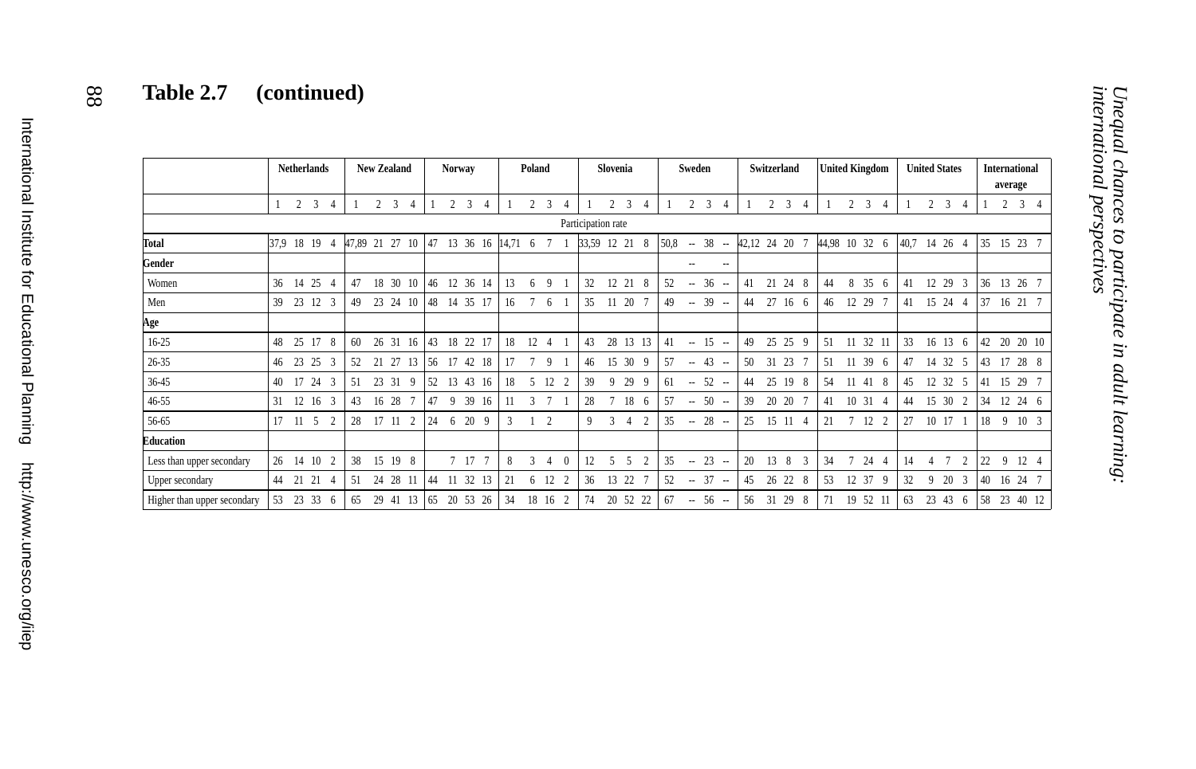## Table 2.7 (continued)

| | Netherlands | | | | New Zealand | | | | Norway | | | | Poland | | | | Slovenia | | | | Sweden | | | | Switzerland | | | | United Kingdom | | | | United States | | | | International average | | | |
|---|---|---|---|---|---|---|---|---|---|---|---|---|---|---|---|---|---|---|---|---|---|---|---|---|---|---|---|---|---|---|---|---|---|---|---|---|---|---|---|---|
| | 1 | 2 | 3 | 4 | 1 | 2 | 3 | 4 | 1 | 2 | 3 | 4 | 1 | 2 | 3 | 4 | 1 | 2 | 3 | 4 | 1 | 2 | 3 | 4 | 1 | 2 | 3 | 4 | 1 | 2 | 3 | 4 | 1 | 2 | 3 | 4 | 1 | 2 | 3 | 4 |
| Participation rate | | | | | | | | | | | | | | | | | | | | | | | | | | | | | | | | | | | | | | | | |
| **Total** | 37,9 | 18 | 19 | 4 | 47,89 | 21 | 27 | 10 | 47 | 13 | 36 | 16 | 14,71 | 6 | 7 | 1 | 33,59 | 12 | 21 | 8 | 50,8 | -- | 38 | -- | 42,12 | 24 | 20 | 7 | 44,98 | 10 | 32 | 6 | 40,7 | 14 | 26 | 4 | 35 | 15 | 23 | 7 |
| **Gender** | | | | | | | | | | | | | | | | | | | | | | -- | | -- | | | | | | | | | | | | | | | | |
| Women | 36 | 14 | 25 | 4 | 47 | 18 | 30 | 10 | 46 | 12 | 36 | 14 | 13 | 6 | 9 | 1 | 32 | 12 | 21 | 8 | 52 | -- | 36 | -- | 41 | 21 | 24 | 8 | 44 | 8 | 35 | 6 | 41 | 12 | 29 | 3 | 36 | 13 | 26 | 7 |
| Men | 39 | 23 | 12 | 3 | 49 | 23 | 24 | 10 | 48 | 14 | 35 | 17 | 16 | 7 | 6 | 1 | 35 | 11 | 20 | 7 | 49 | -- | 39 | -- | 44 | 27 | 16 | 6 | 46 | 12 | 29 | 7 | 41 | 15 | 24 | 4 | 37 | 16 | 21 | 7 |
| **Age** | | | | | | | | | | | | | | | | | | | | | | | | | | | | | | | | | | | | | | | | |
| 16-25 | 48 | 25 | 17 | 8 | 60 | 26 | 31 | 16 | 43 | 18 | 22 | 17 | 18 | 12 | 4 | 1 | 43 | 28 | 13 | 13 | 41 | -- | 15 | -- | 49 | 25 | 25 | 9 | 51 | 11 | 32 | 11 | 33 | 16 | 13 | 6 | 42 | 20 | 20 | 10 |
| 26-35 | 46 | 23 | 25 | 3 | 52 | 21 | 27 | 13 | 56 | 17 | 42 | 18 | 17 | 7 | 9 | 1 | 46 | 15 | 30 | 9 | 57 | -- | 43 | -- | 50 | 31 | 23 | 7 | 51 | 11 | 39 | 6 | 47 | 14 | 32 | 5 | 43 | 17 | 28 | 8 |
| 36-45 | 40 | 17 | 24 | 3 | 51 | 23 | 31 | 9 | 52 | 13 | 43 | 16 | 18 | 5 | 12 | 2 | 39 | 9 | 29 | 9 | 61 | -- | 52 | -- | 44 | 25 | 19 | 8 | 54 | 11 | 41 | 8 | 45 | 12 | 32 | 5 | 41 | 15 | 29 | 7 |
| 46-55 | 31 | 12 | 16 | 3 | 43 | 16 | 28 | 7 | 47 | 9 | 39 | 16 | 11 | 3 | 7 | 1 | 28 | 7 | 18 | 6 | 57 | -- | 50 | -- | 39 | 20 | 20 | 7 | 41 | 10 | 31 | 4 | 44 | 15 | 30 | 2 | 34 | 12 | 24 | 6 |
| 56-65 | 17 | 11 | 5 | 2 | 28 | 17 | 11 | 2 | 24 | 6 | 20 | 9 | 3 | 1 | 2 | | 9 | 3 | 4 | 2 | 35 | -- | 28 | -- | 25 | 15 | 11 | 4 | 21 | 7 | 12 | 2 | 27 | 10 | 17 | 1 | 18 | 9 | 10 | 3 |
| **Education** | | | | | | | | | | | | | | | | | | | | | | | | | | | | | | | | | | | | | | | | |
| Less than upper secondary | 26 | 14 | 10 | 2 | 38 | 15 | 19 | 8 | | 7 | 17 | 7 | 8 | 3 | 4 | 0 | 12 | 5 | 5 | 2 | 35 | -- | 23 | -- | 20 | 13 | 8 | 3 | 34 | 7 | 24 | 4 | 14 | 4 | 7 | 2 | 22 | 9 | 12 | 4 |
| Upper secondary | 44 | 21 | 21 | 4 | 51 | 24 | 28 | 11 | 44 | 11 | 32 | 13 | 21 | 6 | 12 | 2 | 36 | 13 | 22 | 7 | 52 | -- | 37 | -- | 45 | 26 | 22 | 8 | 53 | 12 | 37 | 9 | 32 | 9 | 20 | 3 | 40 | 16 | 24 | 7 |
| Higher than upper secondary | 53 | 23 | 33 | 6 | 65 | 29 | 41 | 13 | 65 | 20 | 53 | 26 | 34 | 18 | 16 | 2 | 74 | 20 | 52 | 22 | 67 | -- | 56 | -- | 56 | 31 | 29 | 8 | 71 | 19 | 52 | 11 | 63 | 23 | 43 | 6 | 58 | 23 | 40 | 12 |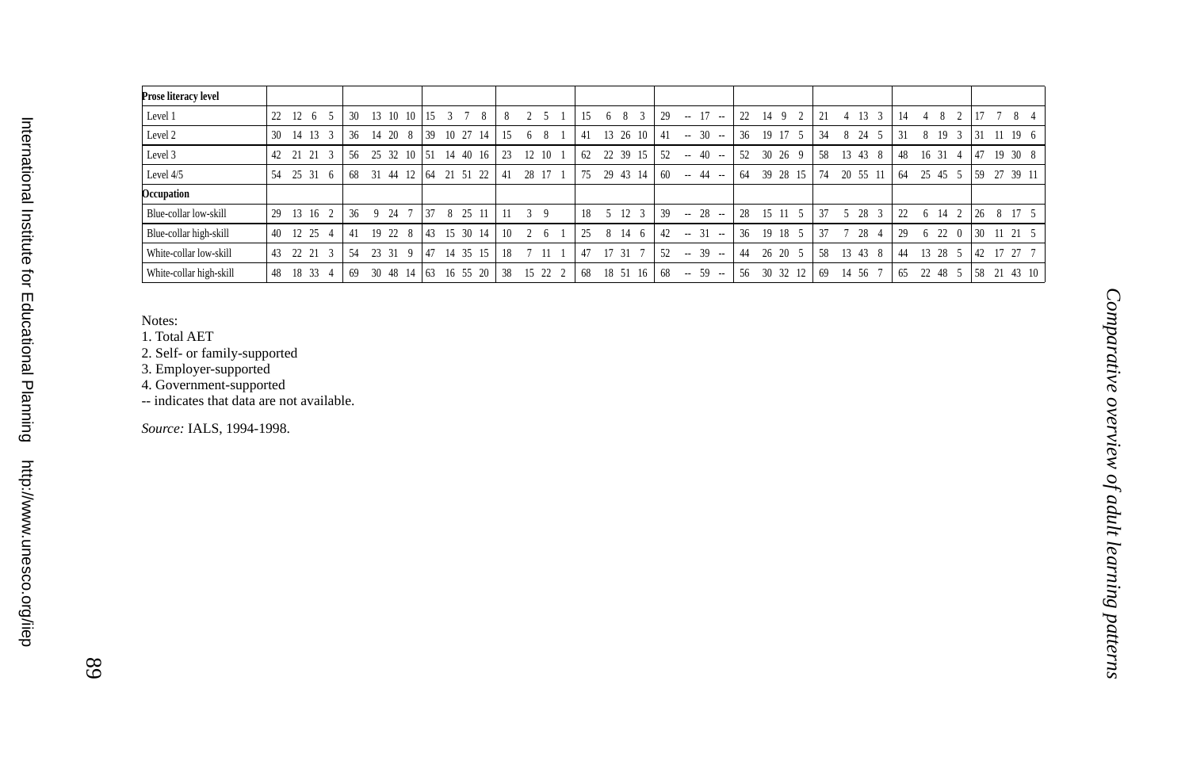| **Prose literacy level** | | | | | | | | | | | | | | | | | | | | | | | | | | | | | | | | | | | | | | | | |
|---|---|---|---|---|---|---|---|---|---|---|---|---|---|---|---|---|---|---|---|---|---|---|---|---|---|---|---|---|---|---|---|---|---|---|---|---|---|---|---|---|
| Level 1 | 22 | 12 | 6 | 5 | 30 | 13 | 10 | 10 | 15 | 3 | 7 | 8 | 8 | 2 | 5 | 1 | 15 | 6 | 8 | 3 | 29 | -- | 17 | -- | 22 | 14 | 9 | 2 | 21 | 4 | 13 | 3 | 14 | 4 | 8 | 2 | 17 | 7 | 8 | 4 |
| Level 2 | 30 | 14 | 13 | 3 | 36 | 14 | 20 | 8 | 39 | 10 | 27 | 14 | 15 | 6 | 8 | 1 | 41 | 13 | 26 | 10 | 41 | -- | 30 | -- | 36 | 19 | 17 | 5 | 34 | 8 | 24 | 5 | 31 | 8 | 19 | 3 | 31 | 11 | 19 | 6 |
| Level 3 | 42 | 21 | 21 | 3 | 56 | 25 | 32 | 10 | 51 | 14 | 40 | 16 | 23 | 12 | 10 | 1 | 62 | 22 | 39 | 15 | 52 | -- | 40 | -- | 52 | 30 | 26 | 9 | 58 | 13 | 43 | 8 | 48 | 16 | 31 | 4 | 47 | 19 | 30 | 8 |
| Level 4/5 | 54 | 25 | 31 | 6 | 68 | 31 | 44 | 12 | 64 | 21 | 51 | 22 | 41 | 28 | 17 | 1 | 75 | 29 | 43 | 14 | 60 | -- | 44 | -- | 64 | 39 | 28 | 15 | 74 | 20 | 55 | 11 | 64 | 25 | 45 | 5 | 59 | 27 | 39 | 11 |
| **Occupation** | | | | | | | | | | | | | | | | | | | | | | | | | | | | | | | | | | | | | | | | |
| Blue-collar low-skill | 29 | 13 | 16 | 2 | 36 | 9 | 24 | 7 | 37 | 8 | 25 | 11 | 11 | 3 | 9 | | 18 | 5 | 12 | 3 | 39 | -- | 28 | -- | 28 | 15 | 11 | 5 | 37 | 5 | 28 | 3 | 22 | 6 | 14 | 2 | 26 | 8 | 17 | 5 |
| Blue-collar high-skill | 40 | 12 | 25 | 4 | 41 | 19 | 22 | 8 | 43 | 15 | 30 | 14 | 10 | 2 | 6 | 1 | 25 | 8 | 14 | 6 | 42 | -- | 31 | -- | 36 | 19 | 18 | 5 | 37 | 7 | 28 | 4 | 29 | 6 | 22 | 0 | 30 | 11 | 21 | 5 |
| White-collar low-skill | 43 | 22 | 21 | 3 | 54 | 23 | 31 | 9 | 47 | 14 | 35 | 15 | 18 | 7 | 11 | 1 | 47 | 17 | 31 | 7 | 52 | -- | 39 | -- | 44 | 26 | 20 | 5 | 58 | 13 | 43 | 8 | 44 | 13 | 28 | 5 | 42 | 17 | 27 | 7 |
| White-collar high-skill | 48 | 18 | 33 | 4 | 69 | 30 | 48 | 14 | 63 | 16 | 55 | 20 | 38 | 15 | 22 | 2 | 68 | 18 | 51 | 16 | 68 | -- | 59 | -- | 56 | 30 | 32 | 12 | 69 | 14 | 56 | 7 | 65 | 22 | 48 | 5 | 58 | 21 | 43 | 10 |

Notes:
1. Total AET
2. Self- or family-supported
3. Employer-supported
4. Government-supported
-- indicates that data are not available.

*Source:* IALS, 1994-1998.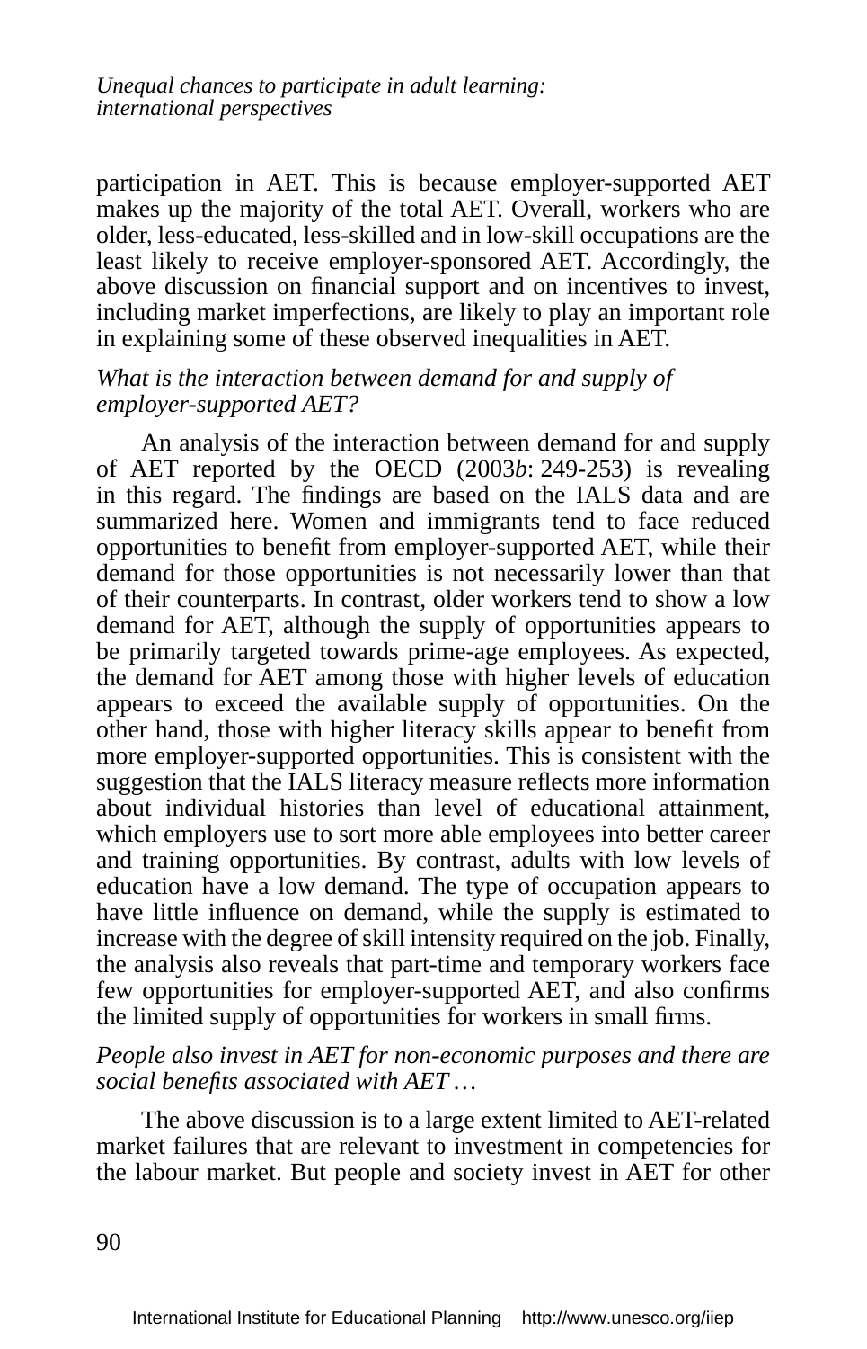participation in AET. This is because employer-supported AET makes up the majority of the total AET. Overall, workers who are older, less-educated, less-skilled and in low-skill occupations are the least likely to receive employer-sponsored AET. Accordingly, the above discussion on financial support and on incentives to invest, including market imperfections, are likely to play an important role in explaining some of these observed inequalities in AET.

*What is the interaction between demand for and supply of employer-supported AET?*

An analysis of the interaction between demand for and supply of AET reported by the OECD (2003*b*: 249-253) is revealing in this regard. The findings are based on the IALS data and are summarized here. Women and immigrants tend to face reduced opportunities to benefit from employer-supported AET, while their demand for those opportunities is not necessarily lower than that of their counterparts. In contrast, older workers tend to show a low demand for AET, although the supply of opportunities appears to be primarily targeted towards prime-age employees. As expected, the demand for AET among those with higher levels of education appears to exceed the available supply of opportunities. On the other hand, those with higher literacy skills appear to benefit from more employer-supported opportunities. This is consistent with the suggestion that the IALS literacy measure reflects more information about individual histories than level of educational attainment, which employers use to sort more able employees into better career and training opportunities. By contrast, adults with low levels of education have a low demand. The type of occupation appears to have little influence on demand, while the supply is estimated to increase with the degree of skill intensity required on the job. Finally, the analysis also reveals that part-time and temporary workers face few opportunities for employer-supported AET, and also confirms the limited supply of opportunities for workers in small firms.

*People also invest in AET for non-economic purposes and there are social benefits associated with AET …*

The above discussion is to a large extent limited to AET-related market failures that are relevant to investment in competencies for the labour market. But people and society invest in AET for other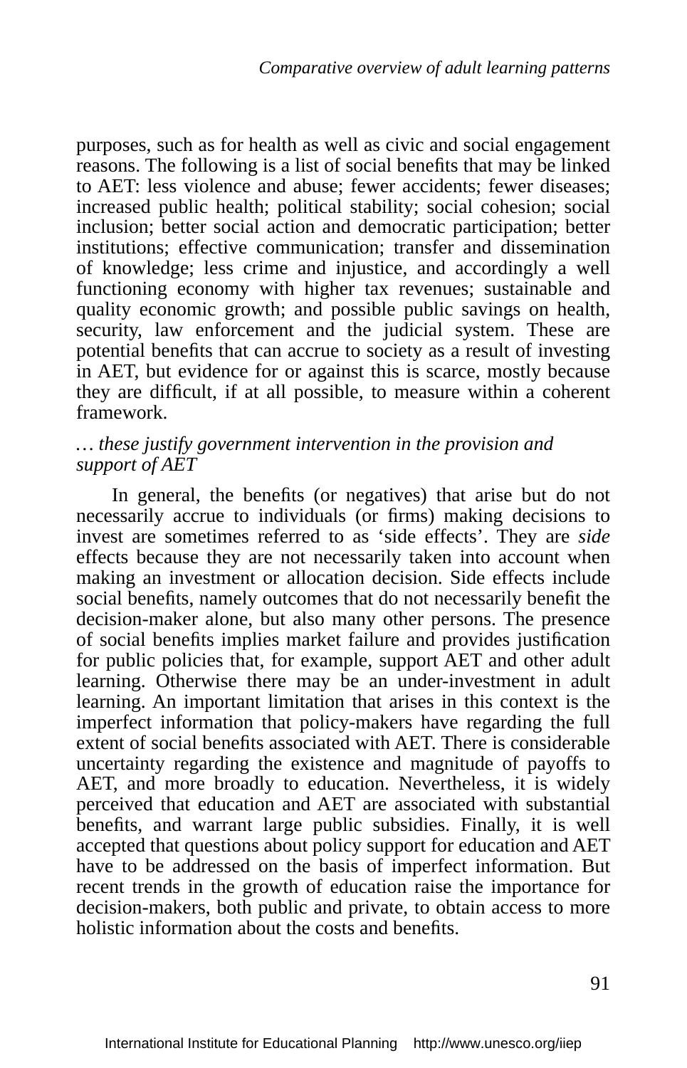purposes, such as for health as well as civic and social engagement reasons. The following is a list of social benefits that may be linked to AET: less violence and abuse; fewer accidents; fewer diseases; increased public health; political stability; social cohesion; social inclusion; better social action and democratic participation; better institutions; effective communication; transfer and dissemination of knowledge; less crime and injustice, and accordingly a well functioning economy with higher tax revenues; sustainable and quality economic growth; and possible public savings on health, security, law enforcement and the judicial system. These are potential benefits that can accrue to society as a result of investing in AET, but evidence for or against this is scarce, mostly because they are difficult, if at all possible, to measure within a coherent framework.

*… these justify government intervention in the provision and support of AET*

In general, the benefits (or negatives) that arise but do not necessarily accrue to individuals (or firms) making decisions to invest are sometimes referred to as 'side effects'. They are *side* effects because they are not necessarily taken into account when making an investment or allocation decision. Side effects include social benefits, namely outcomes that do not necessarily benefit the decision-maker alone, but also many other persons. The presence of social benefits implies market failure and provides justification for public policies that, for example, support AET and other adult learning. Otherwise there may be an under-investment in adult learning. An important limitation that arises in this context is the imperfect information that policy-makers have regarding the full extent of social benefits associated with AET. There is considerable uncertainty regarding the existence and magnitude of payoffs to AET, and more broadly to education. Nevertheless, it is widely perceived that education and AET are associated with substantial benefits, and warrant large public subsidies. Finally, it is well accepted that questions about policy support for education and AET have to be addressed on the basis of imperfect information. But recent trends in the growth of education raise the importance for decision-makers, both public and private, to obtain access to more holistic information about the costs and benefits.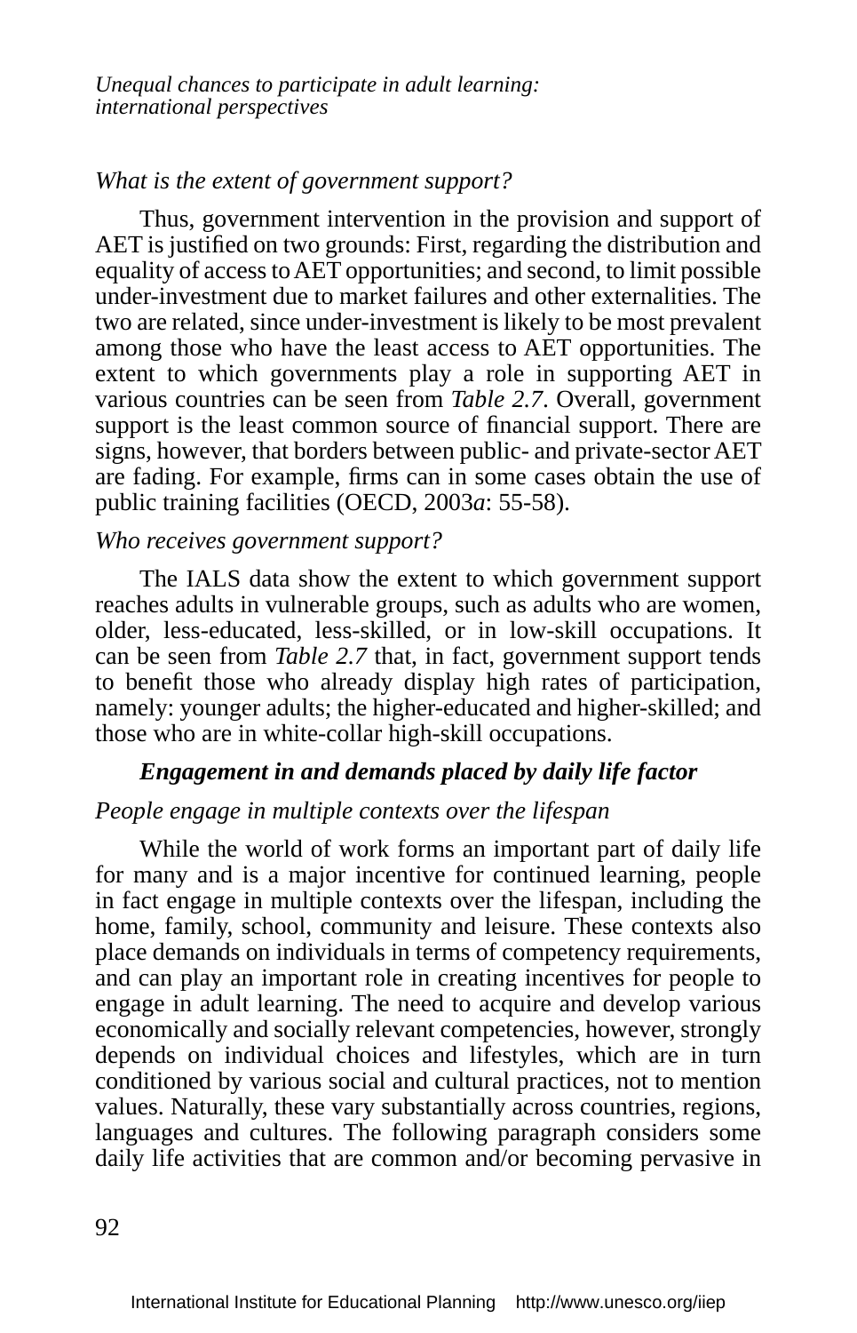*What is the extent of government support?*

Thus, government intervention in the provision and support of AET is justified on two grounds: First, regarding the distribution and equality of access to AET opportunities; and second, to limit possible under-investment due to market failures and other externalities. The two are related, since under-investment is likely to be most prevalent among those who have the least access to AET opportunities. The extent to which governments play a role in supporting AET in various countries can be seen from *Table 2.7*. Overall, government support is the least common source of financial support. There are signs, however, that borders between public- and private-sector AET are fading. For example, firms can in some cases obtain the use of public training facilities (OECD, 2003*a*: 55-58).

*Who receives government support?*

The IALS data show the extent to which government support reaches adults in vulnerable groups, such as adults who are women, older, less-educated, less-skilled, or in low-skill occupations. It can be seen from *Table 2.7* that, in fact, government support tends to benefit those who already display high rates of participation, namely: younger adults; the higher-educated and higher-skilled; and those who are in white-collar high-skill occupations.

### *Engagement in and demands placed by daily life factor*

*People engage in multiple contexts over the lifespan*

While the world of work forms an important part of daily life for many and is a major incentive for continued learning, people in fact engage in multiple contexts over the lifespan, including the home, family, school, community and leisure. These contexts also place demands on individuals in terms of competency requirements, and can play an important role in creating incentives for people to engage in adult learning. The need to acquire and develop various economically and socially relevant competencies, however, strongly depends on individual choices and lifestyles, which are in turn conditioned by various social and cultural practices, not to mention values. Naturally, these vary substantially across countries, regions, languages and cultures. The following paragraph considers some daily life activities that are common and/or becoming pervasive in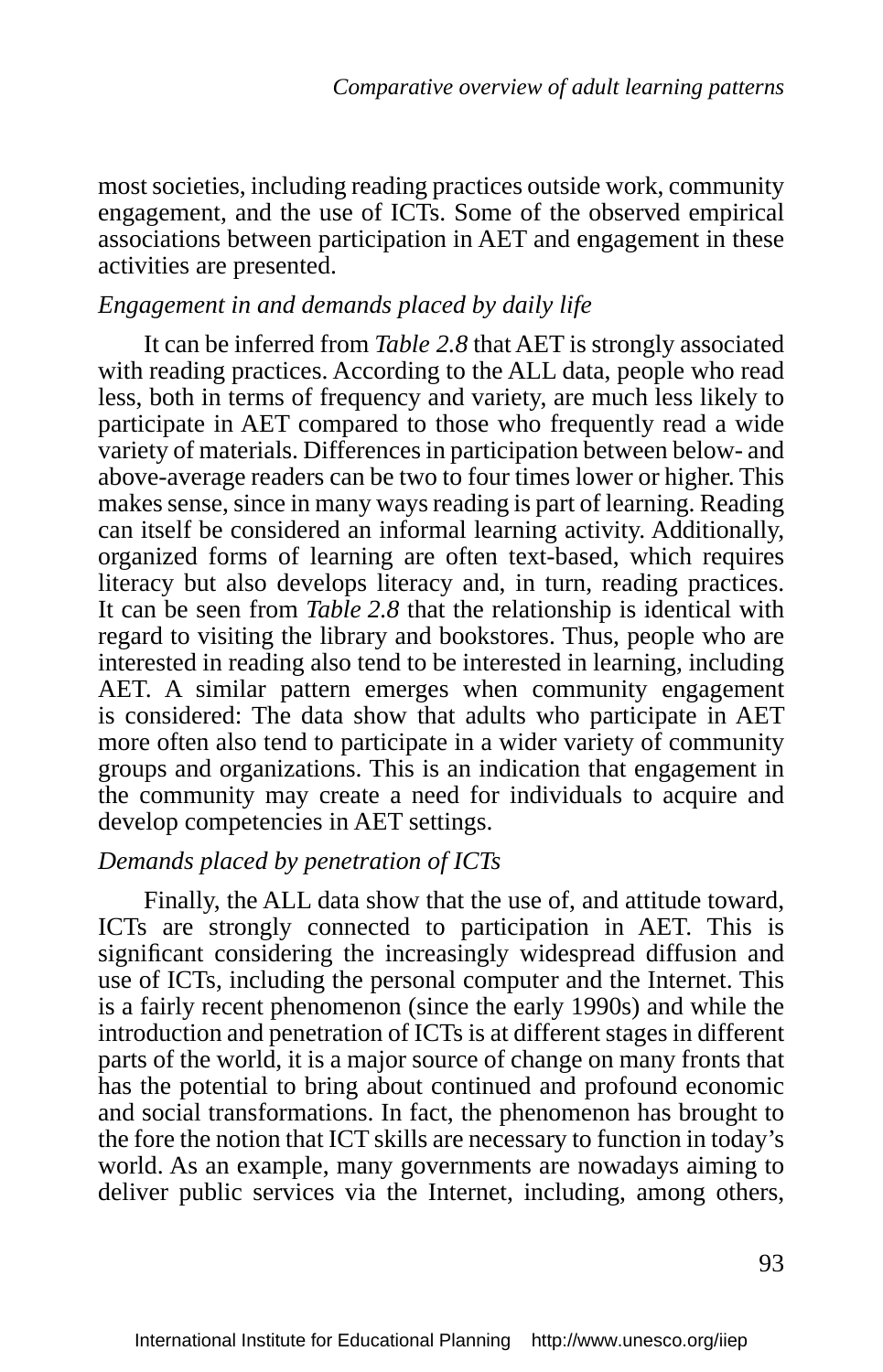most societies, including reading practices outside work, community engagement, and the use of ICTs. Some of the observed empirical associations between participation in AET and engagement in these activities are presented.

*Engagement in and demands placed by daily life*

It can be inferred from *Table 2.8* that AET is strongly associated with reading practices. According to the ALL data, people who read less, both in terms of frequency and variety, are much less likely to participate in AET compared to those who frequently read a wide variety of materials. Differences in participation between below- and above-average readers can be two to four times lower or higher. This makes sense, since in many ways reading is part of learning. Reading can itself be considered an informal learning activity. Additionally, organized forms of learning are often text-based, which requires literacy but also develops literacy and, in turn, reading practices. It can be seen from *Table 2.8* that the relationship is identical with regard to visiting the library and bookstores. Thus, people who are interested in reading also tend to be interested in learning, including AET. A similar pattern emerges when community engagement is considered: The data show that adults who participate in AET more often also tend to participate in a wider variety of community groups and organizations. This is an indication that engagement in the community may create a need for individuals to acquire and develop competencies in AET settings.

*Demands placed by penetration of ICTs*

Finally, the ALL data show that the use of, and attitude toward, ICTs are strongly connected to participation in AET. This is significant considering the increasingly widespread diffusion and use of ICTs, including the personal computer and the Internet. This is a fairly recent phenomenon (since the early 1990s) and while the introduction and penetration of ICTs is at different stages in different parts of the world, it is a major source of change on many fronts that has the potential to bring about continued and profound economic and social transformations. In fact, the phenomenon has brought to the fore the notion that ICT skills are necessary to function in today's world. As an example, many governments are nowadays aiming to deliver public services via the Internet, including, among others,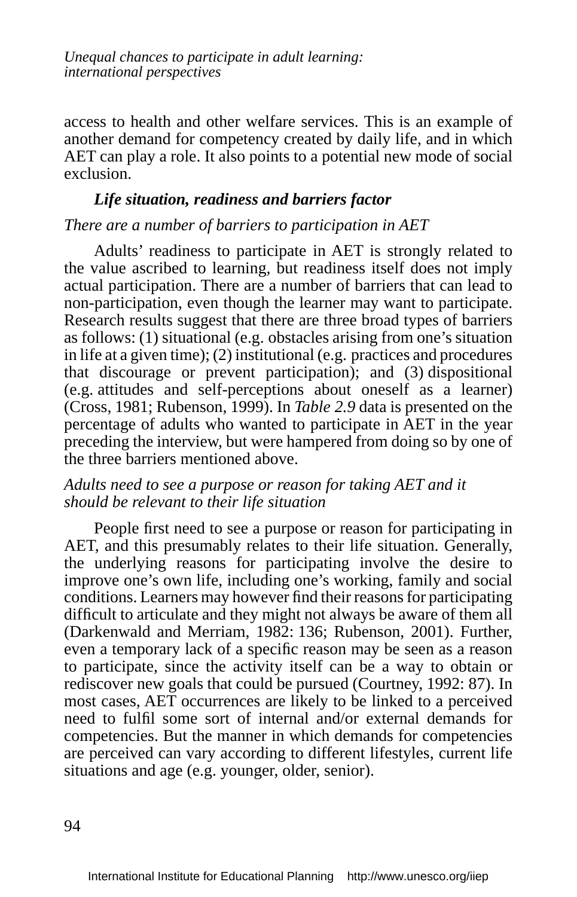access to health and other welfare services. This is an example of another demand for competency created by daily life, and in which AET can play a role. It also points to a potential new mode of social exclusion.

### *Life situation, readiness and barriers factor*

*There are a number of barriers to participation in AET*

Adults' readiness to participate in AET is strongly related to the value ascribed to learning, but readiness itself does not imply actual participation. There are a number of barriers that can lead to non-participation, even though the learner may want to participate. Research results suggest that there are three broad types of barriers as follows: (1) situational (e.g. obstacles arising from one's situation in life at a given time); (2) institutional (e.g. practices and procedures that discourage or prevent participation); and (3) dispositional (e.g. attitudes and self-perceptions about oneself as a learner) (Cross, 1981; Rubenson, 1999). In *Table 2.9* data is presented on the percentage of adults who wanted to participate in AET in the year preceding the interview, but were hampered from doing so by one of the three barriers mentioned above.

*Adults need to see a purpose or reason for taking AET and it should be relevant to their life situation*

People first need to see a purpose or reason for participating in AET, and this presumably relates to their life situation. Generally, the underlying reasons for participating involve the desire to improve one's own life, including one's working, family and social conditions. Learners may however find their reasons for participating difficult to articulate and they might not always be aware of them all (Darkenwald and Merriam, 1982: 136; Rubenson, 2001). Further, even a temporary lack of a specific reason may be seen as a reason to participate, since the activity itself can be a way to obtain or rediscover new goals that could be pursued (Courtney, 1992: 87). In most cases, AET occurrences are likely to be linked to a perceived need to fulfil some sort of internal and/or external demands for competencies. But the manner in which demands for competencies are perceived can vary according to different lifestyles, current life situations and age (e.g. younger, older, senior).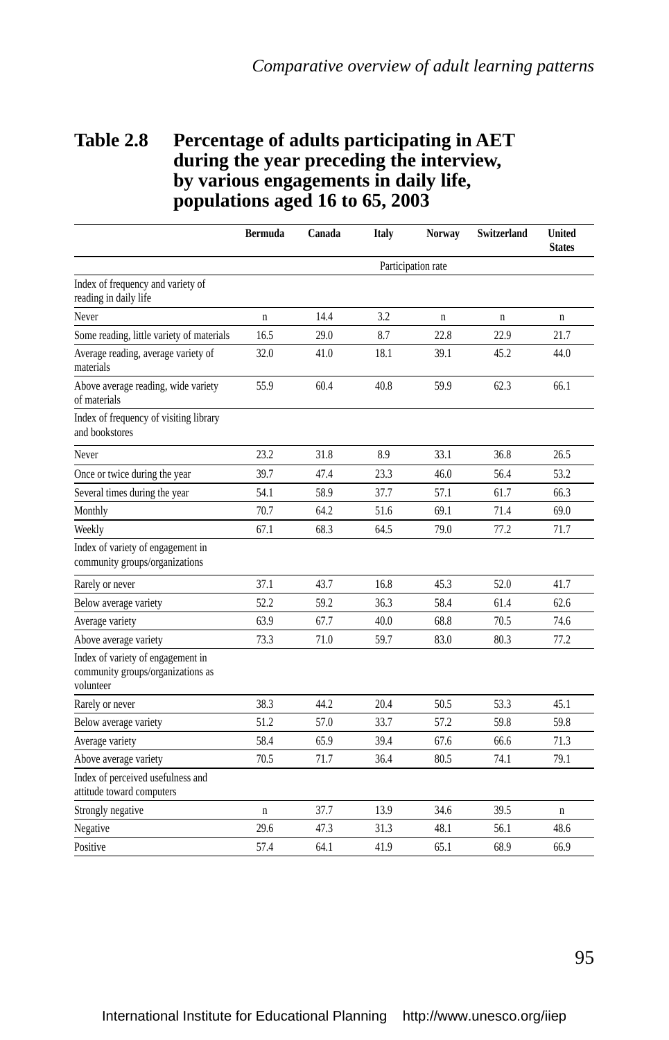**Table 2.8 Percentage of adults participating in AET during the year preceding the interview, by various engagements in daily life, populations aged 16 to 65, 2003**

| | Bermuda | Canada | Italy | Norway | Switzerland | United States |
|---|---|---|---|---|---|---|
| | | | Participation rate | | | |
| Index of frequency and variety of reading in daily life | | | | | | |
| Never | n | 14.4 | 3.2 | n | n | n |
| Some reading, little variety of materials | 16.5 | 29.0 | 8.7 | 22.8 | 22.9 | 21.7 |
| Average reading, average variety of materials | 32.0 | 41.0 | 18.1 | 39.1 | 45.2 | 44.0 |
| Above average reading, wide variety of materials | 55.9 | 60.4 | 40.8 | 59.9 | 62.3 | 66.1 |
| Index of frequency of visiting library and bookstores | | | | | | |
| Never | 23.2 | 31.8 | 8.9 | 33.1 | 36.8 | 26.5 |
| Once or twice during the year | 39.7 | 47.4 | 23.3 | 46.0 | 56.4 | 53.2 |
| Several times during the year | 54.1 | 58.9 | 37.7 | 57.1 | 61.7 | 66.3 |
| Monthly | 70.7 | 64.2 | 51.6 | 69.1 | 71.4 | 69.0 |
| Weekly | 67.1 | 68.3 | 64.5 | 79.0 | 77.2 | 71.7 |
| Index of variety of engagement in community groups/organizations | | | | | | |
| Rarely or never | 37.1 | 43.7 | 16.8 | 45.3 | 52.0 | 41.7 |
| Below average variety | 52.2 | 59.2 | 36.3 | 58.4 | 61.4 | 62.6 |
| Average variety | 63.9 | 67.7 | 40.0 | 68.8 | 70.5 | 74.6 |
| Above average variety | 73.3 | 71.0 | 59.7 | 83.0 | 80.3 | 77.2 |
| Index of variety of engagement in community groups/organizations as volunteer | | | | | | |
| Rarely or never | 38.3 | 44.2 | 20.4 | 50.5 | 53.3 | 45.1 |
| Below average variety | 51.2 | 57.0 | 33.7 | 57.2 | 59.8 | 59.8 |
| Average variety | 58.4 | 65.9 | 39.4 | 67.6 | 66.6 | 71.3 |
| Above average variety | 70.5 | 71.7 | 36.4 | 80.5 | 74.1 | 79.1 |
| Index of perceived usefulness and attitude toward computers | | | | | | |
| Strongly negative | n | 37.7 | 13.9 | 34.6 | 39.5 | n |
| Negative | 29.6 | 47.3 | 31.3 | 48.1 | 56.1 | 48.6 |
| Positive | 57.4 | 64.1 | 41.9 | 65.1 | 68.9 | 66.9 |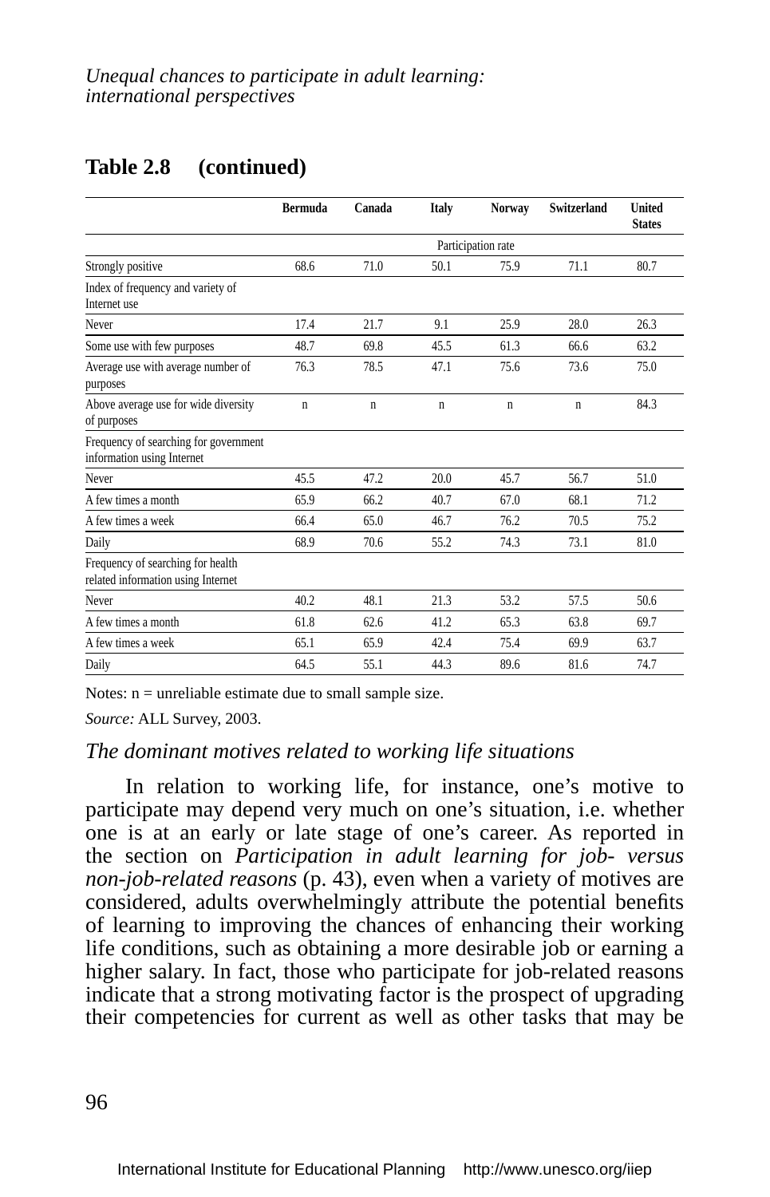**Table 2.8 (continued)**

| | Bermuda | Canada | Italy | Norway | Switzerland | United States |
|---|---|---|---|---|---|---|
| | Participation rate | | | | | |
| Strongly positive | 68.6 | 71.0 | 50.1 | 75.9 | 71.1 | 80.7 |
| Index of frequency and variety of Internet use | | | | | | |
| Never | 17.4 | 21.7 | 9.1 | 25.9 | 28.0 | 26.3 |
| Some use with few purposes | 48.7 | 69.8 | 45.5 | 61.3 | 66.6 | 63.2 |
| Average use with average number of purposes | 76.3 | 78.5 | 47.1 | 75.6 | 73.6 | 75.0 |
| Above average use for wide diversity of purposes | n | n | n | n | n | 84.3 |
| Frequency of searching for government information using Internet | | | | | | |
| Never | 45.5 | 47.2 | 20.0 | 45.7 | 56.7 | 51.0 |
| A few times a month | 65.9 | 66.2 | 40.7 | 67.0 | 68.1 | 71.2 |
| A few times a week | 66.4 | 65.0 | 46.7 | 76.2 | 70.5 | 75.2 |
| Daily | 68.9 | 70.6 | 55.2 | 74.3 | 73.1 | 81.0 |
| Frequency of searching for health related information using Internet | | | | | | |
| Never | 40.2 | 48.1 | 21.3 | 53.2 | 57.5 | 50.6 |
| A few times a month | 61.8 | 62.6 | 41.2 | 65.3 | 63.8 | 69.7 |
| A few times a week | 65.1 | 65.9 | 42.4 | 75.4 | 69.9 | 63.7 |
| Daily | 64.5 | 55.1 | 44.3 | 89.6 | 81.6 | 74.7 |

Notes: n = unreliable estimate due to small sample size.

*Source:* ALL Survey, 2003.

*The dominant motives related to working life situations*

In relation to working life, for instance, one's motive to participate may depend very much on one's situation, i.e. whether one is at an early or late stage of one's career. As reported in the section on *Participation in adult learning for job- versus non-job-related reasons* (p. 43), even when a variety of motives are considered, adults overwhelmingly attribute the potential benefits of learning to improving the chances of enhancing their working life conditions, such as obtaining a more desirable job or earning a higher salary. In fact, those who participate for job-related reasons indicate that a strong motivating factor is the prospect of upgrading their competencies for current as well as other tasks that may be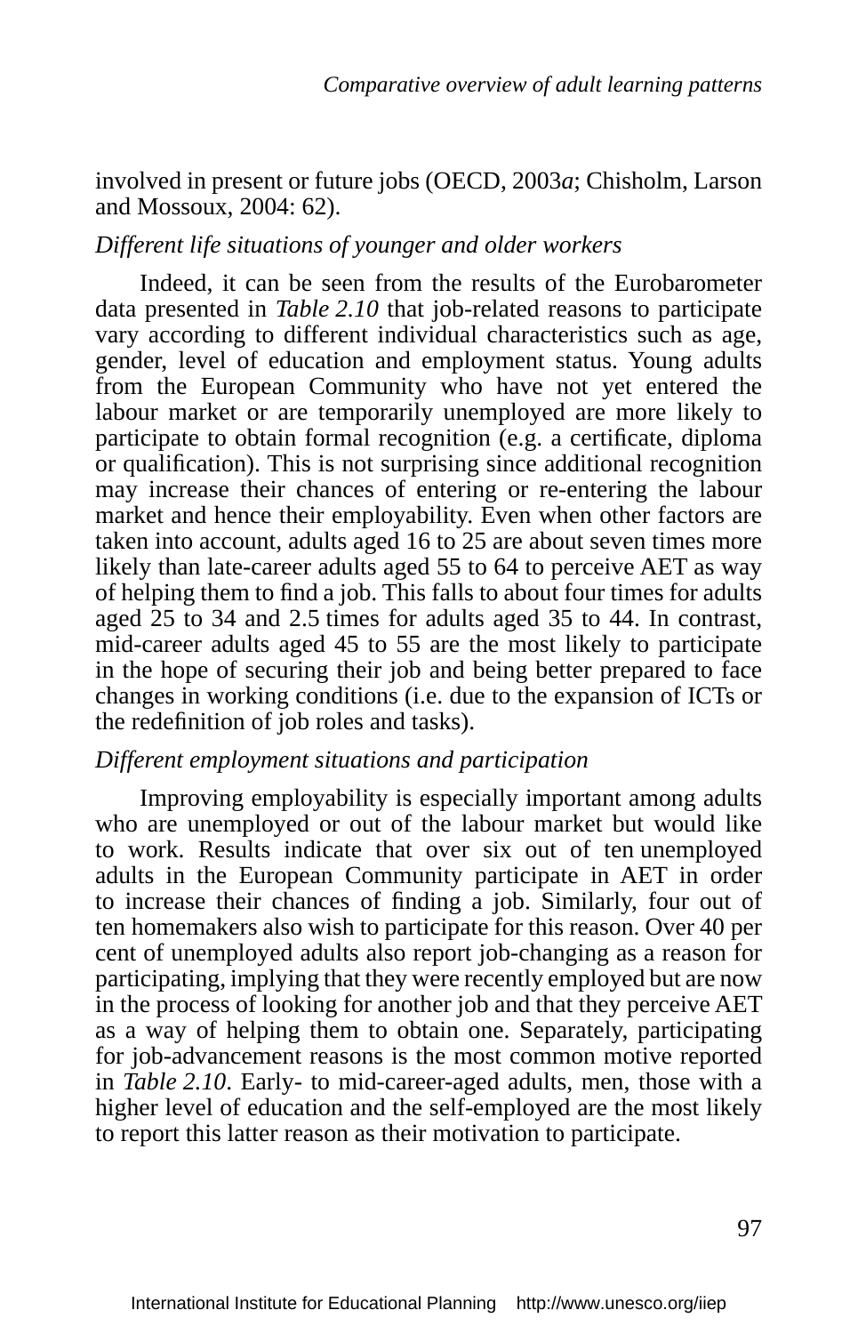involved in present or future jobs (OECD, 2003*a*; Chisholm, Larson and Mossoux, 2004: 62).

*Different life situations of younger and older workers*

Indeed, it can be seen from the results of the Eurobarometer data presented in *Table 2.10* that job-related reasons to participate vary according to different individual characteristics such as age, gender, level of education and employment status. Young adults from the European Community who have not yet entered the labour market or are temporarily unemployed are more likely to participate to obtain formal recognition (e.g. a certificate, diploma or qualification). This is not surprising since additional recognition may increase their chances of entering or re-entering the labour market and hence their employability. Even when other factors are taken into account, adults aged 16 to 25 are about seven times more likely than late-career adults aged 55 to 64 to perceive AET as way of helping them to find a job. This falls to about four times for adults aged 25 to 34 and 2.5 times for adults aged 35 to 44. In contrast, mid-career adults aged 45 to 55 are the most likely to participate in the hope of securing their job and being better prepared to face changes in working conditions (i.e. due to the expansion of ICTs or the redefinition of job roles and tasks).

*Different employment situations and participation*

Improving employability is especially important among adults who are unemployed or out of the labour market but would like to work. Results indicate that over six out of ten unemployed adults in the European Community participate in AET in order to increase their chances of finding a job. Similarly, four out of ten homemakers also wish to participate for this reason. Over 40 per cent of unemployed adults also report job-changing as a reason for participating, implying that they were recently employed but are now in the process of looking for another job and that they perceive AET as a way of helping them to obtain one. Separately, participating for job-advancement reasons is the most common motive reported in *Table 2.10*. Early- to mid-career-aged adults, men, those with a higher level of education and the self-employed are the most likely to report this latter reason as their motivation to participate.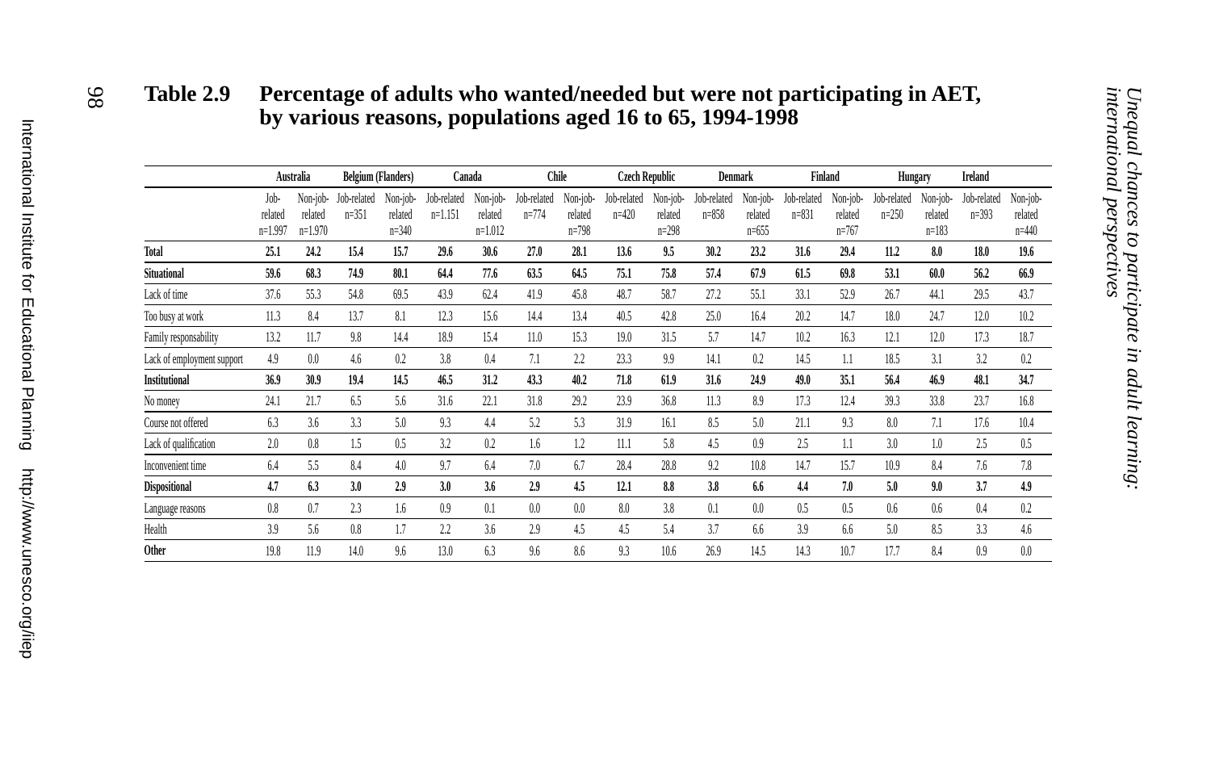## Table 2.9 Percentage of adults who wanted/needed but were not participating in AET, by various reasons, populations aged 16 to 65, 1994-1998

| | Australia | | Belgium (Flanders) | | Canada | | Chile | | Czech Republic | | Denmark | | Finland | | Hungary | | Ireland | |
|---|---|---|---|---|---|---|---|---|---|---|---|---|---|---|---|---|---|---|
| | Job-related n=1.997 | Non-job-related n=1.970 | Job-related n=351 | Non-job-related n=340 | Job-related n=1.151 | Non-job-related n=1.012 | Job-related n=774 | Non-job-related n=798 | Job-related n=420 | Non-job-related n=298 | Job-related n=858 | Non-job-related n=655 | Job-related n=831 | Non-job-related n=767 | Job-related n=250 | Non-job-related n=183 | Job-related n=393 | Non-job-related n=440 |
| **Total** | **25.1** | **24.2** | **15.4** | **15.7** | **29.6** | **30.6** | **27.0** | **28.1** | **13.6** | **9.5** | **30.2** | **23.2** | **31.6** | **29.4** | **11.2** | **8.0** | **18.0** | **19.6** |
| **Situational** | **59.6** | **68.3** | **74.9** | **80.1** | **64.4** | **77.6** | **63.5** | **64.5** | **75.1** | **75.8** | **57.4** | **67.9** | **61.5** | **69.8** | **53.1** | **60.0** | **56.2** | **66.9** |
| Lack of time | 37.6 | 55.3 | 54.8 | 69.5 | 43.9 | 62.4 | 41.9 | 45.8 | 48.7 | 58.7 | 27.2 | 55.1 | 33.1 | 52.9 | 26.7 | 44.1 | 29.5 | 43.7 |
| Too busy at work | 11.3 | 8.4 | 13.7 | 8.1 | 12.3 | 15.6 | 14.4 | 13.4 | 40.5 | 42.8 | 25.0 | 16.4 | 20.2 | 14.7 | 18.0 | 24.7 | 12.0 | 10.2 |
| Family responsability | 13.2 | 11.7 | 9.8 | 14.4 | 18.9 | 15.4 | 11.0 | 15.3 | 19.0 | 31.5 | 5.7 | 14.7 | 10.2 | 16.3 | 12.1 | 12.0 | 17.3 | 18.7 |
| Lack of employment support | 4.9 | 0.0 | 4.6 | 0.2 | 3.8 | 0.4 | 7.1 | 2.2 | 23.3 | 9.9 | 14.1 | 0.2 | 14.5 | 1.1 | 18.5 | 3.1 | 3.2 | 0.2 |
| **Institutional** | **36.9** | **30.9** | **19.4** | **14.5** | **46.5** | **31.2** | **43.3** | **40.2** | **71.8** | **61.9** | **31.6** | **24.9** | **49.0** | **35.1** | **56.4** | **46.9** | **48.1** | **34.7** |
| No money | 24.1 | 21.7 | 6.5 | 5.6 | 31.6 | 22.1 | 31.8 | 29.2 | 23.9 | 36.8 | 11.3 | 8.9 | 17.3 | 12.4 | 39.3 | 33.8 | 23.7 | 16.8 |
| Course not offered | 6.3 | 3.6 | 3.3 | 5.0 | 9.3 | 4.4 | 5.2 | 5.3 | 31.9 | 16.1 | 8.5 | 5.0 | 21.1 | 9.3 | 8.0 | 7.1 | 17.6 | 10.4 |
| Lack of qualification | 2.0 | 0.8 | 1.5 | 0.5 | 3.2 | 0.2 | 1.6 | 1.2 | 11.1 | 5.8 | 4.5 | 0.9 | 2.5 | 1.1 | 3.0 | 1.0 | 2.5 | 0.5 |
| Inconvenient time | 6.4 | 5.5 | 8.4 | 4.0 | 9.7 | 6.4 | 7.0 | 6.7 | 28.4 | 28.8 | 9.2 | 10.8 | 14.7 | 15.7 | 10.9 | 8.4 | 7.6 | 7.8 |
| **Dispositional** | **4.7** | **6.3** | **3.0** | **2.9** | **3.0** | **3.6** | **2.9** | **4.5** | **12.1** | **8.8** | **3.8** | **6.6** | **4.4** | **7.0** | **5.0** | **9.0** | **3.7** | **4.9** |
| Language reasons | 0.8 | 0.7 | 2.3 | 1.6 | 0.9 | 0.1 | 0.0 | 0.0 | 8.0 | 3.8 | 0.1 | 0.0 | 0.5 | 0.5 | 0.6 | 0.6 | 0.4 | 0.2 |
| Health | 3.9 | 5.6 | 0.8 | 1.7 | 2.2 | 3.6 | 2.9 | 4.5 | 4.5 | 5.4 | 3.7 | 6.6 | 3.9 | 6.6 | 5.0 | 8.5 | 3.3 | 4.6 |
| **Other** | 19.8 | 11.9 | 14.0 | 9.6 | 13.0 | 6.3 | 9.6 | 8.6 | 9.3 | 10.6 | 26.9 | 14.5 | 14.3 | 10.7 | 17.7 | 8.4 | 0.9 | 0.0 |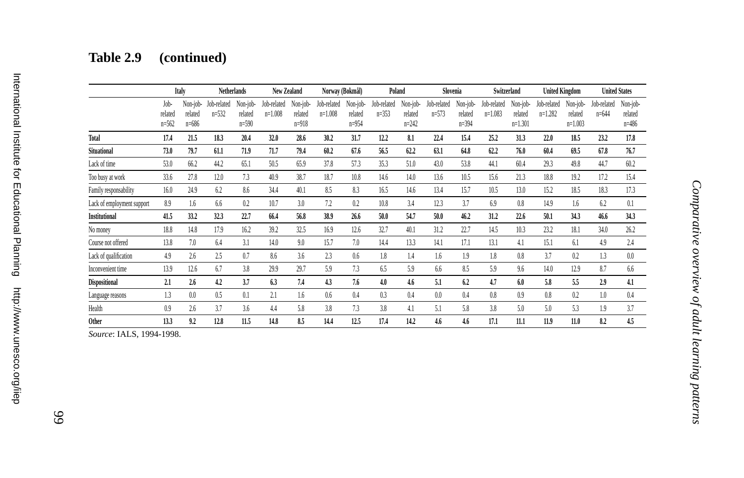**Table 2.9 (continued)**

| | Italy | | Netherlands | | New Zealand | | Norway (Bokmål) | | Poland | | Slovenia | | Switzerland | | United Kingdom | | United States | |
|---|---|---|---|---|---|---|---|---|---|---|---|---|---|---|---|---|---|---|
| | Job-related n=562 | Non-job-related n=686 | Job-related n=532 | Non-job-related n=590 | Job-related n=1.008 | Non-job-related n=918 | Job-related n=1.008 | Non-job-related n=954 | Job-related n=353 | Non-job-related n=242 | Job-related n=573 | Non-job-related n=394 | Job-related n=1.083 | Non-job-related n=1.301 | Job-related n=1.282 | Non-job-related n=1.003 | Job-related n=644 | Non-job-related n=486 |
| **Total** | **17.4** | **21.5** | **18.3** | **20.4** | **32.0** | **28.6** | **30.2** | **31.7** | **12.2** | **8.1** | **22.4** | **15.4** | **25.2** | **31.3** | **22.0** | **18.5** | **23.2** | **17.8** |
| **Situational** | **73.0** | **79.7** | **61.1** | **71.9** | **71.7** | **79.4** | **60.2** | **67.6** | **56.5** | **62.2** | **63.1** | **64.8** | **62.2** | **76.0** | **60.4** | **69.5** | **67.8** | **76.7** |
| Lack of time | 53.0 | 66.2 | 44.2 | 65.1 | 50.5 | 65.9 | 37.8 | 57.3 | 35.3 | 51.0 | 43.0 | 53.8 | 44.1 | 60.4 | 29.3 | 49.8 | 44.7 | 60.2 |
| Too busy at work | 33.6 | 27.8 | 12.0 | 7.3 | 40.9 | 38.7 | 18.7 | 10.8 | 14.6 | 14.0 | 13.6 | 10.5 | 15.6 | 21.3 | 18.8 | 19.2 | 17.2 | 15.4 |
| Family responsability | 16.0 | 24.9 | 6.2 | 8.6 | 34.4 | 40.1 | 8.5 | 8.3 | 16.5 | 14.6 | 13.4 | 15.7 | 10.5 | 13.0 | 15.2 | 18.5 | 18.3 | 17.3 |
| Lack of employment support | 8.9 | 1.6 | 6.6 | 0.2 | 10.7 | 3.0 | 7.2 | 0.2 | 10.8 | 3.4 | 12.3 | 3.7 | 6.9 | 0.8 | 14.9 | 1.6 | 6.2 | 0.1 |
| **Institutional** | **41.5** | **33.2** | **32.3** | **22.7** | **66.4** | **56.8** | **38.9** | **26.6** | **50.0** | **54.7** | **50.0** | **46.2** | **31.2** | **22.6** | **50.1** | **34.3** | **46.6** | **34.3** |
| No money | 18.8 | 14.8 | 17.9 | 16.2 | 39.2 | 32.5 | 16.9 | 12.6 | 32.7 | 40.1 | 31.2 | 22.7 | 14.5 | 10.3 | 23.2 | 18.1 | 34.0 | 26.2 |
| Course not offered | 13.8 | 7.0 | 6.4 | 3.1 | 14.0 | 9.0 | 15.7 | 7.0 | 14.4 | 13.3 | 14.1 | 17.1 | 13.1 | 4.1 | 15.1 | 6.1 | 4.9 | 2.4 |
| Lack of qualification | 4.9 | 2.6 | 2.5 | 0.7 | 8.6 | 3.6 | 2.3 | 0.6 | 1.8 | 1.4 | 1.6 | 1.9 | 1.8 | 0.8 | 3.7 | 0.2 | 1.3 | 0.0 |
| Inconvenient time | 13.9 | 12.6 | 6.7 | 3.8 | 29.9 | 29.7 | 5.9 | 7.3 | 6.5 | 5.9 | 6.6 | 8.5 | 5.9 | 9.6 | 14.0 | 12.9 | 8.7 | 6.6 |
| **Dispositional** | **2.1** | **2.6** | **4.2** | **3.7** | **6.3** | **7.4** | **4.3** | **7.6** | **4.0** | **4.6** | **5.1** | **6.2** | **4.7** | **6.0** | **5.8** | **5.5** | **2.9** | **4.1** |
| Language reasons | 1.3 | 0.0 | 0.5 | 0.1 | 2.1 | 1.6 | 0.6 | 0.4 | 0.3 | 0.4 | 0.0 | 0.4 | 0.8 | 0.9 | 0.8 | 0.2 | 1.0 | 0.4 |
| Health | 0.9 | 2.6 | 3.7 | 3.6 | 4.4 | 5.8 | 3.8 | 7.3 | 3.8 | 4.1 | 5.1 | 5.8 | 3.8 | 5.0 | 5.0 | 5.3 | 1.9 | 3.7 |
| **Other** | **13.3** | **9.2** | **12.8** | **11.5** | **14.8** | **8.5** | **14.4** | **12.5** | **17.4** | **14.2** | **4.6** | **4.6** | **17.1** | **11.1** | **11.9** | **11.0** | **8.2** | **4.5** |

*Source*: IALS, 1994-1998.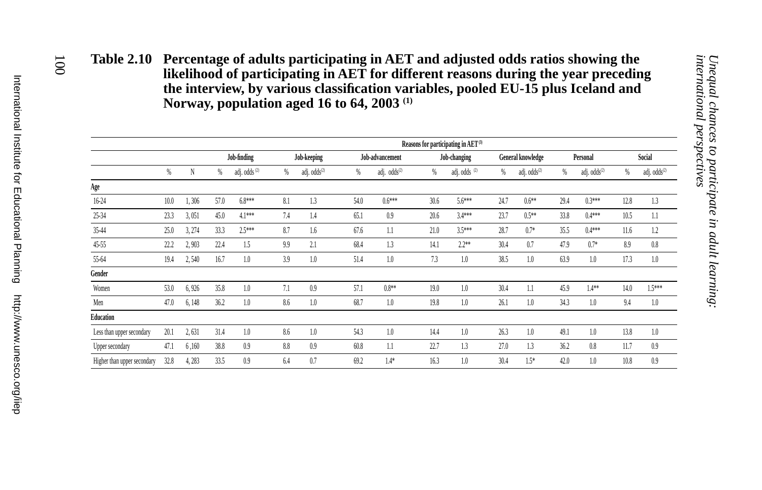**Table 2.10 Percentage of adults participating in AET and adjusted odds ratios showing the likelihood of participating in AET for different reasons during the year preceding the interview, by various classification variables, pooled EU-15 plus Iceland and Norway, population aged 16 to 64, 2003 [(1)]**

| | | | Reasons for participating in AET [(3)] | | | | | | | | | | | | | |
|---|---|---|---|---|---|---|---|---|---|---|---|---|---|---|---|---|
| | | | Job-finding | | Job-keeping | | Job-advancement | | Job-changing | | General knowledge | | Personal | | Social | |
| | % | N | % | adj. odds [(2)] | % | adj. odds[(2)] | % | adj. odds[(2)] | % | adj. odds [(2)] | % | adj. odds[(2)] | % | adj. odds[(2)] | % | adj. odds[(2)] |
| **Age** | | | | | | | | | | | | | | | | |
| 16-24 | 10.0 | 1, 306 | 57.0 | 6.8*** | 8.1 | 1.3 | 54.0 | 0.6*** | 30.6 | 5.6*** | 24.7 | 0.6** | 29.4 | 0.3*** | 12.8 | 1.3 |
| 25-34 | 23.3 | 3, 051 | 45.0 | 4.1*** | 7.4 | 1.4 | 65.1 | 0.9 | 20.6 | 3.4*** | 23.7 | 0.5** | 33.8 | 0.4*** | 10.5 | 1.1 |
| 35-44 | 25.0 | 3, 274 | 33.3 | 2.5*** | 8.7 | 1.6 | 67.6 | 1.1 | 21.0 | 3.5*** | 28.7 | 0.7* | 35.5 | 0.4*** | 11.6 | 1.2 |
| 45-55 | 22.2 | 2, 903 | 22.4 | 1.5 | 9.9 | 2.1 | 68.4 | 1.3 | 14.1 | 2.2** | 30.4 | 0.7 | 47.9 | 0.7* | 8.9 | 0.8 |
| 55-64 | 19.4 | 2, 540 | 16.7 | 1.0 | 3.9 | 1.0 | 51.4 | 1.0 | 7.3 | 1.0 | 38.5 | 1.0 | 63.9 | 1.0 | 17.3 | 1.0 |
| **Gender** | | | | | | | | | | | | | | | | |
| Women | 53.0 | 6, 926 | 35.8 | 1.0 | 7.1 | 0.9 | 57.1 | 0.8** | 19.0 | 1.0 | 30.4 | 1.1 | 45.9 | 1.4** | 14.0 | 1.5*** |
| Men | 47.0 | 6, 148 | 36.2 | 1.0 | 8.6 | 1.0 | 68.7 | 1.0 | 19.8 | 1.0 | 26.1 | 1.0 | 34.3 | 1.0 | 9.4 | 1.0 |
| **Education** | | | | | | | | | | | | | | | | |
| Less than upper secondary | 20.1 | 2, 631 | 31.4 | 1.0 | 8.6 | 1.0 | 54.3 | 1.0 | 14.4 | 1.0 | 26.3 | 1.0 | 49.1 | 1.0 | 13.8 | 1.0 |
| Upper secondary | 47.1 | 6 ,160 | 38.8 | 0.9 | 8.8 | 0.9 | 60.8 | 1.1 | 22.7 | 1.3 | 27.0 | 1.3 | 36.2 | 0.8 | 11.7 | 0.9 |
| Higher than upper secondary | 32.8 | 4, 283 | 33.5 | 0.9 | 6.4 | 0.7 | 69.2 | 1.4* | 16.3 | 1.0 | 30.4 | 1.5* | 42.0 | 1.0 | 10.8 | 0.9 |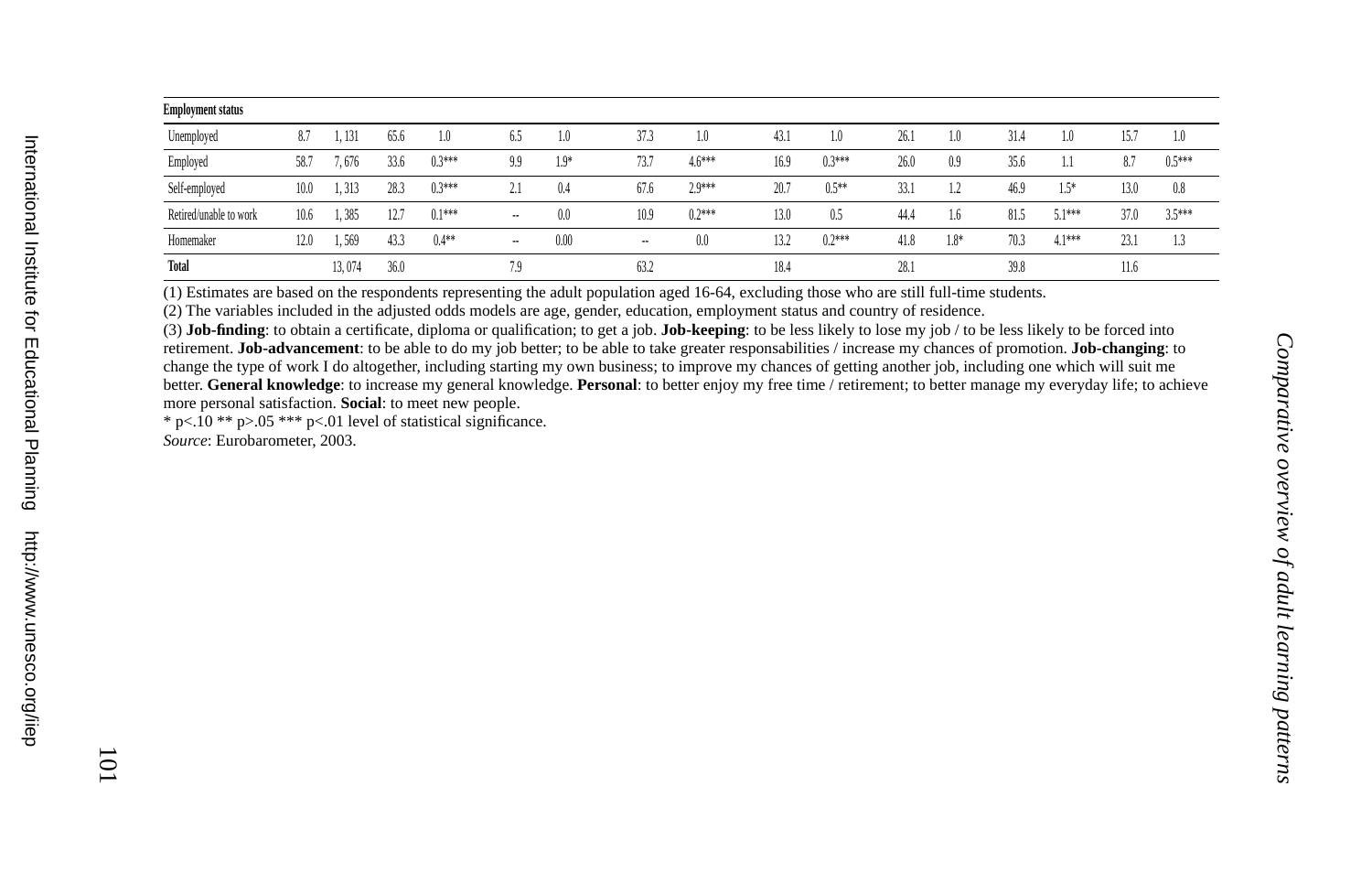| Employment status | | | | | | | | | | | | | | | | | | |
|---|---|---|---|---|---|---|---|---|---|---|---|---|---|---|---|---|---|---|
| Unemployed | 8.7 | 1, 131 | 65.6 | 1.0 | 6.5 | 1.0 | 37.3 | 1.0 | 43.1 | 1.0 | 26.1 | 1.0 | 31.4 | 1.0 | 15.7 | 1.0 |
| Employed | 58.7 | 7, 676 | 33.6 | 0.3*** | 9.9 | 1.9* | 73.7 | 4.6*** | 16.9 | 0.3*** | 26.0 | 0.9 | 35.6 | 1.1 | 8.7 | 0.5*** |
| Self-employed | 10.0 | 1, 313 | 28.3 | 0.3*** | 2.1 | 0.4 | 67.6 | 2.9*** | 20.7 | 0.5** | 33.1 | 1.2 | 46.9 | 1.5* | 13.0 | 0.8 |
| Retired/unable to work | 10.6 | 1, 385 | 12.7 | 0.1*** | -- | 0.0 | 10.9 | 0.2*** | 13.0 | 0.5 | 44.4 | 1.6 | 81.5 | 5.1*** | 37.0 | 3.5*** |
| Homemaker | 12.0 | 1, 569 | 43.3 | 0.4** | -- | 0.00 | -- | 0.0 | 13.2 | 0.2*** | 41.8 | 1.8* | 70.3 | 4.1*** | 23.1 | 1.3 |
| **Total** | | 13, 074 | 36.0 | | 7.9 | | 63.2 | | 18.4 | | 28.1 | | 39.8 | | 11.6 | |

(1) Estimates are based on the respondents representing the adult population aged 16-64, excluding those who are still full-time students.

(2) The variables included in the adjusted odds models are age, gender, education, employment status and country of residence.

(3) **Job-finding**: to obtain a certificate, diploma or qualification; to get a job. **Job-keeping**: to be less likely to lose my job / to be less likely to be forced into retirement. **Job-advancement**: to be able to do my job better; to be able to take greater responsabilities / increase my chances of promotion. **Job-changing**: to change the type of work I do altogether, including starting my own business; to improve my chances of getting another job, including one which will suit me better. **General knowledge**: to increase my general knowledge. **Personal**: to better enjoy my free time / retirement; to better manage my everyday life; to achieve more personal satisfaction. **Social**: to meet new people.

* p<.10 ** p>.05 *** p<.01 level of statistical significance.

*Source*: Eurobarometer, 2003.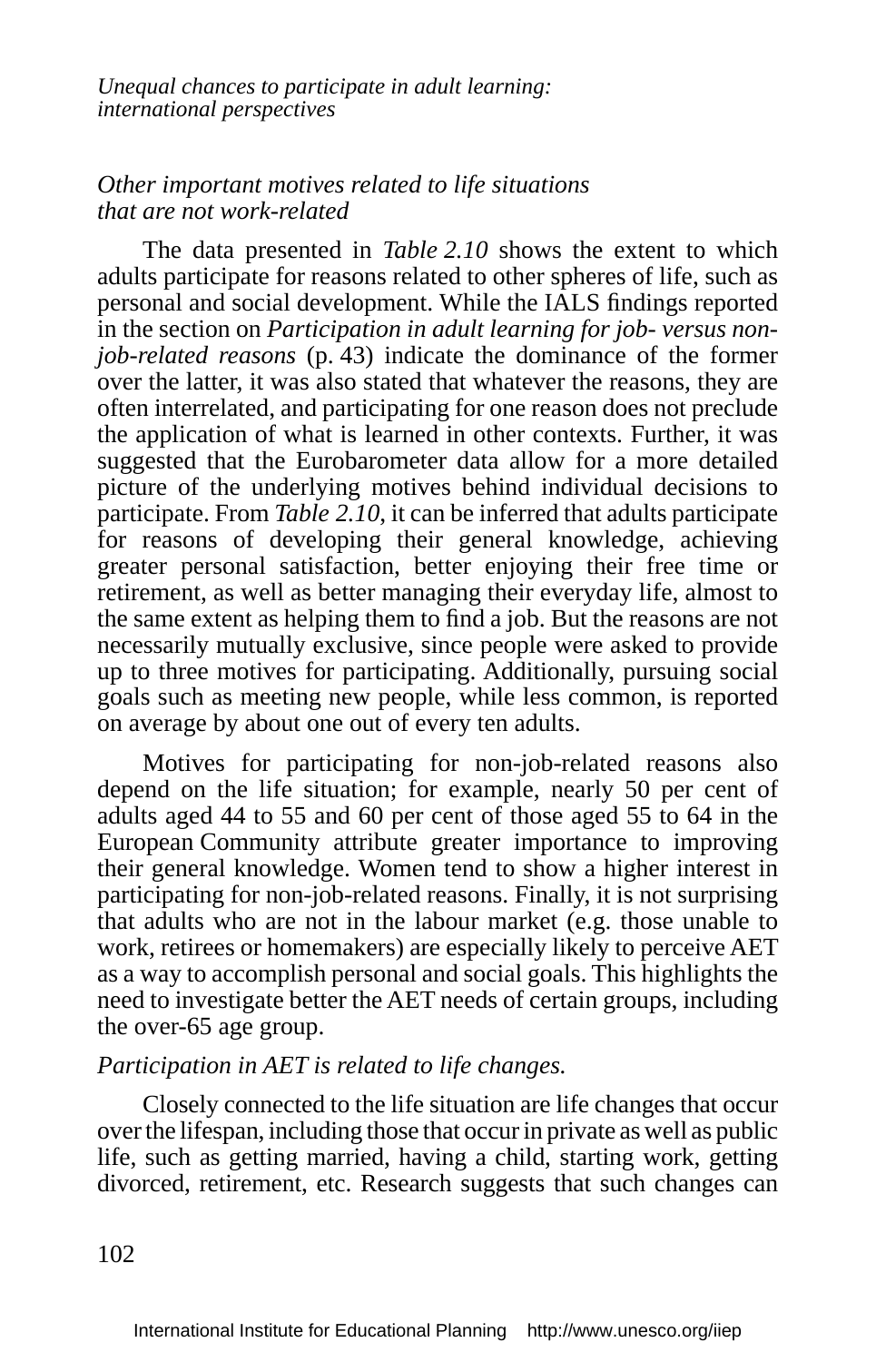*Other important motives related to life situations that are not work-related*

The data presented in *Table 2.10* shows the extent to which adults participate for reasons related to other spheres of life, such as personal and social development. While the IALS findings reported in the section on *Participation in adult learning for job- versus non-job-related reasons* (p. 43) indicate the dominance of the former over the latter, it was also stated that whatever the reasons, they are often interrelated, and participating for one reason does not preclude the application of what is learned in other contexts. Further, it was suggested that the Eurobarometer data allow for a more detailed picture of the underlying motives behind individual decisions to participate. From *Table 2.10*, it can be inferred that adults participate for reasons of developing their general knowledge, achieving greater personal satisfaction, better enjoying their free time or retirement, as well as better managing their everyday life, almost to the same extent as helping them to find a job. But the reasons are not necessarily mutually exclusive, since people were asked to provide up to three motives for participating. Additionally, pursuing social goals such as meeting new people, while less common, is reported on average by about one out of every ten adults.

Motives for participating for non-job-related reasons also depend on the life situation; for example, nearly 50 per cent of adults aged 44 to 55 and 60 per cent of those aged 55 to 64 in the European Community attribute greater importance to improving their general knowledge. Women tend to show a higher interest in participating for non-job-related reasons. Finally, it is not surprising that adults who are not in the labour market (e.g. those unable to work, retirees or homemakers) are especially likely to perceive AET as a way to accomplish personal and social goals. This highlights the need to investigate better the AET needs of certain groups, including the over-65 age group.

*Participation in AET is related to life changes.*

Closely connected to the life situation are life changes that occur over the lifespan, including those that occur in private as well as public life, such as getting married, having a child, starting work, getting divorced, retirement, etc. Research suggests that such changes can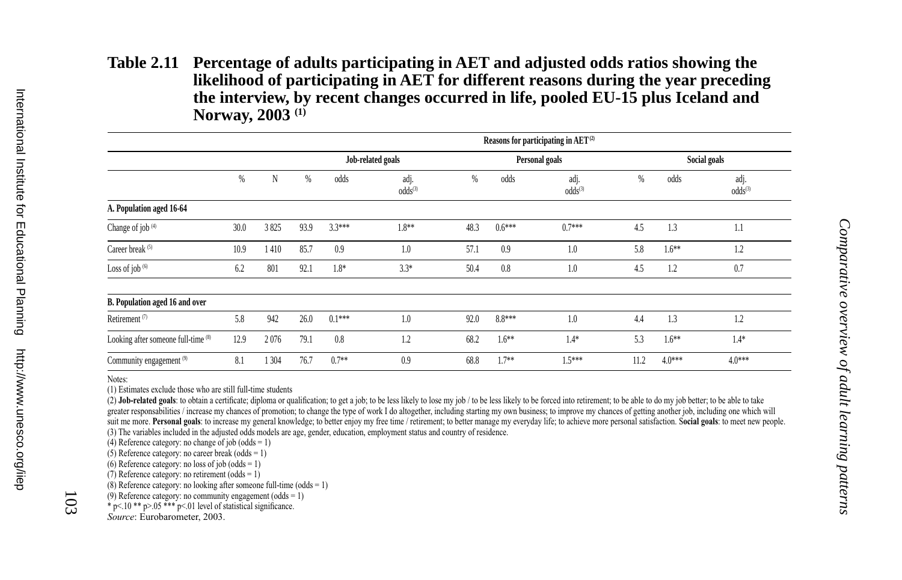**Table 2.11 Percentage of adults participating in AET and adjusted odds ratios showing the likelihood of participating in AET for different reasons during the year preceding the interview, by recent changes occurred in life, pooled EU-15 plus Iceland and Norway, 2003 (1)**

| | | | Reasons for participating in AET (2) | | | | | | | | |
|---|---|---|---|---|---|---|---|---|---|---|---|
| | | | Job-related goals | | | Personal goals | | | Social goals | | |
| | % | N | % | odds | adj. odds(3) | % | odds | adj. odds(3) | % | odds | adj. odds(3) |
| **A. Population aged 16-64** | | | | | | | | | | | |
| Change of job (4) | 30.0 | 3 825 | 93.9 | 3.3*** | 1.8** | 48.3 | 0.6*** | 0.7*** | 4.5 | 1.3 | 1.1 |
| Career break (5) | 10.9 | 1 410 | 85.7 | 0.9 | 1.0 | 57.1 | 0.9 | 1.0 | 5.8 | 1.6** | 1.2 |
| Loss of job (6) | 6.2 | 801 | 92.1 | 1.8* | 3.3* | 50.4 | 0.8 | 1.0 | 4.5 | 1.2 | 0.7 |
| **B. Population aged 16 and over** | | | | | | | | | | | |
| Retirement (7) | 5.8 | 942 | 26.0 | 0.1*** | 1.0 | 92.0 | 8.8*** | 1.0 | 4.4 | 1.3 | 1.2 |
| Looking after someone full-time (8) | 12.9 | 2 076 | 79.1 | 0.8 | 1.2 | 68.2 | 1.6** | 1.4* | 5.3 | 1.6** | 1.4* |
| Community engagement (9) | 8.1 | 1 304 | 76.7 | 0.7** | 0.9 | 68.8 | 1.7** | 1.5*** | 11.2 | 4.0*** | 4.0*** |

Notes:

(1) Estimates exclude those who are still full-time students

(2) **Job-related goals**: to obtain a certificate; diploma or qualification; to get a job; to be less likely to lose my job / to be less likely to be forced into retirement; to be able to do my job better; to be able to take greater responsabilities / increase my chances of promotion; to change the type of work I do altogether, including starting my own business; to improve my chances of getting another job, including one which will suit me more. **Personal goals**: to increase my general knowledge; to better enjoy my free time / retirement; to better manage my everyday life; to achieve more personal satisfaction. **Social goals**: to meet new people.

(3) The variables included in the adjusted odds models are age, gender, education, employment status and country of residence.

(4) Reference category: no change of job (odds = 1)

(5) Reference category: no career break (odds = 1)

(6) Reference category: no loss of job (odds = 1)

(7) Reference category: no retirement (odds = 1)

(8) Reference category: no looking after someone full-time (odds = 1)

(9) Reference category: no community engagement (odds = 1)

* p<.10 ** p>.05 *** p<.01 level of statistical significance.

*Source*: Eurobarometer, 2003.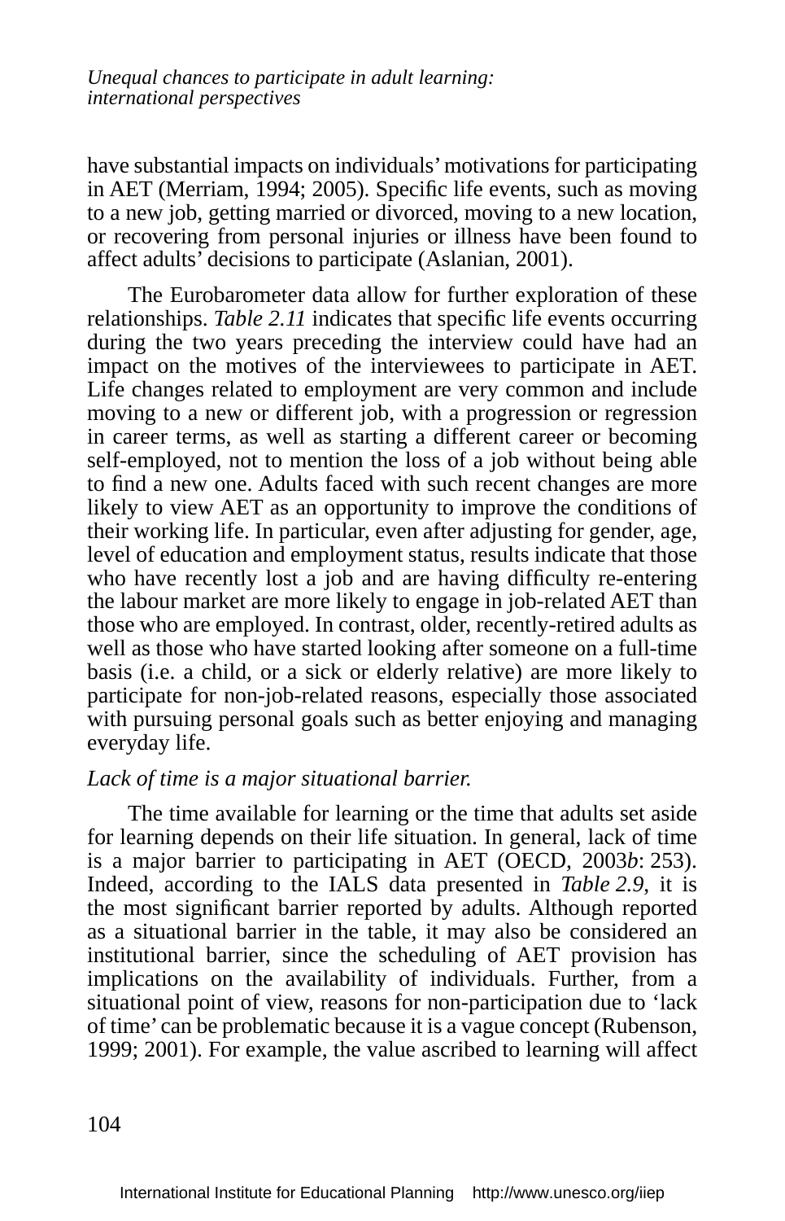have substantial impacts on individuals' motivations for participating in AET (Merriam, 1994; 2005). Specific life events, such as moving to a new job, getting married or divorced, moving to a new location, or recovering from personal injuries or illness have been found to affect adults' decisions to participate (Aslanian, 2001).

The Eurobarometer data allow for further exploration of these relationships. *Table 2.11* indicates that specific life events occurring during the two years preceding the interview could have had an impact on the motives of the interviewees to participate in AET. Life changes related to employment are very common and include moving to a new or different job, with a progression or regression in career terms, as well as starting a different career or becoming self-employed, not to mention the loss of a job without being able to find a new one. Adults faced with such recent changes are more likely to view AET as an opportunity to improve the conditions of their working life. In particular, even after adjusting for gender, age, level of education and employment status, results indicate that those who have recently lost a job and are having difficulty re-entering the labour market are more likely to engage in job-related AET than those who are employed. In contrast, older, recently-retired adults as well as those who have started looking after someone on a full-time basis (i.e. a child, or a sick or elderly relative) are more likely to participate for non-job-related reasons, especially those associated with pursuing personal goals such as better enjoying and managing everyday life.

*Lack of time is a major situational barrier.*

The time available for learning or the time that adults set aside for learning depends on their life situation. In general, lack of time is a major barrier to participating in AET (OECD, 2003*b*: 253). Indeed, according to the IALS data presented in *Table 2.9*, it is the most significant barrier reported by adults. Although reported as a situational barrier in the table, it may also be considered an institutional barrier, since the scheduling of AET provision has implications on the availability of individuals. Further, from a situational point of view, reasons for non-participation due to 'lack of time' can be problematic because it is a vague concept (Rubenson, 1999; 2001). For example, the value ascribed to learning will affect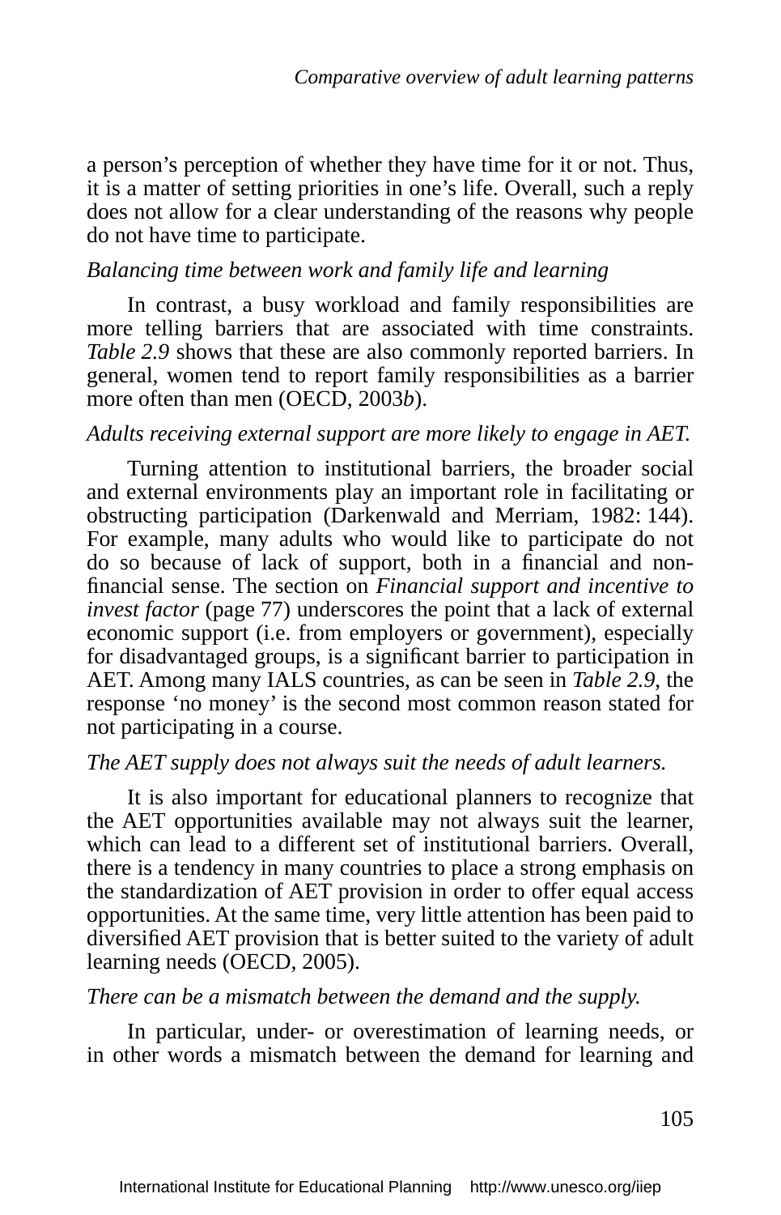a person's perception of whether they have time for it or not. Thus, it is a matter of setting priorities in one's life. Overall, such a reply does not allow for a clear understanding of the reasons why people do not have time to participate.

*Balancing time between work and family life and learning*

In contrast, a busy workload and family responsibilities are more telling barriers that are associated with time constraints. *Table 2.9* shows that these are also commonly reported barriers. In general, women tend to report family responsibilities as a barrier more often than men (OECD, 2003*b*).

*Adults receiving external support are more likely to engage in AET.*

Turning attention to institutional barriers, the broader social and external environments play an important role in facilitating or obstructing participation (Darkenwald and Merriam, 1982: 144). For example, many adults who would like to participate do not do so because of lack of support, both in a financial and non-financial sense. The section on *Financial support and incentive to invest factor* (page 77) underscores the point that a lack of external economic support (i.e. from employers or government), especially for disadvantaged groups, is a significant barrier to participation in AET. Among many IALS countries, as can be seen in *Table 2.9*, the response 'no money' is the second most common reason stated for not participating in a course.

*The AET supply does not always suit the needs of adult learners.*

It is also important for educational planners to recognize that the AET opportunities available may not always suit the learner, which can lead to a different set of institutional barriers. Overall, there is a tendency in many countries to place a strong emphasis on the standardization of AET provision in order to offer equal access opportunities. At the same time, very little attention has been paid to diversified AET provision that is better suited to the variety of adult learning needs (OECD, 2005).

*There can be a mismatch between the demand and the supply.*

In particular, under- or overestimation of learning needs, or in other words a mismatch between the demand for learning and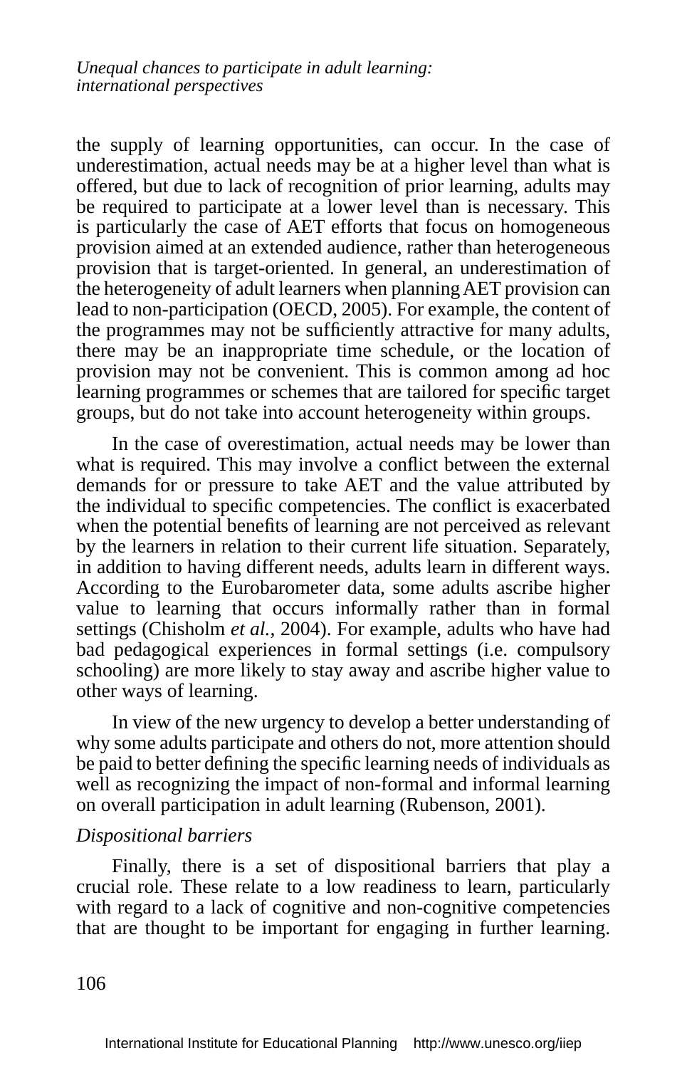the supply of learning opportunities, can occur. In the case of underestimation, actual needs may be at a higher level than what is offered, but due to lack of recognition of prior learning, adults may be required to participate at a lower level than is necessary. This is particularly the case of AET efforts that focus on homogeneous provision aimed at an extended audience, rather than heterogeneous provision that is target-oriented. In general, an underestimation of the heterogeneity of adult learners when planning AET provision can lead to non-participation (OECD, 2005). For example, the content of the programmes may not be sufficiently attractive for many adults, there may be an inappropriate time schedule, or the location of provision may not be convenient. This is common among ad hoc learning programmes or schemes that are tailored for specific target groups, but do not take into account heterogeneity within groups.

In the case of overestimation, actual needs may be lower than what is required. This may involve a conflict between the external demands for or pressure to take AET and the value attributed by the individual to specific competencies. The conflict is exacerbated when the potential benefits of learning are not perceived as relevant by the learners in relation to their current life situation. Separately, in addition to having different needs, adults learn in different ways. According to the Eurobarometer data, some adults ascribe higher value to learning that occurs informally rather than in formal settings (Chisholm *et al.*, 2004). For example, adults who have had bad pedagogical experiences in formal settings (i.e. compulsory schooling) are more likely to stay away and ascribe higher value to other ways of learning.

In view of the new urgency to develop a better understanding of why some adults participate and others do not, more attention should be paid to better defining the specific learning needs of individuals as well as recognizing the impact of non-formal and informal learning on overall participation in adult learning (Rubenson, 2001).

*Dispositional barriers*

Finally, there is a set of dispositional barriers that play a crucial role. These relate to a low readiness to learn, particularly with regard to a lack of cognitive and non-cognitive competencies that are thought to be important for engaging in further learning.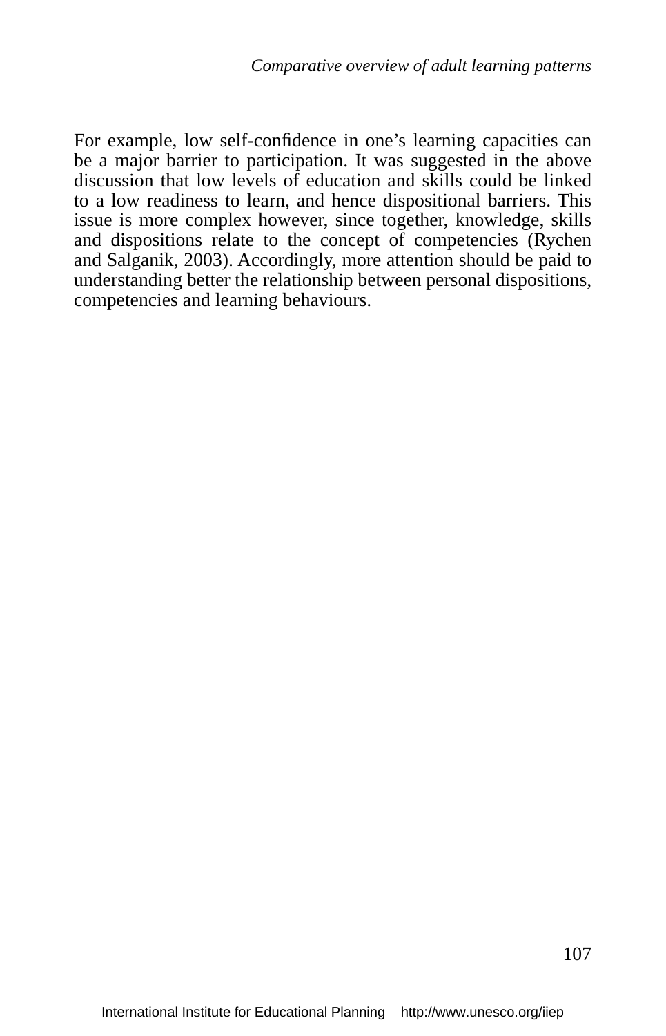For example, low self-confidence in one's learning capacities can be a major barrier to participation. It was suggested in the above discussion that low levels of education and skills could be linked to a low readiness to learn, and hence dispositional barriers. This issue is more complex however, since together, knowledge, skills and dispositions relate to the concept of competencies (Rychen and Salganik, 2003). Accordingly, more attention should be paid to understanding better the relationship between personal dispositions, competencies and learning behaviours.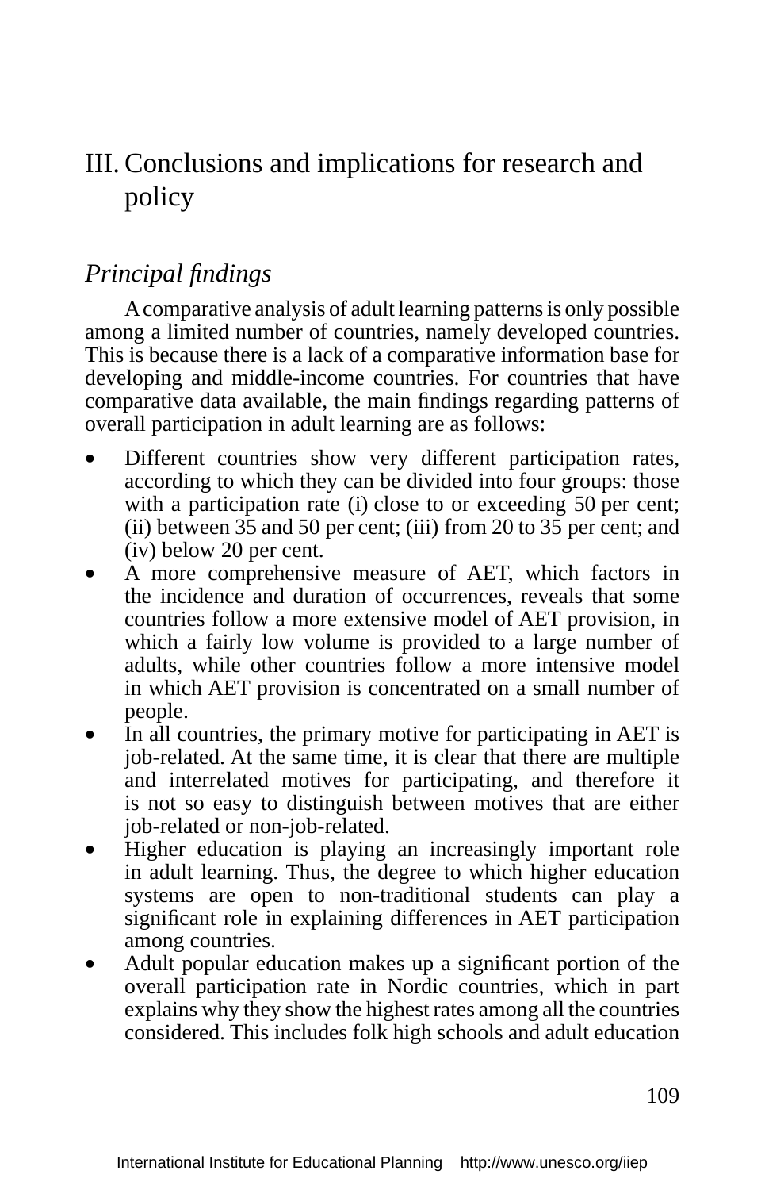# III. Conclusions and implications for research and policy

## *Principal findings*

A comparative analysis of adult learning patterns is only possible among a limited number of countries, namely developed countries. This is because there is a lack of a comparative information base for developing and middle-income countries. For countries that have comparative data available, the main findings regarding patterns of overall participation in adult learning are as follows:

- Different countries show very different participation rates, according to which they can be divided into four groups: those with a participation rate (i) close to or exceeding 50 per cent; (ii) between 35 and 50 per cent; (iii) from 20 to 35 per cent; and (iv) below 20 per cent.
- A more comprehensive measure of AET, which factors in the incidence and duration of occurrences, reveals that some countries follow a more extensive model of AET provision, in which a fairly low volume is provided to a large number of adults, while other countries follow a more intensive model in which AET provision is concentrated on a small number of people.
- In all countries, the primary motive for participating in AET is job-related. At the same time, it is clear that there are multiple and interrelated motives for participating, and therefore it is not so easy to distinguish between motives that are either job-related or non-job-related.
- Higher education is playing an increasingly important role in adult learning. Thus, the degree to which higher education systems are open to non-traditional students can play a significant role in explaining differences in AET participation among countries.
- Adult popular education makes up a significant portion of the overall participation rate in Nordic countries, which in part explains why they show the highest rates among all the countries considered. This includes folk high schools and adult education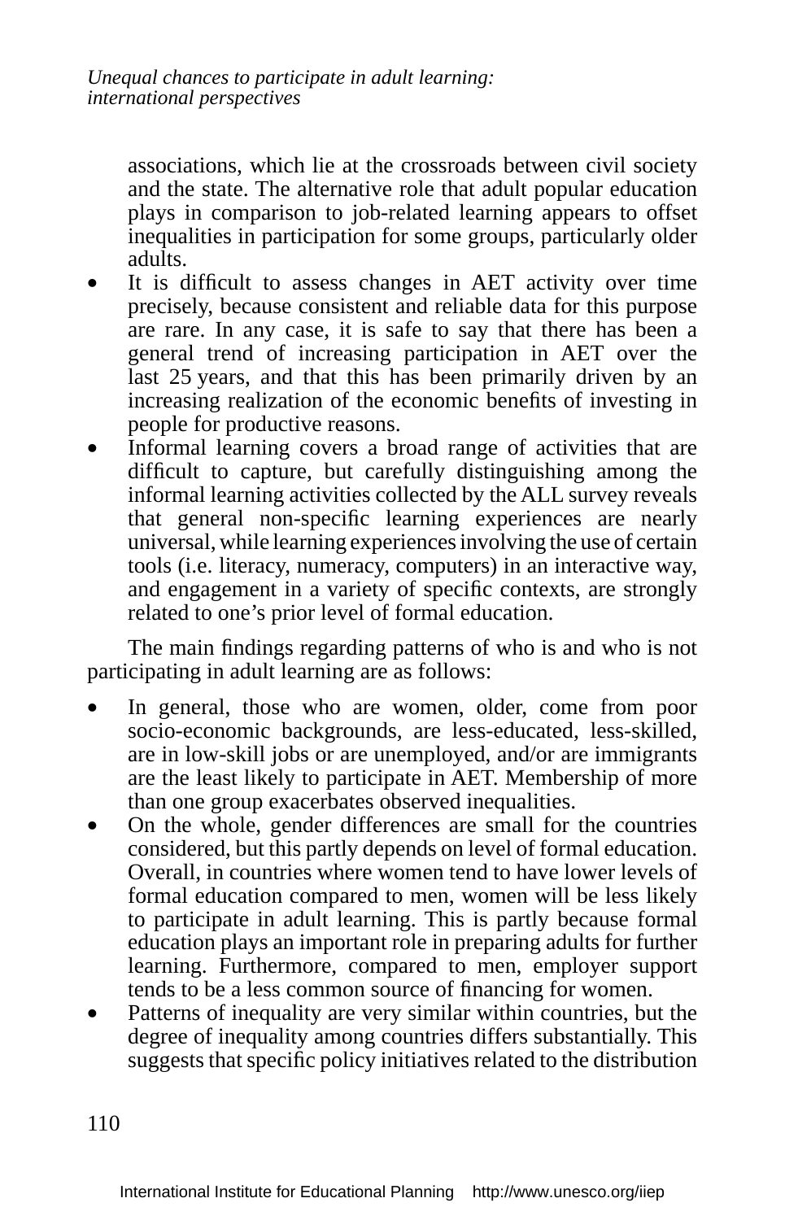associations, which lie at the crossroads between civil society and the state. The alternative role that adult popular education plays in comparison to job-related learning appears to offset inequalities in participation for some groups, particularly older adults.

- It is difficult to assess changes in AET activity over time precisely, because consistent and reliable data for this purpose are rare. In any case, it is safe to say that there has been a general trend of increasing participation in AET over the last 25 years, and that this has been primarily driven by an increasing realization of the economic benefits of investing in people for productive reasons.
- Informal learning covers a broad range of activities that are difficult to capture, but carefully distinguishing among the informal learning activities collected by the ALL survey reveals that general non-specific learning experiences are nearly universal, while learning experiences involving the use of certain tools (i.e. literacy, numeracy, computers) in an interactive way, and engagement in a variety of specific contexts, are strongly related to one's prior level of formal education.

The main findings regarding patterns of who is and who is not participating in adult learning are as follows:

- In general, those who are women, older, come from poor socio-economic backgrounds, are less-educated, less-skilled, are in low-skill jobs or are unemployed, and/or are immigrants are the least likely to participate in AET. Membership of more than one group exacerbates observed inequalities.
- On the whole, gender differences are small for the countries considered, but this partly depends on level of formal education. Overall, in countries where women tend to have lower levels of formal education compared to men, women will be less likely to participate in adult learning. This is partly because formal education plays an important role in preparing adults for further learning. Furthermore, compared to men, employer support tends to be a less common source of financing for women.
- Patterns of inequality are very similar within countries, but the degree of inequality among countries differs substantially. This suggests that specific policy initiatives related to the distribution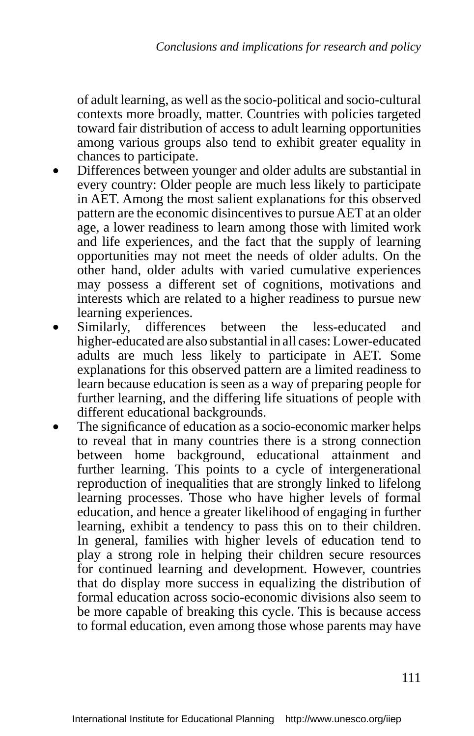of adult learning, as well as the socio-political and socio-cultural contexts more broadly, matter. Countries with policies targeted toward fair distribution of access to adult learning opportunities among various groups also tend to exhibit greater equality in chances to participate.

- Differences between younger and older adults are substantial in every country: Older people are much less likely to participate in AET. Among the most salient explanations for this observed pattern are the economic disincentives to pursue AET at an older age, a lower readiness to learn among those with limited work and life experiences, and the fact that the supply of learning opportunities may not meet the needs of older adults. On the other hand, older adults with varied cumulative experiences may possess a different set of cognitions, motivations and interests which are related to a higher readiness to pursue new learning experiences.
- Similarly, differences between the less-educated and higher-educated are also substantial in all cases: Lower-educated adults are much less likely to participate in AET. Some explanations for this observed pattern are a limited readiness to learn because education is seen as a way of preparing people for further learning, and the differing life situations of people with different educational backgrounds.
- The significance of education as a socio-economic marker helps to reveal that in many countries there is a strong connection between home background, educational attainment and further learning. This points to a cycle of intergenerational reproduction of inequalities that are strongly linked to lifelong learning processes. Those who have higher levels of formal education, and hence a greater likelihood of engaging in further learning, exhibit a tendency to pass this on to their children. In general, families with higher levels of education tend to play a strong role in helping their children secure resources for continued learning and development. However, countries that do display more success in equalizing the distribution of formal education across socio-economic divisions also seem to be more capable of breaking this cycle. This is because access to formal education, even among those whose parents may have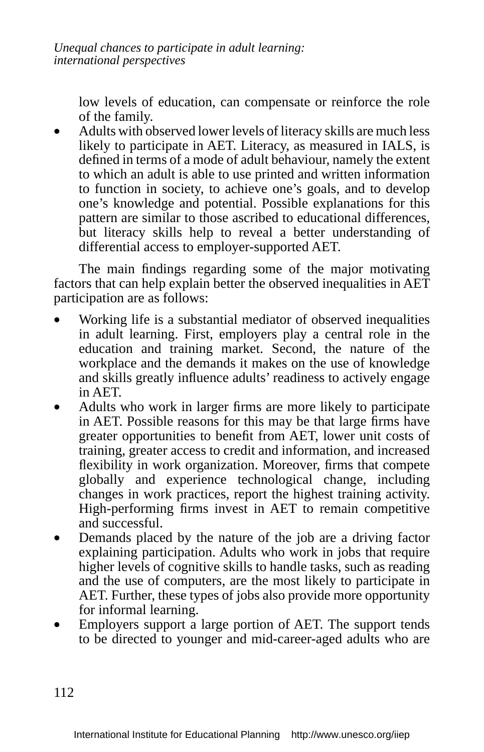low levels of education, can compensate or reinforce the role of the family.

- Adults with observed lower levels of literacy skills are much less likely to participate in AET. Literacy, as measured in IALS, is defined in terms of a mode of adult behaviour, namely the extent to which an adult is able to use printed and written information to function in society, to achieve one's goals, and to develop one's knowledge and potential. Possible explanations for this pattern are similar to those ascribed to educational differences, but literacy skills help to reveal a better understanding of differential access to employer-supported AET.

The main findings regarding some of the major motivating factors that can help explain better the observed inequalities in AET participation are as follows:

- Working life is a substantial mediator of observed inequalities in adult learning. First, employers play a central role in the education and training market. Second, the nature of the workplace and the demands it makes on the use of knowledge and skills greatly influence adults' readiness to actively engage in AET.
- Adults who work in larger firms are more likely to participate in AET. Possible reasons for this may be that large firms have greater opportunities to benefit from AET, lower unit costs of training, greater access to credit and information, and increased flexibility in work organization. Moreover, firms that compete globally and experience technological change, including changes in work practices, report the highest training activity. High-performing firms invest in AET to remain competitive and successful.
- Demands placed by the nature of the job are a driving factor explaining participation. Adults who work in jobs that require higher levels of cognitive skills to handle tasks, such as reading and the use of computers, are the most likely to participate in AET. Further, these types of jobs also provide more opportunity for informal learning.
- Employers support a large portion of AET. The support tends to be directed to younger and mid-career-aged adults who are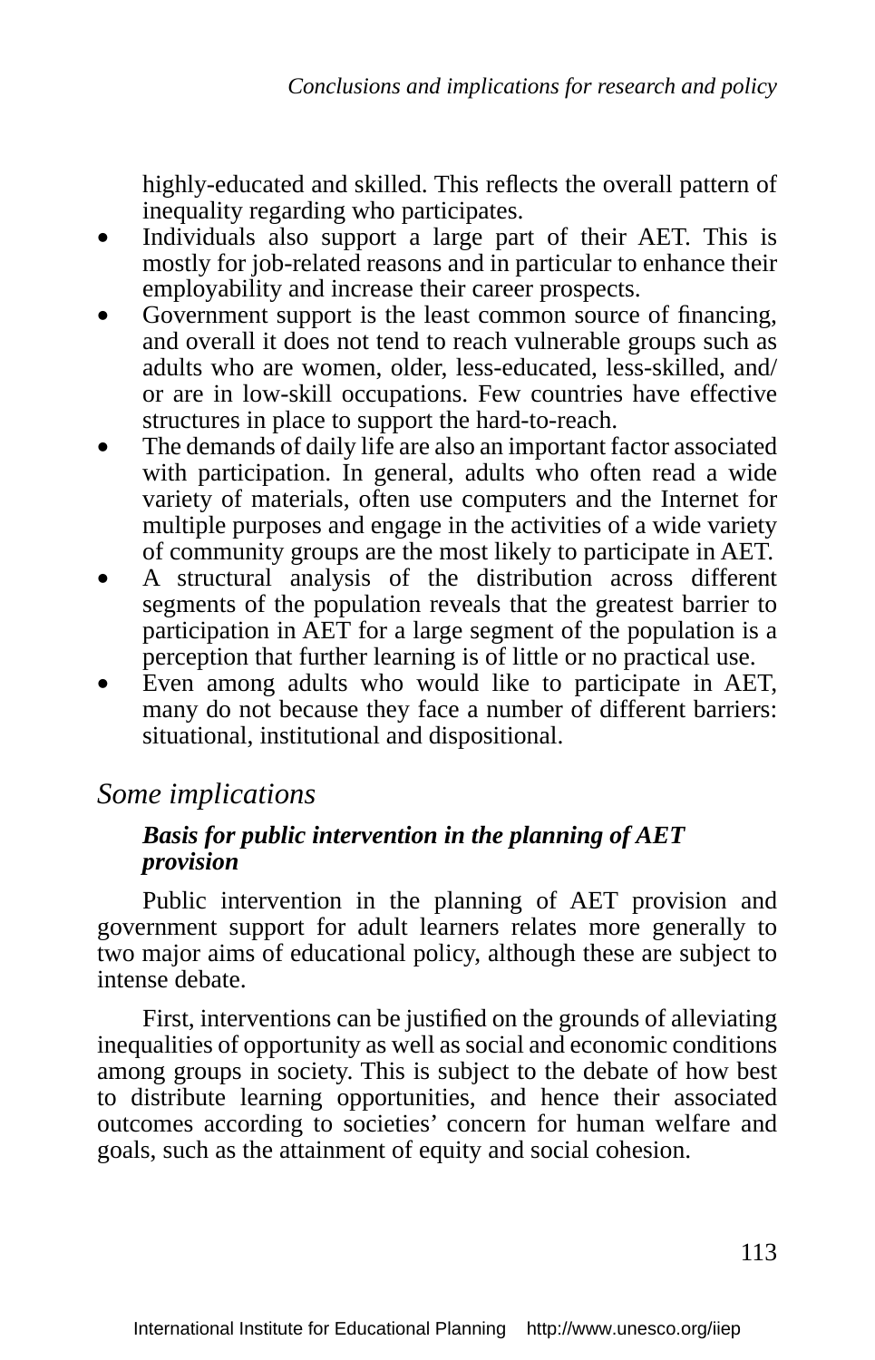highly-educated and skilled. This reflects the overall pattern of inequality regarding who participates.

- Individuals also support a large part of their AET. This is mostly for job-related reasons and in particular to enhance their employability and increase their career prospects.
- Government support is the least common source of financing, and overall it does not tend to reach vulnerable groups such as adults who are women, older, less-educated, less-skilled, and/or are in low-skill occupations. Few countries have effective structures in place to support the hard-to-reach.
- The demands of daily life are also an important factor associated with participation. In general, adults who often read a wide variety of materials, often use computers and the Internet for multiple purposes and engage in the activities of a wide variety of community groups are the most likely to participate in AET.
- A structural analysis of the distribution across different segments of the population reveals that the greatest barrier to participation in AET for a large segment of the population is a perception that further learning is of little or no practical use.
- Even among adults who would like to participate in AET, many do not because they face a number of different barriers: situational, institutional and dispositional.

## *Some implications*

### ***Basis for public intervention in the planning of AET provision***

Public intervention in the planning of AET provision and government support for adult learners relates more generally to two major aims of educational policy, although these are subject to intense debate.

First, interventions can be justified on the grounds of alleviating inequalities of opportunity as well as social and economic conditions among groups in society. This is subject to the debate of how best to distribute learning opportunities, and hence their associated outcomes according to societies' concern for human welfare and goals, such as the attainment of equity and social cohesion.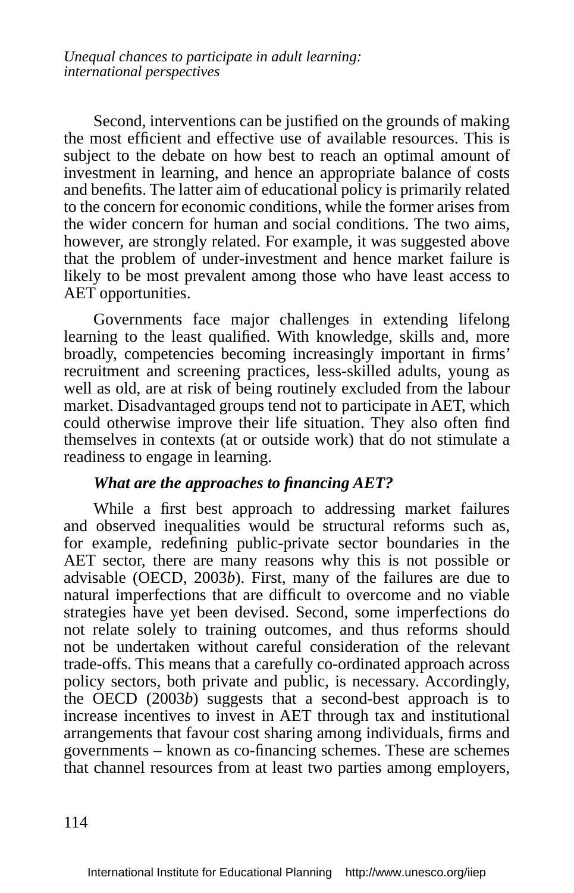Second, interventions can be justified on the grounds of making the most efficient and effective use of available resources. This is subject to the debate on how best to reach an optimal amount of investment in learning, and hence an appropriate balance of costs and benefits. The latter aim of educational policy is primarily related to the concern for economic conditions, while the former arises from the wider concern for human and social conditions. The two aims, however, are strongly related. For example, it was suggested above that the problem of under-investment and hence market failure is likely to be most prevalent among those who have least access to AET opportunities.

Governments face major challenges in extending lifelong learning to the least qualified. With knowledge, skills and, more broadly, competencies becoming increasingly important in firms' recruitment and screening practices, less-skilled adults, young as well as old, are at risk of being routinely excluded from the labour market. Disadvantaged groups tend not to participate in AET, which could otherwise improve their life situation. They also often find themselves in contexts (at or outside work) that do not stimulate a readiness to engage in learning.

***What are the approaches to financing AET?***

While a first best approach to addressing market failures and observed inequalities would be structural reforms such as, for example, redefining public-private sector boundaries in the AET sector, there are many reasons why this is not possible or advisable (OECD, 2003*b*). First, many of the failures are due to natural imperfections that are difficult to overcome and no viable strategies have yet been devised. Second, some imperfections do not relate solely to training outcomes, and thus reforms should not be undertaken without careful consideration of the relevant trade-offs. This means that a carefully co-ordinated approach across policy sectors, both private and public, is necessary. Accordingly, the OECD (2003*b*) suggests that a second-best approach is to increase incentives to invest in AET through tax and institutional arrangements that favour cost sharing among individuals, firms and governments – known as co-financing schemes. These are schemes that channel resources from at least two parties among employers,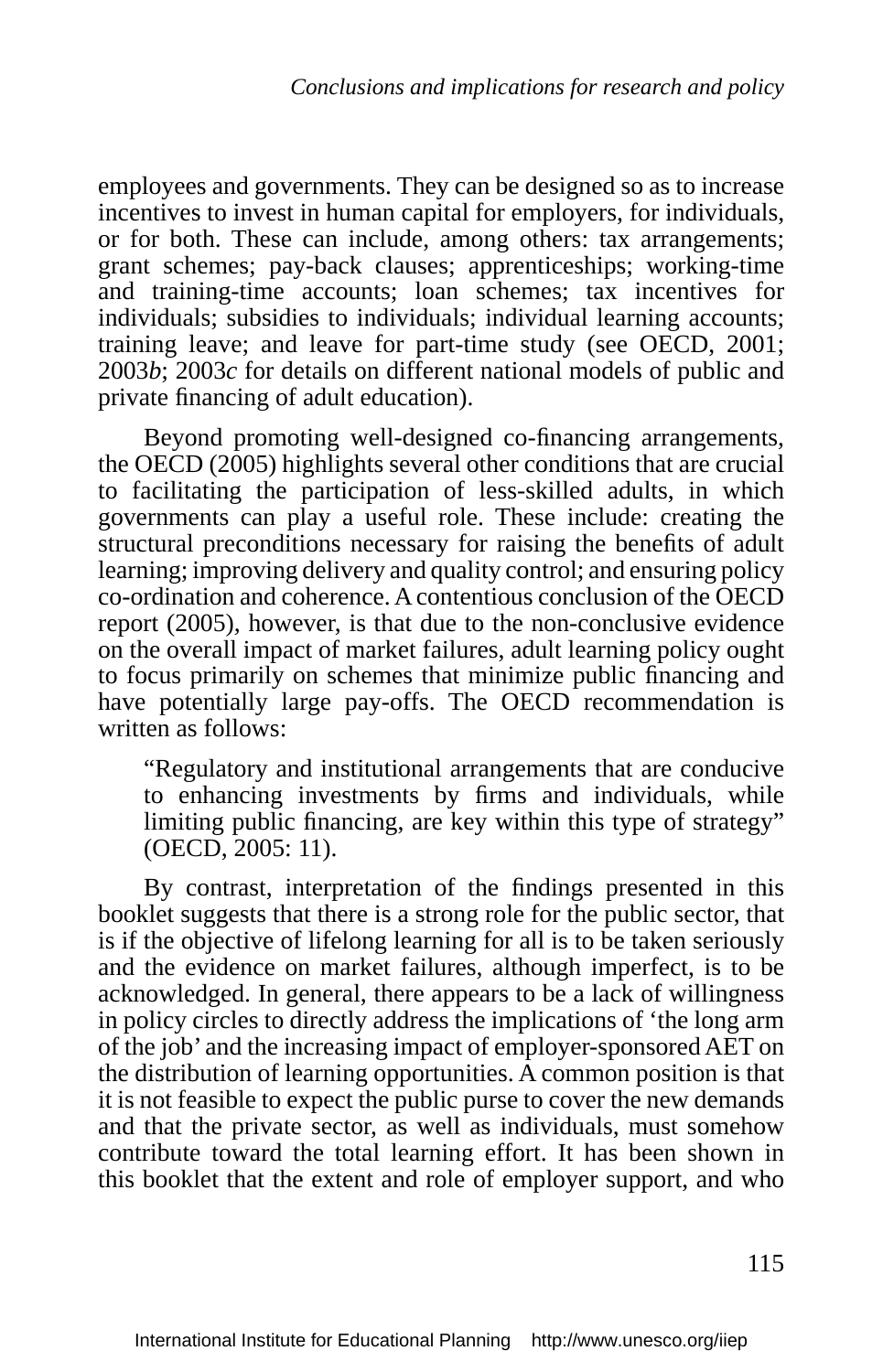employees and governments. They can be designed so as to increase incentives to invest in human capital for employers, for individuals, or for both. These can include, among others: tax arrangements; grant schemes; pay-back clauses; apprenticeships; working-time and training-time accounts; loan schemes; tax incentives for individuals; subsidies to individuals; individual learning accounts; training leave; and leave for part-time study (see OECD, 2001; 2003*b*; 2003*c* for details on different national models of public and private financing of adult education).

Beyond promoting well-designed co-financing arrangements, the OECD (2005) highlights several other conditions that are crucial to facilitating the participation of less-skilled adults, in which governments can play a useful role. These include: creating the structural preconditions necessary for raising the benefits of adult learning; improving delivery and quality control; and ensuring policy co-ordination and coherence. A contentious conclusion of the OECD report (2005), however, is that due to the non-conclusive evidence on the overall impact of market failures, adult learning policy ought to focus primarily on schemes that minimize public financing and have potentially large pay-offs. The OECD recommendation is written as follows:

> "Regulatory and institutional arrangements that are conducive to enhancing investments by firms and individuals, while limiting public financing, are key within this type of strategy" (OECD, 2005: 11).

By contrast, interpretation of the findings presented in this booklet suggests that there is a strong role for the public sector, that is if the objective of lifelong learning for all is to be taken seriously and the evidence on market failures, although imperfect, is to be acknowledged. In general, there appears to be a lack of willingness in policy circles to directly address the implications of 'the long arm of the job' and the increasing impact of employer-sponsored AET on the distribution of learning opportunities. A common position is that it is not feasible to expect the public purse to cover the new demands and that the private sector, as well as individuals, must somehow contribute toward the total learning effort. It has been shown in this booklet that the extent and role of employer support, and who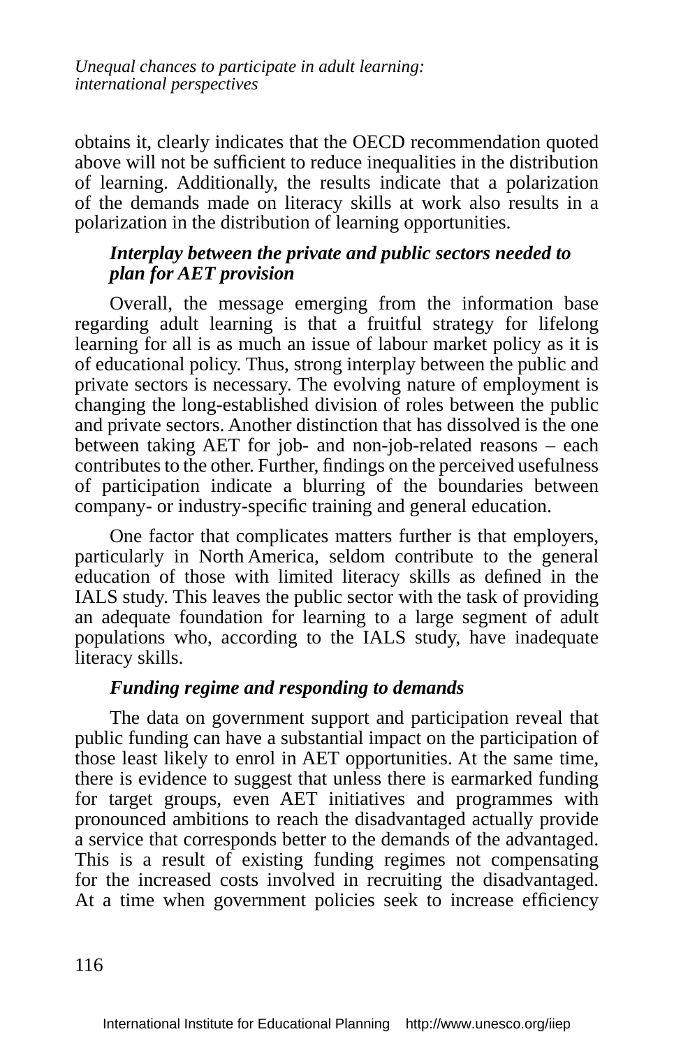obtains it, clearly indicates that the OECD recommendation quoted above will not be sufficient to reduce inequalities in the distribution of learning. Additionally, the results indicate that a polarization of the demands made on literacy skills at work also results in a polarization in the distribution of learning opportunities.

### *Interplay between the private and public sectors needed to plan for AET provision*

Overall, the message emerging from the information base regarding adult learning is that a fruitful strategy for lifelong learning for all is as much an issue of labour market policy as it is of educational policy. Thus, strong interplay between the public and private sectors is necessary. The evolving nature of employment is changing the long-established division of roles between the public and private sectors. Another distinction that has dissolved is the one between taking AET for job- and non-job-related reasons – each contributes to the other. Further, findings on the perceived usefulness of participation indicate a blurring of the boundaries between company- or industry-specific training and general education.

One factor that complicates matters further is that employers, particularly in North America, seldom contribute to the general education of those with limited literacy skills as defined in the IALS study. This leaves the public sector with the task of providing an adequate foundation for learning to a large segment of adult populations who, according to the IALS study, have inadequate literacy skills.

### *Funding regime and responding to demands*

The data on government support and participation reveal that public funding can have a substantial impact on the participation of those least likely to enrol in AET opportunities. At the same time, there is evidence to suggest that unless there is earmarked funding for target groups, even AET initiatives and programmes with pronounced ambitions to reach the disadvantaged actually provide a service that corresponds better to the demands of the advantaged. This is a result of existing funding regimes not compensating for the increased costs involved in recruiting the disadvantaged. At a time when government policies seek to increase efficiency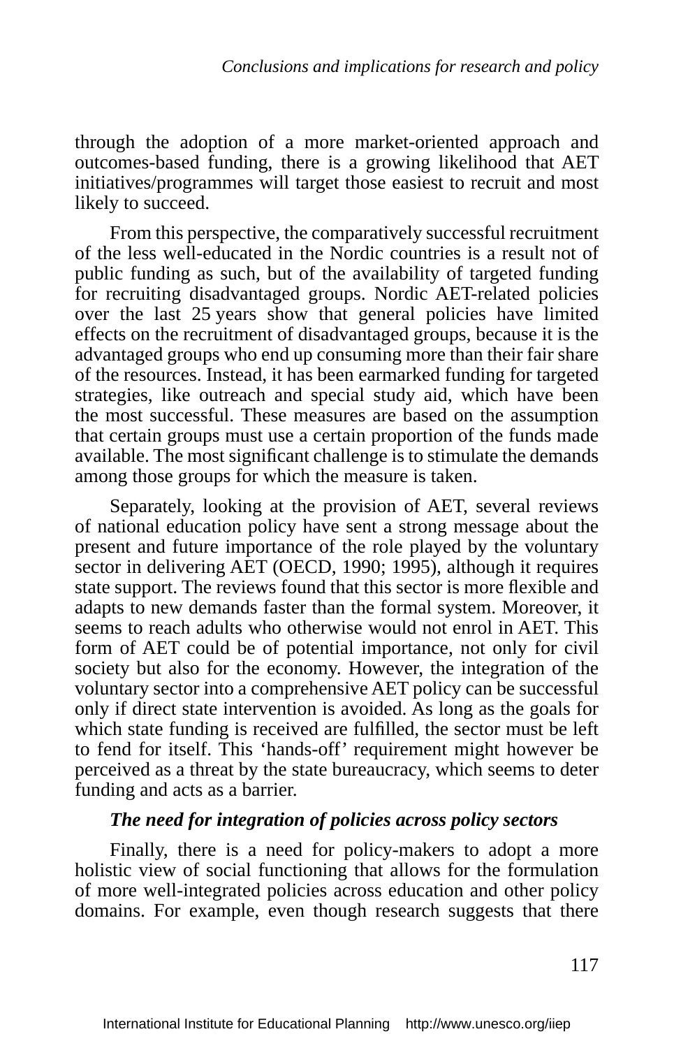through the adoption of a more market-oriented approach and outcomes-based funding, there is a growing likelihood that AET initiatives/programmes will target those easiest to recruit and most likely to succeed.

From this perspective, the comparatively successful recruitment of the less well-educated in the Nordic countries is a result not of public funding as such, but of the availability of targeted funding for recruiting disadvantaged groups. Nordic AET-related policies over the last 25 years show that general policies have limited effects on the recruitment of disadvantaged groups, because it is the advantaged groups who end up consuming more than their fair share of the resources. Instead, it has been earmarked funding for targeted strategies, like outreach and special study aid, which have been the most successful. These measures are based on the assumption that certain groups must use a certain proportion of the funds made available. The most significant challenge is to stimulate the demands among those groups for which the measure is taken.

Separately, looking at the provision of AET, several reviews of national education policy have sent a strong message about the present and future importance of the role played by the voluntary sector in delivering AET (OECD, 1990; 1995), although it requires state support. The reviews found that this sector is more flexible and adapts to new demands faster than the formal system. Moreover, it seems to reach adults who otherwise would not enrol in AET. This form of AET could be of potential importance, not only for civil society but also for the economy. However, the integration of the voluntary sector into a comprehensive AET policy can be successful only if direct state intervention is avoided. As long as the goals for which state funding is received are fulfilled, the sector must be left to fend for itself. This 'hands-off' requirement might however be perceived as a threat by the state bureaucracy, which seems to deter funding and acts as a barrier.

### *The need for integration of policies across policy sectors*

Finally, there is a need for policy-makers to adopt a more holistic view of social functioning that allows for the formulation of more well-integrated policies across education and other policy domains. For example, even though research suggests that there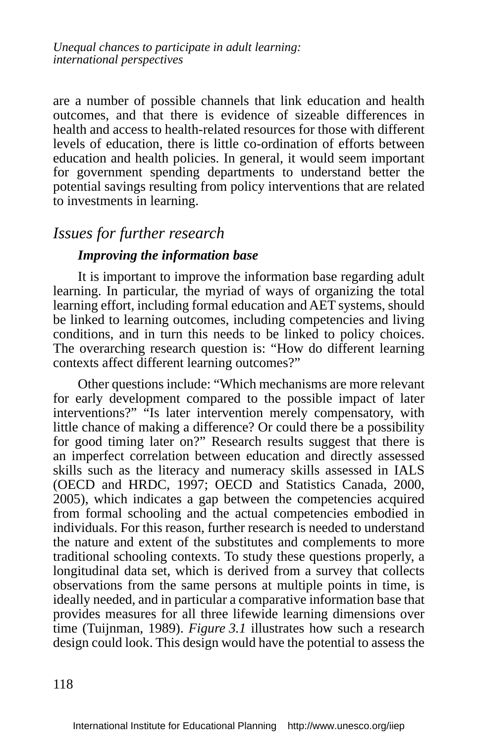are a number of possible channels that link education and health outcomes, and that there is evidence of sizeable differences in health and access to health-related resources for those with different levels of education, there is little co-ordination of efforts between education and health policies. In general, it would seem important for government spending departments to understand better the potential savings resulting from policy interventions that are related to investments in learning.

## *Issues for further research*

### ***Improving the information base***

It is important to improve the information base regarding adult learning. In particular, the myriad of ways of organizing the total learning effort, including formal education and AET systems, should be linked to learning outcomes, including competencies and living conditions, and in turn this needs to be linked to policy choices. The overarching research question is: "How do different learning contexts affect different learning outcomes?"

Other questions include: "Which mechanisms are more relevant for early development compared to the possible impact of later interventions?" "Is later intervention merely compensatory, with little chance of making a difference? Or could there be a possibility for good timing later on?" Research results suggest that there is an imperfect correlation between education and directly assessed skills such as the literacy and numeracy skills assessed in IALS (OECD and HRDC, 1997; OECD and Statistics Canada, 2000, 2005), which indicates a gap between the competencies acquired from formal schooling and the actual competencies embodied in individuals. For this reason, further research is needed to understand the nature and extent of the substitutes and complements to more traditional schooling contexts. To study these questions properly, a longitudinal data set, which is derived from a survey that collects observations from the same persons at multiple points in time, is ideally needed, and in particular a comparative information base that provides measures for all three lifewide learning dimensions over time (Tuijnman, 1989). *Figure 3.1* illustrates how such a research design could look. This design would have the potential to assess the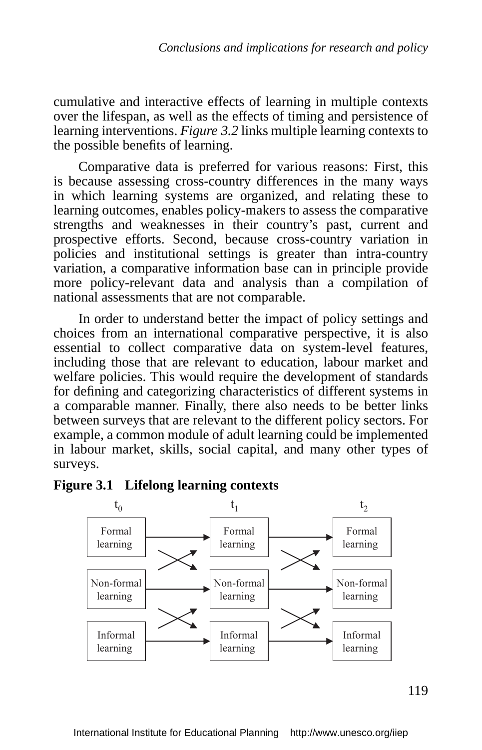cumulative and interactive effects of learning in multiple contexts over the lifespan, as well as the effects of timing and persistence of learning interventions. *Figure 3.2* links multiple learning contexts to the possible benefits of learning.

Comparative data is preferred for various reasons: First, this is because assessing cross-country differences in the many ways in which learning systems are organized, and relating these to learning outcomes, enables policy-makers to assess the comparative strengths and weaknesses in their country's past, current and prospective efforts. Second, because cross-country variation in policies and institutional settings is greater than intra-country variation, a comparative information base can in principle provide more policy-relevant data and analysis than a compilation of national assessments that are not comparable.

In order to understand better the impact of policy settings and choices from an international comparative perspective, it is also essential to collect comparative data on system-level features, including those that are relevant to education, labour market and welfare policies. This would require the development of standards for defining and categorizing characteristics of different systems in a comparable manner. Finally, there also needs to be better links between surveys that are relevant to the different policy sectors. For example, a common module of adult learning could be implemented in labour market, skills, social capital, and many other types of surveys.

**Figure 3.1 Lifelong learning contexts**

| $t_0$ | | $t_1$ | | $t_2$ |
|---|---|---|---|---|
| Formal learning | → | Formal learning | → | Formal learning |
| Non-formal learning | → | Non-formal learning | → | Non-formal learning |
| Informal learning | → | Informal learning | → | Informal learning |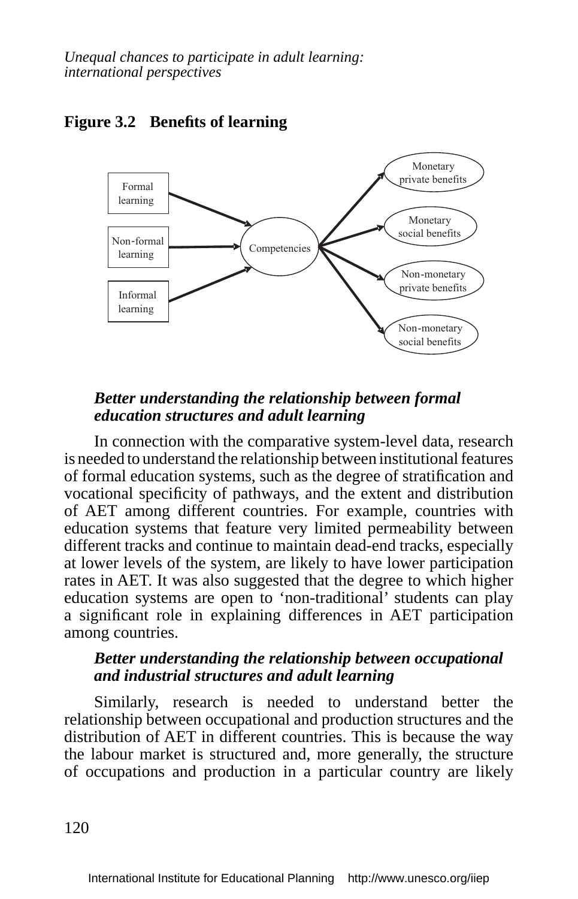**Figure 3.2 Benefits of learning**

Formal learning → Competencies
Non-formal learning → Competencies
Informal learning → Competencies

Competencies → Monetary private benefits
Competencies → Monetary social benefits
Competencies → Non-monetary private benefits
Competencies → Non-monetary social benefits

***Better understanding the relationship between formal education structures and adult learning***

In connection with the comparative system-level data, research is needed to understand the relationship between institutional features of formal education systems, such as the degree of stratification and vocational specificity of pathways, and the extent and distribution of AET among different countries. For example, countries with education systems that feature very limited permeability between different tracks and continue to maintain dead-end tracks, especially at lower levels of the system, are likely to have lower participation rates in AET. It was also suggested that the degree to which higher education systems are open to 'non-traditional' students can play a significant role in explaining differences in AET participation among countries.

***Better understanding the relationship between occupational and industrial structures and adult learning***

Similarly, research is needed to understand better the relationship between occupational and production structures and the distribution of AET in different countries. This is because the way the labour market is structured and, more generally, the structure of occupations and production in a particular country are likely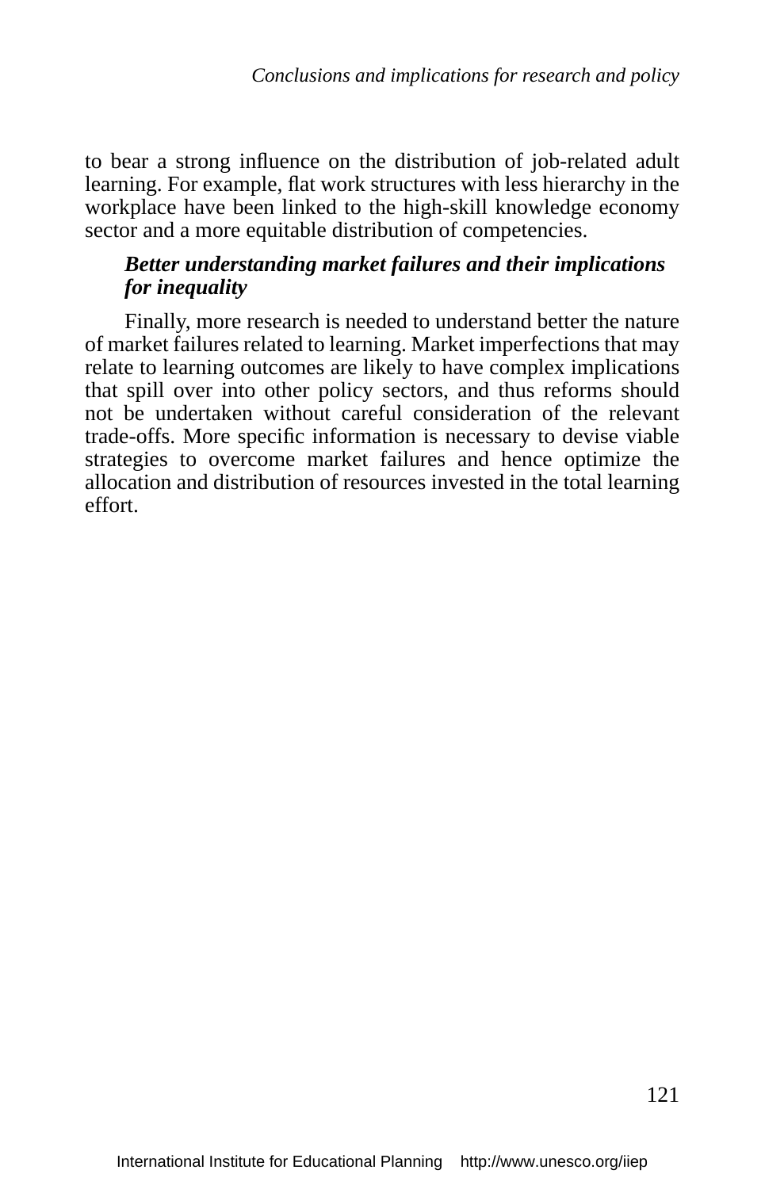to bear a strong influence on the distribution of job-related adult learning. For example, flat work structures with less hierarchy in the workplace have been linked to the high-skill knowledge economy sector and a more equitable distribution of competencies.

***Better understanding market failures and their implications for inequality***

Finally, more research is needed to understand better the nature of market failures related to learning. Market imperfections that may relate to learning outcomes are likely to have complex implications that spill over into other policy sectors, and thus reforms should not be undertaken without careful consideration of the relevant trade-offs. More specific information is necessary to devise viable strategies to overcome market failures and hence optimize the allocation and distribution of resources invested in the total learning effort.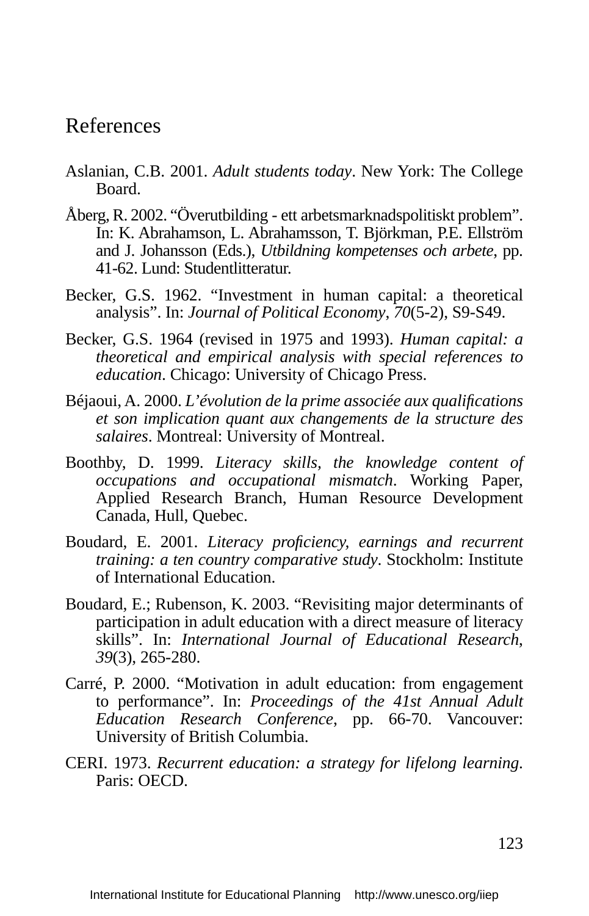## References

Aslanian, C.B. 2001. *Adult students today*. New York: The College Board.

Åberg, R. 2002. "Överutbilding - ett arbetsmarknadspolitiskt problem". In: K. Abrahamson, L. Abrahamsson, T. Björkman, P.E. Ellström and J. Johansson (Eds.), *Utbildning kompetenses och arbete*, pp. 41-62. Lund: Studentlitteratur.

Becker, G.S. 1962. "Investment in human capital: a theoretical analysis". In: *Journal of Political Economy*, *70*(5-2), S9-S49.

Becker, G.S. 1964 (revised in 1975 and 1993). *Human capital: a theoretical and empirical analysis with special references to education*. Chicago: University of Chicago Press.

Béjaoui, A. 2000. *L'évolution de la prime associée aux qualifications et son implication quant aux changements de la structure des salaires*. Montreal: University of Montreal.

Boothby, D. 1999. *Literacy skills, the knowledge content of occupations and occupational mismatch*. Working Paper, Applied Research Branch, Human Resource Development Canada, Hull, Quebec.

Boudard, E. 2001. *Literacy proficiency, earnings and recurrent training: a ten country comparative study*. Stockholm: Institute of International Education.

Boudard, E.; Rubenson, K. 2003. "Revisiting major determinants of participation in adult education with a direct measure of literacy skills". In: *International Journal of Educational Research*, *39*(3), 265-280.

Carré, P. 2000. "Motivation in adult education: from engagement to performance". In: *Proceedings of the 41st Annual Adult Education Research Conference*, pp. 66-70. Vancouver: University of British Columbia.

CERI. 1973. *Recurrent education: a strategy for lifelong learning*. Paris: OECD.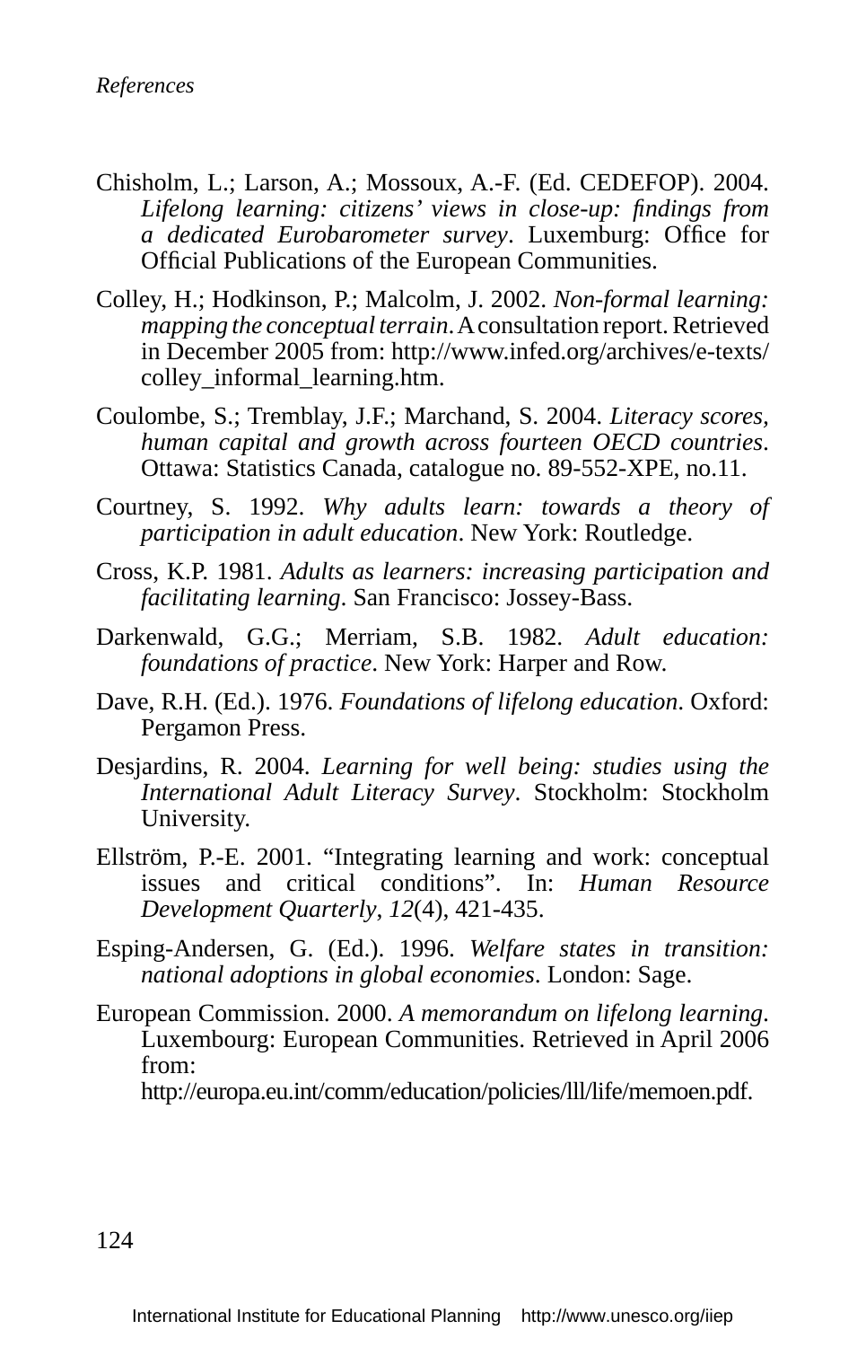Chisholm, L.; Larson, A.; Mossoux, A.-F. (Ed. CEDEFOP). 2004. *Lifelong learning: citizens' views in close-up: findings from a dedicated Eurobarometer survey*. Luxemburg: Office for Official Publications of the European Communities.

Colley, H.; Hodkinson, P.; Malcolm, J. 2002. *Non-formal learning: mapping the conceptual terrain*. A consultation report. Retrieved in December 2005 from: http://www.infed.org/archives/e-texts/colley_informal_learning.htm.

Coulombe, S.; Tremblay, J.F.; Marchand, S. 2004. *Literacy scores, human capital and growth across fourteen OECD countries*. Ottawa: Statistics Canada, catalogue no. 89-552-XPE, no.11.

Courtney, S. 1992. *Why adults learn: towards a theory of participation in adult education*. New York: Routledge.

Cross, K.P. 1981. *Adults as learners: increasing participation and facilitating learning*. San Francisco: Jossey-Bass.

Darkenwald, G.G.; Merriam, S.B. 1982. *Adult education: foundations of practice*. New York: Harper and Row.

Dave, R.H. (Ed.). 1976. *Foundations of lifelong education*. Oxford: Pergamon Press.

Desjardins, R. 2004. *Learning for well being: studies using the International Adult Literacy Survey*. Stockholm: Stockholm University.

Ellström, P.-E. 2001. "Integrating learning and work: conceptual issues and critical conditions". In: *Human Resource Development Quarterly*, *12*(4), 421-435.

Esping-Andersen, G. (Ed.). 1996. *Welfare states in transition: national adoptions in global economies*. London: Sage.

European Commission. 2000. *A memorandum on lifelong learning*. Luxembourg: European Communities. Retrieved in April 2006 from: http://europa.eu.int/comm/education/policies/lll/life/memoen.pdf.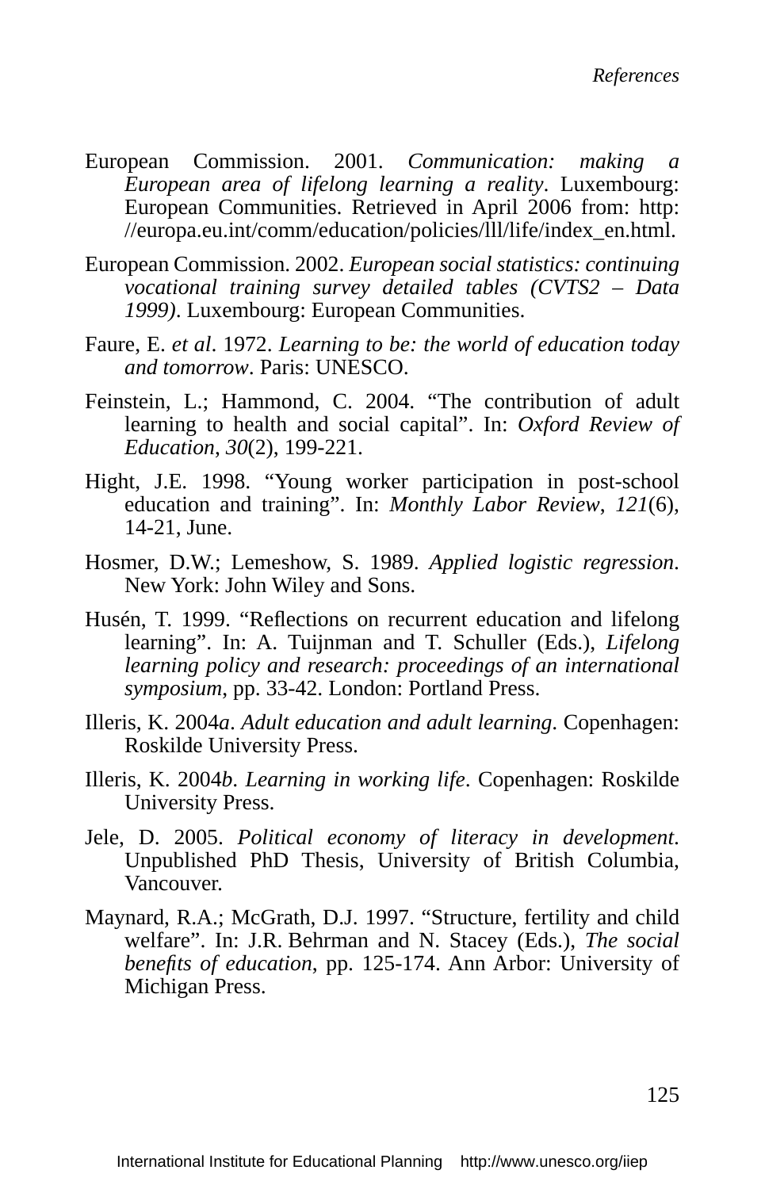European Commission. 2001. *Communication: making a European area of lifelong learning a reality*. Luxembourg: European Communities. Retrieved in April 2006 from: http://europa.eu.int/comm/education/policies/lll/life/index_en.html.

European Commission. 2002. *European social statistics: continuing vocational training survey detailed tables (CVTS2 – Data 1999)*. Luxembourg: European Communities.

Faure, E. *et al*. 1972. *Learning to be: the world of education today and tomorrow*. Paris: UNESCO.

Feinstein, L.; Hammond, C. 2004. "The contribution of adult learning to health and social capital". In: *Oxford Review of Education, 30*(2), 199-221.

Hight, J.E. 1998. "Young worker participation in post-school education and training". In: *Monthly Labor Review, 121*(6), 14-21, June.

Hosmer, D.W.; Lemeshow, S. 1989. *Applied logistic regression*. New York: John Wiley and Sons.

Husén, T. 1999. "Reflections on recurrent education and lifelong learning". In: A. Tuijnman and T. Schuller (Eds.), *Lifelong learning policy and research: proceedings of an international symposium*, pp. 33-42. London: Portland Press.

Illeris, K. 2004*a*. *Adult education and adult learning*. Copenhagen: Roskilde University Press.

Illeris, K. 2004*b*. *Learning in working life*. Copenhagen: Roskilde University Press.

Jele, D. 2005. *Political economy of literacy in development*. Unpublished PhD Thesis, University of British Columbia, Vancouver.

Maynard, R.A.; McGrath, D.J. 1997. "Structure, fertility and child welfare". In: J.R. Behrman and N. Stacey (Eds.), *The social benefits of education*, pp. 125-174. Ann Arbor: University of Michigan Press.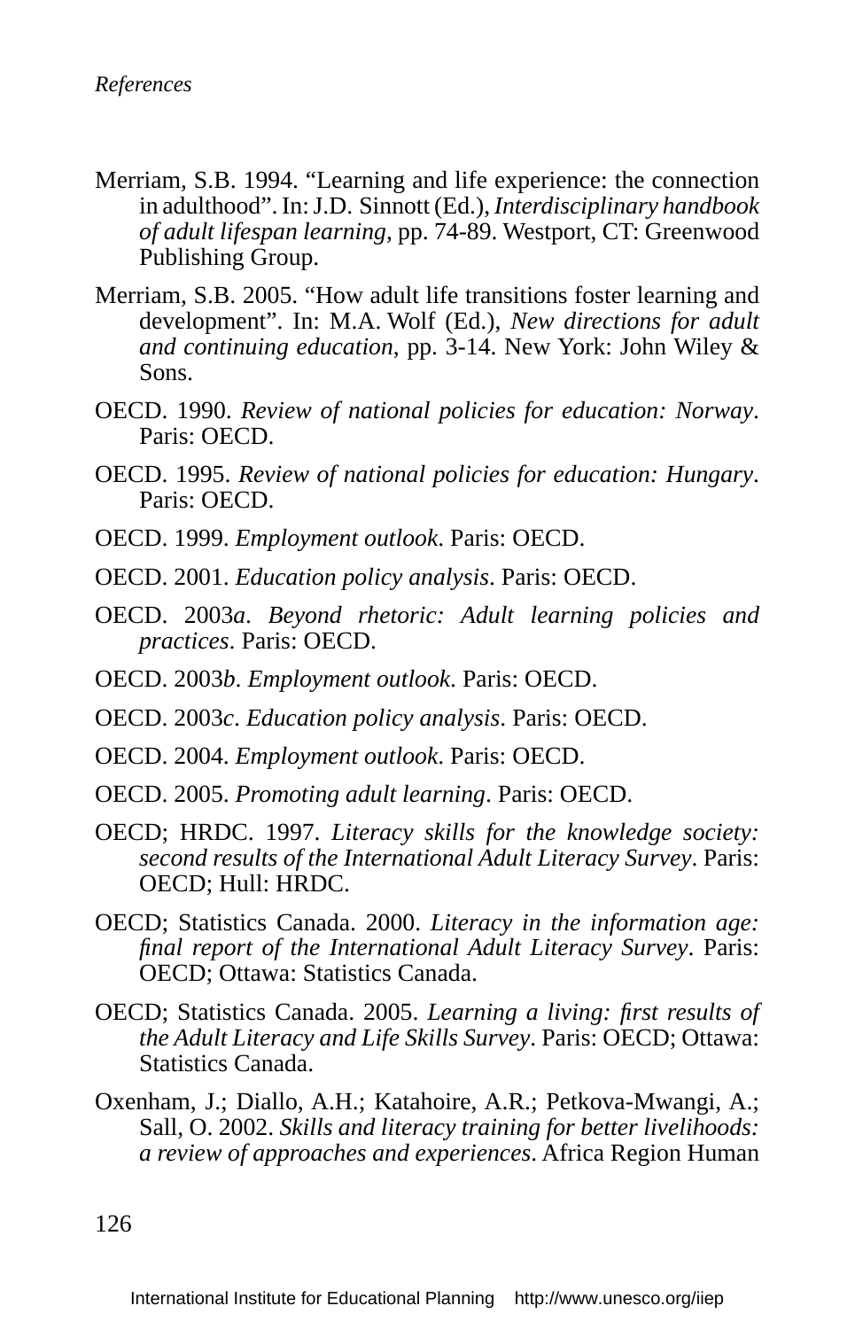Merriam, S.B. 1994. "Learning and life experience: the connection in adulthood". In: J.D. Sinnott (Ed.), *Interdisciplinary handbook of adult lifespan learning*, pp. 74-89. Westport, CT: Greenwood Publishing Group.

Merriam, S.B. 2005. "How adult life transitions foster learning and development". In: M.A. Wolf (Ed.), *New directions for adult and continuing education*, pp. 3-14. New York: John Wiley & Sons.

OECD. 1990. *Review of national policies for education: Norway*. Paris: OECD.

OECD. 1995. *Review of national policies for education: Hungary*. Paris: OECD.

OECD. 1999. *Employment outlook*. Paris: OECD.

OECD. 2001. *Education policy analysis*. Paris: OECD.

OECD. 2003*a*. *Beyond rhetoric: Adult learning policies and practices*. Paris: OECD.

OECD. 2003*b*. *Employment outlook*. Paris: OECD.

OECD. 2003*c*. *Education policy analysis*. Paris: OECD.

OECD. 2004. *Employment outlook*. Paris: OECD.

OECD. 2005. *Promoting adult learning*. Paris: OECD.

OECD; HRDC. 1997. *Literacy skills for the knowledge society: second results of the International Adult Literacy Survey*. Paris: OECD; Hull: HRDC.

OECD; Statistics Canada. 2000. *Literacy in the information age: final report of the International Adult Literacy Survey*. Paris: OECD; Ottawa: Statistics Canada.

OECD; Statistics Canada. 2005. *Learning a living: first results of the Adult Literacy and Life Skills Survey*. Paris: OECD; Ottawa: Statistics Canada.

Oxenham, J.; Diallo, A.H.; Katahoire, A.R.; Petkova-Mwangi, A.; Sall, O. 2002. *Skills and literacy training for better livelihoods: a review of approaches and experiences*. Africa Region Human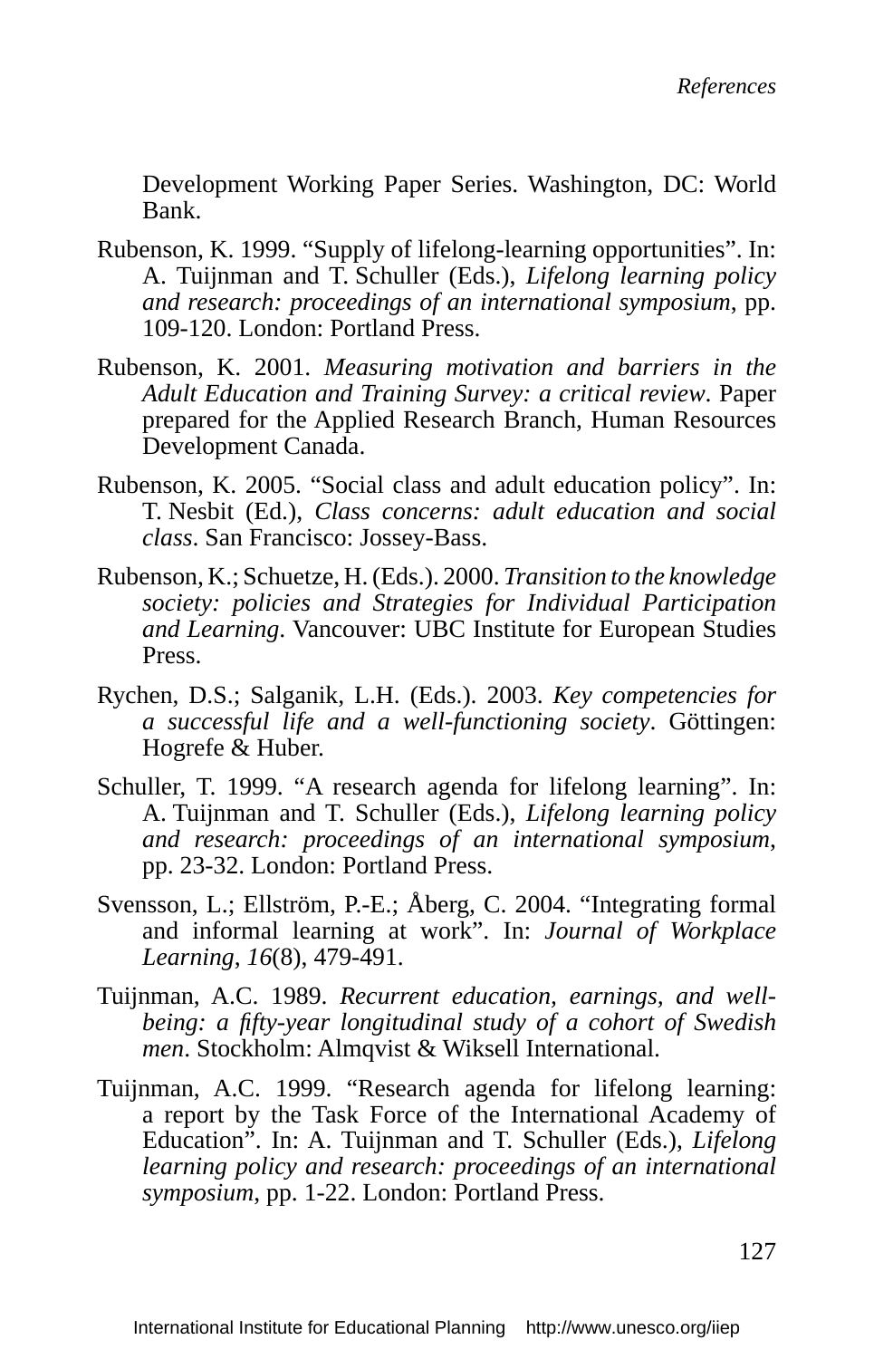Development Working Paper Series. Washington, DC: World Bank.

Rubenson, K. 1999. “Supply of lifelong-learning opportunities”. In: A. Tuijnman and T. Schuller (Eds.), *Lifelong learning policy and research: proceedings of an international symposium*, pp. 109-120. London: Portland Press.

Rubenson, K. 2001. *Measuring motivation and barriers in the Adult Education and Training Survey: a critical review*. Paper prepared for the Applied Research Branch, Human Resources Development Canada.

Rubenson, K. 2005. “Social class and adult education policy”. In: T. Nesbit (Ed.), *Class concerns: adult education and social class*. San Francisco: Jossey-Bass.

Rubenson, K.; Schuetze, H. (Eds.). 2000. *Transition to the knowledge society: policies and Strategies for Individual Participation and Learning*. Vancouver: UBC Institute for European Studies Press.

Rychen, D.S.; Salganik, L.H. (Eds.). 2003. *Key competencies for a successful life and a well-functioning society*. Göttingen: Hogrefe & Huber.

Schuller, T. 1999. “A research agenda for lifelong learning”. In: A. Tuijnman and T. Schuller (Eds.), *Lifelong learning policy and research: proceedings of an international symposium*, pp. 23-32. London: Portland Press.

Svensson, L.; Ellström, P.-E.; Åberg, C. 2004. “Integrating formal and informal learning at work”. In: *Journal of Workplace Learning*, *16*(8), 479-491.

Tuijnman, A.C. 1989. *Recurrent education, earnings, and well-being: a fifty-year longitudinal study of a cohort of Swedish men*. Stockholm: Almqvist & Wiksell International.

Tuijnman, A.C. 1999. “Research agenda for lifelong learning: a report by the Task Force of the International Academy of Education”. In: A. Tuijnman and T. Schuller (Eds.), *Lifelong learning policy and research: proceedings of an international symposium*, pp. 1-22. London: Portland Press.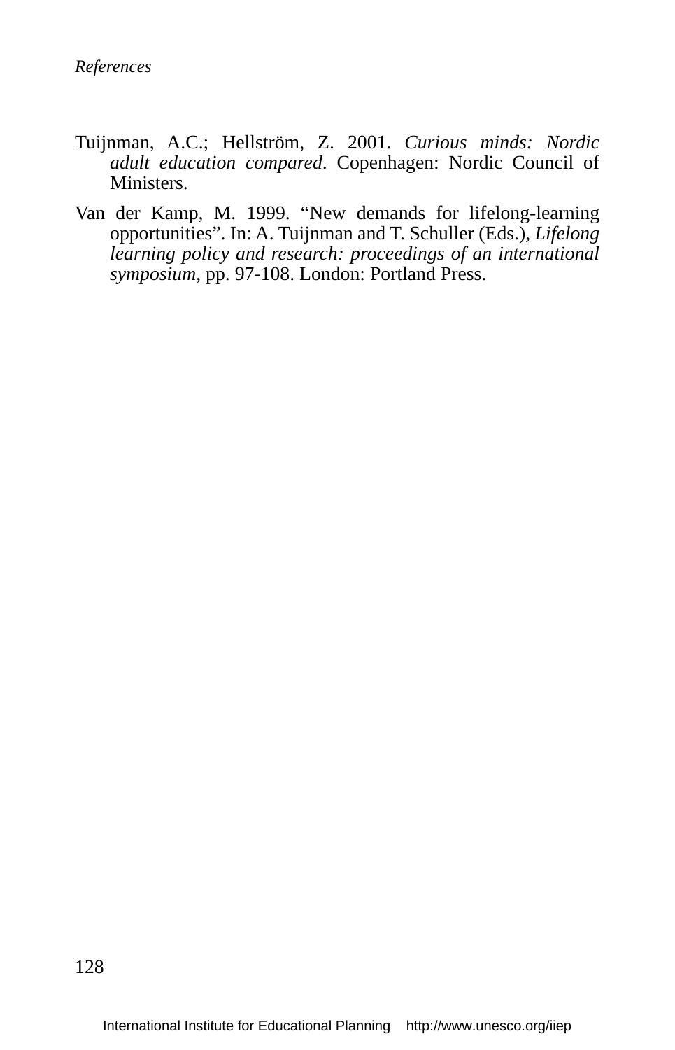Tuijnman, A.C.; Hellström, Z. 2001. *Curious minds: Nordic adult education compared*. Copenhagen: Nordic Council of Ministers.

Van der Kamp, M. 1999. "New demands for lifelong-learning opportunities". In: A. Tuijnman and T. Schuller (Eds.), *Lifelong learning policy and research: proceedings of an international symposium*, pp. 97-108. London: Portland Press.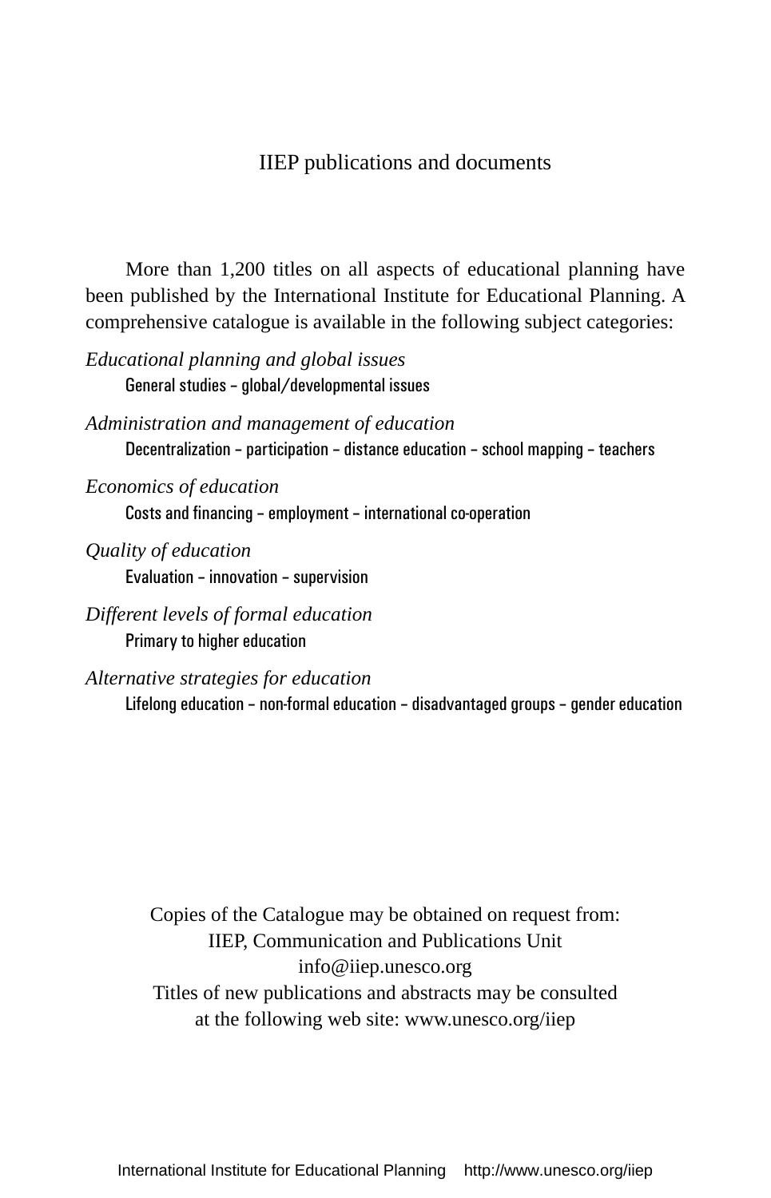# IIEP publications and documents

More than 1,200 titles on all aspects of educational planning have been published by the International Institute for Educational Planning. A comprehensive catalogue is available in the following subject categories:

*Educational planning and global issues*
General studies – global/developmental issues

*Administration and management of education*
Decentralization – participation – distance education – school mapping – teachers

*Economics of education*
Costs and financing – employment – international co-operation

*Quality of education*
Evaluation – innovation – supervision

*Different levels of formal education*
Primary to higher education

*Alternative strategies for education*
Lifelong education – non-formal education – disadvantaged groups – gender education

Copies of the Catalogue may be obtained on request from:
IIEP, Communication and Publications Unit
info@iiep.unesco.org
Titles of new publications and abstracts may be consulted
at the following web site: www.unesco.org/iiep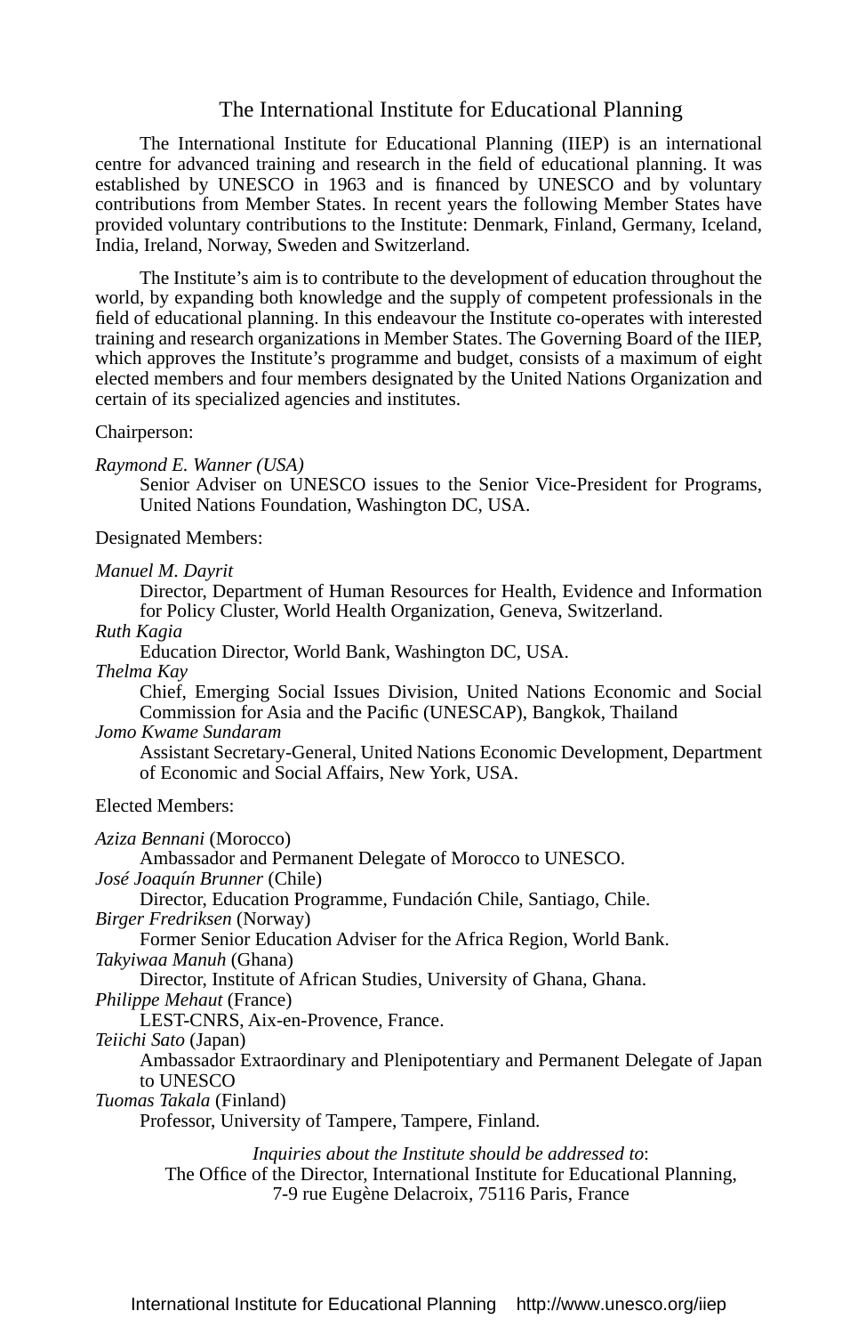# The International Institute for Educational Planning

The International Institute for Educational Planning (IIEP) is an international centre for advanced training and research in the field of educational planning. It was established by UNESCO in 1963 and is financed by UNESCO and by voluntary contributions from Member States. In recent years the following Member States have provided voluntary contributions to the Institute: Denmark, Finland, Germany, Iceland, India, Ireland, Norway, Sweden and Switzerland.

The Institute's aim is to contribute to the development of education throughout the world, by expanding both knowledge and the supply of competent professionals in the field of educational planning. In this endeavour the Institute co-operates with interested training and research organizations in Member States. The Governing Board of the IIEP, which approves the Institute's programme and budget, consists of a maximum of eight elected members and four members designated by the United Nations Organization and certain of its specialized agencies and institutes.

Chairperson:

*Raymond E. Wanner (USA)*
Senior Adviser on UNESCO issues to the Senior Vice-President for Programs, United Nations Foundation, Washington DC, USA.

Designated Members:

*Manuel M. Dayrit*
Director, Department of Human Resources for Health, Evidence and Information for Policy Cluster, World Health Organization, Geneva, Switzerland.

*Ruth Kagia*
Education Director, World Bank, Washington DC, USA.

*Thelma Kay*
Chief, Emerging Social Issues Division, United Nations Economic and Social Commission for Asia and the Pacific (UNESCAP), Bangkok, Thailand

*Jomo Kwame Sundaram*
Assistant Secretary-General, United Nations Economic Development, Department of Economic and Social Affairs, New York, USA.

Elected Members:

*Aziza Bennani* (Morocco)
Ambassador and Permanent Delegate of Morocco to UNESCO.

*José Joaquín Brunner* (Chile)
Director, Education Programme, Fundación Chile, Santiago, Chile.

*Birger Fredriksen* (Norway)
Former Senior Education Adviser for the Africa Region, World Bank.

*Takyiwaa Manuh* (Ghana)
Director, Institute of African Studies, University of Ghana, Ghana.

*Philippe Mehaut* (France)
LEST-CNRS, Aix-en-Provence, France.

*Teiichi Sato* (Japan)
Ambassador Extraordinary and Plenipotentiary and Permanent Delegate of Japan to UNESCO

*Tuomas Takala* (Finland)
Professor, University of Tampere, Tampere, Finland.

*Inquiries about the Institute should be addressed to*:
The Office of the Director, International Institute for Educational Planning,
7-9 rue Eugène Delacroix, 75116 Paris, France